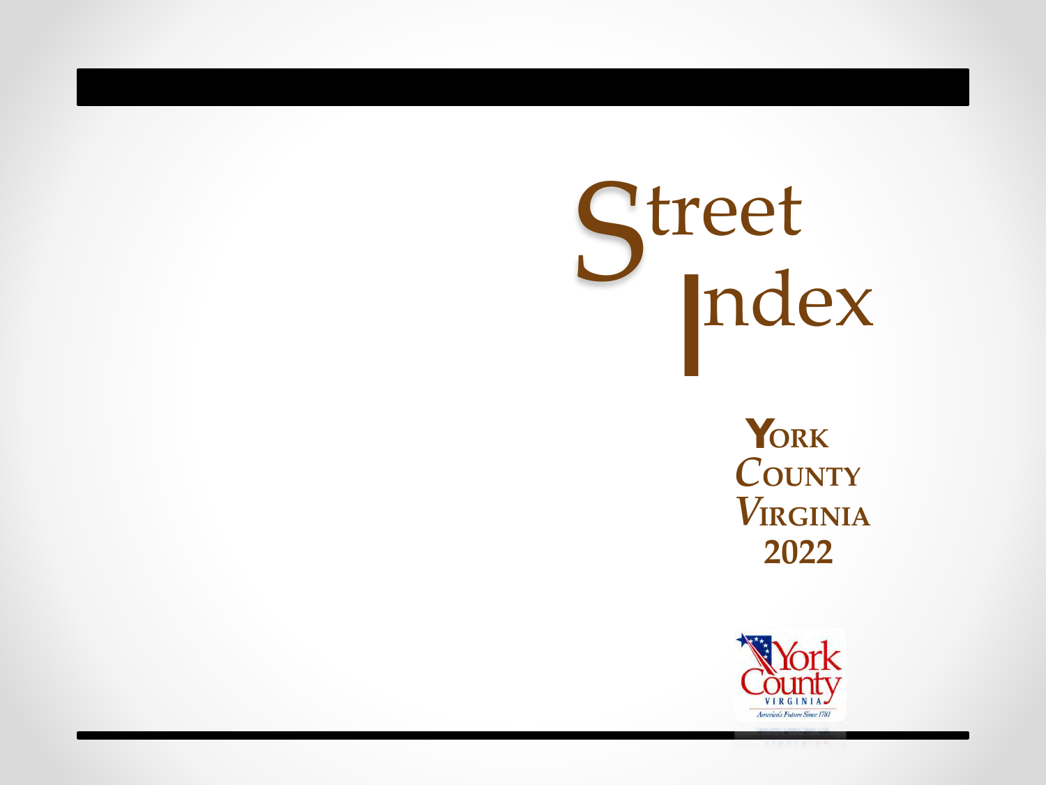# Street Index

**York County Virginia 2022**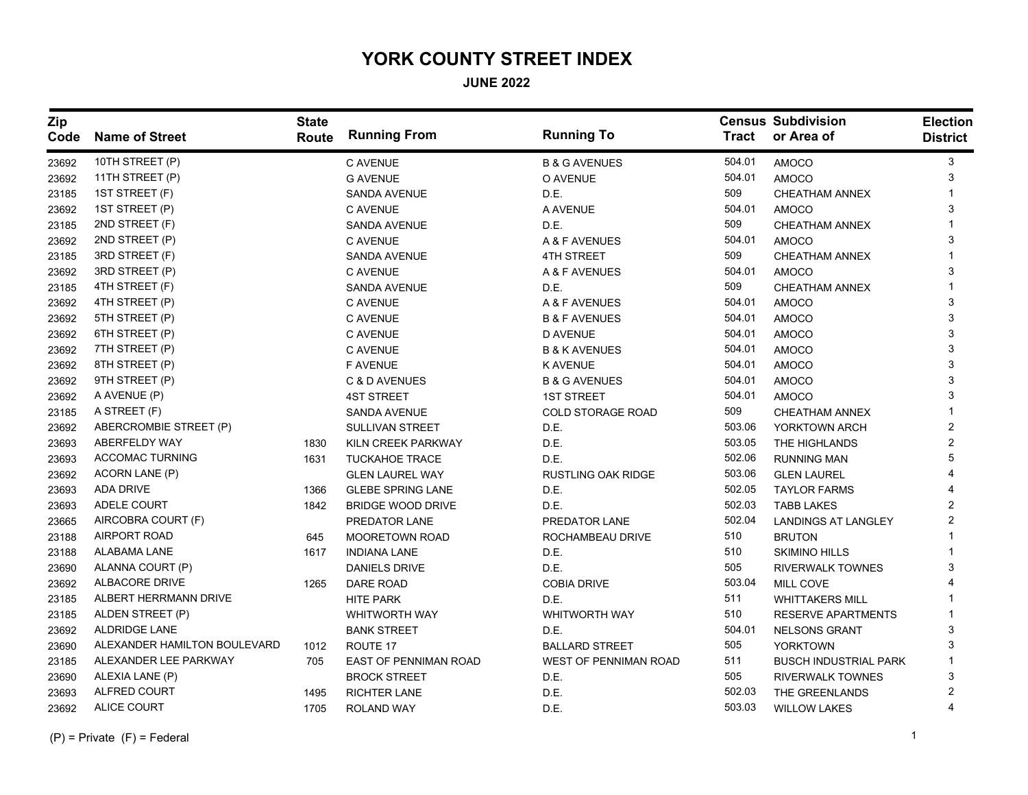# YORK COUNTY STREET INDEX

**JUNE 2022**

| Zip Code | Name of Street | State Route | Running From | Running To | Census Tract | Subdivision or Area of | Election District |
|---|---|---|---|---|---|---|---|
| 23692 | 10TH STREET (P) | | C AVENUE | B & G AVENUES | 504.01 | AMOCO | 3 |
| 23692 | 11TH STREET (P) | | G AVENUE | O AVENUE | 504.01 | AMOCO | 3 |
| 23185 | 1ST STREET (F) | | SANDA AVENUE | D.E. | 509 | CHEATHAM ANNEX | 1 |
| 23692 | 1ST STREET (P) | | C AVENUE | A AVENUE | 504.01 | AMOCO | 3 |
| 23185 | 2ND STREET (F) | | SANDA AVENUE | D.E. | 509 | CHEATHAM ANNEX | 1 |
| 23692 | 2ND STREET (P) | | C AVENUE | A & F AVENUES | 504.01 | AMOCO | 3 |
| 23185 | 3RD STREET (F) | | SANDA AVENUE | 4TH STREET | 509 | CHEATHAM ANNEX | 1 |
| 23692 | 3RD STREET (P) | | C AVENUE | A & F AVENUES | 504.01 | AMOCO | 3 |
| 23185 | 4TH STREET (F) | | SANDA AVENUE | D.E. | 509 | CHEATHAM ANNEX | 1 |
| 23692 | 4TH STREET (P) | | C AVENUE | A & F AVENUES | 504.01 | AMOCO | 3 |
| 23692 | 5TH STREET (P) | | C AVENUE | B & F AVENUES | 504.01 | AMOCO | 3 |
| 23692 | 6TH STREET (P) | | C AVENUE | D AVENUE | 504.01 | AMOCO | 3 |
| 23692 | 7TH STREET (P) | | C AVENUE | B & K AVENUES | 504.01 | AMOCO | 3 |
| 23692 | 8TH STREET (P) | | F AVENUE | K AVENUE | 504.01 | AMOCO | 3 |
| 23692 | 9TH STREET (P) | | C & D AVENUES | B & G AVENUES | 504.01 | AMOCO | 3 |
| 23692 | A AVENUE (P) | | 4ST STREET | 1ST STREET | 504.01 | AMOCO | 3 |
| 23185 | A STREET (F) | | SANDA AVENUE | COLD STORAGE ROAD | 509 | CHEATHAM ANNEX | 1 |
| 23692 | ABERCROMBIE STREET (P) | | SULLIVAN STREET | D.E. | 503.06 | YORKTOWN ARCH | 2 |
| 23693 | ABERFELDY WAY | 1830 | KILN CREEK PARKWAY | D.E. | 503.05 | THE HIGHLANDS | 2 |
| 23693 | ACCOMAC TURNING | 1631 | TUCKAHOE TRACE | D.E. | 502.06 | RUNNING MAN | 5 |
| 23692 | ACORN LANE (P) | | GLEN LAUREL WAY | RUSTLING OAK RIDGE | 503.06 | GLEN LAUREL | 4 |
| 23693 | ADA DRIVE | 1366 | GLEBE SPRING LANE | D.E. | 502.05 | TAYLOR FARMS | 4 |
| 23693 | ADELE COURT | 1842 | BRIDGE WOOD DRIVE | D.E. | 502.03 | TABB LAKES | 2 |
| 23665 | AIRCOBRA COURT (F) | | PREDATOR LANE | PREDATOR LANE | 502.04 | LANDINGS AT LANGLEY | 2 |
| 23188 | AIRPORT ROAD | 645 | MOORETOWN ROAD | ROCHAMBEAU DRIVE | 510 | BRUTON | 1 |
| 23188 | ALABAMA LANE | 1617 | INDIANA LANE | D.E. | 510 | SKIMINO HILLS | 1 |
| 23690 | ALANNA COURT (P) | | DANIELS DRIVE | D.E. | 505 | RIVERWALK TOWNES | 3 |
| 23692 | ALBACORE DRIVE | 1265 | DARE ROAD | COBIA DRIVE | 503.04 | MILL COVE | 4 |
| 23185 | ALBERT HERRMANN DRIVE | | HITE PARK | D.E. | 511 | WHITTAKERS MILL | 1 |
| 23185 | ALDEN STREET (P) | | WHITWORTH WAY | WHITWORTH WAY | 510 | RESERVE APARTMENTS | 1 |
| 23692 | ALDRIDGE LANE | | BANK STREET | D.E. | 504.01 | NELSONS GRANT | 3 |
| 23690 | ALEXANDER HAMILTON BOULEVARD | 1012 | ROUTE 17 | BALLARD STREET | 505 | YORKTOWN | 3 |
| 23185 | ALEXANDER LEE PARKWAY | 705 | EAST OF PENNIMAN ROAD | WEST OF PENNIMAN ROAD | 511 | BUSCH INDUSTRIAL PARK | 1 |
| 23690 | ALEXIA LANE (P) | | BROCK STREET | D.E. | 505 | RIVERWALK TOWNES | 3 |
| 23693 | ALFRED COURT | 1495 | RICHTER LANE | D.E. | 502.03 | THE GREENLANDS | 2 |
| 23692 | ALICE COURT | 1705 | ROLAND WAY | D.E. | 503.03 | WILLOW LAKES | 4 |

(P) = Private (F) = Federal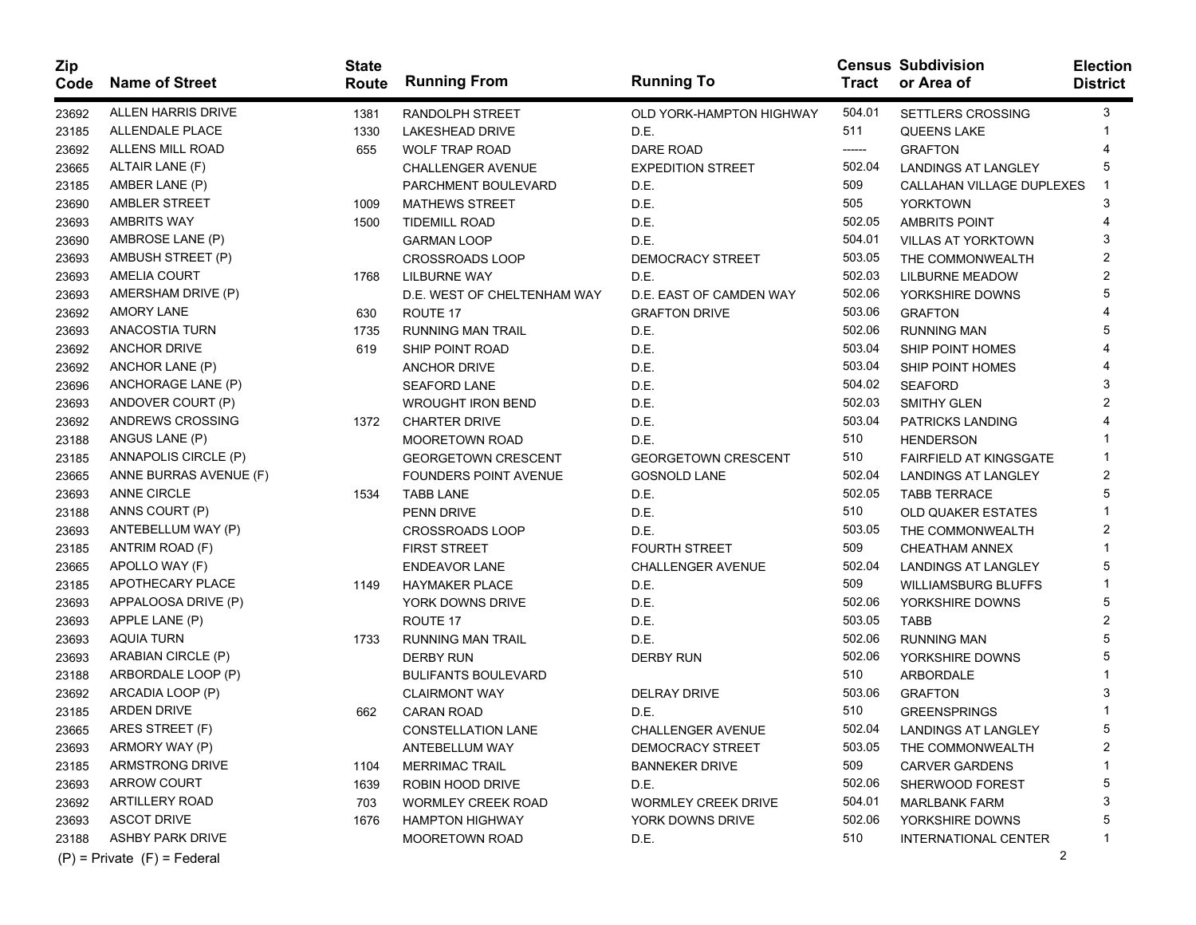| Zip Code | Name of Street | State Route | Running From | Running To | Census Tract | Subdivision or Area of | Election District |
|---|---|---|---|---|---|---|---|
| 23692 | ALLEN HARRIS DRIVE | 1381 | RANDOLPH STREET | OLD YORK-HAMPTON HIGHWAY | 504.01 | SETTLERS CROSSING | 3 |
| 23185 | ALLENDALE PLACE | 1330 | LAKESHEAD DRIVE | D.E. | 511 | QUEENS LAKE | 1 |
| 23692 | ALLENS MILL ROAD | 655 | WOLF TRAP ROAD | DARE ROAD | ------ | GRAFTON | 4 |
| 23665 | ALTAIR LANE (F) | | CHALLENGER AVENUE | EXPEDITION STREET | 502.04 | LANDINGS AT LANGLEY | 5 |
| 23185 | AMBER LANE (P) | | PARCHMENT BOULEVARD | D.E. | 509 | CALLAHAN VILLAGE DUPLEXES | 1 |
| 23690 | AMBLER STREET | 1009 | MATHEWS STREET | D.E. | 505 | YORKTOWN | 3 |
| 23693 | AMBRITS WAY | 1500 | TIDEMILL ROAD | D.E. | 502.05 | AMBRITS POINT | 4 |
| 23690 | AMBROSE LANE (P) | | GARMAN LOOP | D.E. | 504.01 | VILLAS AT YORKTOWN | 3 |
| 23693 | AMBUSH STREET (P) | | CROSSROADS LOOP | DEMOCRACY STREET | 503.05 | THE COMMONWEALTH | 2 |
| 23693 | AMELIA COURT | 1768 | LILBURNE WAY | D.E. | 502.03 | LILBURNE MEADOW | 2 |
| 23693 | AMERSHAM DRIVE (P) | | D.E. WEST OF CHELTENHAM WAY | D.E. EAST OF CAMDEN WAY | 502.06 | YORKSHIRE DOWNS | 5 |
| 23692 | AMORY LANE | 630 | ROUTE 17 | GRAFTON DRIVE | 503.06 | GRAFTON | 4 |
| 23693 | ANACOSTIA TURN | 1735 | RUNNING MAN TRAIL | D.E. | 502.06 | RUNNING MAN | 5 |
| 23692 | ANCHOR DRIVE | 619 | SHIP POINT ROAD | D.E. | 503.04 | SHIP POINT HOMES | 4 |
| 23692 | ANCHOR LANE (P) | | ANCHOR DRIVE | D.E. | 503.04 | SHIP POINT HOMES | 4 |
| 23696 | ANCHORAGE LANE (P) | | SEAFORD LANE | D.E. | 504.02 | SEAFORD | 3 |
| 23693 | ANDOVER COURT (P) | | WROUGHT IRON BEND | D.E. | 502.03 | SMITHY GLEN | 2 |
| 23692 | ANDREWS CROSSING | 1372 | CHARTER DRIVE | D.E. | 503.04 | PATRICKS LANDING | 4 |
| 23188 | ANGUS LANE (P) | | MOORETOWN ROAD | D.E. | 510 | HENDERSON | 1 |
| 23185 | ANNAPOLIS CIRCLE (P) | | GEORGETOWN CRESCENT | GEORGETOWN CRESCENT | 510 | FAIRFIELD AT KINGSGATE | 1 |
| 23665 | ANNE BURRAS AVENUE (F) | | FOUNDERS POINT AVENUE | GOSNOLD LANE | 502.04 | LANDINGS AT LANGLEY | 2 |
| 23693 | ANNE CIRCLE | 1534 | TABB LANE | D.E. | 502.05 | TABB TERRACE | 5 |
| 23188 | ANNS COURT (P) | | PENN DRIVE | D.E. | 510 | OLD QUAKER ESTATES | 1 |
| 23693 | ANTEBELLUM WAY (P) | | CROSSROADS LOOP | D.E. | 503.05 | THE COMMONWEALTH | 2 |
| 23185 | ANTRIM ROAD (F) | | FIRST STREET | FOURTH STREET | 509 | CHEATHAM ANNEX | 1 |
| 23665 | APOLLO WAY (F) | | ENDEAVOR LANE | CHALLENGER AVENUE | 502.04 | LANDINGS AT LANGLEY | 5 |
| 23185 | APOTHECARY PLACE | 1149 | HAYMAKER PLACE | D.E. | 509 | WILLIAMSBURG BLUFFS | 1 |
| 23693 | APPALOOSA DRIVE (P) | | YORK DOWNS DRIVE | D.E. | 502.06 | YORKSHIRE DOWNS | 5 |
| 23693 | APPLE LANE (P) | | ROUTE 17 | D.E. | 503.05 | TABB | 2 |
| 23693 | AQUIA TURN | 1733 | RUNNING MAN TRAIL | D.E. | 502.06 | RUNNING MAN | 5 |
| 23693 | ARABIAN CIRCLE (P) | | DERBY RUN | DERBY RUN | 502.06 | YORKSHIRE DOWNS | 5 |
| 23188 | ARBORDALE LOOP (P) | | BULIFANTS BOULEVARD | | 510 | ARBORDALE | 1 |
| 23692 | ARCADIA LOOP (P) | | CLAIRMONT WAY | DELRAY DRIVE | 503.06 | GRAFTON | 3 |
| 23185 | ARDEN DRIVE | 662 | CARAN ROAD | D.E. | 510 | GREENSPRINGS | 1 |
| 23665 | ARES STREET (F) | | CONSTELLATION LANE | CHALLENGER AVENUE | 502.04 | LANDINGS AT LANGLEY | 5 |
| 23693 | ARMORY WAY (P) | | ANTEBELLUM WAY | DEMOCRACY STREET | 503.05 | THE COMMONWEALTH | 2 |
| 23185 | ARMSTRONG DRIVE | 1104 | MERRIMAC TRAIL | BANNEKER DRIVE | 509 | CARVER GARDENS | 1 |
| 23693 | ARROW COURT | 1639 | ROBIN HOOD DRIVE | D.E. | 502.06 | SHERWOOD FOREST | 5 |
| 23692 | ARTILLERY ROAD | 703 | WORMLEY CREEK ROAD | WORMLEY CREEK DRIVE | 504.01 | MARLBANK FARM | 3 |
| 23693 | ASCOT DRIVE | 1676 | HAMPTON HIGHWAY | YORK DOWNS DRIVE | 502.06 | YORKSHIRE DOWNS | 5 |
| 23188 | ASHBY PARK DRIVE | | MOORETOWN ROAD | D.E. | 510 | INTERNATIONAL CENTER | 1 |

(P) = Private (F) = Federal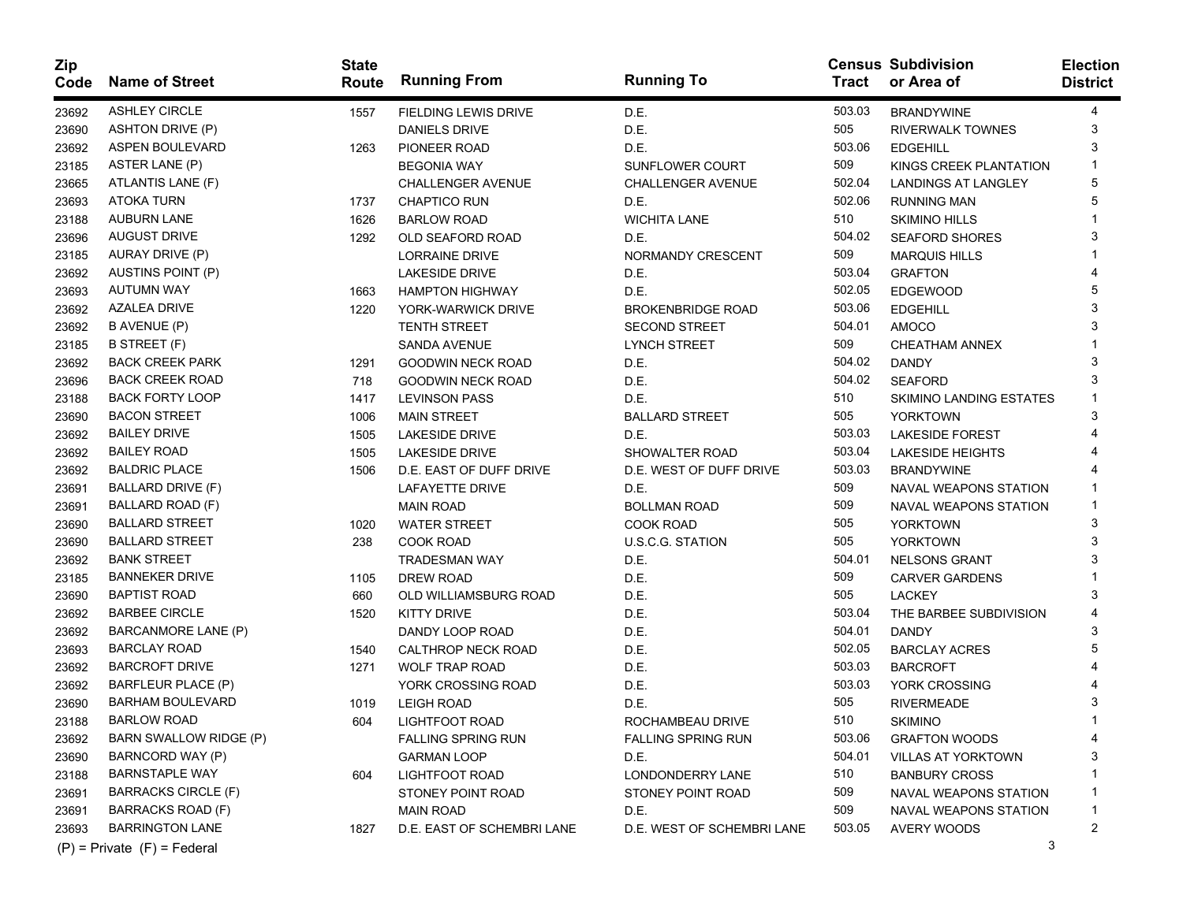| Zip Code | Name of Street | State Route | Running From | Running To | Census Tract | Subdivision or Area of | Election District |
|---|---|---|---|---|---|---|---|
| 23692 | ASHLEY CIRCLE | 1557 | FIELDING LEWIS DRIVE | D.E. | 503.03 | BRANDYWINE | 4 |
| 23690 | ASHTON DRIVE (P) | | DANIELS DRIVE | D.E. | 505 | RIVERWALK TOWNES | 3 |
| 23692 | ASPEN BOULEVARD | 1263 | PIONEER ROAD | D.E. | 503.06 | EDGEHILL | 3 |
| 23185 | ASTER LANE (P) | | BEGONIA WAY | SUNFLOWER COURT | 509 | KINGS CREEK PLANTATION | 1 |
| 23665 | ATLANTIS LANE (F) | | CHALLENGER AVENUE | CHALLENGER AVENUE | 502.04 | LANDINGS AT LANGLEY | 5 |
| 23693 | ATOKA TURN | 1737 | CHAPTICO RUN | D.E. | 502.06 | RUNNING MAN | 5 |
| 23188 | AUBURN LANE | 1626 | BARLOW ROAD | WICHITA LANE | 510 | SKIMINO HILLS | 1 |
| 23696 | AUGUST DRIVE | 1292 | OLD SEAFORD ROAD | D.E. | 504.02 | SEAFORD SHORES | 3 |
| 23185 | AURAY DRIVE (P) | | LORRAINE DRIVE | NORMANDY CRESCENT | 509 | MARQUIS HILLS | 1 |
| 23692 | AUSTINS POINT (P) | | LAKESIDE DRIVE | D.E. | 503.04 | GRAFTON | 4 |
| 23693 | AUTUMN WAY | 1663 | HAMPTON HIGHWAY | D.E. | 502.05 | EDGEWOOD | 5 |
| 23692 | AZALEA DRIVE | 1220 | YORK-WARWICK DRIVE | BROKENBRIDGE ROAD | 503.06 | EDGEHILL | 3 |
| 23692 | B AVENUE (P) | | TENTH STREET | SECOND STREET | 504.01 | AMOCO | 3 |
| 23185 | B STREET (F) | | SANDA AVENUE | LYNCH STREET | 509 | CHEATHAM ANNEX | 1 |
| 23692 | BACK CREEK PARK | 1291 | GOODWIN NECK ROAD | D.E. | 504.02 | DANDY | 3 |
| 23696 | BACK CREEK ROAD | 718 | GOODWIN NECK ROAD | D.E. | 504.02 | SEAFORD | 3 |
| 23188 | BACK FORTY LOOP | 1417 | LEVINSON PASS | D.E. | 510 | SKIMINO LANDING ESTATES | 1 |
| 23690 | BACON STREET | 1006 | MAIN STREET | BALLARD STREET | 505 | YORKTOWN | 3 |
| 23692 | BAILEY DRIVE | 1505 | LAKESIDE DRIVE | D.E. | 503.03 | LAKESIDE FOREST | 4 |
| 23692 | BAILEY ROAD | 1505 | LAKESIDE DRIVE | SHOWALTER ROAD | 503.04 | LAKESIDE HEIGHTS | 4 |
| 23692 | BALDRIC PLACE | 1506 | D.E. EAST OF DUFF DRIVE | D.E. WEST OF DUFF DRIVE | 503.03 | BRANDYWINE | 4 |
| 23691 | BALLARD DRIVE (F) | | LAFAYETTE DRIVE | D.E. | 509 | NAVAL WEAPONS STATION | 1 |
| 23691 | BALLARD ROAD (F) | | MAIN ROAD | BOLLMAN ROAD | 509 | NAVAL WEAPONS STATION | 1 |
| 23690 | BALLARD STREET | 1020 | WATER STREET | COOK ROAD | 505 | YORKTOWN | 3 |
| 23690 | BALLARD STREET | 238 | COOK ROAD | U.S.C.G. STATION | 505 | YORKTOWN | 3 |
| 23692 | BANK STREET | | TRADESMAN WAY | D.E. | 504.01 | NELSONS GRANT | 3 |
| 23185 | BANNEKER DRIVE | 1105 | DREW ROAD | D.E. | 509 | CARVER GARDENS | 1 |
| 23690 | BAPTIST ROAD | 660 | OLD WILLIAMSBURG ROAD | D.E. | 505 | LACKEY | 3 |
| 23692 | BARBEE CIRCLE | 1520 | KITTY DRIVE | D.E. | 503.04 | THE BARBEE SUBDIVISION | 4 |
| 23692 | BARCANMORE LANE (P) | | DANDY LOOP ROAD | D.E. | 504.01 | DANDY | 3 |
| 23693 | BARCLAY ROAD | 1540 | CALTHROP NECK ROAD | D.E. | 502.05 | BARCLAY ACRES | 5 |
| 23692 | BARCROFT DRIVE | 1271 | WOLF TRAP ROAD | D.E. | 503.03 | BARCROFT | 4 |
| 23692 | BARFLEUR PLACE (P) | | YORK CROSSING ROAD | D.E. | 503.03 | YORK CROSSING | 4 |
| 23690 | BARHAM BOULEVARD | 1019 | LEIGH ROAD | D.E. | 505 | RIVERMEADE | 3 |
| 23188 | BARLOW ROAD | 604 | LIGHTFOOT ROAD | ROCHAMBEAU DRIVE | 510 | SKIMINO | 1 |
| 23692 | BARN SWALLOW RIDGE (P) | | FALLING SPRING RUN | FALLING SPRING RUN | 503.06 | GRAFTON WOODS | 4 |
| 23690 | BARNCORD WAY (P) | | GARMAN LOOP | D.E. | 504.01 | VILLAS AT YORKTOWN | 3 |
| 23188 | BARNSTAPLE WAY | 604 | LIGHTFOOT ROAD | LONDONDERRY LANE | 510 | BANBURY CROSS | 1 |
| 23691 | BARRACKS CIRCLE (F) | | STONEY POINT ROAD | STONEY POINT ROAD | 509 | NAVAL WEAPONS STATION | 1 |
| 23691 | BARRACKS ROAD (F) | | MAIN ROAD | D.E. | 509 | NAVAL WEAPONS STATION | 1 |
| 23693 | BARRINGTON LANE | 1827 | D.E. EAST OF SCHEMBRI LANE | D.E. WEST OF SCHEMBRI LANE | 503.05 | AVERY WOODS | 2 |

(P) = Private (F) = Federal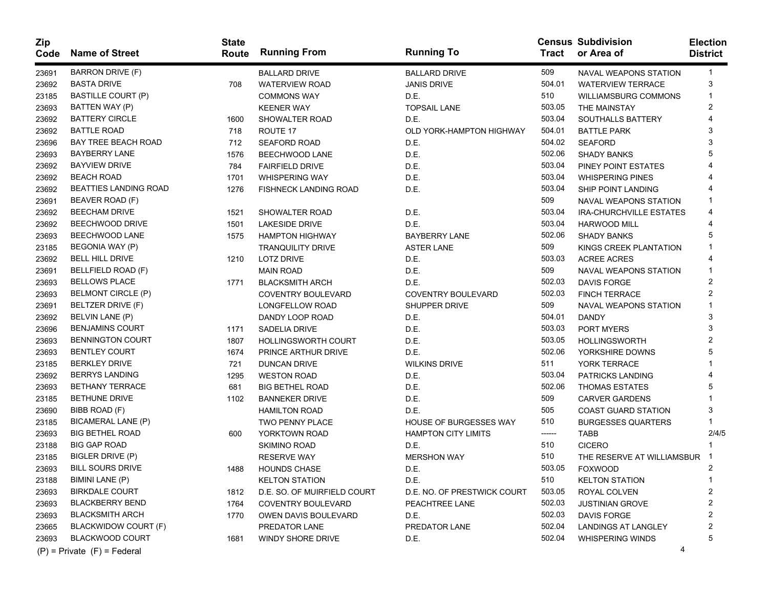| Zip Code | Name of Street | State Route | Running From | Running To | Census Tract | Subdivision or Area of | Election District |
|---|---|---|---|---|---|---|---|
| 23691 | BARRON DRIVE (F) | | BALLARD DRIVE | BALLARD DRIVE | 509 | NAVAL WEAPONS STATION | 1 |
| 23692 | BASTA DRIVE | 708 | WATERVIEW ROAD | JANIS DRIVE | 504.01 | WATERVIEW TERRACE | 3 |
| 23185 | BASTILLE COURT (P) | | COMMONS WAY | D.E. | 510 | WILLIAMSBURG COMMONS | 1 |
| 23693 | BATTEN WAY (P) | | KEENER WAY | TOPSAIL LANE | 503.05 | THE MAINSTAY | 2 |
| 23692 | BATTERY CIRCLE | 1600 | SHOWALTER ROAD | D.E. | 503.04 | SOUTHALLS BATTERY | 4 |
| 23692 | BATTLE ROAD | 718 | ROUTE 17 | OLD YORK-HAMPTON HIGHWAY | 504.01 | BATTLE PARK | 3 |
| 23696 | BAY TREE BEACH ROAD | 712 | SEAFORD ROAD | D.E. | 504.02 | SEAFORD | 3 |
| 23693 | BAYBERRY LANE | 1576 | BEECHWOOD LANE | D.E. | 502.06 | SHADY BANKS | 5 |
| 23692 | BAYVIEW DRIVE | 784 | FAIRFIELD DRIVE | D.E. | 503.04 | PINEY POINT ESTATES | 4 |
| 23692 | BEACH ROAD | 1701 | WHISPERING WAY | D.E. | 503.04 | WHISPERING PINES | 4 |
| 23692 | BEATTIES LANDING ROAD | 1276 | FISHNECK LANDING ROAD | D.E. | 503.04 | SHIP POINT LANDING | 4 |
| 23691 | BEAVER ROAD (F) | | | | 509 | NAVAL WEAPONS STATION | 1 |
| 23692 | BEECHAM DRIVE | 1521 | SHOWALTER ROAD | D.E. | 503.04 | IRA-CHURCHVILLE ESTATES | 4 |
| 23692 | BEECHWOOD DRIVE | 1501 | LAKESIDE DRIVE | D.E. | 503.04 | HARWOOD MILL | 4 |
| 23693 | BEECHWOOD LANE | 1575 | HAMPTON HIGHWAY | BAYBERRY LANE | 502.06 | SHADY BANKS | 5 |
| 23185 | BEGONIA WAY (P) | | TRANQUILITY DRIVE | ASTER LANE | 509 | KINGS CREEK PLANTATION | 1 |
| 23692 | BELL HILL DRIVE | 1210 | LOTZ DRIVE | D.E. | 503.03 | ACREE ACRES | 4 |
| 23691 | BELLFIELD ROAD (F) | | MAIN ROAD | D.E. | 509 | NAVAL WEAPONS STATION | 1 |
| 23693 | BELLOWS PLACE | 1771 | BLACKSMITH ARCH | D.E. | 502.03 | DAVIS FORGE | 2 |
| 23693 | BELMONT CIRCLE (P) | | COVENTRY BOULEVARD | COVENTRY BOULEVARD | 502.03 | FINCH TERRACE | 2 |
| 23691 | BELTZER DRIVE (F) | | LONGFELLOW ROAD | SHUPPER DRIVE | 509 | NAVAL WEAPONS STATION | 1 |
| 23692 | BELVIN LANE (P) | | DANDY LOOP ROAD | D.E. | 504.01 | DANDY | 3 |
| 23696 | BENJAMINS COURT | 1171 | SADELIA DRIVE | D.E. | 503.03 | PORT MYERS | 3 |
| 23693 | BENNINGTON COURT | 1807 | HOLLINGSWORTH COURT | D.E. | 503.05 | HOLLINGSWORTH | 2 |
| 23693 | BENTLEY COURT | 1674 | PRINCE ARTHUR DRIVE | D.E. | 502.06 | YORKSHIRE DOWNS | 5 |
| 23185 | BERKLEY DRIVE | 721 | DUNCAN DRIVE | WILKINS DRIVE | 511 | YORK TERRACE | 1 |
| 23692 | BERRYS LANDING | 1295 | WESTON ROAD | D.E. | 503.04 | PATRICKS LANDING | 4 |
| 23693 | BETHANY TERRACE | 681 | BIG BETHEL ROAD | D.E. | 502.06 | THOMAS ESTATES | 5 |
| 23185 | BETHUNE DRIVE | 1102 | BANNEKER DRIVE | D.E. | 509 | CARVER GARDENS | 1 |
| 23690 | BIBB ROAD (F) | | HAMILTON ROAD | D.E. | 505 | COAST GUARD STATION | 3 |
| 23185 | BICAMERAL LANE (P) | | TWO PENNY PLACE | HOUSE OF BURGESSES WAY | 510 | BURGESSES QUARTERS | 1 |
| 23693 | BIG BETHEL ROAD | 600 | YORKTOWN ROAD | HAMPTON CITY LIMITS | ------ | TABB | 2/4/5 |
| 23188 | BIG GAP ROAD | | SKIMINO ROAD | D.E. | 510 | CICERO | 1 |
| 23185 | BIGLER DRIVE (P) | | RESERVE WAY | MERSHON WAY | 510 | THE RESERVE AT WILLIAMSBUR | 1 |
| 23693 | BILL SOURS DRIVE | 1488 | HOUNDS CHASE | D.E. | 503.05 | FOXWOOD | 2 |
| 23188 | BIMINI LANE (P) | | KELTON STATION | D.E. | 510 | KELTON STATION | 1 |
| 23693 | BIRKDALE COURT | 1812 | D.E. SO. OF MUIRFIELD COURT | D.E. NO. OF PRESTWICK COURT | 503.05 | ROYAL COLVEN | 2 |
| 23693 | BLACKBERRY BEND | 1764 | COVENTRY BOULEVARD | PEACHTREE LANE | 502.03 | JUSTINIAN GROVE | 2 |
| 23693 | BLACKSMITH ARCH | 1770 | OWEN DAVIS BOULEVARD | D.E. | 502.03 | DAVIS FORGE | 2 |
| 23665 | BLACKWIDOW COURT (F) | | PREDATOR LANE | PREDATOR LANE | 502.04 | LANDINGS AT LANGLEY | 2 |
| 23693 | BLACKWOOD COURT | 1681 | WINDY SHORE DRIVE | D.E. | 502.04 | WHISPERING WINDS | 5 |

(P) = Private (F) = Federal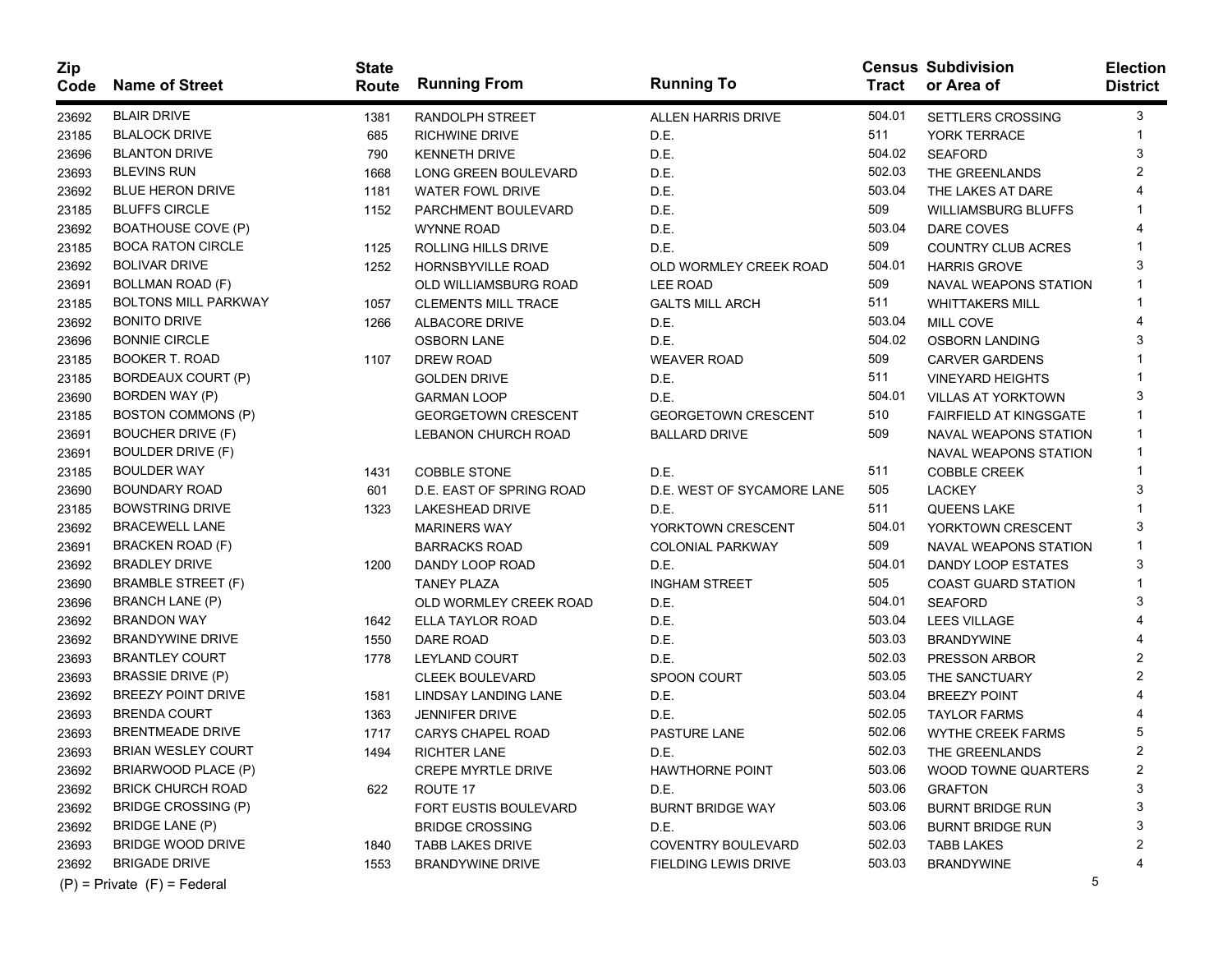| Zip Code | Name of Street | State Route | Running From | Running To | Census Tract | Subdivision or Area of | Election District |
|---|---|---|---|---|---|---|---|
| 23692 | BLAIR DRIVE | 1381 | RANDOLPH STREET | ALLEN HARRIS DRIVE | 504.01 | SETTLERS CROSSING | 3 |
| 23185 | BLALOCK DRIVE | 685 | RICHWINE DRIVE | D.E. | 511 | YORK TERRACE | 1 |
| 23696 | BLANTON DRIVE | 790 | KENNETH DRIVE | D.E. | 504.02 | SEAFORD | 3 |
| 23693 | BLEVINS RUN | 1668 | LONG GREEN BOULEVARD | D.E. | 502.03 | THE GREENLANDS | 2 |
| 23692 | BLUE HERON DRIVE | 1181 | WATER FOWL DRIVE | D.E. | 503.04 | THE LAKES AT DARE | 4 |
| 23185 | BLUFFS CIRCLE | 1152 | PARCHMENT BOULEVARD | D.E. | 509 | WILLIAMSBURG BLUFFS | 1 |
| 23692 | BOATHOUSE COVE (P) | | WYNNE ROAD | D.E. | 503.04 | DARE COVES | 4 |
| 23185 | BOCA RATON CIRCLE | 1125 | ROLLING HILLS DRIVE | D.E. | 509 | COUNTRY CLUB ACRES | 1 |
| 23692 | BOLIVAR DRIVE | 1252 | HORNSBYVILLE ROAD | OLD WORMLEY CREEK ROAD | 504.01 | HARRIS GROVE | 3 |
| 23691 | BOLLMAN ROAD (F) | | OLD WILLIAMSBURG ROAD | LEE ROAD | 509 | NAVAL WEAPONS STATION | 1 |
| 23185 | BOLTONS MILL PARKWAY | 1057 | CLEMENTS MILL TRACE | GALTS MILL ARCH | 511 | WHITTAKERS MILL | 1 |
| 23692 | BONITO DRIVE | 1266 | ALBACORE DRIVE | D.E. | 503.04 | MILL COVE | 4 |
| 23696 | BONNIE CIRCLE | | OSBORN LANE | D.E. | 504.02 | OSBORN LANDING | 3 |
| 23185 | BOOKER T. ROAD | 1107 | DREW ROAD | WEAVER ROAD | 509 | CARVER GARDENS | 1 |
| 23185 | BORDEAUX COURT (P) | | GOLDEN DRIVE | D.E. | 511 | VINEYARD HEIGHTS | 1 |
| 23690 | BORDEN WAY (P) | | GARMAN LOOP | D.E. | 504.01 | VILLAS AT YORKTOWN | 3 |
| 23185 | BOSTON COMMONS (P) | | GEORGETOWN CRESCENT | GEORGETOWN CRESCENT | 510 | FAIRFIELD AT KINGSGATE | 1 |
| 23691 | BOUCHER DRIVE (F) | | LEBANON CHURCH ROAD | BALLARD DRIVE | 509 | NAVAL WEAPONS STATION | 1 |
| 23691 | BOULDER DRIVE (F) | | | | | NAVAL WEAPONS STATION | 1 |
| 23185 | BOULDER WAY | 1431 | COBBLE STONE | D.E. | 511 | COBBLE CREEK | 1 |
| 23690 | BOUNDARY ROAD | 601 | D.E. EAST OF SPRING ROAD | D.E. WEST OF SYCAMORE LANE | 505 | LACKEY | 3 |
| 23185 | BOWSTRING DRIVE | 1323 | LAKESHEAD DRIVE | D.E. | 511 | QUEENS LAKE | 1 |
| 23692 | BRACEWELL LANE | | MARINERS WAY | YORKTOWN CRESCENT | 504.01 | YORKTOWN CRESCENT | 3 |
| 23691 | BRACKEN ROAD (F) | | BARRACKS ROAD | COLONIAL PARKWAY | 509 | NAVAL WEAPONS STATION | 1 |
| 23692 | BRADLEY DRIVE | 1200 | DANDY LOOP ROAD | D.E. | 504.01 | DANDY LOOP ESTATES | 3 |
| 23690 | BRAMBLE STREET (F) | | TANEY PLAZA | INGHAM STREET | 505 | COAST GUARD STATION | 1 |
| 23696 | BRANCH LANE (P) | | OLD WORMLEY CREEK ROAD | D.E. | 504.01 | SEAFORD | 3 |
| 23692 | BRANDON WAY | 1642 | ELLA TAYLOR ROAD | D.E. | 503.04 | LEES VILLAGE | 4 |
| 23692 | BRANDYWINE DRIVE | 1550 | DARE ROAD | D.E. | 503.03 | BRANDYWINE | 4 |
| 23693 | BRANTLEY COURT | 1778 | LEYLAND COURT | D.E. | 502.03 | PRESSON ARBOR | 2 |
| 23693 | BRASSIE DRIVE (P) | | CLEEK BOULEVARD | SPOON COURT | 503.05 | THE SANCTUARY | 2 |
| 23692 | BREEZY POINT DRIVE | 1581 | LINDSAY LANDING LANE | D.E. | 503.04 | BREEZY POINT | 4 |
| 23693 | BRENDA COURT | 1363 | JENNIFER DRIVE | D.E. | 502.05 | TAYLOR FARMS | 4 |
| 23693 | BRENTMEADE DRIVE | 1717 | CARYS CHAPEL ROAD | PASTURE LANE | 502.06 | WYTHE CREEK FARMS | 5 |
| 23693 | BRIAN WESLEY COURT | 1494 | RICHTER LANE | D.E. | 502.03 | THE GREENLANDS | 2 |
| 23692 | BRIARWOOD PLACE (P) | | CREPE MYRTLE DRIVE | HAWTHORNE POINT | 503.06 | WOOD TOWNE QUARTERS | 2 |
| 23692 | BRICK CHURCH ROAD | 622 | ROUTE 17 | D.E. | 503.06 | GRAFTON | 3 |
| 23692 | BRIDGE CROSSING (P) | | FORT EUSTIS BOULEVARD | BURNT BRIDGE WAY | 503.06 | BURNT BRIDGE RUN | 3 |
| 23692 | BRIDGE LANE (P) | | BRIDGE CROSSING | D.E. | 503.06 | BURNT BRIDGE RUN | 3 |
| 23693 | BRIDGE WOOD DRIVE | 1840 | TABB LAKES DRIVE | COVENTRY BOULEVARD | 502.03 | TABB LAKES | 2 |
| 23692 | BRIGADE DRIVE | 1553 | BRANDYWINE DRIVE | FIELDING LEWIS DRIVE | 503.03 | BRANDYWINE | 4 |

(P) = Private (F) = Federal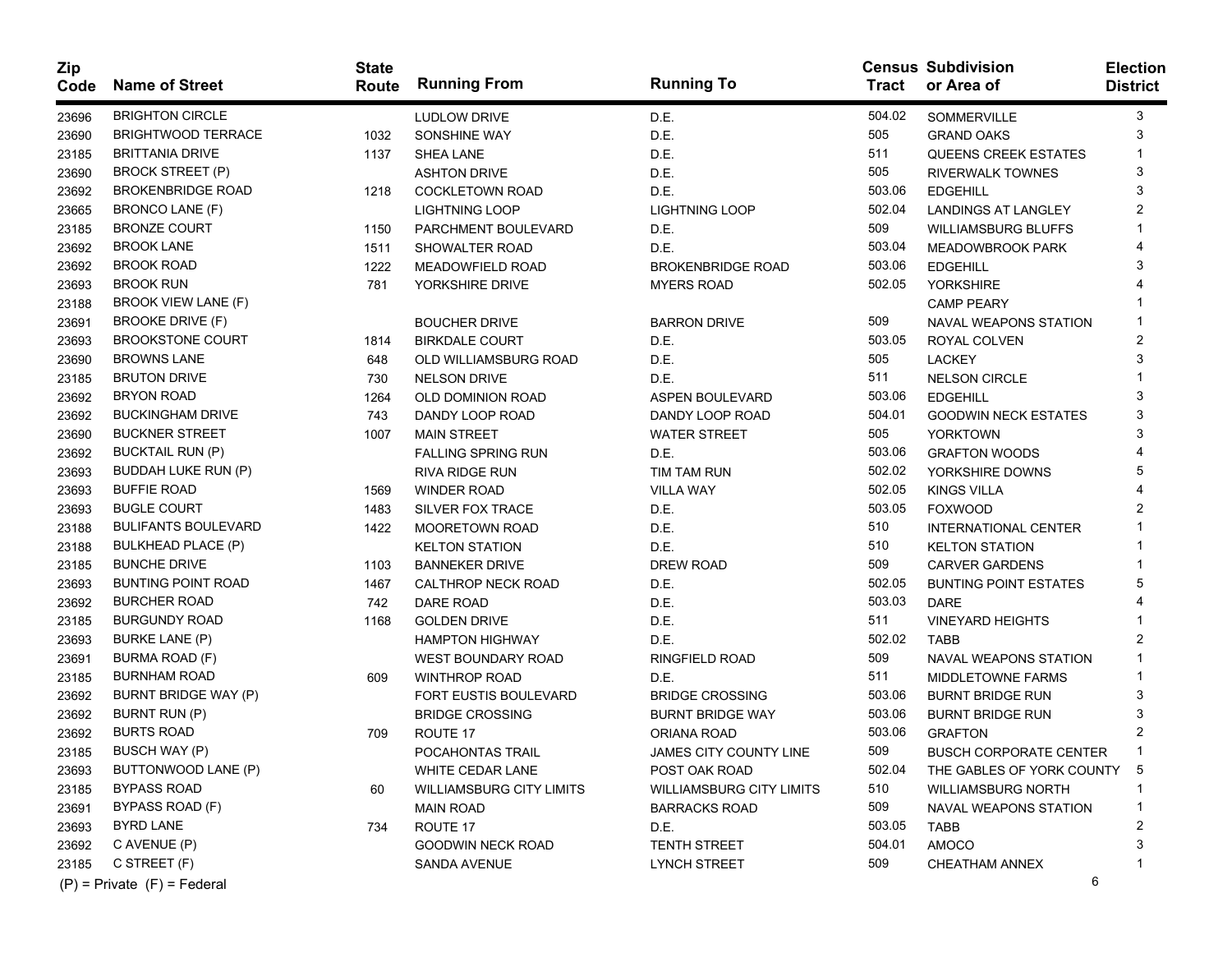| Zip Code | Name of Street | State Route | Running From | Running To | Census Tract | Subdivision or Area of | Election District |
|---|---|---|---|---|---|---|---|
| 23696 | BRIGHTON CIRCLE | | LUDLOW DRIVE | D.E. | 504.02 | SOMMERVILLE | 3 |
| 23690 | BRIGHTWOOD TERRACE | 1032 | SONSHINE WAY | D.E. | 505 | GRAND OAKS | 3 |
| 23185 | BRITTANIA DRIVE | 1137 | SHEA LANE | D.E. | 511 | QUEENS CREEK ESTATES | 1 |
| 23690 | BROCK STREET (P) | | ASHTON DRIVE | D.E. | 505 | RIVERWALK TOWNES | 3 |
| 23692 | BROKENBRIDGE ROAD | 1218 | COCKLETOWN ROAD | D.E. | 503.06 | EDGEHILL | 3 |
| 23665 | BRONCO LANE (F) | | LIGHTNING LOOP | LIGHTNING LOOP | 502.04 | LANDINGS AT LANGLEY | 2 |
| 23185 | BRONZE COURT | 1150 | PARCHMENT BOULEVARD | D.E. | 509 | WILLIAMSBURG BLUFFS | 1 |
| 23692 | BROOK LANE | 1511 | SHOWALTER ROAD | D.E. | 503.04 | MEADOWBROOK PARK | 4 |
| 23692 | BROOK ROAD | 1222 | MEADOWFIELD ROAD | BROKENBRIDGE ROAD | 503.06 | EDGEHILL | 3 |
| 23693 | BROOK RUN | 781 | YORKSHIRE DRIVE | MYERS ROAD | 502.05 | YORKSHIRE | 4 |
| 23188 | BROOK VIEW LANE (F) | | | | | CAMP PEARY | 1 |
| 23691 | BROOKE DRIVE (F) | | BOUCHER DRIVE | BARRON DRIVE | 509 | NAVAL WEAPONS STATION | 1 |
| 23693 | BROOKSTONE COURT | 1814 | BIRKDALE COURT | D.E. | 503.05 | ROYAL COLVEN | 2 |
| 23690 | BROWNS LANE | 648 | OLD WILLIAMSBURG ROAD | D.E. | 505 | LACKEY | 3 |
| 23185 | BRUTON DRIVE | 730 | NELSON DRIVE | D.E. | 511 | NELSON CIRCLE | 1 |
| 23692 | BRYON ROAD | 1264 | OLD DOMINION ROAD | ASPEN BOULEVARD | 503.06 | EDGEHILL | 3 |
| 23692 | BUCKINGHAM DRIVE | 743 | DANDY LOOP ROAD | DANDY LOOP ROAD | 504.01 | GOODWIN NECK ESTATES | 3 |
| 23690 | BUCKNER STREET | 1007 | MAIN STREET | WATER STREET | 505 | YORKTOWN | 3 |
| 23692 | BUCKTAIL RUN (P) | | FALLING SPRING RUN | D.E. | 503.06 | GRAFTON WOODS | 4 |
| 23693 | BUDDAH LUKE RUN (P) | | RIVA RIDGE RUN | TIM TAM RUN | 502.02 | YORKSHIRE DOWNS | 5 |
| 23693 | BUFFIE ROAD | 1569 | WINDER ROAD | VILLA WAY | 502.05 | KINGS VILLA | 4 |
| 23693 | BUGLE COURT | 1483 | SILVER FOX TRACE | D.E. | 503.05 | FOXWOOD | 2 |
| 23188 | BULIFANTS BOULEVARD | 1422 | MOORETOWN ROAD | D.E. | 510 | INTERNATIONAL CENTER | 1 |
| 23188 | BULKHEAD PLACE (P) | | KELTON STATION | D.E. | 510 | KELTON STATION | 1 |
| 23185 | BUNCHE DRIVE | 1103 | BANNEKER DRIVE | DREW ROAD | 509 | CARVER GARDENS | 1 |
| 23693 | BUNTING POINT ROAD | 1467 | CALTHROP NECK ROAD | D.E. | 502.05 | BUNTING POINT ESTATES | 5 |
| 23692 | BURCHER ROAD | 742 | DARE ROAD | D.E. | 503.03 | DARE | 4 |
| 23185 | BURGUNDY ROAD | 1168 | GOLDEN DRIVE | D.E. | 511 | VINEYARD HEIGHTS | 1 |
| 23693 | BURKE LANE (P) | | HAMPTON HIGHWAY | D.E. | 502.02 | TABB | 2 |
| 23691 | BURMA ROAD (F) | | WEST BOUNDARY ROAD | RINGFIELD ROAD | 509 | NAVAL WEAPONS STATION | 1 |
| 23185 | BURNHAM ROAD | 609 | WINTHROP ROAD | D.E. | 511 | MIDDLETOWNE FARMS | 1 |
| 23692 | BURNT BRIDGE WAY (P) | | FORT EUSTIS BOULEVARD | BRIDGE CROSSING | 503.06 | BURNT BRIDGE RUN | 3 |
| 23692 | BURNT RUN (P) | | BRIDGE CROSSING | BURNT BRIDGE WAY | 503.06 | BURNT BRIDGE RUN | 3 |
| 23692 | BURTS ROAD | 709 | ROUTE 17 | ORIANA ROAD | 503.06 | GRAFTON | 2 |
| 23185 | BUSCH WAY (P) | | POCAHONTAS TRAIL | JAMES CITY COUNTY LINE | 509 | BUSCH CORPORATE CENTER | 1 |
| 23693 | BUTTONWOOD LANE (P) | | WHITE CEDAR LANE | POST OAK ROAD | 502.04 | THE GABLES OF YORK COUNTY | 5 |
| 23185 | BYPASS ROAD | 60 | WILLIAMSBURG CITY LIMITS | WILLIAMSBURG CITY LIMITS | 510 | WILLIAMSBURG NORTH | 1 |
| 23691 | BYPASS ROAD (F) | | MAIN ROAD | BARRACKS ROAD | 509 | NAVAL WEAPONS STATION | 1 |
| 23693 | BYRD LANE | 734 | ROUTE 17 | D.E. | 503.05 | TABB | 2 |
| 23692 | C AVENUE (P) | | GOODWIN NECK ROAD | TENTH STREET | 504.01 | AMOCO | 3 |
| 23185 | C STREET (F) | | SANDA AVENUE | LYNCH STREET | 509 | CHEATHAM ANNEX | 1 |

(P) = Private (F) = Federal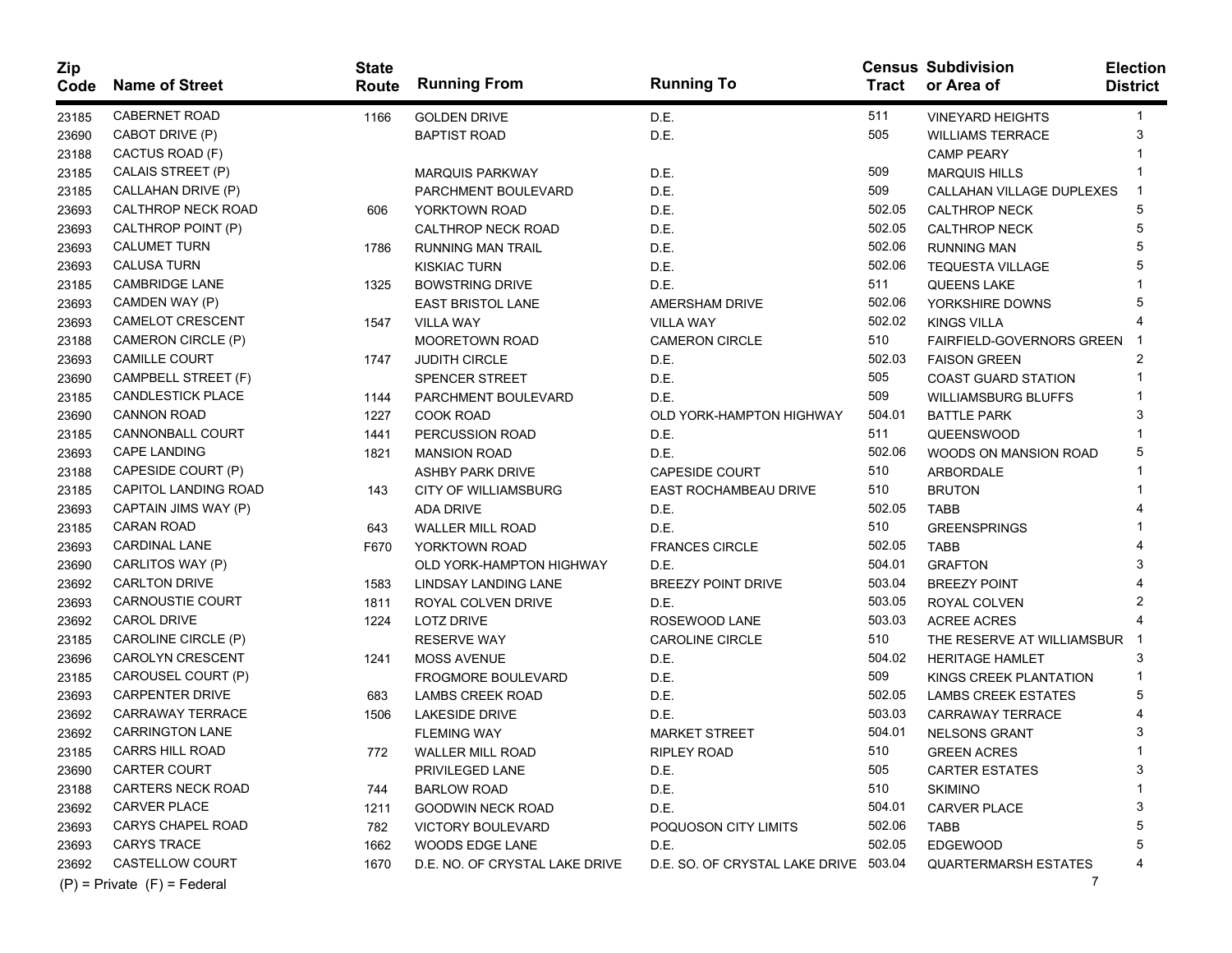| Zip Code | Name of Street | State Route | Running From | Running To | Census Tract | Subdivision or Area of | Election District |
|---|---|---|---|---|---|---|---|
| 23185 | CABERNET ROAD | 1166 | GOLDEN DRIVE | D.E. | 511 | VINEYARD HEIGHTS | 1 |
| 23690 | CABOT DRIVE (P) | | BAPTIST ROAD | D.E. | 505 | WILLIAMS TERRACE | 3 |
| 23188 | CACTUS ROAD (F) | | | | | CAMP PEARY | 1 |
| 23185 | CALAIS STREET (P) | | MARQUIS PARKWAY | D.E. | 509 | MARQUIS HILLS | 1 |
| 23185 | CALLAHAN DRIVE (P) | | PARCHMENT BOULEVARD | D.E. | 509 | CALLAHAN VILLAGE DUPLEXES | 1 |
| 23693 | CALTHROP NECK ROAD | 606 | YORKTOWN ROAD | D.E. | 502.05 | CALTHROP NECK | 5 |
| 23693 | CALTHROP POINT (P) | | CALTHROP NECK ROAD | D.E. | 502.05 | CALTHROP NECK | 5 |
| 23693 | CALUMET TURN | 1786 | RUNNING MAN TRAIL | D.E. | 502.06 | RUNNING MAN | 5 |
| 23693 | CALUSA TURN | | KISKIAC TURN | D.E. | 502.06 | TEQUESTA VILLAGE | 5 |
| 23185 | CAMBRIDGE LANE | 1325 | BOWSTRING DRIVE | D.E. | 511 | QUEENS LAKE | 1 |
| 23693 | CAMDEN WAY (P) | | EAST BRISTOL LANE | AMERSHAM DRIVE | 502.06 | YORKSHIRE DOWNS | 5 |
| 23693 | CAMELOT CRESCENT | 1547 | VILLA WAY | VILLA WAY | 502.02 | KINGS VILLA | 4 |
| 23188 | CAMERON CIRCLE (P) | | MOORETOWN ROAD | CAMERON CIRCLE | 510 | FAIRFIELD-GOVERNORS GREEN | 1 |
| 23693 | CAMILLE COURT | 1747 | JUDITH CIRCLE | D.E. | 502.03 | FAISON GREEN | 2 |
| 23690 | CAMPBELL STREET (F) | | SPENCER STREET | D.E. | 505 | COAST GUARD STATION | 1 |
| 23185 | CANDLESTICK PLACE | 1144 | PARCHMENT BOULEVARD | D.E. | 509 | WILLIAMSBURG BLUFFS | 1 |
| 23690 | CANNON ROAD | 1227 | COOK ROAD | OLD YORK-HAMPTON HIGHWAY | 504.01 | BATTLE PARK | 3 |
| 23185 | CANNONBALL COURT | 1441 | PERCUSSION ROAD | D.E. | 511 | QUEENSWOOD | 1 |
| 23693 | CAPE LANDING | 1821 | MANSION ROAD | D.E. | 502.06 | WOODS ON MANSION ROAD | 5 |
| 23188 | CAPESIDE COURT (P) | | ASHBY PARK DRIVE | CAPESIDE COURT | 510 | ARBORDALE | 1 |
| 23185 | CAPITOL LANDING ROAD | 143 | CITY OF WILLIAMSBURG | EAST ROCHAMBEAU DRIVE | 510 | BRUTON | 1 |
| 23693 | CAPTAIN JIMS WAY (P) | | ADA DRIVE | D.E. | 502.05 | TABB | 4 |
| 23185 | CARAN ROAD | 643 | WALLER MILL ROAD | D.E. | 510 | GREENSPRINGS | 1 |
| 23693 | CARDINAL LANE | F670 | YORKTOWN ROAD | FRANCES CIRCLE | 502.05 | TABB | 4 |
| 23690 | CARLITOS WAY (P) | | OLD YORK-HAMPTON HIGHWAY | D.E. | 504.01 | GRAFTON | 3 |
| 23692 | CARLTON DRIVE | 1583 | LINDSAY LANDING LANE | BREEZY POINT DRIVE | 503.04 | BREEZY POINT | 4 |
| 23693 | CARNOUSTIE COURT | 1811 | ROYAL COLVEN DRIVE | D.E. | 503.05 | ROYAL COLVEN | 2 |
| 23692 | CAROL DRIVE | 1224 | LOTZ DRIVE | ROSEWOOD LANE | 503.03 | ACREE ACRES | 4 |
| 23185 | CAROLINE CIRCLE (P) | | RESERVE WAY | CAROLINE CIRCLE | 510 | THE RESERVE AT WILLIAMSBUR | 1 |
| 23696 | CAROLYN CRESCENT | 1241 | MOSS AVENUE | D.E. | 504.02 | HERITAGE HAMLET | 3 |
| 23185 | CAROUSEL COURT (P) | | FROGMORE BOULEVARD | D.E. | 509 | KINGS CREEK PLANTATION | 1 |
| 23693 | CARPENTER DRIVE | 683 | LAMBS CREEK ROAD | D.E. | 502.05 | LAMBS CREEK ESTATES | 5 |
| 23692 | CARRAWAY TERRACE | 1506 | LAKESIDE DRIVE | D.E. | 503.03 | CARRAWAY TERRACE | 4 |
| 23692 | CARRINGTON LANE | | FLEMING WAY | MARKET STREET | 504.01 | NELSONS GRANT | 3 |
| 23185 | CARRS HILL ROAD | 772 | WALLER MILL ROAD | RIPLEY ROAD | 510 | GREEN ACRES | 1 |
| 23690 | CARTER COURT | | PRIVILEGED LANE | D.E. | 505 | CARTER ESTATES | 3 |
| 23188 | CARTERS NECK ROAD | 744 | BARLOW ROAD | D.E. | 510 | SKIMINO | 1 |
| 23692 | CARVER PLACE | 1211 | GOODWIN NECK ROAD | D.E. | 504.01 | CARVER PLACE | 3 |
| 23693 | CARYS CHAPEL ROAD | 782 | VICTORY BOULEVARD | POQUOSON CITY LIMITS | 502.06 | TABB | 5 |
| 23693 | CARYS TRACE | 1662 | WOODS EDGE LANE | D.E. | 502.05 | EDGEWOOD | 5 |
| 23692 | CASTELLOW COURT | 1670 | D.E. NO. OF CRYSTAL LAKE DRIVE | D.E. SO. OF CRYSTAL LAKE DRIVE | 503.04 | QUARTERMARSH ESTATES | 4 |

(P) = Private (F) = Federal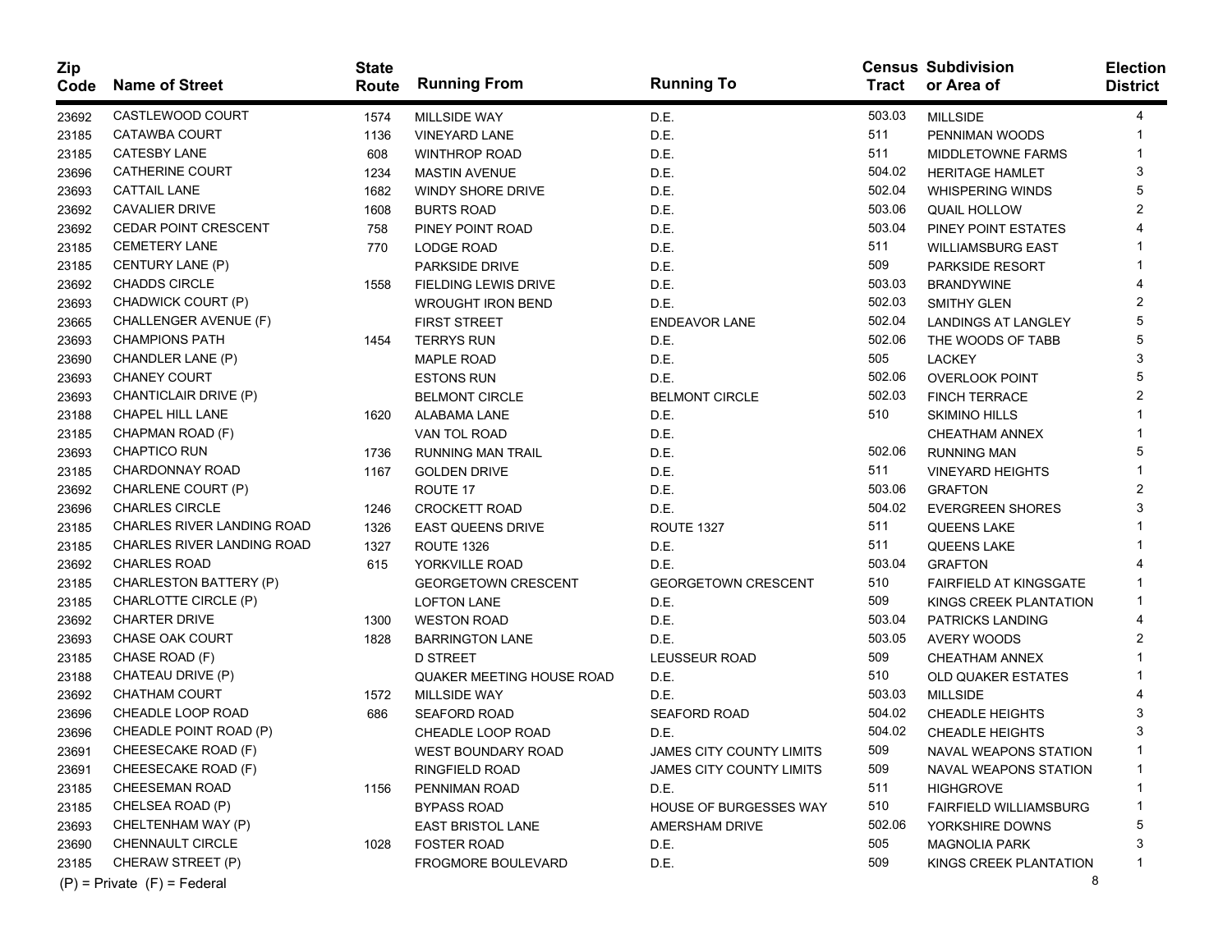| Zip Code | Name of Street | State Route | Running From | Running To | Census Tract | Subdivision or Area of | Election District |
|---|---|---|---|---|---|---|---|
| 23692 | CASTLEWOOD COURT | 1574 | MILLSIDE WAY | D.E. | 503.03 | MILLSIDE | 4 |
| 23185 | CATAWBA COURT | 1136 | VINEYARD LANE | D.E. | 511 | PENNIMAN WOODS | 1 |
| 23185 | CATESBY LANE | 608 | WINTHROP ROAD | D.E. | 511 | MIDDLETOWNE FARMS | 1 |
| 23696 | CATHERINE COURT | 1234 | MASTIN AVENUE | D.E. | 504.02 | HERITAGE HAMLET | 3 |
| 23693 | CATTAIL LANE | 1682 | WINDY SHORE DRIVE | D.E. | 502.04 | WHISPERING WINDS | 5 |
| 23692 | CAVALIER DRIVE | 1608 | BURTS ROAD | D.E. | 503.06 | QUAIL HOLLOW | 2 |
| 23692 | CEDAR POINT CRESCENT | 758 | PINEY POINT ROAD | D.E. | 503.04 | PINEY POINT ESTATES | 4 |
| 23185 | CEMETERY LANE | 770 | LODGE ROAD | D.E. | 511 | WILLIAMSBURG EAST | 1 |
| 23185 | CENTURY LANE (P) | | PARKSIDE DRIVE | D.E. | 509 | PARKSIDE RESORT | 1 |
| 23692 | CHADDS CIRCLE | 1558 | FIELDING LEWIS DRIVE | D.E. | 503.03 | BRANDYWINE | 4 |
| 23693 | CHADWICK COURT (P) | | WROUGHT IRON BEND | D.E. | 502.03 | SMITHY GLEN | 2 |
| 23665 | CHALLENGER AVENUE (F) | | FIRST STREET | ENDEAVOR LANE | 502.04 | LANDINGS AT LANGLEY | 5 |
| 23693 | CHAMPIONS PATH | 1454 | TERRYS RUN | D.E. | 502.06 | THE WOODS OF TABB | 5 |
| 23690 | CHANDLER LANE (P) | | MAPLE ROAD | D.E. | 505 | LACKEY | 3 |
| 23693 | CHANEY COURT | | ESTONS RUN | D.E. | 502.06 | OVERLOOK POINT | 5 |
| 23693 | CHANTICLAIR DRIVE (P) | | BELMONT CIRCLE | BELMONT CIRCLE | 502.03 | FINCH TERRACE | 2 |
| 23188 | CHAPEL HILL LANE | 1620 | ALABAMA LANE | D.E. | 510 | SKIMINO HILLS | 1 |
| 23185 | CHAPMAN ROAD (F) | | VAN TOL ROAD | D.E. | | CHEATHAM ANNEX | 1 |
| 23693 | CHAPTICO RUN | 1736 | RUNNING MAN TRAIL | D.E. | 502.06 | RUNNING MAN | 5 |
| 23185 | CHARDONNAY ROAD | 1167 | GOLDEN DRIVE | D.E. | 511 | VINEYARD HEIGHTS | 1 |
| 23692 | CHARLENE COURT (P) | | ROUTE 17 | D.E. | 503.06 | GRAFTON | 2 |
| 23696 | CHARLES CIRCLE | 1246 | CROCKETT ROAD | D.E. | 504.02 | EVERGREEN SHORES | 3 |
| 23185 | CHARLES RIVER LANDING ROAD | 1326 | EAST QUEENS DRIVE | ROUTE 1327 | 511 | QUEENS LAKE | 1 |
| 23185 | CHARLES RIVER LANDING ROAD | 1327 | ROUTE 1326 | D.E. | 511 | QUEENS LAKE | 1 |
| 23692 | CHARLES ROAD | 615 | YORKVILLE ROAD | D.E. | 503.04 | GRAFTON | 4 |
| 23185 | CHARLESTON BATTERY (P) | | GEORGETOWN CRESCENT | GEORGETOWN CRESCENT | 510 | FAIRFIELD AT KINGSGATE | 1 |
| 23185 | CHARLOTTE CIRCLE (P) | | LOFTON LANE | D.E. | 509 | KINGS CREEK PLANTATION | 1 |
| 23692 | CHARTER DRIVE | 1300 | WESTON ROAD | D.E. | 503.04 | PATRICKS LANDING | 4 |
| 23693 | CHASE OAK COURT | 1828 | BARRINGTON LANE | D.E. | 503.05 | AVERY WOODS | 2 |
| 23185 | CHASE ROAD (F) | | D STREET | LEUSSEUR ROAD | 509 | CHEATHAM ANNEX | 1 |
| 23188 | CHATEAU DRIVE (P) | | QUAKER MEETING HOUSE ROAD | D.E. | 510 | OLD QUAKER ESTATES | 1 |
| 23692 | CHATHAM COURT | 1572 | MILLSIDE WAY | D.E. | 503.03 | MILLSIDE | 4 |
| 23696 | CHEADLE LOOP ROAD | 686 | SEAFORD ROAD | SEAFORD ROAD | 504.02 | CHEADLE HEIGHTS | 3 |
| 23696 | CHEADLE POINT ROAD (P) | | CHEADLE LOOP ROAD | D.E. | 504.02 | CHEADLE HEIGHTS | 3 |
| 23691 | CHEESECAKE ROAD (F) | | WEST BOUNDARY ROAD | JAMES CITY COUNTY LIMITS | 509 | NAVAL WEAPONS STATION | 1 |
| 23691 | CHEESECAKE ROAD (F) | | RINGFIELD ROAD | JAMES CITY COUNTY LIMITS | 509 | NAVAL WEAPONS STATION | 1 |
| 23185 | CHEESEMAN ROAD | 1156 | PENNIMAN ROAD | D.E. | 511 | HIGHGROVE | 1 |
| 23185 | CHELSEA ROAD (P) | | BYPASS ROAD | HOUSE OF BURGESSES WAY | 510 | FAIRFIELD WILLIAMSBURG | 1 |
| 23693 | CHELTENHAM WAY (P) | | EAST BRISTOL LANE | AMERSHAM DRIVE | 502.06 | YORKSHIRE DOWNS | 5 |
| 23690 | CHENNAULT CIRCLE | 1028 | FOSTER ROAD | D.E. | 505 | MAGNOLIA PARK | 3 |
| 23185 | CHERAW STREET (P) | | FROGMORE BOULEVARD | D.E. | 509 | KINGS CREEK PLANTATION | 1 |

(P) = Private (F) = Federal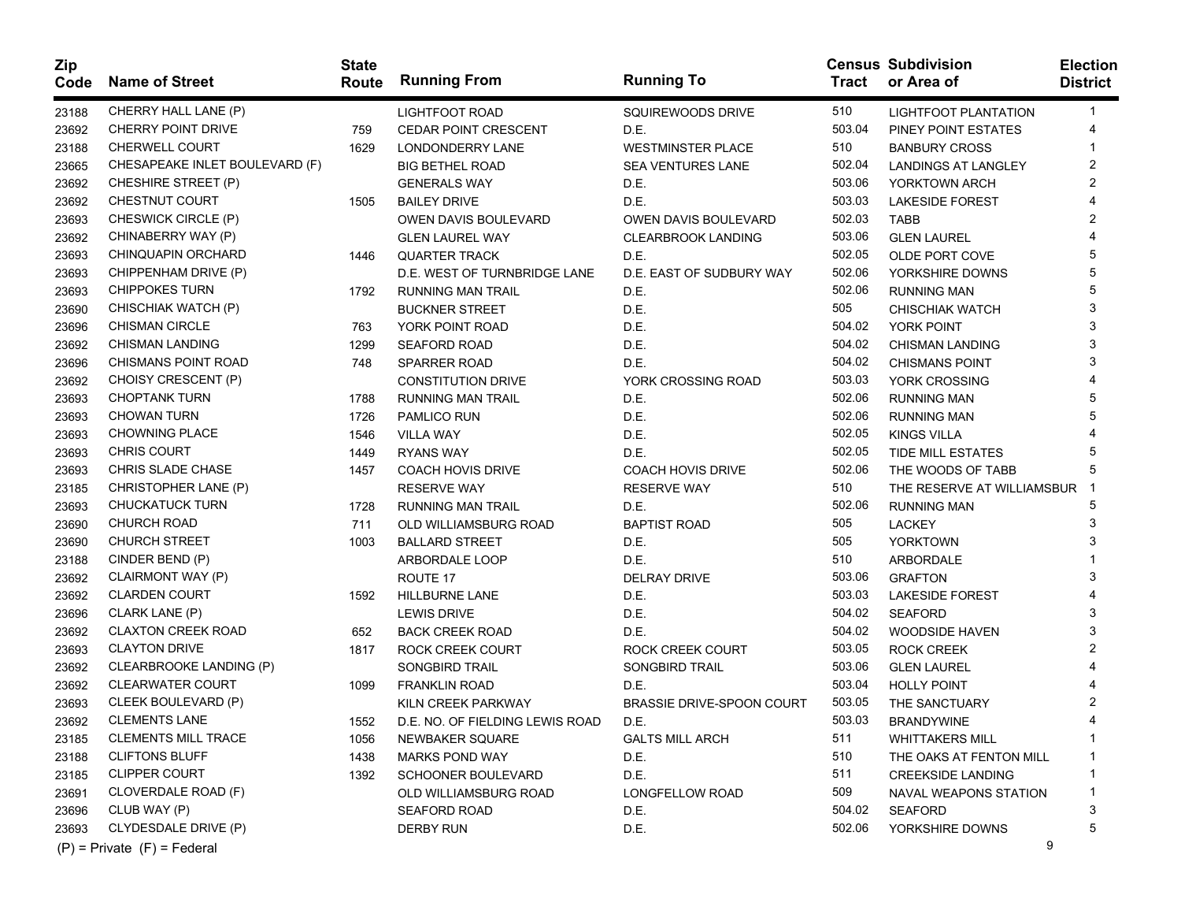| Zip Code | Name of Street | State Route | Running From | Running To | Census Tract | Subdivision or Area of | Election District |
|---|---|---|---|---|---|---|---|
| 23188 | CHERRY HALL LANE (P) | | LIGHTFOOT ROAD | SQUIREWOODS DRIVE | 510 | LIGHTFOOT PLANTATION | 1 |
| 23692 | CHERRY POINT DRIVE | 759 | CEDAR POINT CRESCENT | D.E. | 503.04 | PINEY POINT ESTATES | 4 |
| 23188 | CHERWELL COURT | 1629 | LONDONDERRY LANE | WESTMINSTER PLACE | 510 | BANBURY CROSS | 1 |
| 23665 | CHESAPEAKE INLET BOULEVARD (F) | | BIG BETHEL ROAD | SEA VENTURES LANE | 502.04 | LANDINGS AT LANGLEY | 2 |
| 23692 | CHESHIRE STREET (P) | | GENERALS WAY | D.E. | 503.06 | YORKTOWN ARCH | 2 |
| 23692 | CHESTNUT COURT | 1505 | BAILEY DRIVE | D.E. | 503.03 | LAKESIDE FOREST | 4 |
| 23693 | CHESWICK CIRCLE (P) | | OWEN DAVIS BOULEVARD | OWEN DAVIS BOULEVARD | 502.03 | TABB | 2 |
| 23692 | CHINABERRY WAY (P) | | GLEN LAUREL WAY | CLEARBROOK LANDING | 503.06 | GLEN LAUREL | 4 |
| 23693 | CHINQUAPIN ORCHARD | 1446 | QUARTER TRACK | D.E. | 502.05 | OLDE PORT COVE | 5 |
| 23693 | CHIPPENHAM DRIVE (P) | | D.E. WEST OF TURNBRIDGE LANE | D.E. EAST OF SUDBURY WAY | 502.06 | YORKSHIRE DOWNS | 5 |
| 23693 | CHIPPOKES TURN | 1792 | RUNNING MAN TRAIL | D.E. | 502.06 | RUNNING MAN | 5 |
| 23690 | CHISCHIAK WATCH (P) | | BUCKNER STREET | D.E. | 505 | CHISCHIAK WATCH | 3 |
| 23696 | CHISMAN CIRCLE | 763 | YORK POINT ROAD | D.E. | 504.02 | YORK POINT | 3 |
| 23692 | CHISMAN LANDING | 1299 | SEAFORD ROAD | D.E. | 504.02 | CHISMAN LANDING | 3 |
| 23696 | CHISMANS POINT ROAD | 748 | SPARRER ROAD | D.E. | 504.02 | CHISMANS POINT | 3 |
| 23692 | CHOISY CRESCENT (P) | | CONSTITUTION DRIVE | YORK CROSSING ROAD | 503.03 | YORK CROSSING | 4 |
| 23693 | CHOPTANK TURN | 1788 | RUNNING MAN TRAIL | D.E. | 502.06 | RUNNING MAN | 5 |
| 23693 | CHOWAN TURN | 1726 | PAMLICO RUN | D.E. | 502.06 | RUNNING MAN | 5 |
| 23693 | CHOWNING PLACE | 1546 | VILLA WAY | D.E. | 502.05 | KINGS VILLA | 4 |
| 23693 | CHRIS COURT | 1449 | RYANS WAY | D.E. | 502.05 | TIDE MILL ESTATES | 5 |
| 23693 | CHRIS SLADE CHASE | 1457 | COACH HOVIS DRIVE | COACH HOVIS DRIVE | 502.06 | THE WOODS OF TABB | 5 |
| 23185 | CHRISTOPHER LANE (P) | | RESERVE WAY | RESERVE WAY | 510 | THE RESERVE AT WILLIAMSBUR | 1 |
| 23693 | CHUCKATUCK TURN | 1728 | RUNNING MAN TRAIL | D.E. | 502.06 | RUNNING MAN | 5 |
| 23690 | CHURCH ROAD | 711 | OLD WILLIAMSBURG ROAD | BAPTIST ROAD | 505 | LACKEY | 3 |
| 23690 | CHURCH STREET | 1003 | BALLARD STREET | D.E. | 505 | YORKTOWN | 3 |
| 23188 | CINDER BEND (P) | | ARBORDALE LOOP | D.E. | 510 | ARBORDALE | 1 |
| 23692 | CLAIRMONT WAY (P) | | ROUTE 17 | DELRAY DRIVE | 503.06 | GRAFTON | 3 |
| 23692 | CLARDEN COURT | 1592 | HILLBURNE LANE | D.E. | 503.03 | LAKESIDE FOREST | 4 |
| 23696 | CLARK LANE (P) | | LEWIS DRIVE | D.E. | 504.02 | SEAFORD | 3 |
| 23692 | CLAXTON CREEK ROAD | 652 | BACK CREEK ROAD | D.E. | 504.02 | WOODSIDE HAVEN | 3 |
| 23693 | CLAYTON DRIVE | 1817 | ROCK CREEK COURT | ROCK CREEK COURT | 503.05 | ROCK CREEK | 2 |
| 23692 | CLEARBROOKE LANDING (P) | | SONGBIRD TRAIL | SONGBIRD TRAIL | 503.06 | GLEN LAUREL | 4 |
| 23692 | CLEARWATER COURT | 1099 | FRANKLIN ROAD | D.E. | 503.04 | HOLLY POINT | 4 |
| 23693 | CLEEK BOULEVARD (P) | | KILN CREEK PARKWAY | BRASSIE DRIVE-SPOON COURT | 503.05 | THE SANCTUARY | 2 |
| 23692 | CLEMENTS LANE | 1552 | D.E. NO. OF FIELDING LEWIS ROAD | D.E. | 503.03 | BRANDYWINE | 4 |
| 23185 | CLEMENTS MILL TRACE | 1056 | NEWBAKER SQUARE | GALTS MILL ARCH | 511 | WHITTAKERS MILL | 1 |
| 23188 | CLIFTONS BLUFF | 1438 | MARKS POND WAY | D.E. | 510 | THE OAKS AT FENTON MILL | 1 |
| 23185 | CLIPPER COURT | 1392 | SCHOONER BOULEVARD | D.E. | 511 | CREEKSIDE LANDING | 1 |
| 23691 | CLOVERDALE ROAD (F) | | OLD WILLIAMSBURG ROAD | LONGFELLOW ROAD | 509 | NAVAL WEAPONS STATION | 1 |
| 23696 | CLUB WAY (P) | | SEAFORD ROAD | D.E. | 504.02 | SEAFORD | 3 |
| 23693 | CLYDESDALE DRIVE (P) | | DERBY RUN | D.E. | 502.06 | YORKSHIRE DOWNS | 5 |

(P) = Private (F) = Federal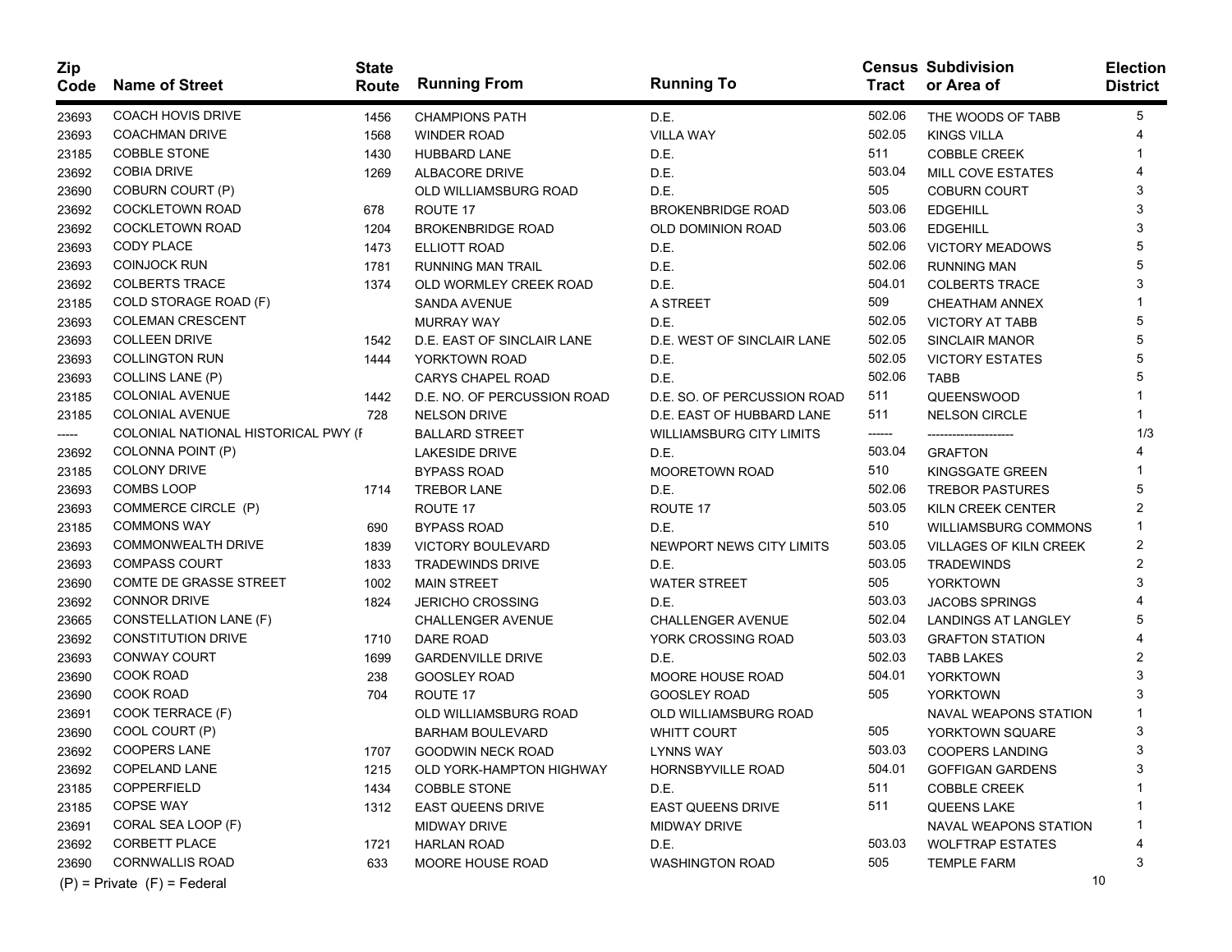| Zip Code | Name of Street | State Route | Running From | Running To | Census Tract | Subdivision or Area of | Election District |
|---|---|---|---|---|---|---|---|
| 23693 | COACH HOVIS DRIVE | 1456 | CHAMPIONS PATH | D.E. | 502.06 | THE WOODS OF TABB | 5 |
| 23693 | COACHMAN DRIVE | 1568 | WINDER ROAD | VILLA WAY | 502.05 | KINGS VILLA | 4 |
| 23185 | COBBLE STONE | 1430 | HUBBARD LANE | D.E. | 511 | COBBLE CREEK | 1 |
| 23692 | COBIA DRIVE | 1269 | ALBACORE DRIVE | D.E. | 503.04 | MILL COVE ESTATES | 4 |
| 23690 | COBURN COURT (P) | | OLD WILLIAMSBURG ROAD | D.E. | 505 | COBURN COURT | 3 |
| 23692 | COCKLETOWN ROAD | 678 | ROUTE 17 | BROKENBRIDGE ROAD | 503.06 | EDGEHILL | 3 |
| 23692 | COCKLETOWN ROAD | 1204 | BROKENBRIDGE ROAD | OLD DOMINION ROAD | 503.06 | EDGEHILL | 3 |
| 23693 | CODY PLACE | 1473 | ELLIOTT ROAD | D.E. | 502.06 | VICTORY MEADOWS | 5 |
| 23693 | COINJOCK RUN | 1781 | RUNNING MAN TRAIL | D.E. | 502.06 | RUNNING MAN | 5 |
| 23692 | COLBERTS TRACE | 1374 | OLD WORMLEY CREEK ROAD | D.E. | 504.01 | COLBERTS TRACE | 3 |
| 23185 | COLD STORAGE ROAD (F) | | SANDA AVENUE | A STREET | 509 | CHEATHAM ANNEX | 1 |
| 23693 | COLEMAN CRESCENT | | MURRAY WAY | D.E. | 502.05 | VICTORY AT TABB | 5 |
| 23693 | COLLEEN DRIVE | 1542 | D.E. EAST OF SINCLAIR LANE | D.E. WEST OF SINCLAIR LANE | 502.05 | SINCLAIR MANOR | 5 |
| 23693 | COLLINGTON RUN | 1444 | YORKTOWN ROAD | D.E. | 502.05 | VICTORY ESTATES | 5 |
| 23693 | COLLINS LANE (P) | | CARYS CHAPEL ROAD | D.E. | 502.06 | TABB | 5 |
| 23185 | COLONIAL AVENUE | 1442 | D.E. NO. OF PERCUSSION ROAD | D.E. SO. OF PERCUSSION ROAD | 511 | QUEENSWOOD | 1 |
| 23185 | COLONIAL AVENUE | 728 | NELSON DRIVE | D.E. EAST OF HUBBARD LANE | 511 | NELSON CIRCLE | 1 |
| ----- | COLONIAL NATIONAL HISTORICAL PWY (F | | BALLARD STREET | WILLIAMSBURG CITY LIMITS | ------ | -------------------- | 1/3 |
| 23692 | COLONNA POINT (P) | | LAKESIDE DRIVE | D.E. | 503.04 | GRAFTON | 4 |
| 23185 | COLONY DRIVE | | BYPASS ROAD | MOORETOWN ROAD | 510 | KINGSGATE GREEN | 1 |
| 23693 | COMBS LOOP | 1714 | TREBOR LANE | D.E. | 502.06 | TREBOR PASTURES | 5 |
| 23693 | COMMERCE CIRCLE (P) | | ROUTE 17 | ROUTE 17 | 503.05 | KILN CREEK CENTER | 2 |
| 23185 | COMMONS WAY | 690 | BYPASS ROAD | D.E. | 510 | WILLIAMSBURG COMMONS | 1 |
| 23693 | COMMONWEALTH DRIVE | 1839 | VICTORY BOULEVARD | NEWPORT NEWS CITY LIMITS | 503.05 | VILLAGES OF KILN CREEK | 2 |
| 23693 | COMPASS COURT | 1833 | TRADEWINDS DRIVE | D.E. | 503.05 | TRADEWINDS | 2 |
| 23690 | COMTE DE GRASSE STREET | 1002 | MAIN STREET | WATER STREET | 505 | YORKTOWN | 3 |
| 23692 | CONNOR DRIVE | 1824 | JERICHO CROSSING | D.E. | 503.03 | JACOBS SPRINGS | 4 |
| 23665 | CONSTELLATION LANE (F) | | CHALLENGER AVENUE | CHALLENGER AVENUE | 502.04 | LANDINGS AT LANGLEY | 5 |
| 23692 | CONSTITUTION DRIVE | 1710 | DARE ROAD | YORK CROSSING ROAD | 503.03 | GRAFTON STATION | 4 |
| 23693 | CONWAY COURT | 1699 | GARDENVILLE DRIVE | D.E. | 502.03 | TABB LAKES | 2 |
| 23690 | COOK ROAD | 238 | GOOSLEY ROAD | MOORE HOUSE ROAD | 504.01 | YORKTOWN | 3 |
| 23690 | COOK ROAD | 704 | ROUTE 17 | GOOSLEY ROAD | 505 | YORKTOWN | 3 |
| 23691 | COOK TERRACE (F) | | OLD WILLIAMSBURG ROAD | OLD WILLIAMSBURG ROAD | | NAVAL WEAPONS STATION | 1 |
| 23690 | COOL COURT (P) | | BARHAM BOULEVARD | WHITT COURT | 505 | YORKTOWN SQUARE | 3 |
| 23692 | COOPERS LANE | 1707 | GOODWIN NECK ROAD | LYNNS WAY | 503.03 | COOPERS LANDING | 3 |
| 23692 | COPELAND LANE | 1215 | OLD YORK-HAMPTON HIGHWAY | HORNSBYVILLE ROAD | 504.01 | GOFFIGAN GARDENS | 3 |
| 23185 | COPPERFIELD | 1434 | COBBLE STONE | D.E. | 511 | COBBLE CREEK | 1 |
| 23185 | COPSE WAY | 1312 | EAST QUEENS DRIVE | EAST QUEENS DRIVE | 511 | QUEENS LAKE | 1 |
| 23691 | CORAL SEA LOOP (F) | | MIDWAY DRIVE | MIDWAY DRIVE | | NAVAL WEAPONS STATION | 1 |
| 23692 | CORBETT PLACE | 1721 | HARLAN ROAD | D.E. | 503.03 | WOLFTRAP ESTATES | 4 |
| 23690 | CORNWALLIS ROAD | 633 | MOORE HOUSE ROAD | WASHINGTON ROAD | 505 | TEMPLE FARM | 3 |

(P) = Private (F) = Federal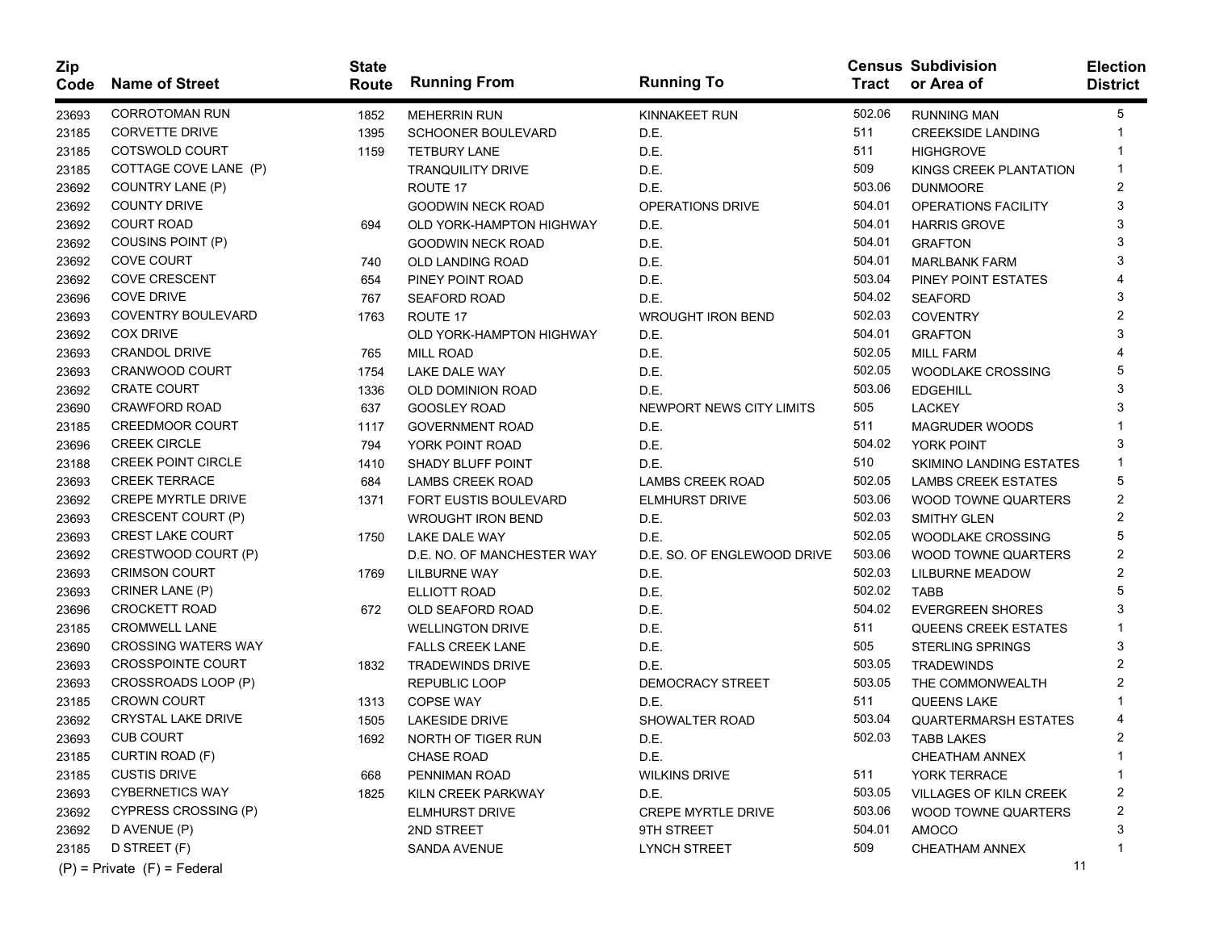| Zip Code | Name of Street | State Route | Running From | Running To | Census Tract | Subdivision or Area of | Election District |
|---|---|---|---|---|---|---|---|
| 23693 | CORROTOMAN RUN | 1852 | MEHERRIN RUN | KINNAKEET RUN | 502.06 | RUNNING MAN | 5 |
| 23185 | CORVETTE DRIVE | 1395 | SCHOONER BOULEVARD | D.E. | 511 | CREEKSIDE LANDING | 1 |
| 23185 | COTSWOLD COURT | 1159 | TETBURY LANE | D.E. | 511 | HIGHGROVE | 1 |
| 23185 | COTTAGE COVE LANE (P) | | TRANQUILITY DRIVE | D.E. | 509 | KINGS CREEK PLANTATION | 1 |
| 23692 | COUNTRY LANE (P) | | ROUTE 17 | D.E. | 503.06 | DUNMOORE | 2 |
| 23692 | COUNTY DRIVE | | GOODWIN NECK ROAD | OPERATIONS DRIVE | 504.01 | OPERATIONS FACILITY | 3 |
| 23692 | COURT ROAD | 694 | OLD YORK-HAMPTON HIGHWAY | D.E. | 504.01 | HARRIS GROVE | 3 |
| 23692 | COUSINS POINT (P) | | GOODWIN NECK ROAD | D.E. | 504.01 | GRAFTON | 3 |
| 23692 | COVE COURT | 740 | OLD LANDING ROAD | D.E. | 504.01 | MARLBANK FARM | 3 |
| 23692 | COVE CRESCENT | 654 | PINEY POINT ROAD | D.E. | 503.04 | PINEY POINT ESTATES | 4 |
| 23696 | COVE DRIVE | 767 | SEAFORD ROAD | D.E. | 504.02 | SEAFORD | 3 |
| 23693 | COVENTRY BOULEVARD | 1763 | ROUTE 17 | WROUGHT IRON BEND | 502.03 | COVENTRY | 2 |
| 23692 | COX DRIVE | | OLD YORK-HAMPTON HIGHWAY | D.E. | 504.01 | GRAFTON | 3 |
| 23693 | CRANDOL DRIVE | 765 | MILL ROAD | D.E. | 502.05 | MILL FARM | 4 |
| 23693 | CRANWOOD COURT | 1754 | LAKE DALE WAY | D.E. | 502.05 | WOODLAKE CROSSING | 5 |
| 23692 | CRATE COURT | 1336 | OLD DOMINION ROAD | D.E. | 503.06 | EDGEHILL | 3 |
| 23690 | CRAWFORD ROAD | 637 | GOOSLEY ROAD | NEWPORT NEWS CITY LIMITS | 505 | LACKEY | 3 |
| 23185 | CREEDMOOR COURT | 1117 | GOVERNMENT ROAD | D.E. | 511 | MAGRUDER WOODS | 1 |
| 23696 | CREEK CIRCLE | 794 | YORK POINT ROAD | D.E. | 504.02 | YORK POINT | 3 |
| 23188 | CREEK POINT CIRCLE | 1410 | SHADY BLUFF POINT | D.E. | 510 | SKIMINO LANDING ESTATES | 1 |
| 23693 | CREEK TERRACE | 684 | LAMBS CREEK ROAD | LAMBS CREEK ROAD | 502.05 | LAMBS CREEK ESTATES | 5 |
| 23692 | CREPE MYRTLE DRIVE | 1371 | FORT EUSTIS BOULEVARD | ELMHURST DRIVE | 503.06 | WOOD TOWNE QUARTERS | 2 |
| 23693 | CRESCENT COURT (P) | | WROUGHT IRON BEND | D.E. | 502.03 | SMITHY GLEN | 2 |
| 23693 | CREST LAKE COURT | 1750 | LAKE DALE WAY | D.E. | 502.05 | WOODLAKE CROSSING | 5 |
| 23692 | CRESTWOOD COURT (P) | | D.E. NO. OF MANCHESTER WAY | D.E. SO. OF ENGLEWOOD DRIVE | 503.06 | WOOD TOWNE QUARTERS | 2 |
| 23693 | CRIMSON COURT | 1769 | LILBURNE WAY | D.E. | 502.03 | LILBURNE MEADOW | 2 |
| 23693 | CRINER LANE (P) | | ELLIOTT ROAD | D.E. | 502.02 | TABB | 5 |
| 23696 | CROCKETT ROAD | 672 | OLD SEAFORD ROAD | D.E. | 504.02 | EVERGREEN SHORES | 3 |
| 23185 | CROMWELL LANE | | WELLINGTON DRIVE | D.E. | 511 | QUEENS CREEK ESTATES | 1 |
| 23690 | CROSSING WATERS WAY | | FALLS CREEK LANE | D.E. | 505 | STERLING SPRINGS | 3 |
| 23693 | CROSSPOINTE COURT | 1832 | TRADEWINDS DRIVE | D.E. | 503.05 | TRADEWINDS | 2 |
| 23693 | CROSSROADS LOOP (P) | | REPUBLIC LOOP | DEMOCRACY STREET | 503.05 | THE COMMONWEALTH | 2 |
| 23185 | CROWN COURT | 1313 | COPSE WAY | D.E. | 511 | QUEENS LAKE | 1 |
| 23692 | CRYSTAL LAKE DRIVE | 1505 | LAKESIDE DRIVE | SHOWALTER ROAD | 503.04 | QUARTERMARSH ESTATES | 4 |
| 23693 | CUB COURT | 1692 | NORTH OF TIGER RUN | D.E. | 502.03 | TABB LAKES | 2 |
| 23185 | CURTIN ROAD (F) | | CHASE ROAD | D.E. | | CHEATHAM ANNEX | 1 |
| 23185 | CUSTIS DRIVE | 668 | PENNIMAN ROAD | WILKINS DRIVE | 511 | YORK TERRACE | 1 |
| 23693 | CYBERNETICS WAY | 1825 | KILN CREEK PARKWAY | D.E. | 503.05 | VILLAGES OF KILN CREEK | 2 |
| 23692 | CYPRESS CROSSING (P) | | ELMHURST DRIVE | CREPE MYRTLE DRIVE | 503.06 | WOOD TOWNE QUARTERS | 2 |
| 23692 | D AVENUE (P) | | 2ND STREET | 9TH STREET | 504.01 | AMOCO | 3 |
| 23185 | D STREET (F) | | SANDA AVENUE | LYNCH STREET | 509 | CHEATHAM ANNEX | 1 |

(P) = Private (F) = Federal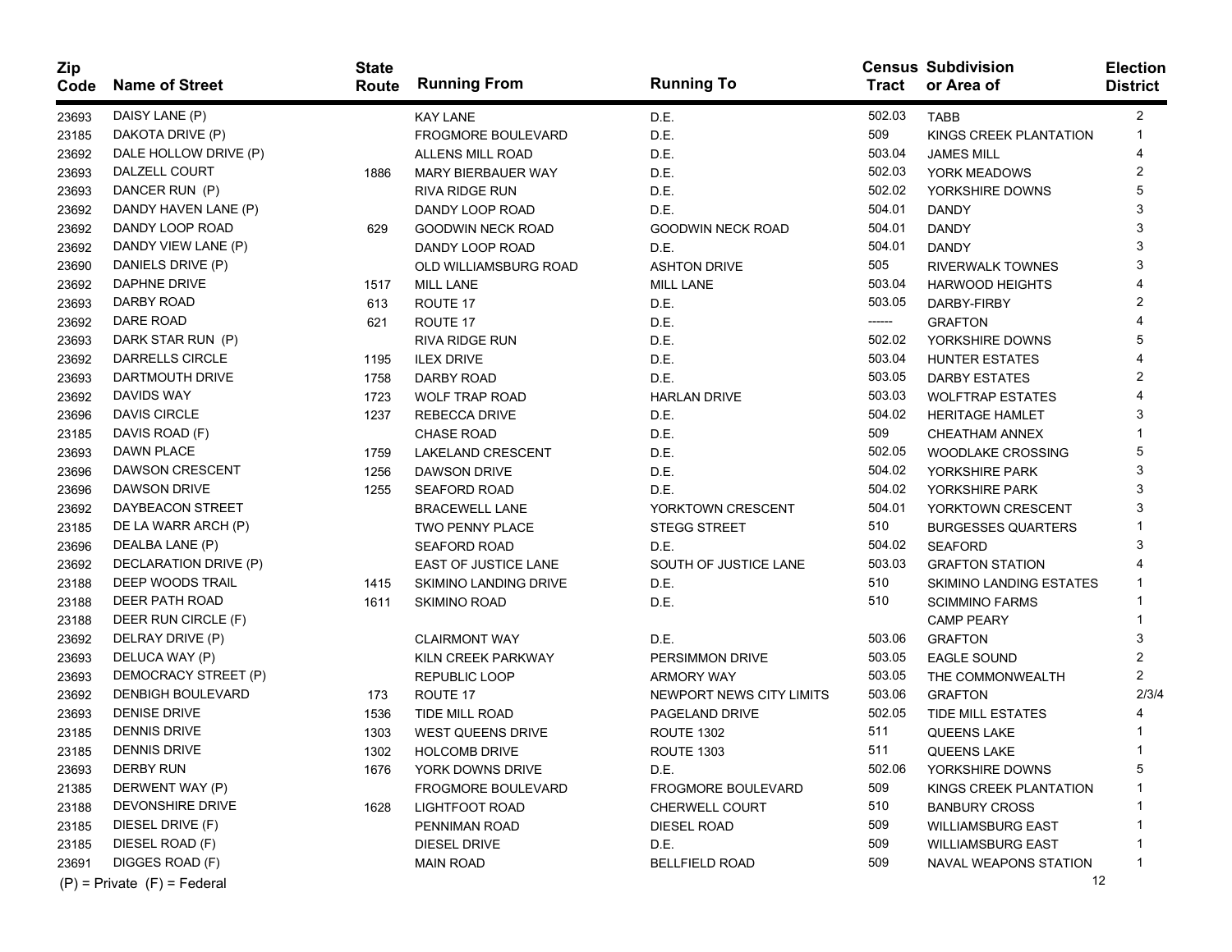| Zip Code | Name of Street | State Route | Running From | Running To | Census Tract | Subdivision or Area of | Election District |
|---|---|---|---|---|---|---|---|
| 23693 | DAISY LANE (P) | | KAY LANE | D.E. | 502.03 | TABB | 2 |
| 23185 | DAKOTA DRIVE (P) | | FROGMORE BOULEVARD | D.E. | 509 | KINGS CREEK PLANTATION | 1 |
| 23692 | DALE HOLLOW DRIVE (P) | | ALLENS MILL ROAD | D.E. | 503.04 | JAMES MILL | 4 |
| 23693 | DALZELL COURT | 1886 | MARY BIERBAUER WAY | D.E. | 502.03 | YORK MEADOWS | 2 |
| 23693 | DANCER RUN (P) | | RIVA RIDGE RUN | D.E. | 502.02 | YORKSHIRE DOWNS | 5 |
| 23692 | DANDY HAVEN LANE (P) | | DANDY LOOP ROAD | D.E. | 504.01 | DANDY | 3 |
| 23692 | DANDY LOOP ROAD | 629 | GOODWIN NECK ROAD | GOODWIN NECK ROAD | 504.01 | DANDY | 3 |
| 23692 | DANDY VIEW LANE (P) | | DANDY LOOP ROAD | D.E. | 504.01 | DANDY | 3 |
| 23690 | DANIELS DRIVE (P) | | OLD WILLIAMSBURG ROAD | ASHTON DRIVE | 505 | RIVERWALK TOWNES | 3 |
| 23692 | DAPHNE DRIVE | 1517 | MILL LANE | MILL LANE | 503.04 | HARWOOD HEIGHTS | 4 |
| 23693 | DARBY ROAD | 613 | ROUTE 17 | D.E. | 503.05 | DARBY-FIRBY | 2 |
| 23692 | DARE ROAD | 621 | ROUTE 17 | D.E. | ------ | GRAFTON | 4 |
| 23693 | DARK STAR RUN (P) | | RIVA RIDGE RUN | D.E. | 502.02 | YORKSHIRE DOWNS | 5 |
| 23692 | DARRELLS CIRCLE | 1195 | ILEX DRIVE | D.E. | 503.04 | HUNTER ESTATES | 4 |
| 23693 | DARTMOUTH DRIVE | 1758 | DARBY ROAD | D.E. | 503.05 | DARBY ESTATES | 2 |
| 23692 | DAVIDS WAY | 1723 | WOLF TRAP ROAD | HARLAN DRIVE | 503.03 | WOLFTRAP ESTATES | 4 |
| 23696 | DAVIS CIRCLE | 1237 | REBECCA DRIVE | D.E. | 504.02 | HERITAGE HAMLET | 3 |
| 23185 | DAVIS ROAD (F) | | CHASE ROAD | D.E. | 509 | CHEATHAM ANNEX | 1 |
| 23693 | DAWN PLACE | 1759 | LAKELAND CRESCENT | D.E. | 502.05 | WOODLAKE CROSSING | 5 |
| 23696 | DAWSON CRESCENT | 1256 | DAWSON DRIVE | D.E. | 504.02 | YORKSHIRE PARK | 3 |
| 23696 | DAWSON DRIVE | 1255 | SEAFORD ROAD | D.E. | 504.02 | YORKSHIRE PARK | 3 |
| 23692 | DAYBEACON STREET | | BRACEWELL LANE | YORKTOWN CRESCENT | 504.01 | YORKTOWN CRESCENT | 3 |
| 23185 | DE LA WARR ARCH (P) | | TWO PENNY PLACE | STEGG STREET | 510 | BURGESSES QUARTERS | 1 |
| 23696 | DEALBA LANE (P) | | SEAFORD ROAD | D.E. | 504.02 | SEAFORD | 3 |
| 23692 | DECLARATION DRIVE (P) | | EAST OF JUSTICE LANE | SOUTH OF JUSTICE LANE | 503.03 | GRAFTON STATION | 4 |
| 23188 | DEEP WOODS TRAIL | 1415 | SKIMINO LANDING DRIVE | D.E. | 510 | SKIMINO LANDING ESTATES | 1 |
| 23188 | DEER PATH ROAD | 1611 | SKIMINO ROAD | D.E. | 510 | SCIMMINO FARMS | 1 |
| 23188 | DEER RUN CIRCLE (F) | | | | | CAMP PEARY | 1 |
| 23692 | DELRAY DRIVE (P) | | CLAIRMONT WAY | D.E. | 503.06 | GRAFTON | 3 |
| 23693 | DELUCA WAY (P) | | KILN CREEK PARKWAY | PERSIMMON DRIVE | 503.05 | EAGLE SOUND | 2 |
| 23693 | DEMOCRACY STREET (P) | | REPUBLIC LOOP | ARMORY WAY | 503.05 | THE COMMONWEALTH | 2 |
| 23692 | DENBIGH BOULEVARD | 173 | ROUTE 17 | NEWPORT NEWS CITY LIMITS | 503.06 | GRAFTON | 2/3/4 |
| 23693 | DENISE DRIVE | 1536 | TIDE MILL ROAD | PAGELAND DRIVE | 502.05 | TIDE MILL ESTATES | 4 |
| 23185 | DENNIS DRIVE | 1303 | WEST QUEENS DRIVE | ROUTE 1302 | 511 | QUEENS LAKE | 1 |
| 23185 | DENNIS DRIVE | 1302 | HOLCOMB DRIVE | ROUTE 1303 | 511 | QUEENS LAKE | 1 |
| 23693 | DERBY RUN | 1676 | YORK DOWNS DRIVE | D.E. | 502.06 | YORKSHIRE DOWNS | 5 |
| 21385 | DERWENT WAY (P) | | FROGMORE BOULEVARD | FROGMORE BOULEVARD | 509 | KINGS CREEK PLANTATION | 1 |
| 23188 | DEVONSHIRE DRIVE | 1628 | LIGHTFOOT ROAD | CHERWELL COURT | 510 | BANBURY CROSS | 1 |
| 23185 | DIESEL DRIVE (F) | | PENNIMAN ROAD | DIESEL ROAD | 509 | WILLIAMSBURG EAST | 1 |
| 23185 | DIESEL ROAD (F) | | DIESEL DRIVE | D.E. | 509 | WILLIAMSBURG EAST | 1 |
| 23691 | DIGGES ROAD (F) | | MAIN ROAD | BELLFIELD ROAD | 509 | NAVAL WEAPONS STATION | 1 |

(P) = Private (F) = Federal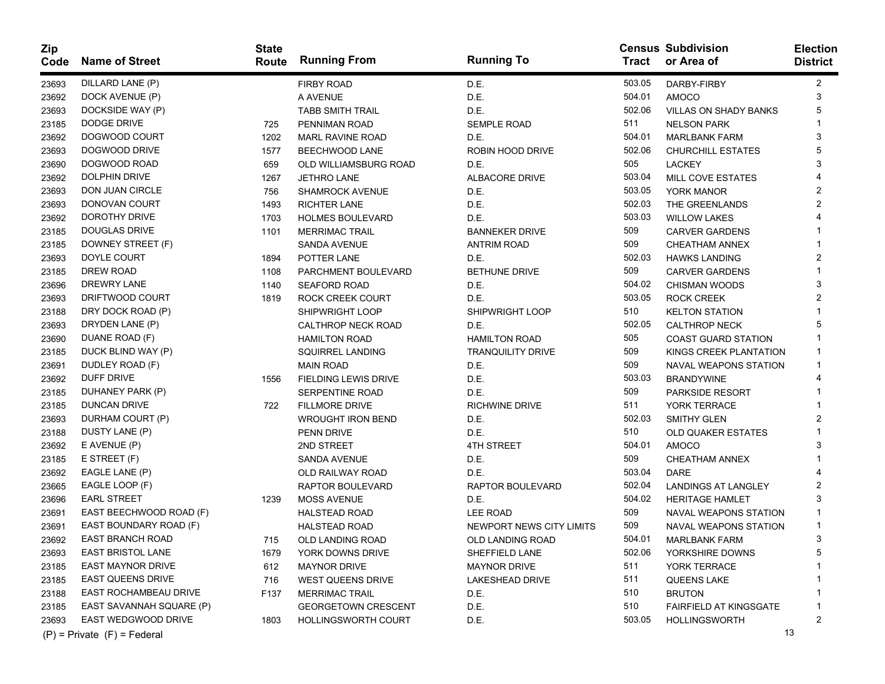| Zip Code | Name of Street | State Route | Running From | Running To | Census Tract | Subdivision or Area of | Election District |
|---|---|---|---|---|---|---|---|
| 23693 | DILLARD LANE (P) | | FIRBY ROAD | D.E. | 503.05 | DARBY-FIRBY | 2 |
| 23692 | DOCK AVENUE (P) | | A AVENUE | D.E. | 504.01 | AMOCO | 3 |
| 23693 | DOCKSIDE WAY (P) | | TABB SMITH TRAIL | D.E. | 502.06 | VILLAS ON SHADY BANKS | 5 |
| 23185 | DODGE DRIVE | 725 | PENNIMAN ROAD | SEMPLE ROAD | 511 | NELSON PARK | 1 |
| 23692 | DOGWOOD COURT | 1202 | MARL RAVINE ROAD | D.E. | 504.01 | MARLBANK FARM | 3 |
| 23693 | DOGWOOD DRIVE | 1577 | BEECHWOOD LANE | ROBIN HOOD DRIVE | 502.06 | CHURCHILL ESTATES | 5 |
| 23690 | DOGWOOD ROAD | 659 | OLD WILLIAMSBURG ROAD | D.E. | 505 | LACKEY | 3 |
| 23692 | DOLPHIN DRIVE | 1267 | JETHRO LANE | ALBACORE DRIVE | 503.04 | MILL COVE ESTATES | 4 |
| 23693 | DON JUAN CIRCLE | 756 | SHAMROCK AVENUE | D.E. | 503.05 | YORK MANOR | 2 |
| 23693 | DONOVAN COURT | 1493 | RICHTER LANE | D.E. | 502.03 | THE GREENLANDS | 2 |
| 23692 | DOROTHY DRIVE | 1703 | HOLMES BOULEVARD | D.E. | 503.03 | WILLOW LAKES | 4 |
| 23185 | DOUGLAS DRIVE | 1101 | MERRIMAC TRAIL | BANNEKER DRIVE | 509 | CARVER GARDENS | 1 |
| 23185 | DOWNEY STREET (F) | | SANDA AVENUE | ANTRIM ROAD | 509 | CHEATHAM ANNEX | 1 |
| 23693 | DOYLE COURT | 1894 | POTTER LANE | D.E. | 502.03 | HAWKS LANDING | 2 |
| 23185 | DREW ROAD | 1108 | PARCHMENT BOULEVARD | BETHUNE DRIVE | 509 | CARVER GARDENS | 1 |
| 23696 | DREWRY LANE | 1140 | SEAFORD ROAD | D.E. | 504.02 | CHISMAN WOODS | 3 |
| 23693 | DRIFTWOOD COURT | 1819 | ROCK CREEK COURT | D.E. | 503.05 | ROCK CREEK | 2 |
| 23188 | DRY DOCK ROAD (P) | | SHIPWRIGHT LOOP | SHIPWRIGHT LOOP | 510 | KELTON STATION | 1 |
| 23693 | DRYDEN LANE (P) | | CALTHROP NECK ROAD | D.E. | 502.05 | CALTHROP NECK | 5 |
| 23690 | DUANE ROAD (F) | | HAMILTON ROAD | HAMILTON ROAD | 505 | COAST GUARD STATION | 1 |
| 23185 | DUCK BLIND WAY (P) | | SQUIRREL LANDING | TRANQUILITY DRIVE | 509 | KINGS CREEK PLANTATION | 1 |
| 23691 | DUDLEY ROAD (F) | | MAIN ROAD | D.E. | 509 | NAVAL WEAPONS STATION | 1 |
| 23692 | DUFF DRIVE | 1556 | FIELDING LEWIS DRIVE | D.E. | 503.03 | BRANDYWINE | 4 |
| 23185 | DUHANEY PARK (P) | | SERPENTINE ROAD | D.E. | 509 | PARKSIDE RESORT | 1 |
| 23185 | DUNCAN DRIVE | 722 | FILLMORE DRIVE | RICHWINE DRIVE | 511 | YORK TERRACE | 1 |
| 23693 | DURHAM COURT (P) | | WROUGHT IRON BEND | D.E. | 502.03 | SMITHY GLEN | 2 |
| 23188 | DUSTY LANE (P) | | PENN DRIVE | D.E. | 510 | OLD QUAKER ESTATES | 1 |
| 23692 | E AVENUE (P) | | 2ND STREET | 4TH STREET | 504.01 | AMOCO | 3 |
| 23185 | E STREET (F) | | SANDA AVENUE | D.E. | 509 | CHEATHAM ANNEX | 1 |
| 23692 | EAGLE LANE (P) | | OLD RAILWAY ROAD | D.E. | 503.04 | DARE | 4 |
| 23665 | EAGLE LOOP (F) | | RAPTOR BOULEVARD | RAPTOR BOULEVARD | 502.04 | LANDINGS AT LANGLEY | 2 |
| 23696 | EARL STREET | 1239 | MOSS AVENUE | D.E. | 504.02 | HERITAGE HAMLET | 3 |
| 23691 | EAST BEECHWOOD ROAD (F) | | HALSTEAD ROAD | LEE ROAD | 509 | NAVAL WEAPONS STATION | 1 |
| 23691 | EAST BOUNDARY ROAD (F) | | HALSTEAD ROAD | NEWPORT NEWS CITY LIMITS | 509 | NAVAL WEAPONS STATION | 1 |
| 23692 | EAST BRANCH ROAD | 715 | OLD LANDING ROAD | OLD LANDING ROAD | 504.01 | MARLBANK FARM | 3 |
| 23693 | EAST BRISTOL LANE | 1679 | YORK DOWNS DRIVE | SHEFFIELD LANE | 502.06 | YORKSHIRE DOWNS | 5 |
| 23185 | EAST MAYNOR DRIVE | 612 | MAYNOR DRIVE | MAYNOR DRIVE | 511 | YORK TERRACE | 1 |
| 23185 | EAST QUEENS DRIVE | 716 | WEST QUEENS DRIVE | LAKESHEAD DRIVE | 511 | QUEENS LAKE | 1 |
| 23188 | EAST ROCHAMBEAU DRIVE | F137 | MERRIMAC TRAIL | D.E. | 510 | BRUTON | 1 |
| 23185 | EAST SAVANNAH SQUARE (P) | | GEORGETOWN CRESCENT | D.E. | 510 | FAIRFIELD AT KINGSGATE | 1 |
| 23693 | EAST WEDGWOOD DRIVE | 1803 | HOLLINGSWORTH COURT | D.E. | 503.05 | HOLLINGSWORTH | 2 |

(P) = Private (F) = Federal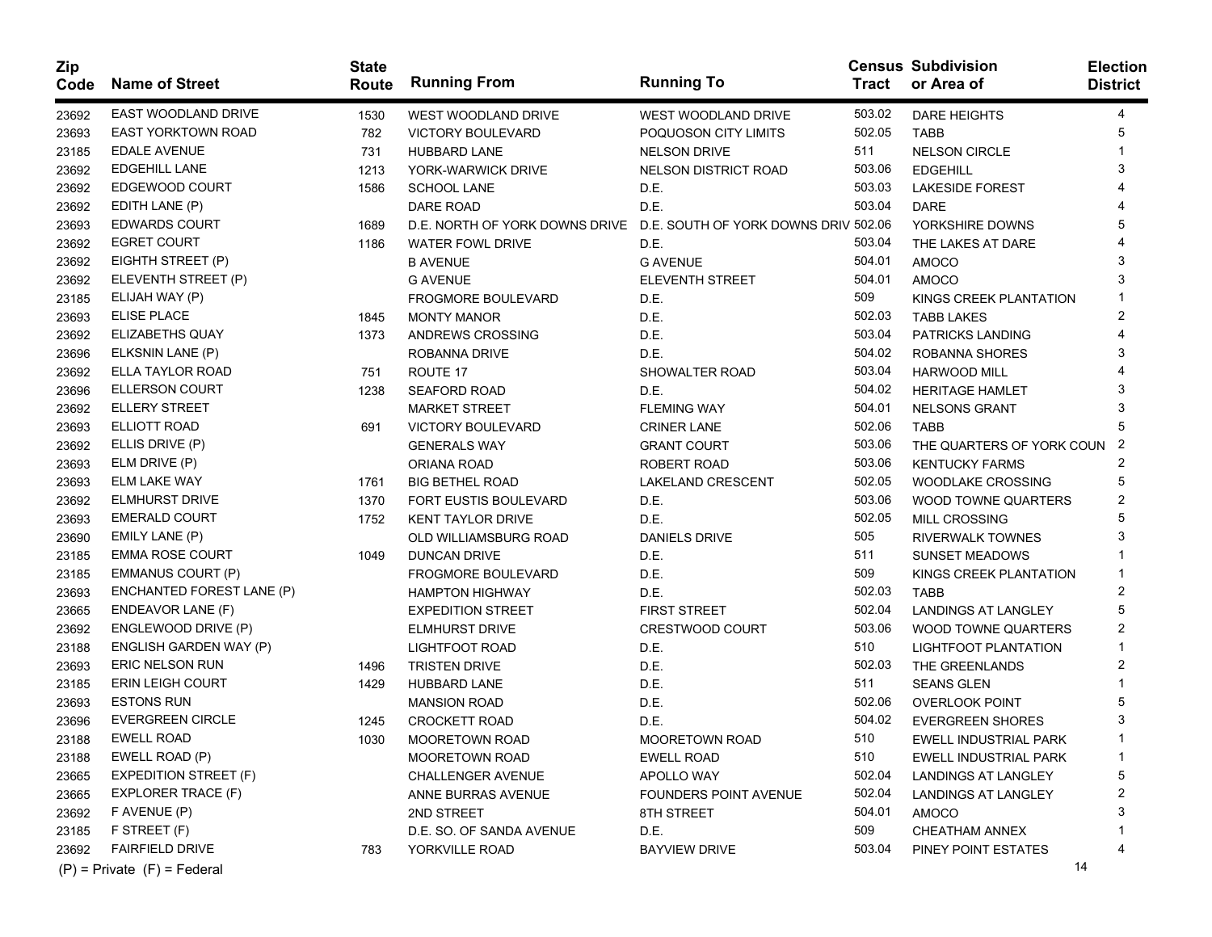| Zip Code | Name of Street | State Route | Running From | Running To | Census Tract | Subdivision or Area of | Election District |
|---|---|---|---|---|---|---|---|
| 23692 | EAST WOODLAND DRIVE | 1530 | WEST WOODLAND DRIVE | WEST WOODLAND DRIVE | 503.02 | DARE HEIGHTS | 4 |
| 23693 | EAST YORKTOWN ROAD | 782 | VICTORY BOULEVARD | POQUOSON CITY LIMITS | 502.05 | TABB | 5 |
| 23185 | EDALE AVENUE | 731 | HUBBARD LANE | NELSON DRIVE | 511 | NELSON CIRCLE | 1 |
| 23692 | EDGEHILL LANE | 1213 | YORK-WARWICK DRIVE | NELSON DISTRICT ROAD | 503.06 | EDGEHILL | 3 |
| 23692 | EDGEWOOD COURT | 1586 | SCHOOL LANE | D.E. | 503.03 | LAKESIDE FOREST | 4 |
| 23692 | EDITH LANE (P) | | DARE ROAD | D.E. | 503.04 | DARE | 4 |
| 23693 | EDWARDS COURT | 1689 | D.E. NORTH OF YORK DOWNS DRIVE | D.E. SOUTH OF YORK DOWNS DRIV | 502.06 | YORKSHIRE DOWNS | 5 |
| 23692 | EGRET COURT | 1186 | WATER FOWL DRIVE | D.E. | 503.04 | THE LAKES AT DARE | 4 |
| 23692 | EIGHTH STREET (P) | | B AVENUE | G AVENUE | 504.01 | AMOCO | 3 |
| 23692 | ELEVENTH STREET (P) | | G AVENUE | ELEVENTH STREET | 504.01 | AMOCO | 3 |
| 23185 | ELIJAH WAY (P) | | FROGMORE BOULEVARD | D.E. | 509 | KINGS CREEK PLANTATION | 1 |
| 23693 | ELISE PLACE | 1845 | MONTY MANOR | D.E. | 502.03 | TABB LAKES | 2 |
| 23692 | ELIZABETHS QUAY | 1373 | ANDREWS CROSSING | D.E. | 503.04 | PATRICKS LANDING | 4 |
| 23696 | ELKSNIN LANE (P) | | ROBANNA DRIVE | D.E. | 504.02 | ROBANNA SHORES | 3 |
| 23692 | ELLA TAYLOR ROAD | 751 | ROUTE 17 | SHOWALTER ROAD | 503.04 | HARWOOD MILL | 4 |
| 23696 | ELLERSON COURT | 1238 | SEAFORD ROAD | D.E. | 504.02 | HERITAGE HAMLET | 3 |
| 23692 | ELLERY STREET | | MARKET STREET | FLEMING WAY | 504.01 | NELSONS GRANT | 3 |
| 23693 | ELLIOTT ROAD | 691 | VICTORY BOULEVARD | CRINER LANE | 502.06 | TABB | 5 |
| 23692 | ELLIS DRIVE (P) | | GENERALS WAY | GRANT COURT | 503.06 | THE QUARTERS OF YORK COUN | 2 |
| 23693 | ELM DRIVE (P) | | ORIANA ROAD | ROBERT ROAD | 503.06 | KENTUCKY FARMS | 2 |
| 23693 | ELM LAKE WAY | 1761 | BIG BETHEL ROAD | LAKELAND CRESCENT | 502.05 | WOODLAKE CROSSING | 5 |
| 23692 | ELMHURST DRIVE | 1370 | FORT EUSTIS BOULEVARD | D.E. | 503.06 | WOOD TOWNE QUARTERS | 2 |
| 23693 | EMERALD COURT | 1752 | KENT TAYLOR DRIVE | D.E. | 502.05 | MILL CROSSING | 5 |
| 23690 | EMILY LANE (P) | | OLD WILLIAMSBURG ROAD | DANIELS DRIVE | 505 | RIVERWALK TOWNES | 3 |
| 23185 | EMMA ROSE COURT | 1049 | DUNCAN DRIVE | D.E. | 511 | SUNSET MEADOWS | 1 |
| 23185 | EMMANUS COURT (P) | | FROGMORE BOULEVARD | D.E. | 509 | KINGS CREEK PLANTATION | 1 |
| 23693 | ENCHANTED FOREST LANE (P) | | HAMPTON HIGHWAY | D.E. | 502.03 | TABB | 2 |
| 23665 | ENDEAVOR LANE (F) | | EXPEDITION STREET | FIRST STREET | 502.04 | LANDINGS AT LANGLEY | 5 |
| 23692 | ENGLEWOOD DRIVE (P) | | ELMHURST DRIVE | CRESTWOOD COURT | 503.06 | WOOD TOWNE QUARTERS | 2 |
| 23188 | ENGLISH GARDEN WAY (P) | | LIGHTFOOT ROAD | D.E. | 510 | LIGHTFOOT PLANTATION | 1 |
| 23693 | ERIC NELSON RUN | 1496 | TRISTEN DRIVE | D.E. | 502.03 | THE GREENLANDS | 2 |
| 23185 | ERIN LEIGH COURT | 1429 | HUBBARD LANE | D.E. | 511 | SEANS GLEN | 1 |
| 23693 | ESTONS RUN | | MANSION ROAD | D.E. | 502.06 | OVERLOOK POINT | 5 |
| 23696 | EVERGREEN CIRCLE | 1245 | CROCKETT ROAD | D.E. | 504.02 | EVERGREEN SHORES | 3 |
| 23188 | EWELL ROAD | 1030 | MOORETOWN ROAD | MOORETOWN ROAD | 510 | EWELL INDUSTRIAL PARK | 1 |
| 23188 | EWELL ROAD (P) | | MOORETOWN ROAD | EWELL ROAD | 510 | EWELL INDUSTRIAL PARK | 1 |
| 23665 | EXPEDITION STREET (F) | | CHALLENGER AVENUE | APOLLO WAY | 502.04 | LANDINGS AT LANGLEY | 5 |
| 23665 | EXPLORER TRACE (F) | | ANNE BURRAS AVENUE | FOUNDERS POINT AVENUE | 502.04 | LANDINGS AT LANGLEY | 2 |
| 23692 | F AVENUE (P) | | 2ND STREET | 8TH STREET | 504.01 | AMOCO | 3 |
| 23185 | F STREET (F) | | D.E. SO. OF SANDA AVENUE | D.E. | 509 | CHEATHAM ANNEX | 1 |
| 23692 | FAIRFIELD DRIVE | 783 | YORKVILLE ROAD | BAYVIEW DRIVE | 503.04 | PINEY POINT ESTATES | 4 |

(P) = Private (F) = Federal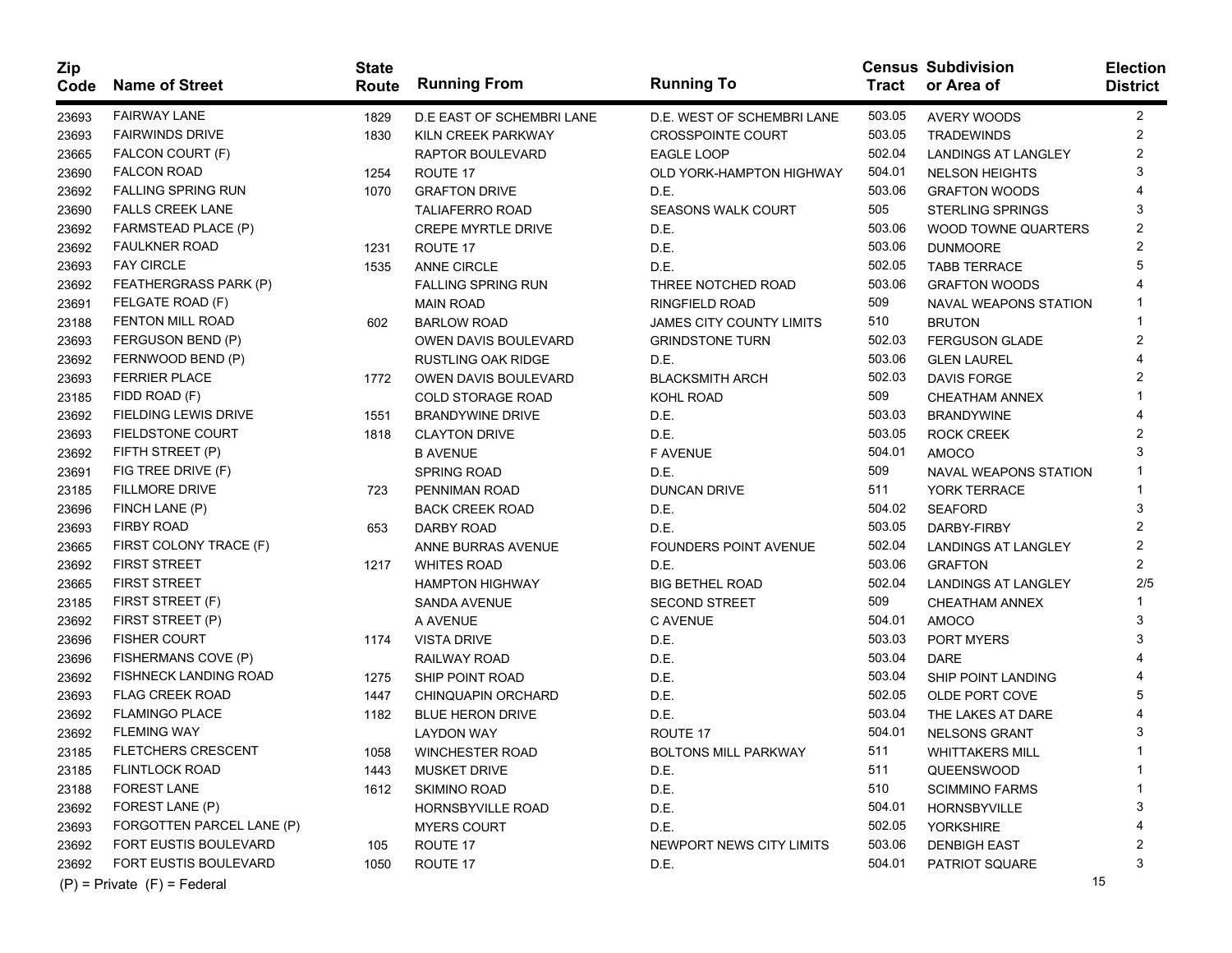| Zip Code | Name of Street | State Route | Running From | Running To | Census Tract | Subdivision or Area of | Election District |
|---|---|---|---|---|---|---|---|
| 23693 | FAIRWAY LANE | 1829 | D.E EAST OF SCHEMBRI LANE | D.E. WEST OF SCHEMBRI LANE | 503.05 | AVERY WOODS | 2 |
| 23693 | FAIRWINDS DRIVE | 1830 | KILN CREEK PARKWAY | CROSSPOINTE COURT | 503.05 | TRADEWINDS | 2 |
| 23665 | FALCON COURT (F) | | RAPTOR BOULEVARD | EAGLE LOOP | 502.04 | LANDINGS AT LANGLEY | 2 |
| 23690 | FALCON ROAD | 1254 | ROUTE 17 | OLD YORK-HAMPTON HIGHWAY | 504.01 | NELSON HEIGHTS | 3 |
| 23692 | FALLING SPRING RUN | 1070 | GRAFTON DRIVE | D.E. | 503.06 | GRAFTON WOODS | 4 |
| 23690 | FALLS CREEK LANE | | TALIAFERRO ROAD | SEASONS WALK COURT | 505 | STERLING SPRINGS | 3 |
| 23692 | FARMSTEAD PLACE (P) | | CREPE MYRTLE DRIVE | D.E. | 503.06 | WOOD TOWNE QUARTERS | 2 |
| 23692 | FAULKNER ROAD | 1231 | ROUTE 17 | D.E. | 503.06 | DUNMOORE | 2 |
| 23693 | FAY CIRCLE | 1535 | ANNE CIRCLE | D.E. | 502.05 | TABB TERRACE | 5 |
| 23692 | FEATHERGRASS PARK (P) | | FALLING SPRING RUN | THREE NOTCHED ROAD | 503.06 | GRAFTON WOODS | 4 |
| 23691 | FELGATE ROAD (F) | | MAIN ROAD | RINGFIELD ROAD | 509 | NAVAL WEAPONS STATION | 1 |
| 23188 | FENTON MILL ROAD | 602 | BARLOW ROAD | JAMES CITY COUNTY LIMITS | 510 | BRUTON | 1 |
| 23693 | FERGUSON BEND (P) | | OWEN DAVIS BOULEVARD | GRINDSTONE TURN | 502.03 | FERGUSON GLADE | 2 |
| 23692 | FERNWOOD BEND (P) | | RUSTLING OAK RIDGE | D.E. | 503.06 | GLEN LAUREL | 4 |
| 23693 | FERRIER PLACE | 1772 | OWEN DAVIS BOULEVARD | BLACKSMITH ARCH | 502.03 | DAVIS FORGE | 2 |
| 23185 | FIDD ROAD (F) | | COLD STORAGE ROAD | KOHL ROAD | 509 | CHEATHAM ANNEX | 1 |
| 23692 | FIELDING LEWIS DRIVE | 1551 | BRANDYWINE DRIVE | D.E. | 503.03 | BRANDYWINE | 4 |
| 23693 | FIELDSTONE COURT | 1818 | CLAYTON DRIVE | D.E. | 503.05 | ROCK CREEK | 2 |
| 23692 | FIFTH STREET (P) | | B AVENUE | F AVENUE | 504.01 | AMOCO | 3 |
| 23691 | FIG TREE DRIVE (F) | | SPRING ROAD | D.E. | 509 | NAVAL WEAPONS STATION | 1 |
| 23185 | FILLMORE DRIVE | 723 | PENNIMAN ROAD | DUNCAN DRIVE | 511 | YORK TERRACE | 1 |
| 23696 | FINCH LANE (P) | | BACK CREEK ROAD | D.E. | 504.02 | SEAFORD | 3 |
| 23693 | FIRBY ROAD | 653 | DARBY ROAD | D.E. | 503.05 | DARBY-FIRBY | 2 |
| 23665 | FIRST COLONY TRACE (F) | | ANNE BURRAS AVENUE | FOUNDERS POINT AVENUE | 502.04 | LANDINGS AT LANGLEY | 2 |
| 23692 | FIRST STREET | 1217 | WHITES ROAD | D.E. | 503.06 | GRAFTON | 2 |
| 23665 | FIRST STREET | | HAMPTON HIGHWAY | BIG BETHEL ROAD | 502.04 | LANDINGS AT LANGLEY | 2/5 |
| 23185 | FIRST STREET (F) | | SANDA AVENUE | SECOND STREET | 509 | CHEATHAM ANNEX | 1 |
| 23692 | FIRST STREET (P) | | A AVENUE | C AVENUE | 504.01 | AMOCO | 3 |
| 23696 | FISHER COURT | 1174 | VISTA DRIVE | D.E. | 503.03 | PORT MYERS | 3 |
| 23696 | FISHERMANS COVE (P) | | RAILWAY ROAD | D.E. | 503.04 | DARE | 4 |
| 23692 | FISHNECK LANDING ROAD | 1275 | SHIP POINT ROAD | D.E. | 503.04 | SHIP POINT LANDING | 4 |
| 23693 | FLAG CREEK ROAD | 1447 | CHINQUAPIN ORCHARD | D.E. | 502.05 | OLDE PORT COVE | 5 |
| 23692 | FLAMINGO PLACE | 1182 | BLUE HERON DRIVE | D.E. | 503.04 | THE LAKES AT DARE | 4 |
| 23692 | FLEMING WAY | | LAYDON WAY | ROUTE 17 | 504.01 | NELSONS GRANT | 3 |
| 23185 | FLETCHERS CRESCENT | 1058 | WINCHESTER ROAD | BOLTONS MILL PARKWAY | 511 | WHITTAKERS MILL | 1 |
| 23185 | FLINTLOCK ROAD | 1443 | MUSKET DRIVE | D.E. | 511 | QUEENSWOOD | 1 |
| 23188 | FOREST LANE | 1612 | SKIMINO ROAD | D.E. | 510 | SCIMMINO FARMS | 1 |
| 23692 | FOREST LANE (P) | | HORNSBYVILLE ROAD | D.E. | 504.01 | HORNSBYVILLE | 3 |
| 23693 | FORGOTTEN PARCEL LANE (P) | | MYERS COURT | D.E. | 502.05 | YORKSHIRE | 4 |
| 23692 | FORT EUSTIS BOULEVARD | 105 | ROUTE 17 | NEWPORT NEWS CITY LIMITS | 503.06 | DENBIGH EAST | 2 |
| 23692 | FORT EUSTIS BOULEVARD | 1050 | ROUTE 17 | D.E. | 504.01 | PATRIOT SQUARE | 3 |

(P) = Private (F) = Federal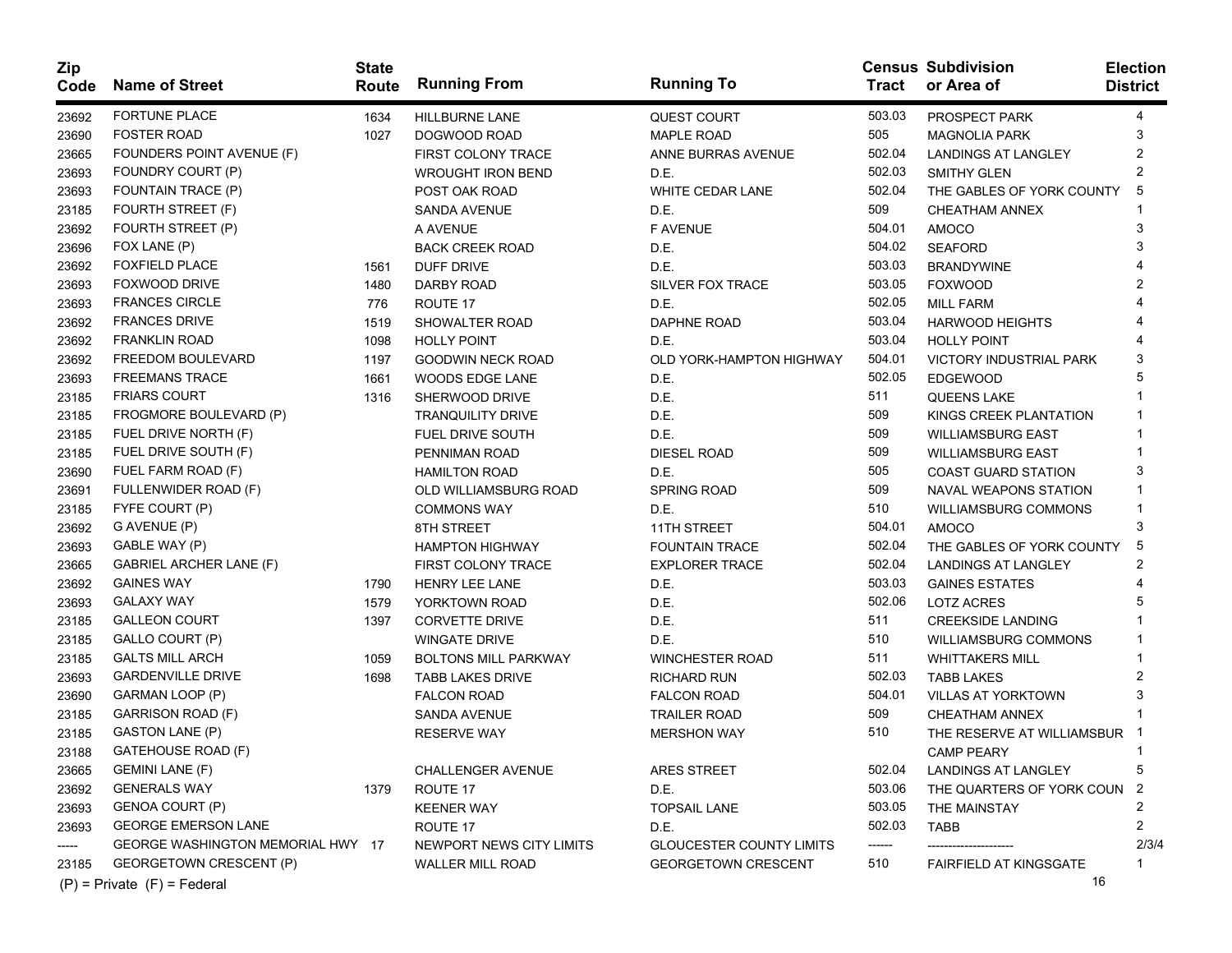| Zip Code | Name of Street | State Route | Running From | Running To | Census Tract | Subdivision or Area of | Election District |
|---|---|---|---|---|---|---|---|
| 23692 | FORTUNE PLACE | 1634 | HILLBURNE LANE | QUEST COURT | 503.03 | PROSPECT PARK | 4 |
| 23690 | FOSTER ROAD | 1027 | DOGWOOD ROAD | MAPLE ROAD | 505 | MAGNOLIA PARK | 3 |
| 23665 | FOUNDERS POINT AVENUE (F) | | FIRST COLONY TRACE | ANNE BURRAS AVENUE | 502.04 | LANDINGS AT LANGLEY | 2 |
| 23693 | FOUNDRY COURT (P) | | WROUGHT IRON BEND | D.E. | 502.03 | SMITHY GLEN | 2 |
| 23693 | FOUNTAIN TRACE (P) | | POST OAK ROAD | WHITE CEDAR LANE | 502.04 | THE GABLES OF YORK COUNTY | 5 |
| 23185 | FOURTH STREET (F) | | SANDA AVENUE | D.E. | 509 | CHEATHAM ANNEX | 1 |
| 23692 | FOURTH STREET (P) | | A AVENUE | F AVENUE | 504.01 | AMOCO | 3 |
| 23696 | FOX LANE (P) | | BACK CREEK ROAD | D.E. | 504.02 | SEAFORD | 3 |
| 23692 | FOXFIELD PLACE | 1561 | DUFF DRIVE | D.E. | 503.03 | BRANDYWINE | 4 |
| 23693 | FOXWOOD DRIVE | 1480 | DARBY ROAD | SILVER FOX TRACE | 503.05 | FOXWOOD | 2 |
| 23693 | FRANCES CIRCLE | 776 | ROUTE 17 | D.E. | 502.05 | MILL FARM | 4 |
| 23692 | FRANCES DRIVE | 1519 | SHOWALTER ROAD | DAPHNE ROAD | 503.04 | HARWOOD HEIGHTS | 4 |
| 23692 | FRANKLIN ROAD | 1098 | HOLLY POINT | D.E. | 503.04 | HOLLY POINT | 4 |
| 23692 | FREEDOM BOULEVARD | 1197 | GOODWIN NECK ROAD | OLD YORK-HAMPTON HIGHWAY | 504.01 | VICTORY INDUSTRIAL PARK | 3 |
| 23693 | FREEMANS TRACE | 1661 | WOODS EDGE LANE | D.E. | 502.05 | EDGEWOOD | 5 |
| 23185 | FRIARS COURT | 1316 | SHERWOOD DRIVE | D.E. | 511 | QUEENS LAKE | 1 |
| 23185 | FROGMORE BOULEVARD (P) | | TRANQUILITY DRIVE | D.E. | 509 | KINGS CREEK PLANTATION | 1 |
| 23185 | FUEL DRIVE NORTH (F) | | FUEL DRIVE SOUTH | D.E. | 509 | WILLIAMSBURG EAST | 1 |
| 23185 | FUEL DRIVE SOUTH (F) | | PENNIMAN ROAD | DIESEL ROAD | 509 | WILLIAMSBURG EAST | 1 |
| 23690 | FUEL FARM ROAD (F) | | HAMILTON ROAD | D.E. | 505 | COAST GUARD STATION | 3 |
| 23691 | FULLENWIDER ROAD (F) | | OLD WILLIAMSBURG ROAD | SPRING ROAD | 509 | NAVAL WEAPONS STATION | 1 |
| 23185 | FYFE COURT (P) | | COMMONS WAY | D.E. | 510 | WILLIAMSBURG COMMONS | 1 |
| 23692 | G AVENUE (P) | | 8TH STREET | 11TH STREET | 504.01 | AMOCO | 3 |
| 23693 | GABLE WAY (P) | | HAMPTON HIGHWAY | FOUNTAIN TRACE | 502.04 | THE GABLES OF YORK COUNTY | 5 |
| 23665 | GABRIEL ARCHER LANE (F) | | FIRST COLONY TRACE | EXPLORER TRACE | 502.04 | LANDINGS AT LANGLEY | 2 |
| 23692 | GAINES WAY | 1790 | HENRY LEE LANE | D.E. | 503.03 | GAINES ESTATES | 4 |
| 23693 | GALAXY WAY | 1579 | YORKTOWN ROAD | D.E. | 502.06 | LOTZ ACRES | 5 |
| 23185 | GALLEON COURT | 1397 | CORVETTE DRIVE | D.E. | 511 | CREEKSIDE LANDING | 1 |
| 23185 | GALLO COURT (P) | | WINGATE DRIVE | D.E. | 510 | WILLIAMSBURG COMMONS | 1 |
| 23185 | GALTS MILL ARCH | 1059 | BOLTONS MILL PARKWAY | WINCHESTER ROAD | 511 | WHITTAKERS MILL | 1 |
| 23693 | GARDENVILLE DRIVE | 1698 | TABB LAKES DRIVE | RICHARD RUN | 502.03 | TABB LAKES | 2 |
| 23690 | GARMAN LOOP (P) | | FALCON ROAD | FALCON ROAD | 504.01 | VILLAS AT YORKTOWN | 3 |
| 23185 | GARRISON ROAD (F) | | SANDA AVENUE | TRAILER ROAD | 509 | CHEATHAM ANNEX | 1 |
| 23185 | GASTON LANE (P) | | RESERVE WAY | MERSHON WAY | 510 | THE RESERVE AT WILLIAMSBUR | 1 |
| 23188 | GATEHOUSE ROAD (F) | | | | | CAMP PEARY | 1 |
| 23665 | GEMINI LANE (F) | | CHALLENGER AVENUE | ARES STREET | 502.04 | LANDINGS AT LANGLEY | 5 |
| 23692 | GENERALS WAY | 1379 | ROUTE 17 | D.E. | 503.06 | THE QUARTERS OF YORK COUN | 2 |
| 23693 | GENOA COURT (P) | | KEENER WAY | TOPSAIL LANE | 503.05 | THE MAINSTAY | 2 |
| 23693 | GEORGE EMERSON LANE | | ROUTE 17 | D.E. | 502.03 | TABB | 2 |
| ----- | GEORGE WASHINGTON MEMORIAL HWY | 17 | NEWPORT NEWS CITY LIMITS | GLOUCESTER COUNTY LIMITS | ------ | -------------------- | 2/3/4 |
| 23185 | GEORGETOWN CRESCENT (P) | | WALLER MILL ROAD | GEORGETOWN CRESCENT | 510 | FAIRFIELD AT KINGSGATE | 1 |

(P) = Private (F) = Federal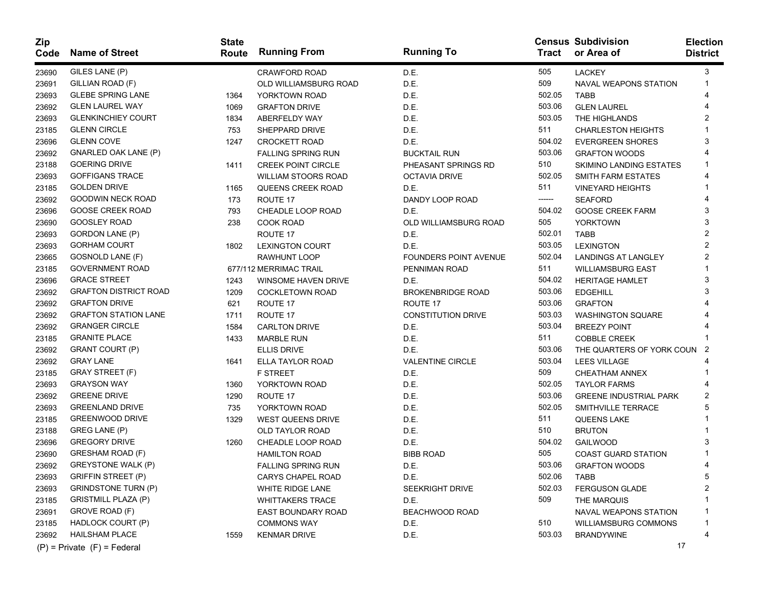| Zip Code | Name of Street | State Route | Running From | Running To | Census Tract | Subdivision or Area of | Election District |
|---|---|---|---|---|---|---|---|
| 23690 | GILES LANE (P) | | CRAWFORD ROAD | D.E. | 505 | LACKEY | 3 |
| 23691 | GILLIAN ROAD (F) | | OLD WILLIAMSBURG ROAD | D.E. | 509 | NAVAL WEAPONS STATION | 1 |
| 23693 | GLEBE SPRING LANE | 1364 | YORKTOWN ROAD | D.E. | 502.05 | TABB | 4 |
| 23692 | GLEN LAUREL WAY | 1069 | GRAFTON DRIVE | D.E. | 503.06 | GLEN LAUREL | 4 |
| 23693 | GLENKINCHIEY COURT | 1834 | ABERFELDY WAY | D.E. | 503.05 | THE HIGHLANDS | 2 |
| 23185 | GLENN CIRCLE | 753 | SHEPPARD DRIVE | D.E. | 511 | CHARLESTON HEIGHTS | 1 |
| 23696 | GLENN COVE | 1247 | CROCKETT ROAD | D.E. | 504.02 | EVERGREEN SHORES | 3 |
| 23692 | GNARLED OAK LANE (P) | | FALLING SPRING RUN | BUCKTAIL RUN | 503.06 | GRAFTON WOODS | 4 |
| 23188 | GOERING DRIVE | 1411 | CREEK POINT CIRCLE | PHEASANT SPRINGS RD | 510 | SKIMINO LANDING ESTATES | 1 |
| 23693 | GOFFIGANS TRACE | | WILLIAM STOORS ROAD | OCTAVIA DRIVE | 502.05 | SMITH FARM ESTATES | 4 |
| 23185 | GOLDEN DRIVE | 1165 | QUEENS CREEK ROAD | D.E. | 511 | VINEYARD HEIGHTS | 1 |
| 23692 | GOODWIN NECK ROAD | 173 | ROUTE 17 | DANDY LOOP ROAD | ------ | SEAFORD | 4 |
| 23696 | GOOSE CREEK ROAD | 793 | CHEADLE LOOP ROAD | D.E. | 504.02 | GOOSE CREEK FARM | 3 |
| 23690 | GOOSLEY ROAD | 238 | COOK ROAD | OLD WILLIAMSBURG ROAD | 505 | YORKTOWN | 3 |
| 23693 | GORDON LANE (P) | | ROUTE 17 | D.E. | 502.01 | TABB | 2 |
| 23693 | GORHAM COURT | 1802 | LEXINGTON COURT | D.E. | 503.05 | LEXINGTON | 2 |
| 23665 | GOSNOLD LANE (F) | | RAWHUNT LOOP | FOUNDERS POINT AVENUE | 502.04 | LANDINGS AT LANGLEY | 2 |
| 23185 | GOVERNMENT ROAD | 677/112 | MERRIMAC TRAIL | PENNIMAN ROAD | 511 | WILLIAMSBURG EAST | 1 |
| 23696 | GRACE STREET | 1243 | WINSOME HAVEN DRIVE | D.E. | 504.02 | HERITAGE HAMLET | 3 |
| 23692 | GRAFTON DISTRICT ROAD | 1209 | COCKLETOWN ROAD | BROKENBRIDGE ROAD | 503.06 | EDGEHILL | 3 |
| 23692 | GRAFTON DRIVE | 621 | ROUTE 17 | ROUTE 17 | 503.06 | GRAFTON | 4 |
| 23692 | GRAFTON STATION LANE | 1711 | ROUTE 17 | CONSTITUTION DRIVE | 503.03 | WASHINGTON SQUARE | 4 |
| 23692 | GRANGER CIRCLE | 1584 | CARLTON DRIVE | D.E. | 503.04 | BREEZY POINT | 4 |
| 23185 | GRANITE PLACE | 1433 | MARBLE RUN | D.E. | 511 | COBBLE CREEK | 1 |
| 23692 | GRANT COURT (P) | | ELLIS DRIVE | D.E. | 503.06 | THE QUARTERS OF YORK COUN | 2 |
| 23692 | GRAY LANE | 1641 | ELLA TAYLOR ROAD | VALENTINE CIRCLE | 503.04 | LEES VILLAGE | 4 |
| 23185 | GRAY STREET (F) | | F STREET | D.E. | 509 | CHEATHAM ANNEX | 1 |
| 23693 | GRAYSON WAY | 1360 | YORKTOWN ROAD | D.E. | 502.05 | TAYLOR FARMS | 4 |
| 23692 | GREENE DRIVE | 1290 | ROUTE 17 | D.E. | 503.06 | GREENE INDUSTRIAL PARK | 2 |
| 23693 | GREENLAND DRIVE | 735 | YORKTOWN ROAD | D.E. | 502.05 | SMITHVILLE TERRACE | 5 |
| 23185 | GREENWOOD DRIVE | 1329 | WEST QUEENS DRIVE | D.E. | 511 | QUEENS LAKE | 1 |
| 23188 | GREG LANE (P) | | OLD TAYLOR ROAD | D.E. | 510 | BRUTON | 1 |
| 23696 | GREGORY DRIVE | 1260 | CHEADLE LOOP ROAD | D.E. | 504.02 | GAILWOOD | 3 |
| 23690 | GRESHAM ROAD (F) | | HAMILTON ROAD | BIBB ROAD | 505 | COAST GUARD STATION | 1 |
| 23692 | GREYSTONE WALK (P) | | FALLING SPRING RUN | D.E. | 503.06 | GRAFTON WOODS | 4 |
| 23693 | GRIFFIN STREET (P) | | CARYS CHAPEL ROAD | D.E. | 502.06 | TABB | 5 |
| 23693 | GRINDSTONE TURN (P) | | WHITE RIDGE LANE | SEEKRIGHT DRIVE | 502.03 | FERGUSON GLADE | 2 |
| 23185 | GRISTMILL PLAZA (P) | | WHITTAKERS TRACE | D.E. | 509 | THE MARQUIS | 1 |
| 23691 | GROVE ROAD (F) | | EAST BOUNDARY ROAD | BEACHWOOD ROAD | | NAVAL WEAPONS STATION | 1 |
| 23185 | HADLOCK COURT (P) | | COMMONS WAY | D.E. | 510 | WILLIAMSBURG COMMONS | 1 |
| 23692 | HAILSHAM PLACE | 1559 | KENMAR DRIVE | D.E. | 503.03 | BRANDYWINE | 4 |

(P) = Private (F) = Federal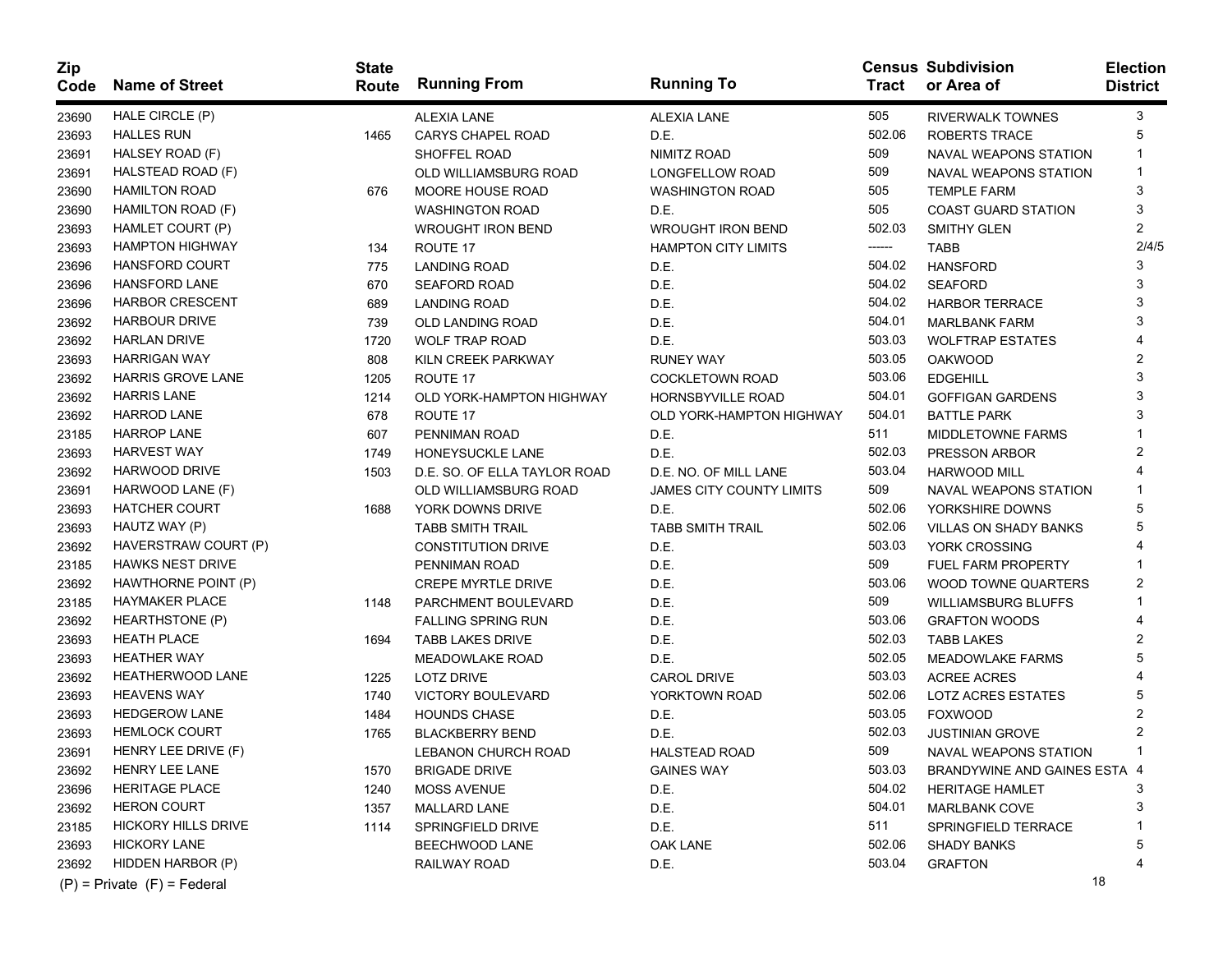| Zip Code | Name of Street | State Route | Running From | Running To | Census Tract | Subdivision or Area of | Election District |
|---|---|---|---|---|---|---|---|
| 23690 | HALE CIRCLE (P) | | ALEXIA LANE | ALEXIA LANE | 505 | RIVERWALK TOWNES | 3 |
| 23693 | HALLES RUN | 1465 | CARYS CHAPEL ROAD | D.E. | 502.06 | ROBERTS TRACE | 5 |
| 23691 | HALSEY ROAD (F) | | SHOFFEL ROAD | NIMITZ ROAD | 509 | NAVAL WEAPONS STATION | 1 |
| 23691 | HALSTEAD ROAD (F) | | OLD WILLIAMSBURG ROAD | LONGFELLOW ROAD | 509 | NAVAL WEAPONS STATION | 1 |
| 23690 | HAMILTON ROAD | 676 | MOORE HOUSE ROAD | WASHINGTON ROAD | 505 | TEMPLE FARM | 3 |
| 23690 | HAMILTON ROAD (F) | | WASHINGTON ROAD | D.E. | 505 | COAST GUARD STATION | 3 |
| 23693 | HAMLET COURT (P) | | WROUGHT IRON BEND | WROUGHT IRON BEND | 502.03 | SMITHY GLEN | 2 |
| 23693 | HAMPTON HIGHWAY | 134 | ROUTE 17 | HAMPTON CITY LIMITS | ------ | TABB | 2/4/5 |
| 23696 | HANSFORD COURT | 775 | LANDING ROAD | D.E. | 504.02 | HANSFORD | 3 |
| 23696 | HANSFORD LANE | 670 | SEAFORD ROAD | D.E. | 504.02 | SEAFORD | 3 |
| 23696 | HARBOR CRESCENT | 689 | LANDING ROAD | D.E. | 504.02 | HARBOR TERRACE | 3 |
| 23692 | HARBOUR DRIVE | 739 | OLD LANDING ROAD | D.E. | 504.01 | MARLBANK FARM | 3 |
| 23692 | HARLAN DRIVE | 1720 | WOLF TRAP ROAD | D.E. | 503.03 | WOLFTRAP ESTATES | 4 |
| 23693 | HARRIGAN WAY | 808 | KILN CREEK PARKWAY | RUNEY WAY | 503.05 | OAKWOOD | 2 |
| 23692 | HARRIS GROVE LANE | 1205 | ROUTE 17 | COCKLETOWN ROAD | 503.06 | EDGEHILL | 3 |
| 23692 | HARRIS LANE | 1214 | OLD YORK-HAMPTON HIGHWAY | HORNSBYVILLE ROAD | 504.01 | GOFFIGAN GARDENS | 3 |
| 23692 | HARROD LANE | 678 | ROUTE 17 | OLD YORK-HAMPTON HIGHWAY | 504.01 | BATTLE PARK | 3 |
| 23185 | HARROP LANE | 607 | PENNIMAN ROAD | D.E. | 511 | MIDDLETOWNE FARMS | 1 |
| 23693 | HARVEST WAY | 1749 | HONEYSUCKLE LANE | D.E. | 502.03 | PRESSON ARBOR | 2 |
| 23692 | HARWOOD DRIVE | 1503 | D.E. SO. OF ELLA TAYLOR ROAD | D.E. NO. OF MILL LANE | 503.04 | HARWOOD MILL | 4 |
| 23691 | HARWOOD LANE (F) | | OLD WILLIAMSBURG ROAD | JAMES CITY COUNTY LIMITS | 509 | NAVAL WEAPONS STATION | 1 |
| 23693 | HATCHER COURT | 1688 | YORK DOWNS DRIVE | D.E. | 502.06 | YORKSHIRE DOWNS | 5 |
| 23693 | HAUTZ WAY (P) | | TABB SMITH TRAIL | TABB SMITH TRAIL | 502.06 | VILLAS ON SHADY BANKS | 5 |
| 23692 | HAVERSTRAW COURT (P) | | CONSTITUTION DRIVE | D.E. | 503.03 | YORK CROSSING | 4 |
| 23185 | HAWKS NEST DRIVE | | PENNIMAN ROAD | D.E. | 509 | FUEL FARM PROPERTY | 1 |
| 23692 | HAWTHORNE POINT (P) | | CREPE MYRTLE DRIVE | D.E. | 503.06 | WOOD TOWNE QUARTERS | 2 |
| 23185 | HAYMAKER PLACE | 1148 | PARCHMENT BOULEVARD | D.E. | 509 | WILLIAMSBURG BLUFFS | 1 |
| 23692 | HEARTHSTONE (P) | | FALLING SPRING RUN | D.E. | 503.06 | GRAFTON WOODS | 4 |
| 23693 | HEATH PLACE | 1694 | TABB LAKES DRIVE | D.E. | 502.03 | TABB LAKES | 2 |
| 23693 | HEATHER WAY | | MEADOWLAKE ROAD | D.E. | 502.05 | MEADOWLAKE FARMS | 5 |
| 23692 | HEATHERWOOD LANE | 1225 | LOTZ DRIVE | CAROL DRIVE | 503.03 | ACREE ACRES | 4 |
| 23693 | HEAVENS WAY | 1740 | VICTORY BOULEVARD | YORKTOWN ROAD | 502.06 | LOTZ ACRES ESTATES | 5 |
| 23693 | HEDGEROW LANE | 1484 | HOUNDS CHASE | D.E. | 503.05 | FOXWOOD | 2 |
| 23693 | HEMLOCK COURT | 1765 | BLACKBERRY BEND | D.E. | 502.03 | JUSTINIAN GROVE | 2 |
| 23691 | HENRY LEE DRIVE (F) | | LEBANON CHURCH ROAD | HALSTEAD ROAD | 509 | NAVAL WEAPONS STATION | 1 |
| 23692 | HENRY LEE LANE | 1570 | BRIGADE DRIVE | GAINES WAY | 503.03 | BRANDYWINE AND GAINES ESTA | 4 |
| 23696 | HERITAGE PLACE | 1240 | MOSS AVENUE | D.E. | 504.02 | HERITAGE HAMLET | 3 |
| 23692 | HERON COURT | 1357 | MALLARD LANE | D.E. | 504.01 | MARLBANK COVE | 3 |
| 23185 | HICKORY HILLS DRIVE | 1114 | SPRINGFIELD DRIVE | D.E. | 511 | SPRINGFIELD TERRACE | 1 |
| 23693 | HICKORY LANE | | BEECHWOOD LANE | OAK LANE | 502.06 | SHADY BANKS | 5 |
| 23692 | HIDDEN HARBOR (P) | | RAILWAY ROAD | D.E. | 503.04 | GRAFTON | 4 |

(P) = Private (F) = Federal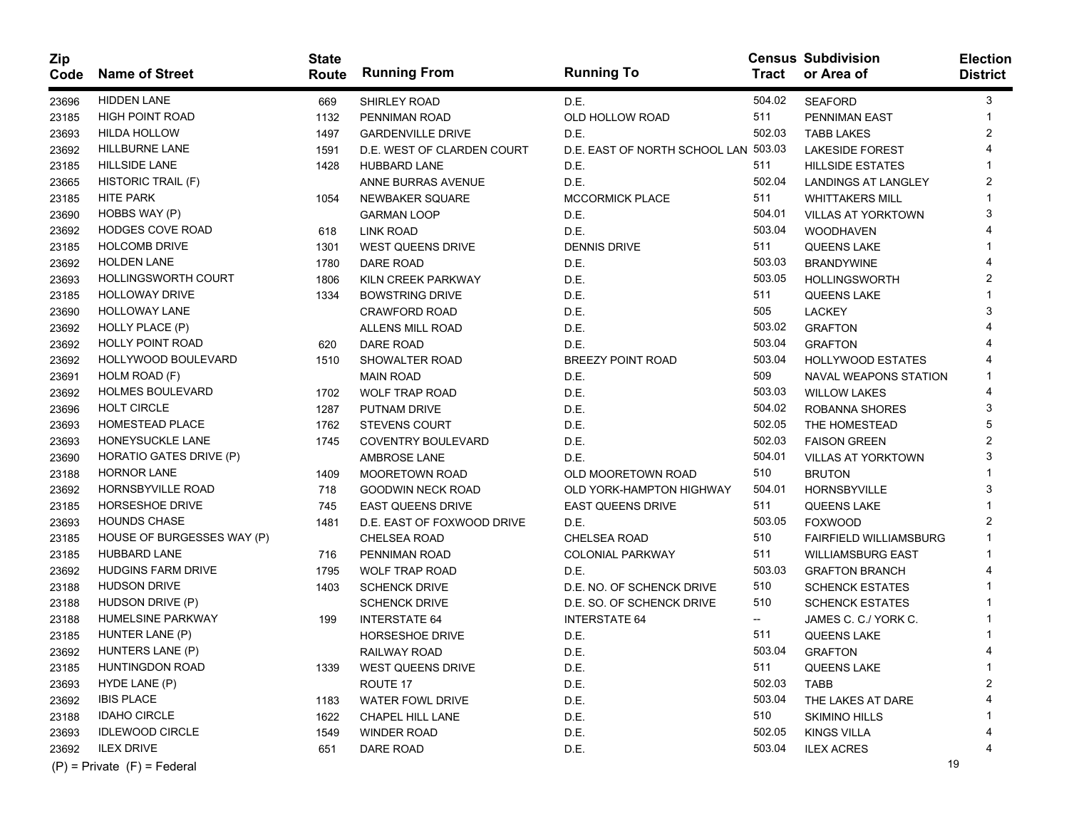| Zip Code | Name of Street | State Route | Running From | Running To | Census Tract | Subdivision or Area of | Election District |
|---|---|---|---|---|---|---|---|
| 23696 | HIDDEN LANE | 669 | SHIRLEY ROAD | D.E. | 504.02 | SEAFORD | 3 |
| 23185 | HIGH POINT ROAD | 1132 | PENNIMAN ROAD | OLD HOLLOW ROAD | 511 | PENNIMAN EAST | 1 |
| 23693 | HILDA HOLLOW | 1497 | GARDENVILLE DRIVE | D.E. | 502.03 | TABB LAKES | 2 |
| 23692 | HILLBURNE LANE | 1591 | D.E. WEST OF CLARDEN COURT | D.E. EAST OF NORTH SCHOOL LAN | 503.03 | LAKESIDE FOREST | 4 |
| 23185 | HILLSIDE LANE | 1428 | HUBBARD LANE | D.E. | 511 | HILLSIDE ESTATES | 1 |
| 23665 | HISTORIC TRAIL (F) | | ANNE BURRAS AVENUE | D.E. | 502.04 | LANDINGS AT LANGLEY | 2 |
| 23185 | HITE PARK | 1054 | NEWBAKER SQUARE | MCCORMICK PLACE | 511 | WHITTAKERS MILL | 1 |
| 23690 | HOBBS WAY (P) | | GARMAN LOOP | D.E. | 504.01 | VILLAS AT YORKTOWN | 3 |
| 23692 | HODGES COVE ROAD | 618 | LINK ROAD | D.E. | 503.04 | WOODHAVEN | 4 |
| 23185 | HOLCOMB DRIVE | 1301 | WEST QUEENS DRIVE | DENNIS DRIVE | 511 | QUEENS LAKE | 1 |
| 23692 | HOLDEN LANE | 1780 | DARE ROAD | D.E. | 503.03 | BRANDYWINE | 4 |
| 23693 | HOLLINGSWORTH COURT | 1806 | KILN CREEK PARKWAY | D.E. | 503.05 | HOLLINGSWORTH | 2 |
| 23185 | HOLLOWAY DRIVE | 1334 | BOWSTRING DRIVE | D.E. | 511 | QUEENS LAKE | 1 |
| 23690 | HOLLOWAY LANE | | CRAWFORD ROAD | D.E. | 505 | LACKEY | 3 |
| 23692 | HOLLY PLACE (P) | | ALLENS MILL ROAD | D.E. | 503.02 | GRAFTON | 4 |
| 23692 | HOLLY POINT ROAD | 620 | DARE ROAD | D.E. | 503.04 | GRAFTON | 4 |
| 23692 | HOLLYWOOD BOULEVARD | 1510 | SHOWALTER ROAD | BREEZY POINT ROAD | 503.04 | HOLLYWOOD ESTATES | 4 |
| 23691 | HOLM ROAD (F) | | MAIN ROAD | D.E. | 509 | NAVAL WEAPONS STATION | 1 |
| 23692 | HOLMES BOULEVARD | 1702 | WOLF TRAP ROAD | D.E. | 503.03 | WILLOW LAKES | 4 |
| 23696 | HOLT CIRCLE | 1287 | PUTNAM DRIVE | D.E. | 504.02 | ROBANNA SHORES | 3 |
| 23693 | HOMESTEAD PLACE | 1762 | STEVENS COURT | D.E. | 502.05 | THE HOMESTEAD | 5 |
| 23693 | HONEYSUCKLE LANE | 1745 | COVENTRY BOULEVARD | D.E. | 502.03 | FAISON GREEN | 2 |
| 23690 | HORATIO GATES DRIVE (P) | | AMBROSE LANE | D.E. | 504.01 | VILLAS AT YORKTOWN | 3 |
| 23188 | HORNOR LANE | 1409 | MOORETOWN ROAD | OLD MOORETOWN ROAD | 510 | BRUTON | 1 |
| 23692 | HORNSBYVILLE ROAD | 718 | GOODWIN NECK ROAD | OLD YORK-HAMPTON HIGHWAY | 504.01 | HORNSBYVILLE | 3 |
| 23185 | HORSESHOE DRIVE | 745 | EAST QUEENS DRIVE | EAST QUEENS DRIVE | 511 | QUEENS LAKE | 1 |
| 23693 | HOUNDS CHASE | 1481 | D.E. EAST OF FOXWOOD DRIVE | D.E. | 503.05 | FOXWOOD | 2 |
| 23185 | HOUSE OF BURGESSES WAY (P) | | CHELSEA ROAD | CHELSEA ROAD | 510 | FAIRFIELD WILLIAMSBURG | 1 |
| 23185 | HUBBARD LANE | 716 | PENNIMAN ROAD | COLONIAL PARKWAY | 511 | WILLIAMSBURG EAST | 1 |
| 23692 | HUDGINS FARM DRIVE | 1795 | WOLF TRAP ROAD | D.E. | 503.03 | GRAFTON BRANCH | 4 |
| 23188 | HUDSON DRIVE | 1403 | SCHENCK DRIVE | D.E. NO. OF SCHENCK DRIVE | 510 | SCHENCK ESTATES | 1 |
| 23188 | HUDSON DRIVE (P) | | SCHENCK DRIVE | D.E. SO. OF SCHENCK DRIVE | 510 | SCHENCK ESTATES | 1 |
| 23188 | HUMELSINE PARKWAY | 199 | INTERSTATE 64 | INTERSTATE 64 | -- | JAMES C. C./ YORK C. | 1 |
| 23185 | HUNTER LANE (P) | | HORSESHOE DRIVE | D.E. | 511 | QUEENS LAKE | 1 |
| 23692 | HUNTERS LANE (P) | | RAILWAY ROAD | D.E. | 503.04 | GRAFTON | 4 |
| 23185 | HUNTINGDON ROAD | 1339 | WEST QUEENS DRIVE | D.E. | 511 | QUEENS LAKE | 1 |
| 23693 | HYDE LANE (P) | | ROUTE 17 | D.E. | 502.03 | TABB | 2 |
| 23692 | IBIS PLACE | 1183 | WATER FOWL DRIVE | D.E. | 503.04 | THE LAKES AT DARE | 4 |
| 23188 | IDAHO CIRCLE | 1622 | CHAPEL HILL LANE | D.E. | 510 | SKIMINO HILLS | 1 |
| 23693 | IDLEWOOD CIRCLE | 1549 | WINDER ROAD | D.E. | 502.05 | KINGS VILLA | 4 |
| 23692 | ILEX DRIVE | 651 | DARE ROAD | D.E. | 503.04 | ILEX ACRES | 4 |

(P) = Private (F) = Federal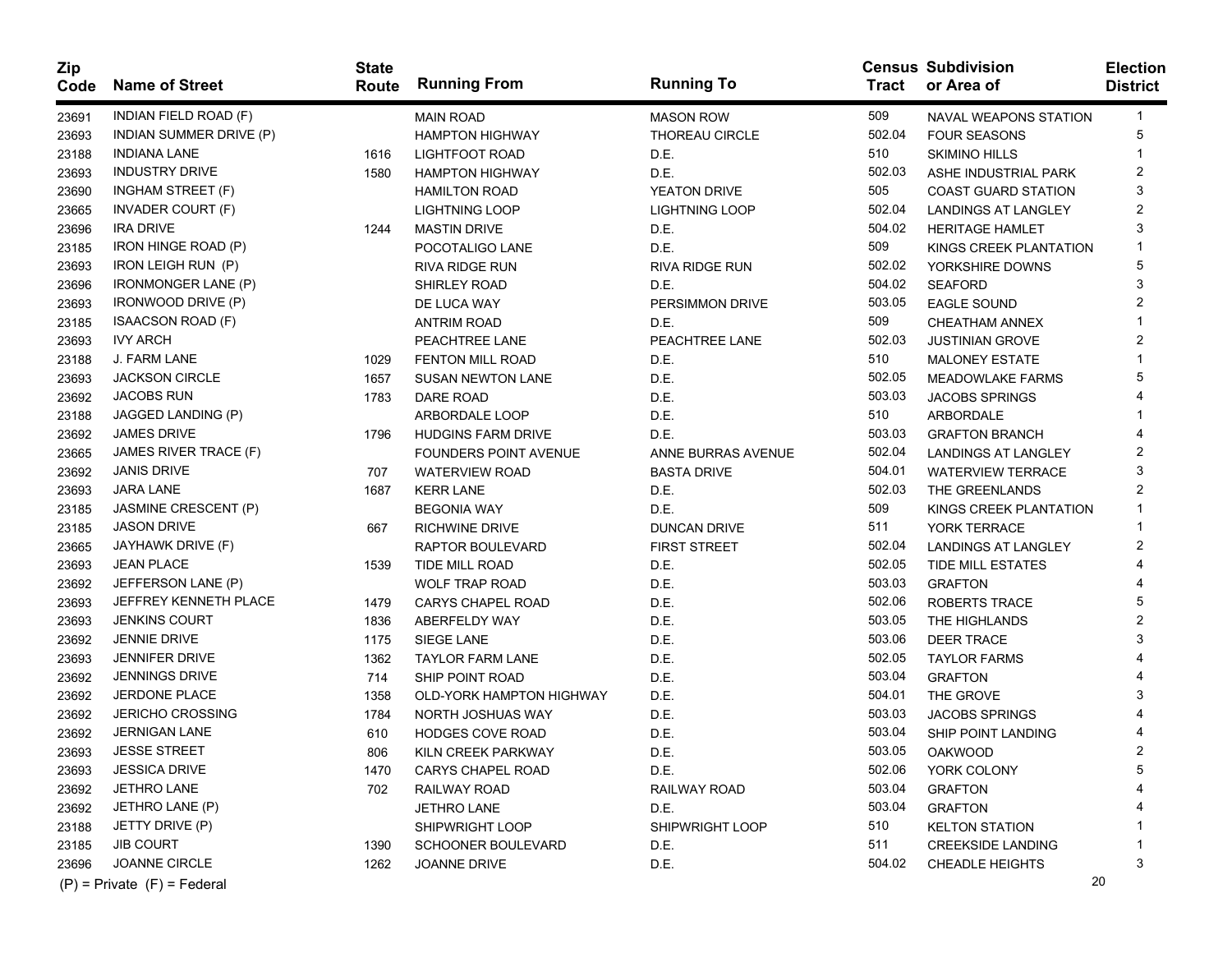| Zip Code | Name of Street | State Route | Running From | Running To | Census Tract | Subdivision or Area of | Election District |
|---|---|---|---|---|---|---|---|
| 23691 | INDIAN FIELD ROAD (F) | | MAIN ROAD | MASON ROW | 509 | NAVAL WEAPONS STATION | 1 |
| 23693 | INDIAN SUMMER DRIVE (P) | | HAMPTON HIGHWAY | THOREAU CIRCLE | 502.04 | FOUR SEASONS | 5 |
| 23188 | INDIANA LANE | 1616 | LIGHTFOOT ROAD | D.E. | 510 | SKIMINO HILLS | 1 |
| 23693 | INDUSTRY DRIVE | 1580 | HAMPTON HIGHWAY | D.E. | 502.03 | ASHE INDUSTRIAL PARK | 2 |
| 23690 | INGHAM STREET (F) | | HAMILTON ROAD | YEATON DRIVE | 505 | COAST GUARD STATION | 3 |
| 23665 | INVADER COURT (F) | | LIGHTNING LOOP | LIGHTNING LOOP | 502.04 | LANDINGS AT LANGLEY | 2 |
| 23696 | IRA DRIVE | 1244 | MASTIN DRIVE | D.E. | 504.02 | HERITAGE HAMLET | 3 |
| 23185 | IRON HINGE ROAD (P) | | POCOTALIGO LANE | D.E. | 509 | KINGS CREEK PLANTATION | 1 |
| 23693 | IRON LEIGH RUN (P) | | RIVA RIDGE RUN | RIVA RIDGE RUN | 502.02 | YORKSHIRE DOWNS | 5 |
| 23696 | IRONMONGER LANE (P) | | SHIRLEY ROAD | D.E. | 504.02 | SEAFORD | 3 |
| 23693 | IRONWOOD DRIVE (P) | | DE LUCA WAY | PERSIMMON DRIVE | 503.05 | EAGLE SOUND | 2 |
| 23185 | ISAACSON ROAD (F) | | ANTRIM ROAD | D.E. | 509 | CHEATHAM ANNEX | 1 |
| 23693 | IVY ARCH | | PEACHTREE LANE | PEACHTREE LANE | 502.03 | JUSTINIAN GROVE | 2 |
| 23188 | J. FARM LANE | 1029 | FENTON MILL ROAD | D.E. | 510 | MALONEY ESTATE | 1 |
| 23693 | JACKSON CIRCLE | 1657 | SUSAN NEWTON LANE | D.E. | 502.05 | MEADOWLAKE FARMS | 5 |
| 23692 | JACOBS RUN | 1783 | DARE ROAD | D.E. | 503.03 | JACOBS SPRINGS | 4 |
| 23188 | JAGGED LANDING (P) | | ARBORDALE LOOP | D.E. | 510 | ARBORDALE | 1 |
| 23692 | JAMES DRIVE | 1796 | HUDGINS FARM DRIVE | D.E. | 503.03 | GRAFTON BRANCH | 4 |
| 23665 | JAMES RIVER TRACE (F) | | FOUNDERS POINT AVENUE | ANNE BURRAS AVENUE | 502.04 | LANDINGS AT LANGLEY | 2 |
| 23692 | JANIS DRIVE | 707 | WATERVIEW ROAD | BASTA DRIVE | 504.01 | WATERVIEW TERRACE | 3 |
| 23693 | JARA LANE | 1687 | KERR LANE | D.E. | 502.03 | THE GREENLANDS | 2 |
| 23185 | JASMINE CRESCENT (P) | | BEGONIA WAY | D.E. | 509 | KINGS CREEK PLANTATION | 1 |
| 23185 | JASON DRIVE | 667 | RICHWINE DRIVE | DUNCAN DRIVE | 511 | YORK TERRACE | 1 |
| 23665 | JAYHAWK DRIVE (F) | | RAPTOR BOULEVARD | FIRST STREET | 502.04 | LANDINGS AT LANGLEY | 2 |
| 23693 | JEAN PLACE | 1539 | TIDE MILL ROAD | D.E. | 502.05 | TIDE MILL ESTATES | 4 |
| 23692 | JEFFERSON LANE (P) | | WOLF TRAP ROAD | D.E. | 503.03 | GRAFTON | 4 |
| 23693 | JEFFREY KENNETH PLACE | 1479 | CARYS CHAPEL ROAD | D.E. | 502.06 | ROBERTS TRACE | 5 |
| 23693 | JENKINS COURT | 1836 | ABERFELDY WAY | D.E. | 503.05 | THE HIGHLANDS | 2 |
| 23692 | JENNIE DRIVE | 1175 | SIEGE LANE | D.E. | 503.06 | DEER TRACE | 3 |
| 23693 | JENNIFER DRIVE | 1362 | TAYLOR FARM LANE | D.E. | 502.05 | TAYLOR FARMS | 4 |
| 23692 | JENNINGS DRIVE | 714 | SHIP POINT ROAD | D.E. | 503.04 | GRAFTON | 4 |
| 23692 | JERDONE PLACE | 1358 | OLD-YORK HAMPTON HIGHWAY | D.E. | 504.01 | THE GROVE | 3 |
| 23692 | JERICHO CROSSING | 1784 | NORTH JOSHUAS WAY | D.E. | 503.03 | JACOBS SPRINGS | 4 |
| 23692 | JERNIGAN LANE | 610 | HODGES COVE ROAD | D.E. | 503.04 | SHIP POINT LANDING | 4 |
| 23693 | JESSE STREET | 806 | KILN CREEK PARKWAY | D.E. | 503.05 | OAKWOOD | 2 |
| 23693 | JESSICA DRIVE | 1470 | CARYS CHAPEL ROAD | D.E. | 502.06 | YORK COLONY | 5 |
| 23692 | JETHRO LANE | 702 | RAILWAY ROAD | RAILWAY ROAD | 503.04 | GRAFTON | 4 |
| 23692 | JETHRO LANE (P) | | JETHRO LANE | D.E. | 503.04 | GRAFTON | 4 |
| 23188 | JETTY DRIVE (P) | | SHIPWRIGHT LOOP | SHIPWRIGHT LOOP | 510 | KELTON STATION | 1 |
| 23185 | JIB COURT | 1390 | SCHOONER BOULEVARD | D.E. | 511 | CREEKSIDE LANDING | 1 |
| 23696 | JOANNE CIRCLE | 1262 | JOANNE DRIVE | D.E. | 504.02 | CHEADLE HEIGHTS | 3 |

(P) = Private (F) = Federal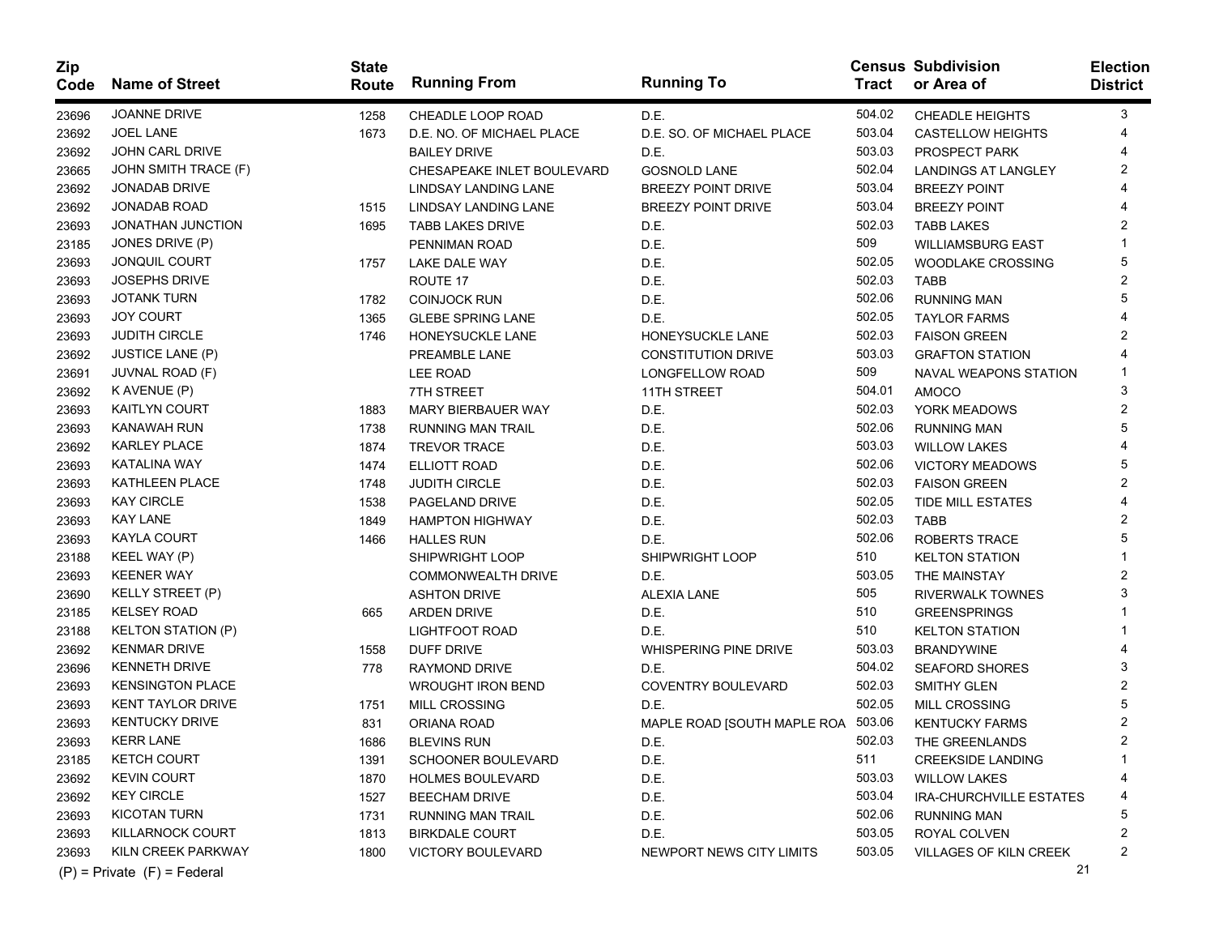| Zip Code | Name of Street | State Route | Running From | Running To | Census Tract | Subdivision or Area of | Election District |
|---|---|---|---|---|---|---|---|
| 23696 | JOANNE DRIVE | 1258 | CHEADLE LOOP ROAD | D.E. | 504.02 | CHEADLE HEIGHTS | 3 |
| 23692 | JOEL LANE | 1673 | D.E. NO. OF MICHAEL PLACE | D.E. SO. OF MICHAEL PLACE | 503.04 | CASTELLOW HEIGHTS | 4 |
| 23692 | JOHN CARL DRIVE | | BAILEY DRIVE | D.E. | 503.03 | PROSPECT PARK | 4 |
| 23665 | JOHN SMITH TRACE (F) | | CHESAPEAKE INLET BOULEVARD | GOSNOLD LANE | 502.04 | LANDINGS AT LANGLEY | 2 |
| 23692 | JONADAB DRIVE | | LINDSAY LANDING LANE | BREEZY POINT DRIVE | 503.04 | BREEZY POINT | 4 |
| 23692 | JONADAB ROAD | 1515 | LINDSAY LANDING LANE | BREEZY POINT DRIVE | 503.04 | BREEZY POINT | 4 |
| 23693 | JONATHAN JUNCTION | 1695 | TABB LAKES DRIVE | D.E. | 502.03 | TABB LAKES | 2 |
| 23185 | JONES DRIVE (P) | | PENNIMAN ROAD | D.E. | 509 | WILLIAMSBURG EAST | 1 |
| 23693 | JONQUIL COURT | 1757 | LAKE DALE WAY | D.E. | 502.05 | WOODLAKE CROSSING | 5 |
| 23693 | JOSEPHS DRIVE | | ROUTE 17 | D.E. | 502.03 | TABB | 2 |
| 23693 | JOTANK TURN | 1782 | COINJOCK RUN | D.E. | 502.06 | RUNNING MAN | 5 |
| 23693 | JOY COURT | 1365 | GLEBE SPRING LANE | D.E. | 502.05 | TAYLOR FARMS | 4 |
| 23693 | JUDITH CIRCLE | 1746 | HONEYSUCKLE LANE | HONEYSUCKLE LANE | 502.03 | FAISON GREEN | 2 |
| 23692 | JUSTICE LANE (P) | | PREAMBLE LANE | CONSTITUTION DRIVE | 503.03 | GRAFTON STATION | 4 |
| 23691 | JUVNAL ROAD (F) | | LEE ROAD | LONGFELLOW ROAD | 509 | NAVAL WEAPONS STATION | 1 |
| 23692 | K AVENUE (P) | | 7TH STREET | 11TH STREET | 504.01 | AMOCO | 3 |
| 23693 | KAITLYN COURT | 1883 | MARY BIERBAUER WAY | D.E. | 502.03 | YORK MEADOWS | 2 |
| 23693 | KANAWAH RUN | 1738 | RUNNING MAN TRAIL | D.E. | 502.06 | RUNNING MAN | 5 |
| 23692 | KARLEY PLACE | 1874 | TREVOR TRACE | D.E. | 503.03 | WILLOW LAKES | 4 |
| 23693 | KATALINA WAY | 1474 | ELLIOTT ROAD | D.E. | 502.06 | VICTORY MEADOWS | 5 |
| 23693 | KATHLEEN PLACE | 1748 | JUDITH CIRCLE | D.E. | 502.03 | FAISON GREEN | 2 |
| 23693 | KAY CIRCLE | 1538 | PAGELAND DRIVE | D.E. | 502.05 | TIDE MILL ESTATES | 4 |
| 23693 | KAY LANE | 1849 | HAMPTON HIGHWAY | D.E. | 502.03 | TABB | 2 |
| 23693 | KAYLA COURT | 1466 | HALLES RUN | D.E. | 502.06 | ROBERTS TRACE | 5 |
| 23188 | KEEL WAY (P) | | SHIPWRIGHT LOOP | SHIPWRIGHT LOOP | 510 | KELTON STATION | 1 |
| 23693 | KEENER WAY | | COMMONWEALTH DRIVE | D.E. | 503.05 | THE MAINSTAY | 2 |
| 23690 | KELLY STREET (P) | | ASHTON DRIVE | ALEXIA LANE | 505 | RIVERWALK TOWNES | 3 |
| 23185 | KELSEY ROAD | 665 | ARDEN DRIVE | D.E. | 510 | GREENSPRINGS | 1 |
| 23188 | KELTON STATION (P) | | LIGHTFOOT ROAD | D.E. | 510 | KELTON STATION | 1 |
| 23692 | KENMAR DRIVE | 1558 | DUFF DRIVE | WHISPERING PINE DRIVE | 503.03 | BRANDYWINE | 4 |
| 23696 | KENNETH DRIVE | 778 | RAYMOND DRIVE | D.E. | 504.02 | SEAFORD SHORES | 3 |
| 23693 | KENSINGTON PLACE | | WROUGHT IRON BEND | COVENTRY BOULEVARD | 502.03 | SMITHY GLEN | 2 |
| 23693 | KENT TAYLOR DRIVE | 1751 | MILL CROSSING | D.E. | 502.05 | MILL CROSSING | 5 |
| 23693 | KENTUCKY DRIVE | 831 | ORIANA ROAD | MAPLE ROAD [SOUTH MAPLE ROA | 503.06 | KENTUCKY FARMS | 2 |
| 23693 | KERR LANE | 1686 | BLEVINS RUN | D.E. | 502.03 | THE GREENLANDS | 2 |
| 23185 | KETCH COURT | 1391 | SCHOONER BOULEVARD | D.E. | 511 | CREEKSIDE LANDING | 1 |
| 23692 | KEVIN COURT | 1870 | HOLMES BOULEVARD | D.E. | 503.03 | WILLOW LAKES | 4 |
| 23692 | KEY CIRCLE | 1527 | BEECHAM DRIVE | D.E. | 503.04 | IRA-CHURCHVILLE ESTATES | 4 |
| 23693 | KICOTAN TURN | 1731 | RUNNING MAN TRAIL | D.E. | 502.06 | RUNNING MAN | 5 |
| 23693 | KILLARNOCK COURT | 1813 | BIRKDALE COURT | D.E. | 503.05 | ROYAL COLVEN | 2 |
| 23693 | KILN CREEK PARKWAY | 1800 | VICTORY BOULEVARD | NEWPORT NEWS CITY LIMITS | 503.05 | VILLAGES OF KILN CREEK | 2 |

(P) = Private (F) = Federal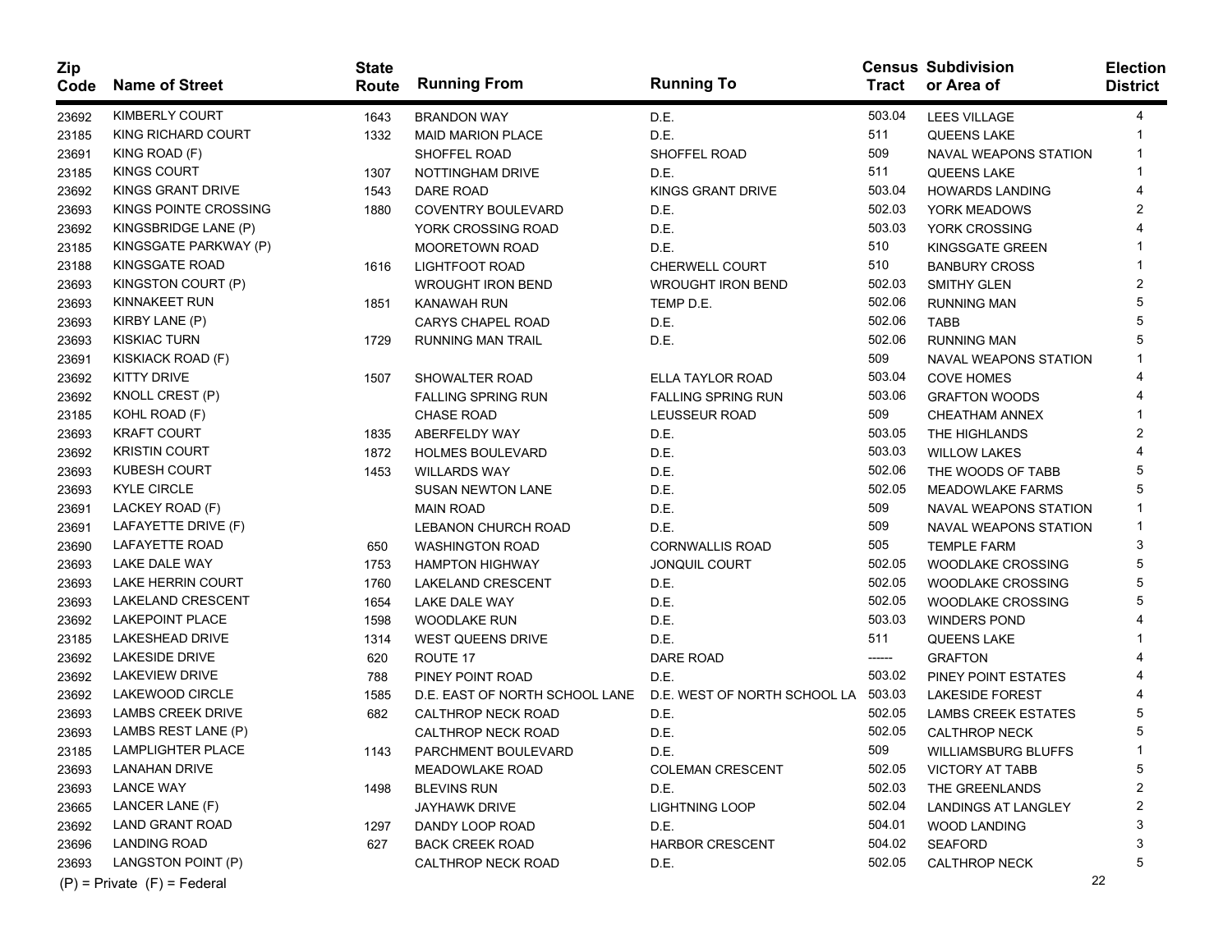| Zip Code | Name of Street | State Route | Running From | Running To | Census Tract | Subdivision or Area of | Election District |
|---|---|---|---|---|---|---|---|
| 23692 | KIMBERLY COURT | 1643 | BRANDON WAY | D.E. | 503.04 | LEES VILLAGE | 4 |
| 23185 | KING RICHARD COURT | 1332 | MAID MARION PLACE | D.E. | 511 | QUEENS LAKE | 1 |
| 23691 | KING ROAD (F) | | SHOFFEL ROAD | SHOFFEL ROAD | 509 | NAVAL WEAPONS STATION | 1 |
| 23185 | KINGS COURT | 1307 | NOTTINGHAM DRIVE | D.E. | 511 | QUEENS LAKE | 1 |
| 23692 | KINGS GRANT DRIVE | 1543 | DARE ROAD | KINGS GRANT DRIVE | 503.04 | HOWARDS LANDING | 4 |
| 23693 | KINGS POINTE CROSSING | 1880 | COVENTRY BOULEVARD | D.E. | 502.03 | YORK MEADOWS | 2 |
| 23692 | KINGSBRIDGE LANE (P) | | YORK CROSSING ROAD | D.E. | 503.03 | YORK CROSSING | 4 |
| 23185 | KINGSGATE PARKWAY (P) | | MOORETOWN ROAD | D.E. | 510 | KINGSGATE GREEN | 1 |
| 23188 | KINGSGATE ROAD | 1616 | LIGHTFOOT ROAD | CHERWELL COURT | 510 | BANBURY CROSS | 1 |
| 23693 | KINGSTON COURT (P) | | WROUGHT IRON BEND | WROUGHT IRON BEND | 502.03 | SMITHY GLEN | 2 |
| 23693 | KINNAKEET RUN | 1851 | KANAWAH RUN | TEMP D.E. | 502.06 | RUNNING MAN | 5 |
| 23693 | KIRBY LANE (P) | | CARYS CHAPEL ROAD | D.E. | 502.06 | TABB | 5 |
| 23693 | KISKIAC TURN | 1729 | RUNNING MAN TRAIL | D.E. | 502.06 | RUNNING MAN | 5 |
| 23691 | KISKIACK ROAD (F) | | | | 509 | NAVAL WEAPONS STATION | 1 |
| 23692 | KITTY DRIVE | 1507 | SHOWALTER ROAD | ELLA TAYLOR ROAD | 503.04 | COVE HOMES | 4 |
| 23692 | KNOLL CREST (P) | | FALLING SPRING RUN | FALLING SPRING RUN | 503.06 | GRAFTON WOODS | 4 |
| 23185 | KOHL ROAD (F) | | CHASE ROAD | LEUSSEUR ROAD | 509 | CHEATHAM ANNEX | 1 |
| 23693 | KRAFT COURT | 1835 | ABERFELDY WAY | D.E. | 503.05 | THE HIGHLANDS | 2 |
| 23692 | KRISTIN COURT | 1872 | HOLMES BOULEVARD | D.E. | 503.03 | WILLOW LAKES | 4 |
| 23693 | KUBESH COURT | 1453 | WILLARDS WAY | D.E. | 502.06 | THE WOODS OF TABB | 5 |
| 23693 | KYLE CIRCLE | | SUSAN NEWTON LANE | D.E. | 502.05 | MEADOWLAKE FARMS | 5 |
| 23691 | LACKEY ROAD (F) | | MAIN ROAD | D.E. | 509 | NAVAL WEAPONS STATION | 1 |
| 23691 | LAFAYETTE DRIVE (F) | | LEBANON CHURCH ROAD | D.E. | 509 | NAVAL WEAPONS STATION | 1 |
| 23690 | LAFAYETTE ROAD | 650 | WASHINGTON ROAD | CORNWALLIS ROAD | 505 | TEMPLE FARM | 3 |
| 23693 | LAKE DALE WAY | 1753 | HAMPTON HIGHWAY | JONQUIL COURT | 502.05 | WOODLAKE CROSSING | 5 |
| 23693 | LAKE HERRIN COURT | 1760 | LAKELAND CRESCENT | D.E. | 502.05 | WOODLAKE CROSSING | 5 |
| 23693 | LAKELAND CRESCENT | 1654 | LAKE DALE WAY | D.E. | 502.05 | WOODLAKE CROSSING | 5 |
| 23692 | LAKEPOINT PLACE | 1598 | WOODLAKE RUN | D.E. | 503.03 | WINDERS POND | 4 |
| 23185 | LAKESHEAD DRIVE | 1314 | WEST QUEENS DRIVE | D.E. | 511 | QUEENS LAKE | 1 |
| 23692 | LAKESIDE DRIVE | 620 | ROUTE 17 | DARE ROAD | ------ | GRAFTON | 4 |
| 23692 | LAKEVIEW DRIVE | 788 | PINEY POINT ROAD | D.E. | 503.02 | PINEY POINT ESTATES | 4 |
| 23692 | LAKEWOOD CIRCLE | 1585 | D.E. EAST OF NORTH SCHOOL LANE | D.E. WEST OF NORTH SCHOOL LA | 503.03 | LAKESIDE FOREST | 4 |
| 23693 | LAMBS CREEK DRIVE | 682 | CALTHROP NECK ROAD | D.E. | 502.05 | LAMBS CREEK ESTATES | 5 |
| 23693 | LAMBS REST LANE (P) | | CALTHROP NECK ROAD | D.E. | 502.05 | CALTHROP NECK | 5 |
| 23185 | LAMPLIGHTER PLACE | 1143 | PARCHMENT BOULEVARD | D.E. | 509 | WILLIAMSBURG BLUFFS | 1 |
| 23693 | LANAHAN DRIVE | | MEADOWLAKE ROAD | COLEMAN CRESCENT | 502.05 | VICTORY AT TABB | 5 |
| 23693 | LANCE WAY | 1498 | BLEVINS RUN | D.E. | 502.03 | THE GREENLANDS | 2 |
| 23665 | LANCER LANE (F) | | JAYHAWK DRIVE | LIGHTNING LOOP | 502.04 | LANDINGS AT LANGLEY | 2 |
| 23692 | LAND GRANT ROAD | 1297 | DANDY LOOP ROAD | D.E. | 504.01 | WOOD LANDING | 3 |
| 23696 | LANDING ROAD | 627 | BACK CREEK ROAD | HARBOR CRESCENT | 504.02 | SEAFORD | 3 |
| 23693 | LANGSTON POINT (P) | | CALTHROP NECK ROAD | D.E. | 502.05 | CALTHROP NECK | 5 |

(P) = Private (F) = Federal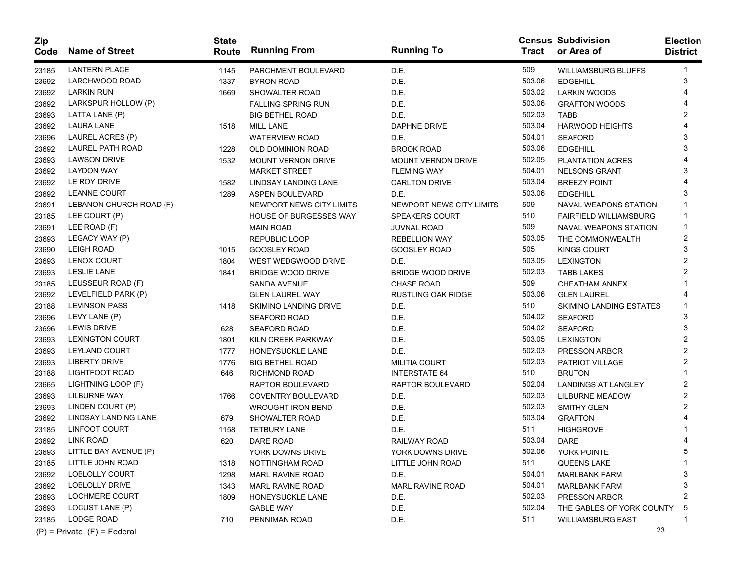| Zip Code | Name of Street | State Route | Running From | Running To | Census Tract | Subdivision or Area of | Election District |
|---|---|---|---|---|---|---|---|
| 23185 | LANTERN PLACE | 1145 | PARCHMENT BOULEVARD | D.E. | 509 | WILLIAMSBURG BLUFFS | 1 |
| 23692 | LARCHWOOD ROAD | 1337 | BYRON ROAD | D.E. | 503.06 | EDGEHILL | 3 |
| 23692 | LARKIN RUN | 1669 | SHOWALTER ROAD | D.E. | 503.02 | LARKIN WOODS | 4 |
| 23692 | LARKSPUR HOLLOW (P) | | FALLING SPRING RUN | D.E. | 503.06 | GRAFTON WOODS | 4 |
| 23693 | LATTA LANE (P) | | BIG BETHEL ROAD | D.E. | 502.03 | TABB | 2 |
| 23692 | LAURA LANE | 1518 | MILL LANE | DAPHNE DRIVE | 503.04 | HARWOOD HEIGHTS | 4 |
| 23696 | LAUREL ACRES (P) | | WATERVIEW ROAD | D.E. | 504.01 | SEAFORD | 3 |
| 23692 | LAUREL PATH ROAD | 1228 | OLD DOMINION ROAD | BROOK ROAD | 503.06 | EDGEHILL | 3 |
| 23693 | LAWSON DRIVE | 1532 | MOUNT VERNON DRIVE | MOUNT VERNON DRIVE | 502.05 | PLANTATION ACRES | 4 |
| 23692 | LAYDON WAY | | MARKET STREET | FLEMING WAY | 504.01 | NELSONS GRANT | 3 |
| 23692 | LE ROY DRIVE | 1582 | LINDSAY LANDING LANE | CARLTON DRIVE | 503.04 | BREEZY POINT | 4 |
| 23692 | LEANNE COURT | 1289 | ASPEN BOULEVARD | D.E. | 503.06 | EDGEHILL | 3 |
| 23691 | LEBANON CHURCH ROAD (F) | | NEWPORT NEWS CITY LIMITS | NEWPORT NEWS CITY LIMITS | 509 | NAVAL WEAPONS STATION | 1 |
| 23185 | LEE COURT (P) | | HOUSE OF BURGESSES WAY | SPEAKERS COURT | 510 | FAIRFIELD WILLIAMSBURG | 1 |
| 23691 | LEE ROAD (F) | | MAIN ROAD | JUVNAL ROAD | 509 | NAVAL WEAPONS STATION | 1 |
| 23693 | LEGACY WAY (P) | | REPUBLIC LOOP | REBELLION WAY | 503.05 | THE COMMONWEALTH | 2 |
| 23690 | LEIGH ROAD | 1015 | GOOSLEY ROAD | GOOSLEY ROAD | 505 | KINGS COURT | 3 |
| 23693 | LENOX COURT | 1804 | WEST WEDGWOOD DRIVE | D.E. | 503.05 | LEXINGTON | 2 |
| 23693 | LESLIE LANE | 1841 | BRIDGE WOOD DRIVE | BRIDGE WOOD DRIVE | 502.03 | TABB LAKES | 2 |
| 23185 | LEUSSEUR ROAD (F) | | SANDA AVENUE | CHASE ROAD | 509 | CHEATHAM ANNEX | 1 |
| 23692 | LEVELFIELD PARK (P) | | GLEN LAUREL WAY | RUSTLING OAK RIDGE | 503.06 | GLEN LAUREL | 4 |
| 23188 | LEVINSON PASS | 1418 | SKIMINO LANDING DRIVE | D.E. | 510 | SKIMINO LANDING ESTATES | 1 |
| 23696 | LEVY LANE (P) | | SEAFORD ROAD | D.E. | 504.02 | SEAFORD | 3 |
| 23696 | LEWIS DRIVE | 628 | SEAFORD ROAD | D.E. | 504.02 | SEAFORD | 3 |
| 23693 | LEXINGTON COURT | 1801 | KILN CREEK PARKWAY | D.E. | 503.05 | LEXINGTON | 2 |
| 23693 | LEYLAND COURT | 1777 | HONEYSUCKLE LANE | D.E. | 502.03 | PRESSON ARBOR | 2 |
| 23693 | LIBERTY DRIVE | 1776 | BIG BETHEL ROAD | MILITIA COURT | 502.03 | PATRIOT VILLAGE | 2 |
| 23188 | LIGHTFOOT ROAD | 646 | RICHMOND ROAD | INTERSTATE 64 | 510 | BRUTON | 1 |
| 23665 | LIGHTNING LOOP (F) | | RAPTOR BOULEVARD | RAPTOR BOULEVARD | 502.04 | LANDINGS AT LANGLEY | 2 |
| 23693 | LILBURNE WAY | 1766 | COVENTRY BOULEVARD | D.E. | 502.03 | LILBURNE MEADOW | 2 |
| 23693 | LINDEN COURT (P) | | WROUGHT IRON BEND | D.E. | 502.03 | SMITHY GLEN | 2 |
| 23692 | LINDSAY LANDING LANE | 679 | SHOWALTER ROAD | D.E. | 503.04 | GRAFTON | 4 |
| 23185 | LINFOOT COURT | 1158 | TETBURY LANE | D.E. | 511 | HIGHGROVE | 1 |
| 23692 | LINK ROAD | 620 | DARE ROAD | RAILWAY ROAD | 503.04 | DARE | 4 |
| 23693 | LITTLE BAY AVENUE (P) | | YORK DOWNS DRIVE | YORK DOWNS DRIVE | 502.06 | YORK POINTE | 5 |
| 23185 | LITTLE JOHN ROAD | 1318 | NOTTINGHAM ROAD | LITTLE JOHN ROAD | 511 | QUEENS LAKE | 1 |
| 23692 | LOBLOLLY COURT | 1298 | MARL RAVINE ROAD | D.E. | 504.01 | MARLBANK FARM | 3 |
| 23692 | LOBLOLLY DRIVE | 1343 | MARL RAVINE ROAD | MARL RAVINE ROAD | 504.01 | MARLBANK FARM | 3 |
| 23693 | LOCHMERE COURT | 1809 | HONEYSUCKLE LANE | D.E. | 502.03 | PRESSON ARBOR | 2 |
| 23693 | LOCUST LANE (P) | | GABLE WAY | D.E. | 502.04 | THE GABLES OF YORK COUNTY | 5 |
| 23185 | LODGE ROAD | 710 | PENNIMAN ROAD | D.E. | 511 | WILLIAMSBURG EAST | 1 |

(P) = Private (F) = Federal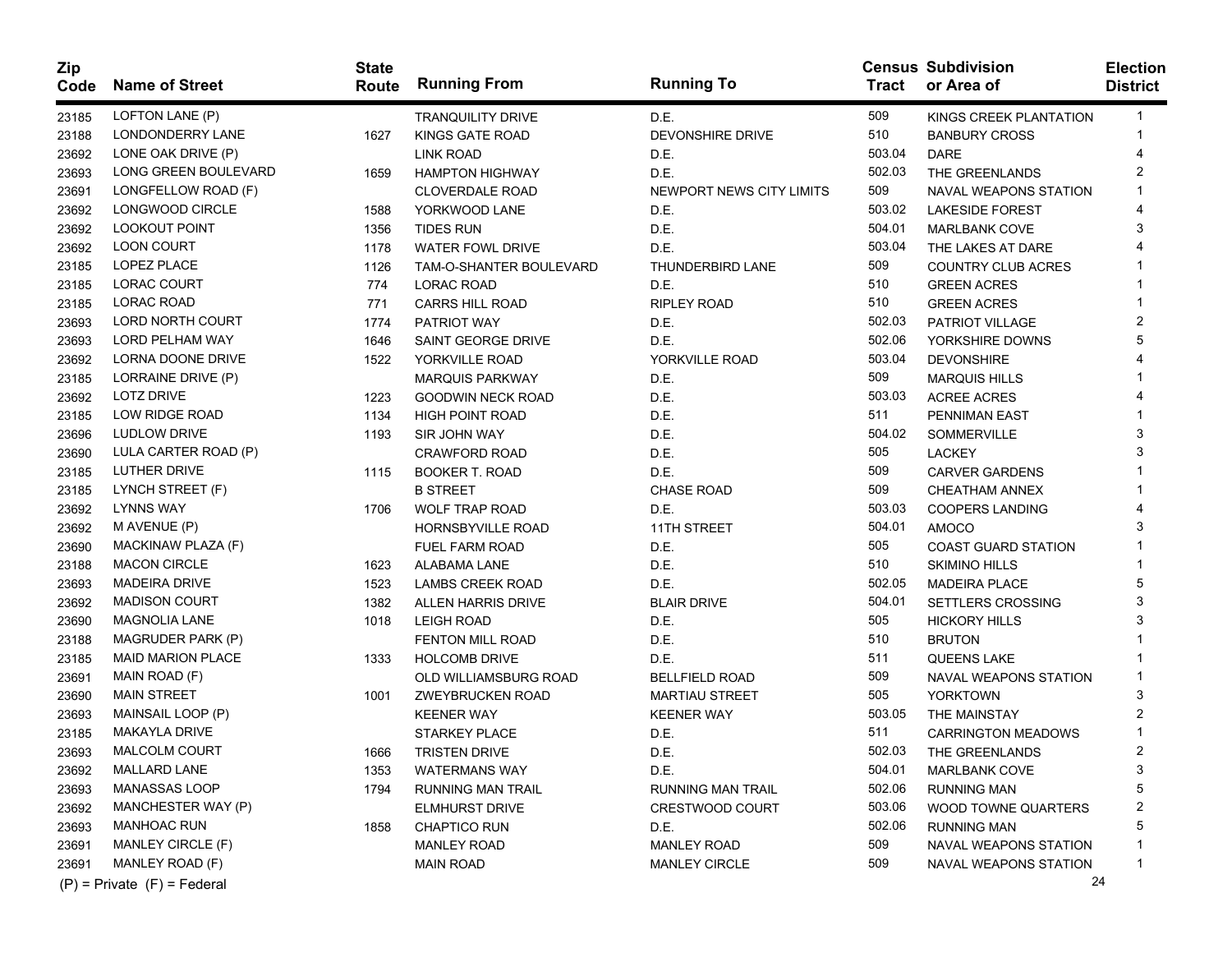| Zip Code | Name of Street | State Route | Running From | Running To | Census Tract | Subdivision or Area of | Election District |
|---|---|---|---|---|---|---|---|
| 23185 | LOFTON LANE (P) | | TRANQUILITY DRIVE | D.E. | 509 | KINGS CREEK PLANTATION | 1 |
| 23188 | LONDONDERRY LANE | 1627 | KINGS GATE ROAD | DEVONSHIRE DRIVE | 510 | BANBURY CROSS | 1 |
| 23692 | LONE OAK DRIVE (P) | | LINK ROAD | D.E. | 503.04 | DARE | 4 |
| 23693 | LONG GREEN BOULEVARD | 1659 | HAMPTON HIGHWAY | D.E. | 502.03 | THE GREENLANDS | 2 |
| 23691 | LONGFELLOW ROAD (F) | | CLOVERDALE ROAD | NEWPORT NEWS CITY LIMITS | 509 | NAVAL WEAPONS STATION | 1 |
| 23692 | LONGWOOD CIRCLE | 1588 | YORKWOOD LANE | D.E. | 503.02 | LAKESIDE FOREST | 4 |
| 23692 | LOOKOUT POINT | 1356 | TIDES RUN | D.E. | 504.01 | MARLBANK COVE | 3 |
| 23692 | LOON COURT | 1178 | WATER FOWL DRIVE | D.E. | 503.04 | THE LAKES AT DARE | 4 |
| 23185 | LOPEZ PLACE | 1126 | TAM-O-SHANTER BOULEVARD | THUNDERBIRD LANE | 509 | COUNTRY CLUB ACRES | 1 |
| 23185 | LORAC COURT | 774 | LORAC ROAD | D.E. | 510 | GREEN ACRES | 1 |
| 23185 | LORAC ROAD | 771 | CARRS HILL ROAD | RIPLEY ROAD | 510 | GREEN ACRES | 1 |
| 23693 | LORD NORTH COURT | 1774 | PATRIOT WAY | D.E. | 502.03 | PATRIOT VILLAGE | 2 |
| 23693 | LORD PELHAM WAY | 1646 | SAINT GEORGE DRIVE | D.E. | 502.06 | YORKSHIRE DOWNS | 5 |
| 23692 | LORNA DOONE DRIVE | 1522 | YORKVILLE ROAD | YORKVILLE ROAD | 503.04 | DEVONSHIRE | 4 |
| 23185 | LORRAINE DRIVE (P) | | MARQUIS PARKWAY | D.E. | 509 | MARQUIS HILLS | 1 |
| 23692 | LOTZ DRIVE | 1223 | GOODWIN NECK ROAD | D.E. | 503.03 | ACREE ACRES | 4 |
| 23185 | LOW RIDGE ROAD | 1134 | HIGH POINT ROAD | D.E. | 511 | PENNIMAN EAST | 1 |
| 23696 | LUDLOW DRIVE | 1193 | SIR JOHN WAY | D.E. | 504.02 | SOMMERVILLE | 3 |
| 23690 | LULA CARTER ROAD (P) | | CRAWFORD ROAD | D.E. | 505 | LACKEY | 3 |
| 23185 | LUTHER DRIVE | 1115 | BOOKER T. ROAD | D.E. | 509 | CARVER GARDENS | 1 |
| 23185 | LYNCH STREET (F) | | B STREET | CHASE ROAD | 509 | CHEATHAM ANNEX | 1 |
| 23692 | LYNNS WAY | 1706 | WOLF TRAP ROAD | D.E. | 503.03 | COOPERS LANDING | 4 |
| 23692 | M AVENUE (P) | | HORNSBYVILLE ROAD | 11TH STREET | 504.01 | AMOCO | 3 |
| 23690 | MACKINAW PLAZA (F) | | FUEL FARM ROAD | D.E. | 505 | COAST GUARD STATION | 1 |
| 23188 | MACON CIRCLE | 1623 | ALABAMA LANE | D.E. | 510 | SKIMINO HILLS | 1 |
| 23693 | MADEIRA DRIVE | 1523 | LAMBS CREEK ROAD | D.E. | 502.05 | MADEIRA PLACE | 5 |
| 23692 | MADISON COURT | 1382 | ALLEN HARRIS DRIVE | BLAIR DRIVE | 504.01 | SETTLERS CROSSING | 3 |
| 23690 | MAGNOLIA LANE | 1018 | LEIGH ROAD | D.E. | 505 | HICKORY HILLS | 3 |
| 23188 | MAGRUDER PARK (P) | | FENTON MILL ROAD | D.E. | 510 | BRUTON | 1 |
| 23185 | MAID MARION PLACE | 1333 | HOLCOMB DRIVE | D.E. | 511 | QUEENS LAKE | 1 |
| 23691 | MAIN ROAD (F) | | OLD WILLIAMSBURG ROAD | BELLFIELD ROAD | 509 | NAVAL WEAPONS STATION | 1 |
| 23690 | MAIN STREET | 1001 | ZWEYBRUCKEN ROAD | MARTIAU STREET | 505 | YORKTOWN | 3 |
| 23693 | MAINSAIL LOOP (P) | | KEENER WAY | KEENER WAY | 503.05 | THE MAINSTAY | 2 |
| 23185 | MAKAYLA DRIVE | | STARKEY PLACE | D.E. | 511 | CARRINGTON MEADOWS | 1 |
| 23693 | MALCOLM COURT | 1666 | TRISTEN DRIVE | D.E. | 502.03 | THE GREENLANDS | 2 |
| 23692 | MALLARD LANE | 1353 | WATERMANS WAY | D.E. | 504.01 | MARLBANK COVE | 3 |
| 23693 | MANASSAS LOOP | 1794 | RUNNING MAN TRAIL | RUNNING MAN TRAIL | 502.06 | RUNNING MAN | 5 |
| 23692 | MANCHESTER WAY (P) | | ELMHURST DRIVE | CRESTWOOD COURT | 503.06 | WOOD TOWNE QUARTERS | 2 |
| 23693 | MANHOAC RUN | 1858 | CHAPTICO RUN | D.E. | 502.06 | RUNNING MAN | 5 |
| 23691 | MANLEY CIRCLE (F) | | MANLEY ROAD | MANLEY ROAD | 509 | NAVAL WEAPONS STATION | 1 |
| 23691 | MANLEY ROAD (F) | | MAIN ROAD | MANLEY CIRCLE | 509 | NAVAL WEAPONS STATION | 1 |

(P) = Private (F) = Federal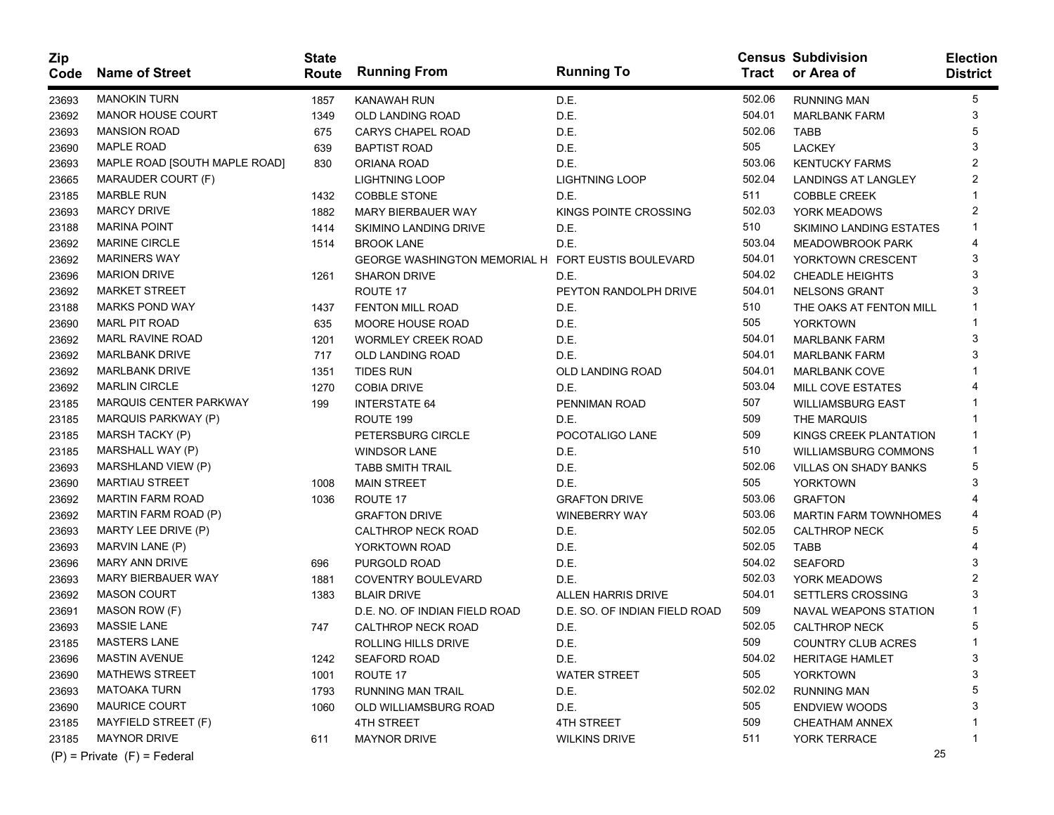| Zip Code | Name of Street | State Route | Running From | Running To | Census Tract | Subdivision or Area of | Election District |
|---|---|---|---|---|---|---|---|
| 23693 | MANOKIN TURN | 1857 | KANAWAH RUN | D.E. | 502.06 | RUNNING MAN | 5 |
| 23692 | MANOR HOUSE COURT | 1349 | OLD LANDING ROAD | D.E. | 504.01 | MARLBANK FARM | 3 |
| 23693 | MANSION ROAD | 675 | CARYS CHAPEL ROAD | D.E. | 502.06 | TABB | 5 |
| 23690 | MAPLE ROAD | 639 | BAPTIST ROAD | D.E. | 505 | LACKEY | 3 |
| 23693 | MAPLE ROAD [SOUTH MAPLE ROAD] | 830 | ORIANA ROAD | D.E. | 503.06 | KENTUCKY FARMS | 2 |
| 23665 | MARAUDER COURT (F) | | LIGHTNING LOOP | LIGHTNING LOOP | 502.04 | LANDINGS AT LANGLEY | 2 |
| 23185 | MARBLE RUN | 1432 | COBBLE STONE | D.E. | 511 | COBBLE CREEK | 1 |
| 23693 | MARCY DRIVE | 1882 | MARY BIERBAUER WAY | KINGS POINTE CROSSING | 502.03 | YORK MEADOWS | 2 |
| 23188 | MARINA POINT | 1414 | SKIMINO LANDING DRIVE | D.E. | 510 | SKIMINO LANDING ESTATES | 1 |
| 23692 | MARINE CIRCLE | 1514 | BROOK LANE | D.E. | 503.04 | MEADOWBROOK PARK | 4 |
| 23692 | MARINERS WAY | | GEORGE WASHINGTON MEMORIAL H | FORT EUSTIS BOULEVARD | 504.01 | YORKTOWN CRESCENT | 3 |
| 23696 | MARION DRIVE | 1261 | SHARON DRIVE | D.E. | 504.02 | CHEADLE HEIGHTS | 3 |
| 23692 | MARKET STREET | | ROUTE 17 | PEYTON RANDOLPH DRIVE | 504.01 | NELSONS GRANT | 3 |
| 23188 | MARKS POND WAY | 1437 | FENTON MILL ROAD | D.E. | 510 | THE OAKS AT FENTON MILL | 1 |
| 23690 | MARL PIT ROAD | 635 | MOORE HOUSE ROAD | D.E. | 505 | YORKTOWN | 1 |
| 23692 | MARL RAVINE ROAD | 1201 | WORMLEY CREEK ROAD | D.E. | 504.01 | MARLBANK FARM | 3 |
| 23692 | MARLBANK DRIVE | 717 | OLD LANDING ROAD | D.E. | 504.01 | MARLBANK FARM | 3 |
| 23692 | MARLBANK DRIVE | 1351 | TIDES RUN | OLD LANDING ROAD | 504.01 | MARLBANK COVE | 1 |
| 23692 | MARLIN CIRCLE | 1270 | COBIA DRIVE | D.E. | 503.04 | MILL COVE ESTATES | 4 |
| 23185 | MARQUIS CENTER PARKWAY | 199 | INTERSTATE 64 | PENNIMAN ROAD | 507 | WILLIAMSBURG EAST | 1 |
| 23185 | MARQUIS PARKWAY (P) | | ROUTE 199 | D.E. | 509 | THE MARQUIS | 1 |
| 23185 | MARSH TACKY (P) | | PETERSBURG CIRCLE | POCOTALIGO LANE | 509 | KINGS CREEK PLANTATION | 1 |
| 23185 | MARSHALL WAY (P) | | WINDSOR LANE | D.E. | 510 | WILLIAMSBURG COMMONS | 1 |
| 23693 | MARSHLAND VIEW (P) | | TABB SMITH TRAIL | D.E. | 502.06 | VILLAS ON SHADY BANKS | 5 |
| 23690 | MARTIAU STREET | 1008 | MAIN STREET | D.E. | 505 | YORKTOWN | 3 |
| 23692 | MARTIN FARM ROAD | 1036 | ROUTE 17 | GRAFTON DRIVE | 503.06 | GRAFTON | 4 |
| 23692 | MARTIN FARM ROAD (P) | | GRAFTON DRIVE | WINEBERRY WAY | 503.06 | MARTIN FARM TOWNHOMES | 4 |
| 23693 | MARTY LEE DRIVE (P) | | CALTHROP NECK ROAD | D.E. | 502.05 | CALTHROP NECK | 5 |
| 23693 | MARVIN LANE (P) | | YORKTOWN ROAD | D.E. | 502.05 | TABB | 4 |
| 23696 | MARY ANN DRIVE | 696 | PURGOLD ROAD | D.E. | 504.02 | SEAFORD | 3 |
| 23693 | MARY BIERBAUER WAY | 1881 | COVENTRY BOULEVARD | D.E. | 502.03 | YORK MEADOWS | 2 |
| 23692 | MASON COURT | 1383 | BLAIR DRIVE | ALLEN HARRIS DRIVE | 504.01 | SETTLERS CROSSING | 3 |
| 23691 | MASON ROW (F) | | D.E. NO. OF INDIAN FIELD ROAD | D.E. SO. OF INDIAN FIELD ROAD | 509 | NAVAL WEAPONS STATION | 1 |
| 23693 | MASSIE LANE | 747 | CALTHROP NECK ROAD | D.E. | 502.05 | CALTHROP NECK | 5 |
| 23185 | MASTERS LANE | | ROLLING HILLS DRIVE | D.E. | 509 | COUNTRY CLUB ACRES | 1 |
| 23696 | MASTIN AVENUE | 1242 | SEAFORD ROAD | D.E. | 504.02 | HERITAGE HAMLET | 3 |
| 23690 | MATHEWS STREET | 1001 | ROUTE 17 | WATER STREET | 505 | YORKTOWN | 3 |
| 23693 | MATOAKA TURN | 1793 | RUNNING MAN TRAIL | D.E. | 502.02 | RUNNING MAN | 5 |
| 23690 | MAURICE COURT | 1060 | OLD WILLIAMSBURG ROAD | D.E. | 505 | ENDVIEW WOODS | 3 |
| 23185 | MAYFIELD STREET (F) | | 4TH STREET | 4TH STREET | 509 | CHEATHAM ANNEX | 1 |
| 23185 | MAYNOR DRIVE | 611 | MAYNOR DRIVE | WILKINS DRIVE | 511 | YORK TERRACE | 1 |

(P) = Private (F) = Federal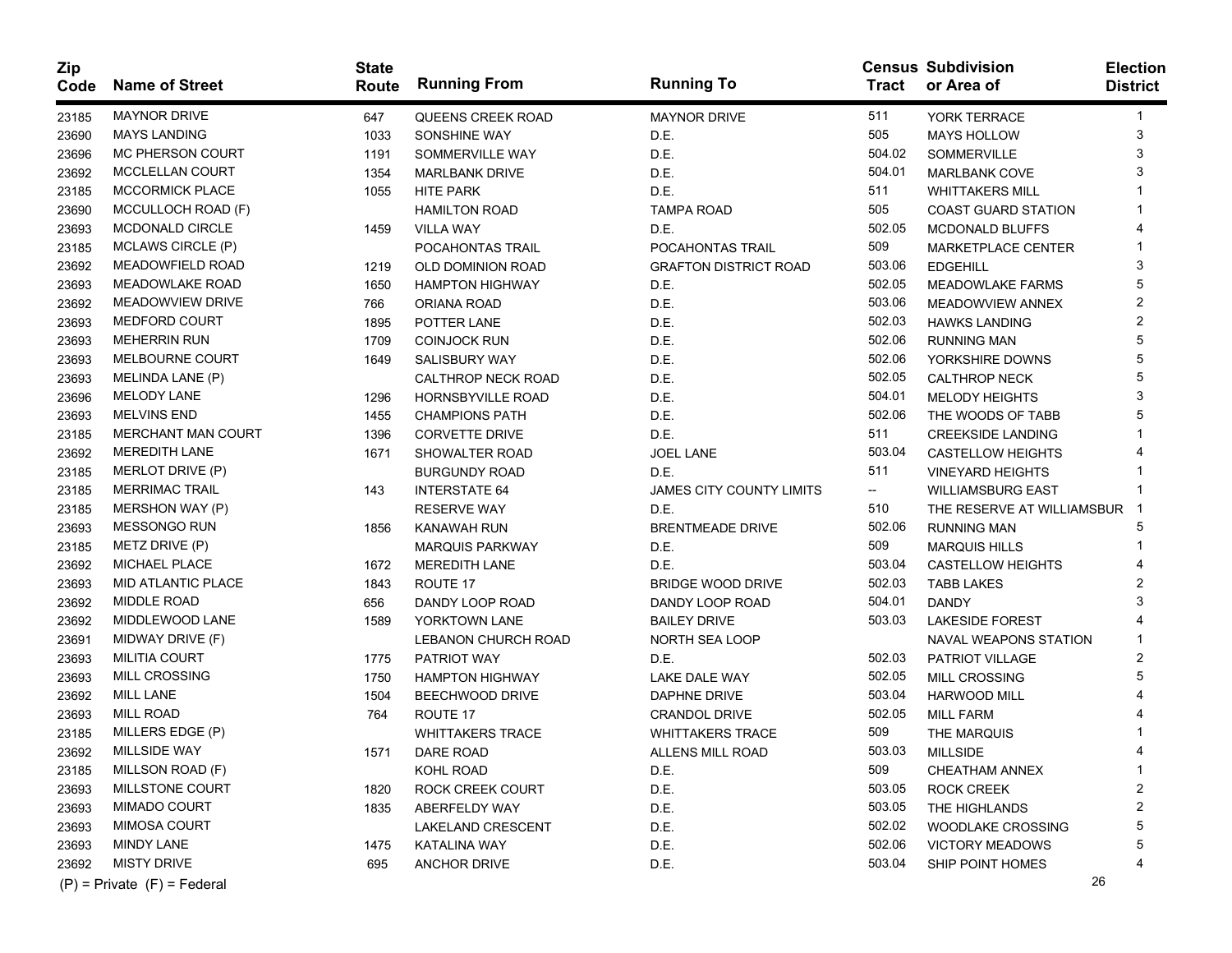| Zip Code | Name of Street | State Route | Running From | Running To | Census Tract | Subdivision or Area of | Election District |
|---|---|---|---|---|---|---|---|
| 23185 | MAYNOR DRIVE | 647 | QUEENS CREEK ROAD | MAYNOR DRIVE | 511 | YORK TERRACE | 1 |
| 23690 | MAYS LANDING | 1033 | SONSHINE WAY | D.E. | 505 | MAYS HOLLOW | 3 |
| 23696 | MC PHERSON COURT | 1191 | SOMMERVILLE WAY | D.E. | 504.02 | SOMMERVILLE | 3 |
| 23692 | MCCLELLAN COURT | 1354 | MARLBANK DRIVE | D.E. | 504.01 | MARLBANK COVE | 3 |
| 23185 | MCCORMICK PLACE | 1055 | HITE PARK | D.E. | 511 | WHITTAKERS MILL | 1 |
| 23690 | MCCULLOCH ROAD (F) | | HAMILTON ROAD | TAMPA ROAD | 505 | COAST GUARD STATION | 1 |
| 23693 | MCDONALD CIRCLE | 1459 | VILLA WAY | D.E. | 502.05 | MCDONALD BLUFFS | 4 |
| 23185 | MCLAWS CIRCLE (P) | | POCAHONTAS TRAIL | POCAHONTAS TRAIL | 509 | MARKETPLACE CENTER | 1 |
| 23692 | MEADOWFIELD ROAD | 1219 | OLD DOMINION ROAD | GRAFTON DISTRICT ROAD | 503.06 | EDGEHILL | 3 |
| 23693 | MEADOWLAKE ROAD | 1650 | HAMPTON HIGHWAY | D.E. | 502.05 | MEADOWLAKE FARMS | 5 |
| 23692 | MEADOWVIEW DRIVE | 766 | ORIANA ROAD | D.E. | 503.06 | MEADOWVIEW ANNEX | 2 |
| 23693 | MEDFORD COURT | 1895 | POTTER LANE | D.E. | 502.03 | HAWKS LANDING | 2 |
| 23693 | MEHERRIN RUN | 1709 | COINJOCK RUN | D.E. | 502.06 | RUNNING MAN | 5 |
| 23693 | MELBOURNE COURT | 1649 | SALISBURY WAY | D.E. | 502.06 | YORKSHIRE DOWNS | 5 |
| 23693 | MELINDA LANE (P) | | CALTHROP NECK ROAD | D.E. | 502.05 | CALTHROP NECK | 5 |
| 23696 | MELODY LANE | 1296 | HORNSBYVILLE ROAD | D.E. | 504.01 | MELODY HEIGHTS | 3 |
| 23693 | MELVINS END | 1455 | CHAMPIONS PATH | D.E. | 502.06 | THE WOODS OF TABB | 5 |
| 23185 | MERCHANT MAN COURT | 1396 | CORVETTE DRIVE | D.E. | 511 | CREEKSIDE LANDING | 1 |
| 23692 | MEREDITH LANE | 1671 | SHOWALTER ROAD | JOEL LANE | 503.04 | CASTELLOW HEIGHTS | 4 |
| 23185 | MERLOT DRIVE (P) | | BURGUNDY ROAD | D.E. | 511 | VINEYARD HEIGHTS | 1 |
| 23185 | MERRIMAC TRAIL | 143 | INTERSTATE 64 | JAMES CITY COUNTY LIMITS | -- | WILLIAMSBURG EAST | 1 |
| 23185 | MERSHON WAY (P) | | RESERVE WAY | D.E. | 510 | THE RESERVE AT WILLIAMSBUR | 1 |
| 23693 | MESSONGO RUN | 1856 | KANAWAH RUN | BRENTMEADE DRIVE | 502.06 | RUNNING MAN | 5 |
| 23185 | METZ DRIVE (P) | | MARQUIS PARKWAY | D.E. | 509 | MARQUIS HILLS | 1 |
| 23692 | MICHAEL PLACE | 1672 | MEREDITH LANE | D.E. | 503.04 | CASTELLOW HEIGHTS | 4 |
| 23693 | MID ATLANTIC PLACE | 1843 | ROUTE 17 | BRIDGE WOOD DRIVE | 502.03 | TABB LAKES | 2 |
| 23692 | MIDDLE ROAD | 656 | DANDY LOOP ROAD | DANDY LOOP ROAD | 504.01 | DANDY | 3 |
| 23692 | MIDDLEWOOD LANE | 1589 | YORKTOWN LANE | BAILEY DRIVE | 503.03 | LAKESIDE FOREST | 4 |
| 23691 | MIDWAY DRIVE (F) | | LEBANON CHURCH ROAD | NORTH SEA LOOP | | NAVAL WEAPONS STATION | 1 |
| 23693 | MILITIA COURT | 1775 | PATRIOT WAY | D.E. | 502.03 | PATRIOT VILLAGE | 2 |
| 23693 | MILL CROSSING | 1750 | HAMPTON HIGHWAY | LAKE DALE WAY | 502.05 | MILL CROSSING | 5 |
| 23692 | MILL LANE | 1504 | BEECHWOOD DRIVE | DAPHNE DRIVE | 503.04 | HARWOOD MILL | 4 |
| 23693 | MILL ROAD | 764 | ROUTE 17 | CRANDOL DRIVE | 502.05 | MILL FARM | 4 |
| 23185 | MILLERS EDGE (P) | | WHITTAKERS TRACE | WHITTAKERS TRACE | 509 | THE MARQUIS | 1 |
| 23692 | MILLSIDE WAY | 1571 | DARE ROAD | ALLENS MILL ROAD | 503.03 | MILLSIDE | 4 |
| 23185 | MILLSON ROAD (F) | | KOHL ROAD | D.E. | 509 | CHEATHAM ANNEX | 1 |
| 23693 | MILLSTONE COURT | 1820 | ROCK CREEK COURT | D.E. | 503.05 | ROCK CREEK | 2 |
| 23693 | MIMADO COURT | 1835 | ABERFELDY WAY | D.E. | 503.05 | THE HIGHLANDS | 2 |
| 23693 | MIMOSA COURT | | LAKELAND CRESCENT | D.E. | 502.02 | WOODLAKE CROSSING | 5 |
| 23693 | MINDY LANE | 1475 | KATALINA WAY | D.E. | 502.06 | VICTORY MEADOWS | 5 |
| 23692 | MISTY DRIVE | 695 | ANCHOR DRIVE | D.E. | 503.04 | SHIP POINT HOMES | 4 |

(P) = Private (F) = Federal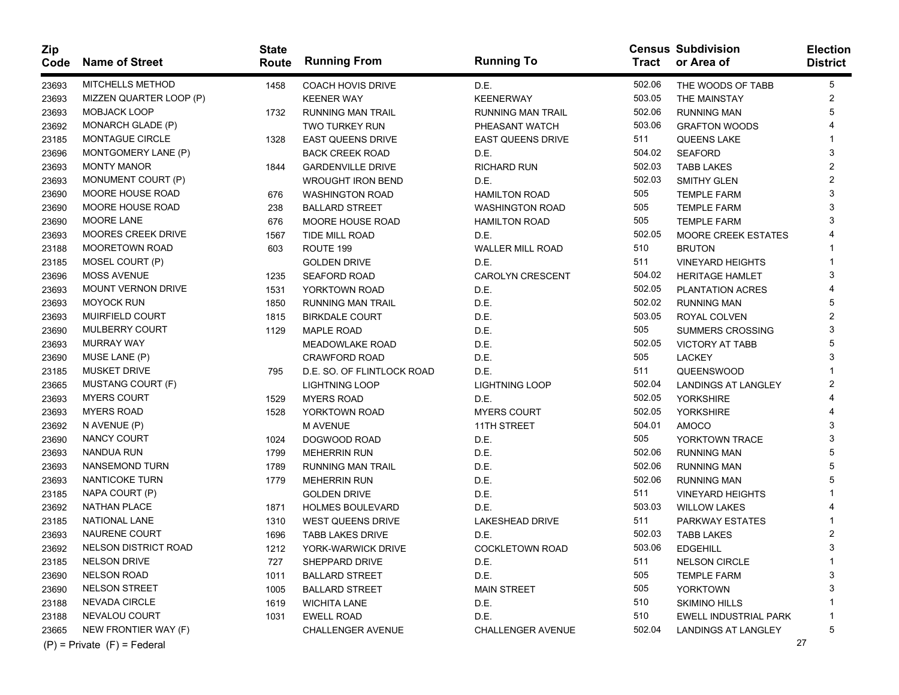| Zip Code | Name of Street | State Route | Running From | Running To | Census Tract | Subdivision or Area of | Election District |
|---|---|---|---|---|---|---|---|
| 23693 | MITCHELLS METHOD | 1458 | COACH HOVIS DRIVE | D.E. | 502.06 | THE WOODS OF TABB | 5 |
| 23693 | MIZZEN QUARTER LOOP (P) | | KEENER WAY | KEENERWAY | 503.05 | THE MAINSTAY | 2 |
| 23693 | MOBJACK LOOP | 1732 | RUNNING MAN TRAIL | RUNNING MAN TRAIL | 502.06 | RUNNING MAN | 5 |
| 23692 | MONARCH GLADE (P) | | TWO TURKEY RUN | PHEASANT WATCH | 503.06 | GRAFTON WOODS | 4 |
| 23185 | MONTAGUE CIRCLE | 1328 | EAST QUEENS DRIVE | EAST QUEENS DRIVE | 511 | QUEENS LAKE | 1 |
| 23696 | MONTGOMERY LANE (P) | | BACK CREEK ROAD | D.E. | 504.02 | SEAFORD | 3 |
| 23693 | MONTY MANOR | 1844 | GARDENVILLE DRIVE | RICHARD RUN | 502.03 | TABB LAKES | 2 |
| 23693 | MONUMENT COURT (P) | | WROUGHT IRON BEND | D.E. | 502.03 | SMITHY GLEN | 2 |
| 23690 | MOORE HOUSE ROAD | 676 | WASHINGTON ROAD | HAMILTON ROAD | 505 | TEMPLE FARM | 3 |
| 23690 | MOORE HOUSE ROAD | 238 | BALLARD STREET | WASHINGTON ROAD | 505 | TEMPLE FARM | 3 |
| 23690 | MOORE LANE | 676 | MOORE HOUSE ROAD | HAMILTON ROAD | 505 | TEMPLE FARM | 3 |
| 23693 | MOORES CREEK DRIVE | 1567 | TIDE MILL ROAD | D.E. | 502.05 | MOORE CREEK ESTATES | 4 |
| 23188 | MOORETOWN ROAD | 603 | ROUTE 199 | WALLER MILL ROAD | 510 | BRUTON | 1 |
| 23185 | MOSEL COURT (P) | | GOLDEN DRIVE | D.E. | 511 | VINEYARD HEIGHTS | 1 |
| 23696 | MOSS AVENUE | 1235 | SEAFORD ROAD | CAROLYN CRESCENT | 504.02 | HERITAGE HAMLET | 3 |
| 23693 | MOUNT VERNON DRIVE | 1531 | YORKTOWN ROAD | D.E. | 502.05 | PLANTATION ACRES | 4 |
| 23693 | MOYOCK RUN | 1850 | RUNNING MAN TRAIL | D.E. | 502.02 | RUNNING MAN | 5 |
| 23693 | MUIRFIELD COURT | 1815 | BIRKDALE COURT | D.E. | 503.05 | ROYAL COLVEN | 2 |
| 23690 | MULBERRY COURT | 1129 | MAPLE ROAD | D.E. | 505 | SUMMERS CROSSING | 3 |
| 23693 | MURRAY WAY | | MEADOWLAKE ROAD | D.E. | 502.05 | VICTORY AT TABB | 5 |
| 23690 | MUSE LANE (P) | | CRAWFORD ROAD | D.E. | 505 | LACKEY | 3 |
| 23185 | MUSKET DRIVE | 795 | D.E. SO. OF FLINTLOCK ROAD | D.E. | 511 | QUEENSWOOD | 1 |
| 23665 | MUSTANG COURT (F) | | LIGHTNING LOOP | LIGHTNING LOOP | 502.04 | LANDINGS AT LANGLEY | 2 |
| 23693 | MYERS COURT | 1529 | MYERS ROAD | D.E. | 502.05 | YORKSHIRE | 4 |
| 23693 | MYERS ROAD | 1528 | YORKTOWN ROAD | MYERS COURT | 502.05 | YORKSHIRE | 4 |
| 23692 | N AVENUE (P) | | M AVENUE | 11TH STREET | 504.01 | AMOCO | 3 |
| 23690 | NANCY COURT | 1024 | DOGWOOD ROAD | D.E. | 505 | YORKTOWN TRACE | 3 |
| 23693 | NANDUA RUN | 1799 | MEHERRIN RUN | D.E. | 502.06 | RUNNING MAN | 5 |
| 23693 | NANSEMOND TURN | 1789 | RUNNING MAN TRAIL | D.E. | 502.06 | RUNNING MAN | 5 |
| 23693 | NANTICOKE TURN | 1779 | MEHERRIN RUN | D.E. | 502.06 | RUNNING MAN | 5 |
| 23185 | NAPA COURT (P) | | GOLDEN DRIVE | D.E. | 511 | VINEYARD HEIGHTS | 1 |
| 23692 | NATHAN PLACE | 1871 | HOLMES BOULEVARD | D.E. | 503.03 | WILLOW LAKES | 4 |
| 23185 | NATIONAL LANE | 1310 | WEST QUEENS DRIVE | LAKESHEAD DRIVE | 511 | PARKWAY ESTATES | 1 |
| 23693 | NAURENE COURT | 1696 | TABB LAKES DRIVE | D.E. | 502.03 | TABB LAKES | 2 |
| 23692 | NELSON DISTRICT ROAD | 1212 | YORK-WARWICK DRIVE | COCKLETOWN ROAD | 503.06 | EDGEHILL | 3 |
| 23185 | NELSON DRIVE | 727 | SHEPPARD DRIVE | D.E. | 511 | NELSON CIRCLE | 1 |
| 23690 | NELSON ROAD | 1011 | BALLARD STREET | D.E. | 505 | TEMPLE FARM | 3 |
| 23690 | NELSON STREET | 1005 | BALLARD STREET | MAIN STREET | 505 | YORKTOWN | 3 |
| 23188 | NEVADA CIRCLE | 1619 | WICHITA LANE | D.E. | 510 | SKIMINO HILLS | 1 |
| 23188 | NEVALOU COURT | 1031 | EWELL ROAD | D.E. | 510 | EWELL INDUSTRIAL PARK | 1 |
| 23665 | NEW FRONTIER WAY (F) | | CHALLENGER AVENUE | CHALLENGER AVENUE | 502.04 | LANDINGS AT LANGLEY | 5 |

(P) = Private (F) = Federal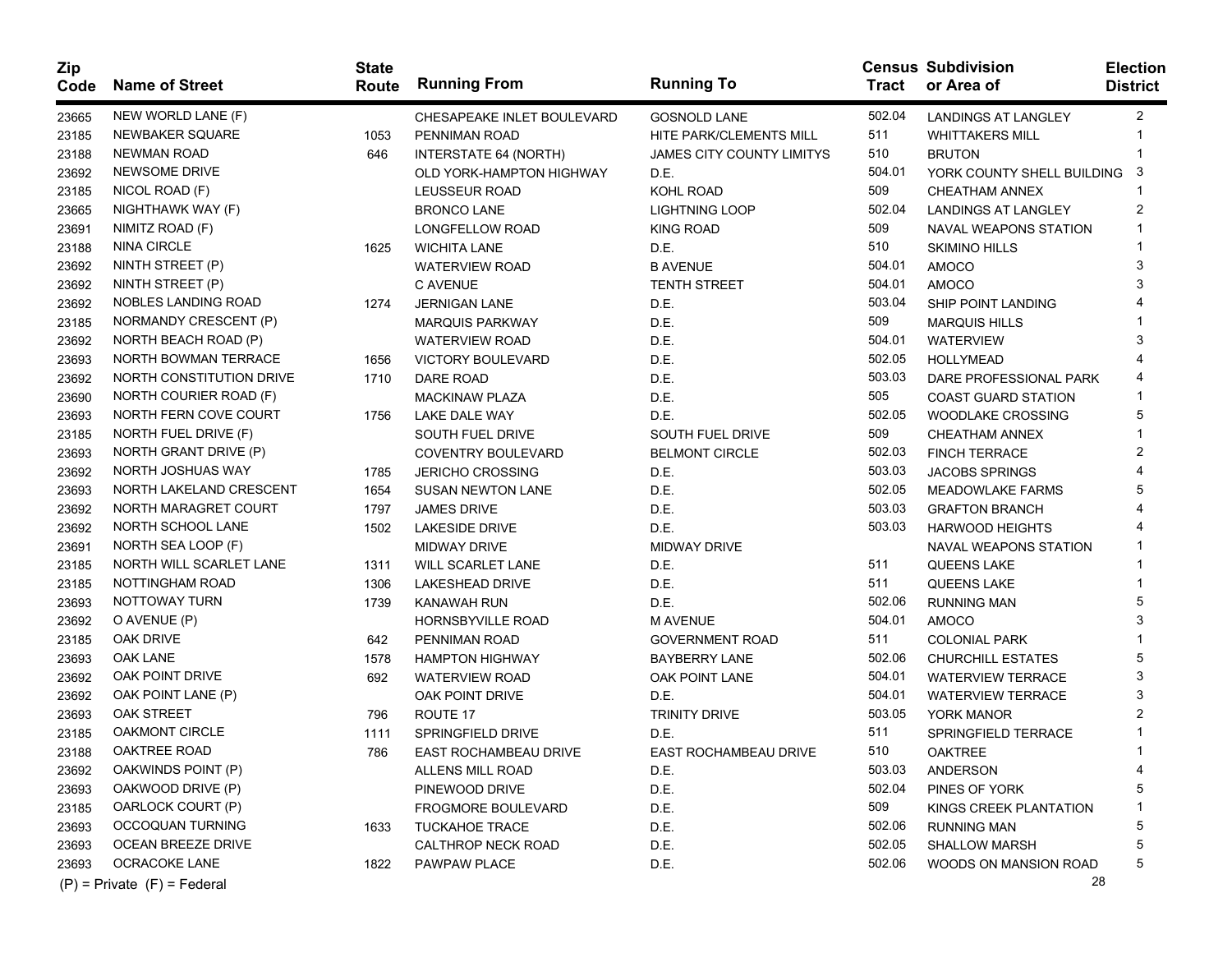| Zip Code | Name of Street | State Route | Running From | Running To | Census Tract | Subdivision or Area of | Election District |
|---|---|---|---|---|---|---|---|
| 23665 | NEW WORLD LANE (F) | | CHESAPEAKE INLET BOULEVARD | GOSNOLD LANE | 502.04 | LANDINGS AT LANGLEY | 2 |
| 23185 | NEWBAKER SQUARE | 1053 | PENNIMAN ROAD | HITE PARK/CLEMENTS MILL | 511 | WHITTAKERS MILL | 1 |
| 23188 | NEWMAN ROAD | 646 | INTERSTATE 64 (NORTH) | JAMES CITY COUNTY LIMITYS | 510 | BRUTON | 1 |
| 23692 | NEWSOME DRIVE | | OLD YORK-HAMPTON HIGHWAY | D.E. | 504.01 | YORK COUNTY SHELL BUILDING | 3 |
| 23185 | NICOL ROAD (F) | | LEUSSEUR ROAD | KOHL ROAD | 509 | CHEATHAM ANNEX | 1 |
| 23665 | NIGHTHAWK WAY (F) | | BRONCO LANE | LIGHTNING LOOP | 502.04 | LANDINGS AT LANGLEY | 2 |
| 23691 | NIMITZ ROAD (F) | | LONGFELLOW ROAD | KING ROAD | 509 | NAVAL WEAPONS STATION | 1 |
| 23188 | NINA CIRCLE | 1625 | WICHITA LANE | D.E. | 510 | SKIMINO HILLS | 1 |
| 23692 | NINTH STREET (P) | | WATERVIEW ROAD | B AVENUE | 504.01 | AMOCO | 3 |
| 23692 | NINTH STREET (P) | | C AVENUE | TENTH STREET | 504.01 | AMOCO | 3 |
| 23692 | NOBLES LANDING ROAD | 1274 | JERNIGAN LANE | D.E. | 503.04 | SHIP POINT LANDING | 4 |
| 23185 | NORMANDY CRESCENT (P) | | MARQUIS PARKWAY | D.E. | 509 | MARQUIS HILLS | 1 |
| 23692 | NORTH BEACH ROAD (P) | | WATERVIEW ROAD | D.E. | 504.01 | WATERVIEW | 3 |
| 23693 | NORTH BOWMAN TERRACE | 1656 | VICTORY BOULEVARD | D.E. | 502.05 | HOLLYMEAD | 4 |
| 23692 | NORTH CONSTITUTION DRIVE | 1710 | DARE ROAD | D.E. | 503.03 | DARE PROFESSIONAL PARK | 4 |
| 23690 | NORTH COURIER ROAD (F) | | MACKINAW PLAZA | D.E. | 505 | COAST GUARD STATION | 1 |
| 23693 | NORTH FERN COVE COURT | 1756 | LAKE DALE WAY | D.E. | 502.05 | WOODLAKE CROSSING | 5 |
| 23185 | NORTH FUEL DRIVE (F) | | SOUTH FUEL DRIVE | SOUTH FUEL DRIVE | 509 | CHEATHAM ANNEX | 1 |
| 23693 | NORTH GRANT DRIVE (P) | | COVENTRY BOULEVARD | BELMONT CIRCLE | 502.03 | FINCH TERRACE | 2 |
| 23692 | NORTH JOSHUAS WAY | 1785 | JERICHO CROSSING | D.E. | 503.03 | JACOBS SPRINGS | 4 |
| 23693 | NORTH LAKELAND CRESCENT | 1654 | SUSAN NEWTON LANE | D.E. | 502.05 | MEADOWLAKE FARMS | 5 |
| 23692 | NORTH MARAGRET COURT | 1797 | JAMES DRIVE | D.E. | 503.03 | GRAFTON BRANCH | 4 |
| 23692 | NORTH SCHOOL LANE | 1502 | LAKESIDE DRIVE | D.E. | 503.03 | HARWOOD HEIGHTS | 4 |
| 23691 | NORTH SEA LOOP (F) | | MIDWAY DRIVE | MIDWAY DRIVE | | NAVAL WEAPONS STATION | 1 |
| 23185 | NORTH WILL SCARLET LANE | 1311 | WILL SCARLET LANE | D.E. | 511 | QUEENS LAKE | 1 |
| 23185 | NOTTINGHAM ROAD | 1306 | LAKESHEAD DRIVE | D.E. | 511 | QUEENS LAKE | 1 |
| 23693 | NOTTOWAY TURN | 1739 | KANAWAH RUN | D.E. | 502.06 | RUNNING MAN | 5 |
| 23692 | O AVENUE (P) | | HORNSBYVILLE ROAD | M AVENUE | 504.01 | AMOCO | 3 |
| 23185 | OAK DRIVE | 642 | PENNIMAN ROAD | GOVERNMENT ROAD | 511 | COLONIAL PARK | 1 |
| 23693 | OAK LANE | 1578 | HAMPTON HIGHWAY | BAYBERRY LANE | 502.06 | CHURCHILL ESTATES | 5 |
| 23692 | OAK POINT DRIVE | 692 | WATERVIEW ROAD | OAK POINT LANE | 504.01 | WATERVIEW TERRACE | 3 |
| 23692 | OAK POINT LANE (P) | | OAK POINT DRIVE | D.E. | 504.01 | WATERVIEW TERRACE | 3 |
| 23693 | OAK STREET | 796 | ROUTE 17 | TRINITY DRIVE | 503.05 | YORK MANOR | 2 |
| 23185 | OAKMONT CIRCLE | 1111 | SPRINGFIELD DRIVE | D.E. | 511 | SPRINGFIELD TERRACE | 1 |
| 23188 | OAKTREE ROAD | 786 | EAST ROCHAMBEAU DRIVE | EAST ROCHAMBEAU DRIVE | 510 | OAKTREE | 1 |
| 23692 | OAKWINDS POINT (P) | | ALLENS MILL ROAD | D.E. | 503.03 | ANDERSON | 4 |
| 23693 | OAKWOOD DRIVE (P) | | PINEWOOD DRIVE | D.E. | 502.04 | PINES OF YORK | 5 |
| 23185 | OARLOCK COURT (P) | | FROGMORE BOULEVARD | D.E. | 509 | KINGS CREEK PLANTATION | 1 |
| 23693 | OCCOQUAN TURNING | 1633 | TUCKAHOE TRACE | D.E. | 502.06 | RUNNING MAN | 5 |
| 23693 | OCEAN BREEZE DRIVE | | CALTHROP NECK ROAD | D.E. | 502.05 | SHALLOW MARSH | 5 |
| 23693 | OCRACOKE LANE | 1822 | PAWPAW PLACE | D.E. | 502.06 | WOODS ON MANSION ROAD | 5 |

(P) = Private (F) = Federal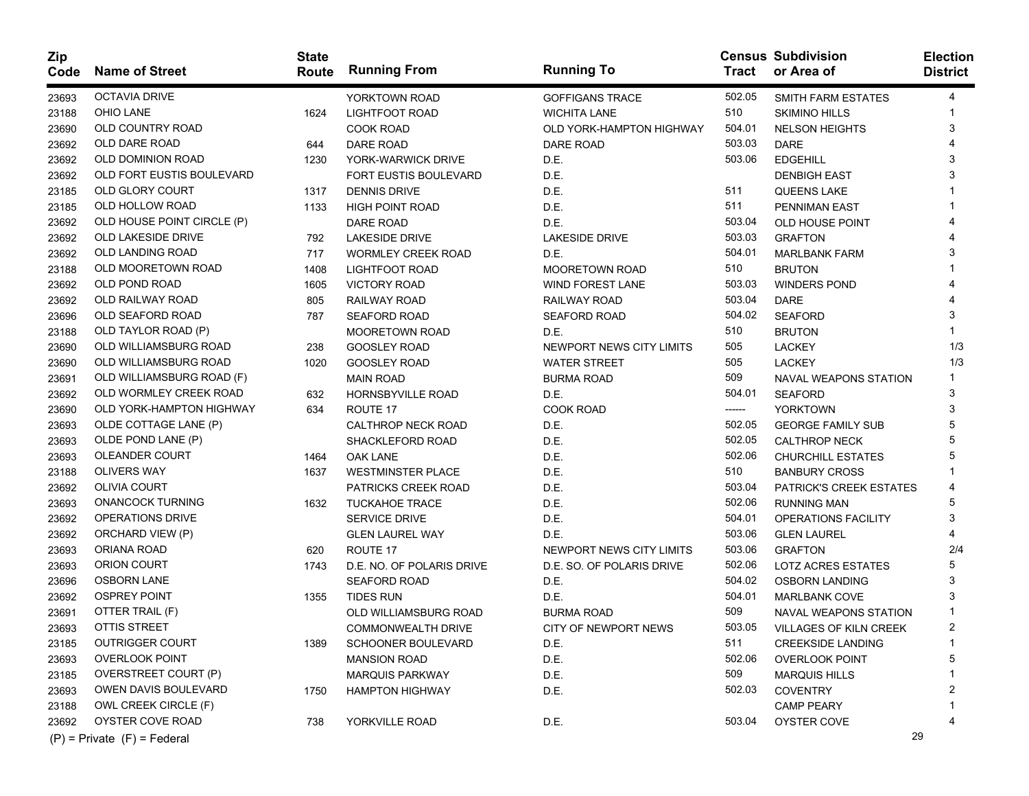| Zip Code | Name of Street | State Route | Running From | Running To | Census Tract | Subdivision or Area of | Election District |
|---|---|---|---|---|---|---|---|
| 23693 | OCTAVIA DRIVE | | YORKTOWN ROAD | GOFFIGANS TRACE | 502.05 | SMITH FARM ESTATES | 4 |
| 23188 | OHIO LANE | 1624 | LIGHTFOOT ROAD | WICHITA LANE | 510 | SKIMINO HILLS | 1 |
| 23690 | OLD COUNTRY ROAD | | COOK ROAD | OLD YORK-HAMPTON HIGHWAY | 504.01 | NELSON HEIGHTS | 3 |
| 23692 | OLD DARE ROAD | 644 | DARE ROAD | DARE ROAD | 503.03 | DARE | 4 |
| 23692 | OLD DOMINION ROAD | 1230 | YORK-WARWICK DRIVE | D.E. | 503.06 | EDGEHILL | 3 |
| 23692 | OLD FORT EUSTIS BOULEVARD | | FORT EUSTIS BOULEVARD | D.E. | | DENBIGH EAST | 3 |
| 23185 | OLD GLORY COURT | 1317 | DENNIS DRIVE | D.E. | 511 | QUEENS LAKE | 1 |
| 23185 | OLD HOLLOW ROAD | 1133 | HIGH POINT ROAD | D.E. | 511 | PENNIMAN EAST | 1 |
| 23692 | OLD HOUSE POINT CIRCLE (P) | | DARE ROAD | D.E. | 503.04 | OLD HOUSE POINT | 4 |
| 23692 | OLD LAKESIDE DRIVE | 792 | LAKESIDE DRIVE | LAKESIDE DRIVE | 503.03 | GRAFTON | 4 |
| 23692 | OLD LANDING ROAD | 717 | WORMLEY CREEK ROAD | D.E. | 504.01 | MARLBANK FARM | 3 |
| 23188 | OLD MOORETOWN ROAD | 1408 | LIGHTFOOT ROAD | MOORETOWN ROAD | 510 | BRUTON | 1 |
| 23692 | OLD POND ROAD | 1605 | VICTORY ROAD | WIND FOREST LANE | 503.03 | WINDERS POND | 4 |
| 23692 | OLD RAILWAY ROAD | 805 | RAILWAY ROAD | RAILWAY ROAD | 503.04 | DARE | 4 |
| 23696 | OLD SEAFORD ROAD | 787 | SEAFORD ROAD | SEAFORD ROAD | 504.02 | SEAFORD | 3 |
| 23188 | OLD TAYLOR ROAD (P) | | MOORETOWN ROAD | D.E. | 510 | BRUTON | 1 |
| 23690 | OLD WILLIAMSBURG ROAD | 238 | GOOSLEY ROAD | NEWPORT NEWS CITY LIMITS | 505 | LACKEY | 1/3 |
| 23690 | OLD WILLIAMSBURG ROAD | 1020 | GOOSLEY ROAD | WATER STREET | 505 | LACKEY | 1/3 |
| 23691 | OLD WILLIAMSBURG ROAD (F) | | MAIN ROAD | BURMA ROAD | 509 | NAVAL WEAPONS STATION | 1 |
| 23692 | OLD WORMLEY CREEK ROAD | 632 | HORNSBYVILLE ROAD | D.E. | 504.01 | SEAFORD | 3 |
| 23690 | OLD YORK-HAMPTON HIGHWAY | 634 | ROUTE 17 | COOK ROAD | ------ | YORKTOWN | 3 |
| 23693 | OLDE COTTAGE LANE (P) | | CALTHROP NECK ROAD | D.E. | 502.05 | GEORGE FAMILY SUB | 5 |
| 23693 | OLDE POND LANE (P) | | SHACKLEFORD ROAD | D.E. | 502.05 | CALTHROP NECK | 5 |
| 23693 | OLEANDER COURT | 1464 | OAK LANE | D.E. | 502.06 | CHURCHILL ESTATES | 5 |
| 23188 | OLIVERS WAY | 1637 | WESTMINSTER PLACE | D.E. | 510 | BANBURY CROSS | 1 |
| 23692 | OLIVIA COURT | | PATRICKS CREEK ROAD | D.E. | 503.04 | PATRICK'S CREEK ESTATES | 4 |
| 23693 | ONANCOCK TURNING | 1632 | TUCKAHOE TRACE | D.E. | 502.06 | RUNNING MAN | 5 |
| 23692 | OPERATIONS DRIVE | | SERVICE DRIVE | D.E. | 504.01 | OPERATIONS FACILITY | 3 |
| 23692 | ORCHARD VIEW (P) | | GLEN LAUREL WAY | D.E. | 503.06 | GLEN LAUREL | 4 |
| 23693 | ORIANA ROAD | 620 | ROUTE 17 | NEWPORT NEWS CITY LIMITS | 503.06 | GRAFTON | 2/4 |
| 23693 | ORION COURT | 1743 | D.E. NO. OF POLARIS DRIVE | D.E. SO. OF POLARIS DRIVE | 502.06 | LOTZ ACRES ESTATES | 5 |
| 23696 | OSBORN LANE | | SEAFORD ROAD | D.E. | 504.02 | OSBORN LANDING | 3 |
| 23692 | OSPREY POINT | 1355 | TIDES RUN | D.E. | 504.01 | MARLBANK COVE | 3 |
| 23691 | OTTER TRAIL (F) | | OLD WILLIAMSBURG ROAD | BURMA ROAD | 509 | NAVAL WEAPONS STATION | 1 |
| 23693 | OTTIS STREET | | COMMONWEALTH DRIVE | CITY OF NEWPORT NEWS | 503.05 | VILLAGES OF KILN CREEK | 2 |
| 23185 | OUTRIGGER COURT | 1389 | SCHOONER BOULEVARD | D.E. | 511 | CREEKSIDE LANDING | 1 |
| 23693 | OVERLOOK POINT | | MANSION ROAD | D.E. | 502.06 | OVERLOOK POINT | 5 |
| 23185 | OVERSTREET COURT (P) | | MARQUIS PARKWAY | D.E. | 509 | MARQUIS HILLS | 1 |
| 23693 | OWEN DAVIS BOULEVARD | 1750 | HAMPTON HIGHWAY | D.E. | 502.03 | COVENTRY | 2 |
| 23188 | OWL CREEK CIRCLE (F) | | | | | CAMP PEARY | 1 |
| 23692 | OYSTER COVE ROAD | 738 | YORKVILLE ROAD | D.E. | 503.04 | OYSTER COVE | 4 |

(P) = Private (F) = Federal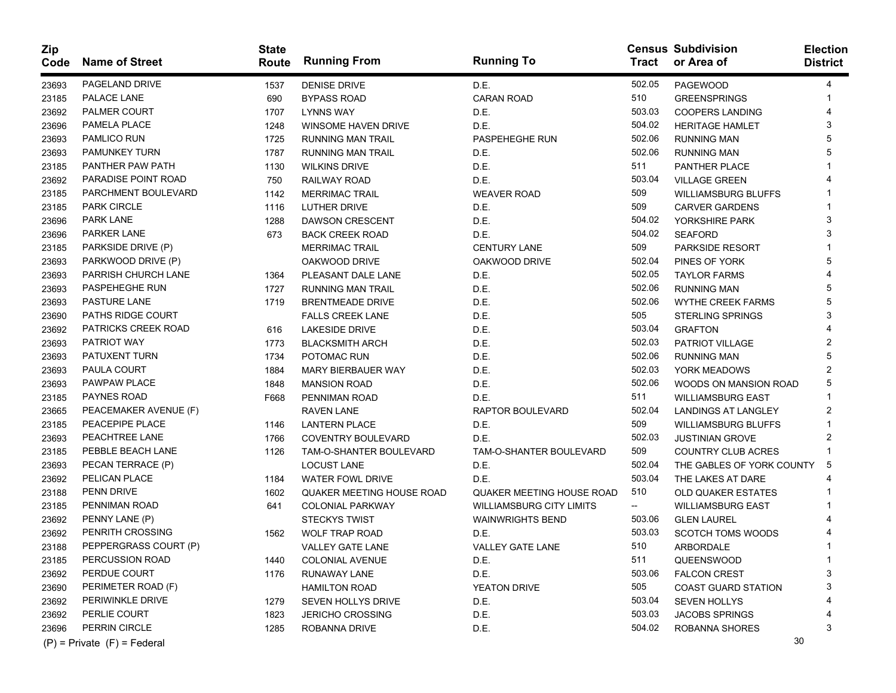| Zip Code | Name of Street | State Route | Running From | Running To | Census Tract | Subdivision or Area of | Election District |
|---|---|---|---|---|---|---|---|
| 23693 | PAGELAND DRIVE | 1537 | DENISE DRIVE | D.E. | 502.05 | PAGEWOOD | 4 |
| 23185 | PALACE LANE | 690 | BYPASS ROAD | CARAN ROAD | 510 | GREENSPRINGS | 1 |
| 23692 | PALMER COURT | 1707 | LYNNS WAY | D.E. | 503.03 | COOPERS LANDING | 4 |
| 23696 | PAMELA PLACE | 1248 | WINSOME HAVEN DRIVE | D.E. | 504.02 | HERITAGE HAMLET | 3 |
| 23693 | PAMLICO RUN | 1725 | RUNNING MAN TRAIL | PASPEHEGHE RUN | 502.06 | RUNNING MAN | 5 |
| 23693 | PAMUNKEY TURN | 1787 | RUNNING MAN TRAIL | D.E. | 502.06 | RUNNING MAN | 5 |
| 23185 | PANTHER PAW PATH | 1130 | WILKINS DRIVE | D.E. | 511 | PANTHER PLACE | 1 |
| 23692 | PARADISE POINT ROAD | 750 | RAILWAY ROAD | D.E. | 503.04 | VILLAGE GREEN | 4 |
| 23185 | PARCHMENT BOULEVARD | 1142 | MERRIMAC TRAIL | WEAVER ROAD | 509 | WILLIAMSBURG BLUFFS | 1 |
| 23185 | PARK CIRCLE | 1116 | LUTHER DRIVE | D.E. | 509 | CARVER GARDENS | 1 |
| 23696 | PARK LANE | 1288 | DAWSON CRESCENT | D.E. | 504.02 | YORKSHIRE PARK | 3 |
| 23696 | PARKER LANE | 673 | BACK CREEK ROAD | D.E. | 504.02 | SEAFORD | 3 |
| 23185 | PARKSIDE DRIVE (P) | | MERRIMAC TRAIL | CENTURY LANE | 509 | PARKSIDE RESORT | 1 |
| 23693 | PARKWOOD DRIVE (P) | | OAKWOOD DRIVE | OAKWOOD DRIVE | 502.04 | PINES OF YORK | 5 |
| 23693 | PARRISH CHURCH LANE | 1364 | PLEASANT DALE LANE | D.E. | 502.05 | TAYLOR FARMS | 4 |
| 23693 | PASPEHEGHE RUN | 1727 | RUNNING MAN TRAIL | D.E. | 502.06 | RUNNING MAN | 5 |
| 23693 | PASTURE LANE | 1719 | BRENTMEADE DRIVE | D.E. | 502.06 | WYTHE CREEK FARMS | 5 |
| 23690 | PATHS RIDGE COURT | | FALLS CREEK LANE | D.E. | 505 | STERLING SPRINGS | 3 |
| 23692 | PATRICKS CREEK ROAD | 616 | LAKESIDE DRIVE | D.E. | 503.04 | GRAFTON | 4 |
| 23693 | PATRIOT WAY | 1773 | BLACKSMITH ARCH | D.E. | 502.03 | PATRIOT VILLAGE | 2 |
| 23693 | PATUXENT TURN | 1734 | POTOMAC RUN | D.E. | 502.06 | RUNNING MAN | 5 |
| 23693 | PAULA COURT | 1884 | MARY BIERBAUER WAY | D.E. | 502.03 | YORK MEADOWS | 2 |
| 23693 | PAWPAW PLACE | 1848 | MANSION ROAD | D.E. | 502.06 | WOODS ON MANSION ROAD | 5 |
| 23185 | PAYNES ROAD | F668 | PENNIMAN ROAD | D.E. | 511 | WILLIAMSBURG EAST | 1 |
| 23665 | PEACEMAKER AVENUE (F) | | RAVEN LANE | RAPTOR BOULEVARD | 502.04 | LANDINGS AT LANGLEY | 2 |
| 23185 | PEACEPIPE PLACE | 1146 | LANTERN PLACE | D.E. | 509 | WILLIAMSBURG BLUFFS | 1 |
| 23693 | PEACHTREE LANE | 1766 | COVENTRY BOULEVARD | D.E. | 502.03 | JUSTINIAN GROVE | 2 |
| 23185 | PEBBLE BEACH LANE | 1126 | TAM-O-SHANTER BOULEVARD | TAM-O-SHANTER BOULEVARD | 509 | COUNTRY CLUB ACRES | 1 |
| 23693 | PECAN TERRACE (P) | | LOCUST LANE | D.E. | 502.04 | THE GABLES OF YORK COUNTY | 5 |
| 23692 | PELICAN PLACE | 1184 | WATER FOWL DRIVE | D.E. | 503.04 | THE LAKES AT DARE | 4 |
| 23188 | PENN DRIVE | 1602 | QUAKER MEETING HOUSE ROAD | QUAKER MEETING HOUSE ROAD | 510 | OLD QUAKER ESTATES | 1 |
| 23185 | PENNIMAN ROAD | 641 | COLONIAL PARKWAY | WILLIAMSBURG CITY LIMITS | -- | WILLIAMSBURG EAST | 1 |
| 23692 | PENNY LANE (P) | | STECKYS TWIST | WAINWRIGHTS BEND | 503.06 | GLEN LAUREL | 4 |
| 23692 | PENRITH CROSSING | 1562 | WOLF TRAP ROAD | D.E. | 503.03 | SCOTCH TOMS WOODS | 4 |
| 23188 | PEPPERGRASS COURT (P) | | VALLEY GATE LANE | VALLEY GATE LANE | 510 | ARBORDALE | 1 |
| 23185 | PERCUSSION ROAD | 1440 | COLONIAL AVENUE | D.E. | 511 | QUEENSWOOD | 1 |
| 23692 | PERDUE COURT | 1176 | RUNAWAY LANE | D.E. | 503.06 | FALCON CREST | 3 |
| 23690 | PERIMETER ROAD (F) | | HAMILTON ROAD | YEATON DRIVE | 505 | COAST GUARD STATION | 3 |
| 23692 | PERIWINKLE DRIVE | 1279 | SEVEN HOLLYS DRIVE | D.E. | 503.04 | SEVEN HOLLYS | 4 |
| 23692 | PERLIE COURT | 1823 | JERICHO CROSSING | D.E. | 503.03 | JACOBS SPRINGS | 4 |
| 23696 | PERRIN CIRCLE | 1285 | ROBANNA DRIVE | D.E. | 504.02 | ROBANNA SHORES | 3 |

(P) = Private (F) = Federal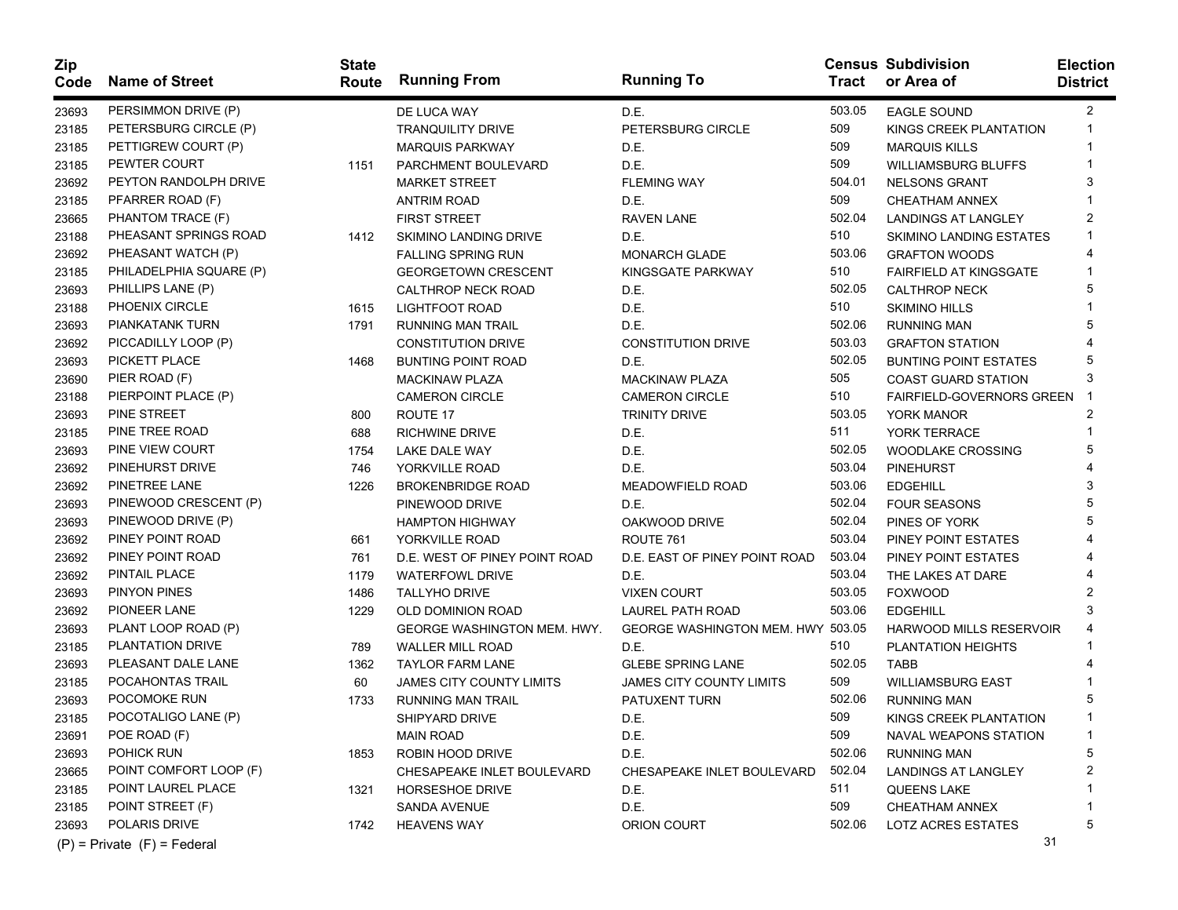| Zip Code | Name of Street | State Route | Running From | Running To | Census Tract | Subdivision or Area of | Election District |
|---|---|---|---|---|---|---|---|
| 23693 | PERSIMMON DRIVE (P) | | DE LUCA WAY | D.E. | 503.05 | EAGLE SOUND | 2 |
| 23185 | PETERSBURG CIRCLE (P) | | TRANQUILITY DRIVE | PETERSBURG CIRCLE | 509 | KINGS CREEK PLANTATION | 1 |
| 23185 | PETTIGREW COURT (P) | | MARQUIS PARKWAY | D.E. | 509 | MARQUIS KILLS | 1 |
| 23185 | PEWTER COURT | 1151 | PARCHMENT BOULEVARD | D.E. | 509 | WILLIAMSBURG BLUFFS | 1 |
| 23692 | PEYTON RANDOLPH DRIVE | | MARKET STREET | FLEMING WAY | 504.01 | NELSONS GRANT | 3 |
| 23185 | PFARRER ROAD (F) | | ANTRIM ROAD | D.E. | 509 | CHEATHAM ANNEX | 1 |
| 23665 | PHANTOM TRACE (F) | | FIRST STREET | RAVEN LANE | 502.04 | LANDINGS AT LANGLEY | 2 |
| 23188 | PHEASANT SPRINGS ROAD | 1412 | SKIMINO LANDING DRIVE | D.E. | 510 | SKIMINO LANDING ESTATES | 1 |
| 23692 | PHEASANT WATCH (P) | | FALLING SPRING RUN | MONARCH GLADE | 503.06 | GRAFTON WOODS | 4 |
| 23185 | PHILADELPHIA SQUARE (P) | | GEORGETOWN CRESCENT | KINGSGATE PARKWAY | 510 | FAIRFIELD AT KINGSGATE | 1 |
| 23693 | PHILLIPS LANE (P) | | CALTHROP NECK ROAD | D.E. | 502.05 | CALTHROP NECK | 5 |
| 23188 | PHOENIX CIRCLE | 1615 | LIGHTFOOT ROAD | D.E. | 510 | SKIMINO HILLS | 1 |
| 23693 | PIANKATANK TURN | 1791 | RUNNING MAN TRAIL | D.E. | 502.06 | RUNNING MAN | 5 |
| 23692 | PICCADILLY LOOP (P) | | CONSTITUTION DRIVE | CONSTITUTION DRIVE | 503.03 | GRAFTON STATION | 4 |
| 23693 | PICKETT PLACE | 1468 | BUNTING POINT ROAD | D.E. | 502.05 | BUNTING POINT ESTATES | 5 |
| 23690 | PIER ROAD (F) | | MACKINAW PLAZA | MACKINAW PLAZA | 505 | COAST GUARD STATION | 3 |
| 23188 | PIERPOINT PLACE (P) | | CAMERON CIRCLE | CAMERON CIRCLE | 510 | FAIRFIELD-GOVERNORS GREEN | 1 |
| 23693 | PINE STREET | 800 | ROUTE 17 | TRINITY DRIVE | 503.05 | YORK MANOR | 2 |
| 23185 | PINE TREE ROAD | 688 | RICHWINE DRIVE | D.E. | 511 | YORK TERRACE | 1 |
| 23693 | PINE VIEW COURT | 1754 | LAKE DALE WAY | D.E. | 502.05 | WOODLAKE CROSSING | 5 |
| 23692 | PINEHURST DRIVE | 746 | YORKVILLE ROAD | D.E. | 503.04 | PINEHURST | 4 |
| 23692 | PINETREE LANE | 1226 | BROKENBRIDGE ROAD | MEADOWFIELD ROAD | 503.06 | EDGEHILL | 3 |
| 23693 | PINEWOOD CRESCENT (P) | | PINEWOOD DRIVE | D.E. | 502.04 | FOUR SEASONS | 5 |
| 23693 | PINEWOOD DRIVE (P) | | HAMPTON HIGHWAY | OAKWOOD DRIVE | 502.04 | PINES OF YORK | 5 |
| 23692 | PINEY POINT ROAD | 661 | YORKVILLE ROAD | ROUTE 761 | 503.04 | PINEY POINT ESTATES | 4 |
| 23692 | PINEY POINT ROAD | 761 | D.E. WEST OF PINEY POINT ROAD | D.E. EAST OF PINEY POINT ROAD | 503.04 | PINEY POINT ESTATES | 4 |
| 23692 | PINTAIL PLACE | 1179 | WATERFOWL DRIVE | D.E. | 503.04 | THE LAKES AT DARE | 4 |
| 23693 | PINYON PINES | 1486 | TALLYHO DRIVE | VIXEN COURT | 503.05 | FOXWOOD | 2 |
| 23692 | PIONEER LANE | 1229 | OLD DOMINION ROAD | LAUREL PATH ROAD | 503.06 | EDGEHILL | 3 |
| 23693 | PLANT LOOP ROAD (P) | | GEORGE WASHINGTON MEM. HWY. | GEORGE WASHINGTON MEM. HWY | 503.05 | HARWOOD MILLS RESERVOIR | 4 |
| 23185 | PLANTATION DRIVE | 789 | WALLER MILL ROAD | D.E. | 510 | PLANTATION HEIGHTS | 1 |
| 23693 | PLEASANT DALE LANE | 1362 | TAYLOR FARM LANE | GLEBE SPRING LANE | 502.05 | TABB | 4 |
| 23185 | POCAHONTAS TRAIL | 60 | JAMES CITY COUNTY LIMITS | JAMES CITY COUNTY LIMITS | 509 | WILLIAMSBURG EAST | 1 |
| 23693 | POCOMOKE RUN | 1733 | RUNNING MAN TRAIL | PATUXENT TURN | 502.06 | RUNNING MAN | 5 |
| 23185 | POCOTALIGO LANE (P) | | SHIPYARD DRIVE | D.E. | 509 | KINGS CREEK PLANTATION | 1 |
| 23691 | POE ROAD (F) | | MAIN ROAD | D.E. | 509 | NAVAL WEAPONS STATION | 1 |
| 23693 | POHICK RUN | 1853 | ROBIN HOOD DRIVE | D.E. | 502.06 | RUNNING MAN | 5 |
| 23665 | POINT COMFORT LOOP (F) | | CHESAPEAKE INLET BOULEVARD | CHESAPEAKE INLET BOULEVARD | 502.04 | LANDINGS AT LANGLEY | 2 |
| 23185 | POINT LAUREL PLACE | 1321 | HORSESHOE DRIVE | D.E. | 511 | QUEENS LAKE | 1 |
| 23185 | POINT STREET (F) | | SANDA AVENUE | D.E. | 509 | CHEATHAM ANNEX | 1 |
| 23693 | POLARIS DRIVE | 1742 | HEAVENS WAY | ORION COURT | 502.06 | LOTZ ACRES ESTATES | 5 |

(P) = Private (F) = Federal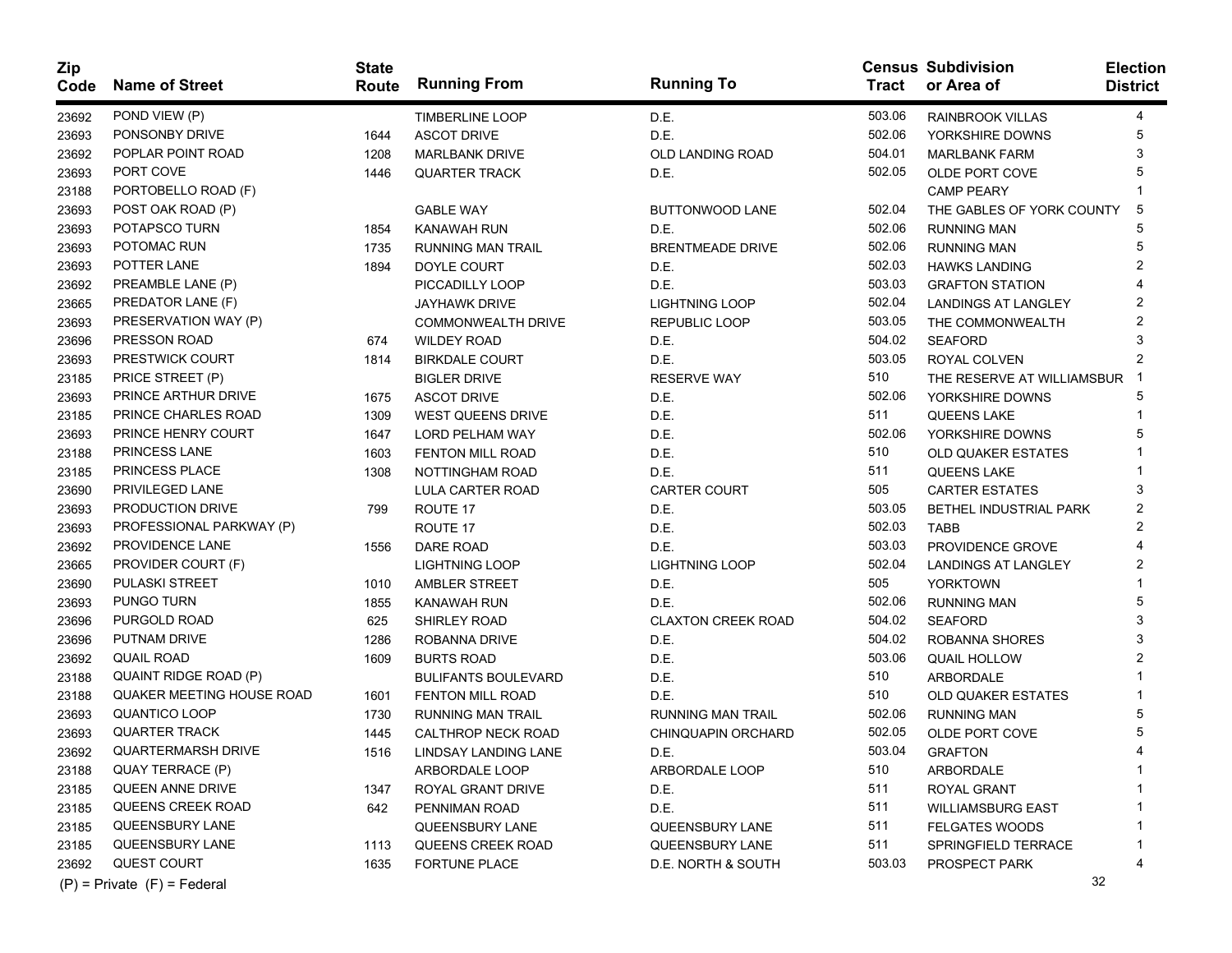| Zip Code | Name of Street | State Route | Running From | Running To | Census Tract | Subdivision or Area of | Election District |
|---|---|---|---|---|---|---|---|
| 23692 | POND VIEW (P) | | TIMBERLINE LOOP | D.E. | 503.06 | RAINBROOK VILLAS | 4 |
| 23693 | PONSONBY DRIVE | 1644 | ASCOT DRIVE | D.E. | 502.06 | YORKSHIRE DOWNS | 5 |
| 23692 | POPLAR POINT ROAD | 1208 | MARLBANK DRIVE | OLD LANDING ROAD | 504.01 | MARLBANK FARM | 3 |
| 23693 | PORT COVE | 1446 | QUARTER TRACK | D.E. | 502.05 | OLDE PORT COVE | 5 |
| 23188 | PORTOBELLO ROAD (F) | | | | | CAMP PEARY | 1 |
| 23693 | POST OAK ROAD (P) | | GABLE WAY | BUTTONWOOD LANE | 502.04 | THE GABLES OF YORK COUNTY | 5 |
| 23693 | POTAPSCO TURN | 1854 | KANAWAH RUN | D.E. | 502.06 | RUNNING MAN | 5 |
| 23693 | POTOMAC RUN | 1735 | RUNNING MAN TRAIL | BRENTMEADE DRIVE | 502.06 | RUNNING MAN | 5 |
| 23693 | POTTER LANE | 1894 | DOYLE COURT | D.E. | 502.03 | HAWKS LANDING | 2 |
| 23692 | PREAMBLE LANE (P) | | PICCADILLY LOOP | D.E. | 503.03 | GRAFTON STATION | 4 |
| 23665 | PREDATOR LANE (F) | | JAYHAWK DRIVE | LIGHTNING LOOP | 502.04 | LANDINGS AT LANGLEY | 2 |
| 23693 | PRESERVATION WAY (P) | | COMMONWEALTH DRIVE | REPUBLIC LOOP | 503.05 | THE COMMONWEALTH | 2 |
| 23696 | PRESSON ROAD | 674 | WILDEY ROAD | D.E. | 504.02 | SEAFORD | 3 |
| 23693 | PRESTWICK COURT | 1814 | BIRKDALE COURT | D.E. | 503.05 | ROYAL COLVEN | 2 |
| 23185 | PRICE STREET (P) | | BIGLER DRIVE | RESERVE WAY | 510 | THE RESERVE AT WILLIAMSBUR | 1 |
| 23693 | PRINCE ARTHUR DRIVE | 1675 | ASCOT DRIVE | D.E. | 502.06 | YORKSHIRE DOWNS | 5 |
| 23185 | PRINCE CHARLES ROAD | 1309 | WEST QUEENS DRIVE | D.E. | 511 | QUEENS LAKE | 1 |
| 23693 | PRINCE HENRY COURT | 1647 | LORD PELHAM WAY | D.E. | 502.06 | YORKSHIRE DOWNS | 5 |
| 23188 | PRINCESS LANE | 1603 | FENTON MILL ROAD | D.E. | 510 | OLD QUAKER ESTATES | 1 |
| 23185 | PRINCESS PLACE | 1308 | NOTTINGHAM ROAD | D.E. | 511 | QUEENS LAKE | 1 |
| 23690 | PRIVILEGED LANE | | LULA CARTER ROAD | CARTER COURT | 505 | CARTER ESTATES | 3 |
| 23693 | PRODUCTION DRIVE | 799 | ROUTE 17 | D.E. | 503.05 | BETHEL INDUSTRIAL PARK | 2 |
| 23693 | PROFESSIONAL PARKWAY (P) | | ROUTE 17 | D.E. | 502.03 | TABB | 2 |
| 23692 | PROVIDENCE LANE | 1556 | DARE ROAD | D.E. | 503.03 | PROVIDENCE GROVE | 4 |
| 23665 | PROVIDER COURT (F) | | LIGHTNING LOOP | LIGHTNING LOOP | 502.04 | LANDINGS AT LANGLEY | 2 |
| 23690 | PULASKI STREET | 1010 | AMBLER STREET | D.E. | 505 | YORKTOWN | 1 |
| 23693 | PUNGO TURN | 1855 | KANAWAH RUN | D.E. | 502.06 | RUNNING MAN | 5 |
| 23696 | PURGOLD ROAD | 625 | SHIRLEY ROAD | CLAXTON CREEK ROAD | 504.02 | SEAFORD | 3 |
| 23696 | PUTNAM DRIVE | 1286 | ROBANNA DRIVE | D.E. | 504.02 | ROBANNA SHORES | 3 |
| 23692 | QUAIL ROAD | 1609 | BURTS ROAD | D.E. | 503.06 | QUAIL HOLLOW | 2 |
| 23188 | QUAINT RIDGE ROAD (P) | | BULIFANTS BOULEVARD | D.E. | 510 | ARBORDALE | 1 |
| 23188 | QUAKER MEETING HOUSE ROAD | 1601 | FENTON MILL ROAD | D.E. | 510 | OLD QUAKER ESTATES | 1 |
| 23693 | QUANTICO LOOP | 1730 | RUNNING MAN TRAIL | RUNNING MAN TRAIL | 502.06 | RUNNING MAN | 5 |
| 23693 | QUARTER TRACK | 1445 | CALTHROP NECK ROAD | CHINQUAPIN ORCHARD | 502.05 | OLDE PORT COVE | 5 |
| 23692 | QUARTERMARSH DRIVE | 1516 | LINDSAY LANDING LANE | D.E. | 503.04 | GRAFTON | 4 |
| 23188 | QUAY TERRACE (P) | | ARBORDALE LOOP | ARBORDALE LOOP | 510 | ARBORDALE | 1 |
| 23185 | QUEEN ANNE DRIVE | 1347 | ROYAL GRANT DRIVE | D.E. | 511 | ROYAL GRANT | 1 |
| 23185 | QUEENS CREEK ROAD | 642 | PENNIMAN ROAD | D.E. | 511 | WILLIAMSBURG EAST | 1 |
| 23185 | QUEENSBURY LANE | | QUEENSBURY LANE | QUEENSBURY LANE | 511 | FELGATES WOODS | 1 |
| 23185 | QUEENSBURY LANE | 1113 | QUEENS CREEK ROAD | QUEENSBURY LANE | 511 | SPRINGFIELD TERRACE | 1 |
| 23692 | QUEST COURT | 1635 | FORTUNE PLACE | D.E. NORTH & SOUTH | 503.03 | PROSPECT PARK | 4 |

(P) = Private (F) = Federal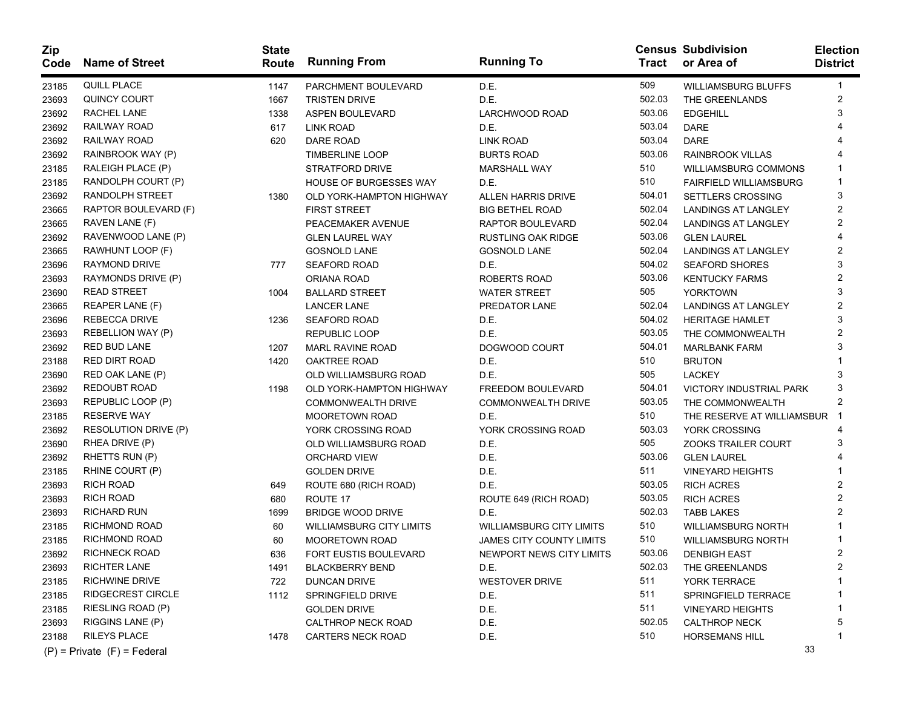| Zip Code | Name of Street | State Route | Running From | Running To | Census Tract | Subdivision or Area of | Election District |
|---|---|---|---|---|---|---|---|
| 23185 | QUILL PLACE | 1147 | PARCHMENT BOULEVARD | D.E. | 509 | WILLIAMSBURG BLUFFS | 1 |
| 23693 | QUINCY COURT | 1667 | TRISTEN DRIVE | D.E. | 502.03 | THE GREENLANDS | 2 |
| 23692 | RACHEL LANE | 1338 | ASPEN BOULEVARD | LARCHWOOD ROAD | 503.06 | EDGEHILL | 3 |
| 23692 | RAILWAY ROAD | 617 | LINK ROAD | D.E. | 503.04 | DARE | 4 |
| 23692 | RAILWAY ROAD | 620 | DARE ROAD | LINK ROAD | 503.04 | DARE | 4 |
| 23692 | RAINBROOK WAY (P) | | TIMBERLINE LOOP | BURTS ROAD | 503.06 | RAINBROOK VILLAS | 4 |
| 23185 | RALEIGH PLACE (P) | | STRATFORD DRIVE | MARSHALL WAY | 510 | WILLIAMSBURG COMMONS | 1 |
| 23185 | RANDOLPH COURT (P) | | HOUSE OF BURGESSES WAY | D.E. | 510 | FAIRFIELD WILLIAMSBURG | 1 |
| 23692 | RANDOLPH STREET | 1380 | OLD YORK-HAMPTON HIGHWAY | ALLEN HARRIS DRIVE | 504.01 | SETTLERS CROSSING | 3 |
| 23665 | RAPTOR BOULEVARD (F) | | FIRST STREET | BIG BETHEL ROAD | 502.04 | LANDINGS AT LANGLEY | 2 |
| 23665 | RAVEN LANE (F) | | PEACEMAKER AVENUE | RAPTOR BOULEVARD | 502.04 | LANDINGS AT LANGLEY | 2 |
| 23692 | RAVENWOOD LANE (P) | | GLEN LAUREL WAY | RUSTLING OAK RIDGE | 503.06 | GLEN LAUREL | 4 |
| 23665 | RAWHUNT LOOP (F) | | GOSNOLD LANE | GOSNOLD LANE | 502.04 | LANDINGS AT LANGLEY | 2 |
| 23696 | RAYMOND DRIVE | 777 | SEAFORD ROAD | D.E. | 504.02 | SEAFORD SHORES | 3 |
| 23693 | RAYMONDS DRIVE (P) | | ORIANA ROAD | ROBERTS ROAD | 503.06 | KENTUCKY FARMS | 2 |
| 23690 | READ STREET | 1004 | BALLARD STREET | WATER STREET | 505 | YORKTOWN | 3 |
| 23665 | REAPER LANE (F) | | LANCER LANE | PREDATOR LANE | 502.04 | LANDINGS AT LANGLEY | 2 |
| 23696 | REBECCA DRIVE | 1236 | SEAFORD ROAD | D.E. | 504.02 | HERITAGE HAMLET | 3 |
| 23693 | REBELLION WAY (P) | | REPUBLIC LOOP | D.E. | 503.05 | THE COMMONWEALTH | 2 |
| 23692 | RED BUD LANE | 1207 | MARL RAVINE ROAD | DOGWOOD COURT | 504.01 | MARLBANK FARM | 3 |
| 23188 | RED DIRT ROAD | 1420 | OAKTREE ROAD | D.E. | 510 | BRUTON | 1 |
| 23690 | RED OAK LANE (P) | | OLD WILLIAMSBURG ROAD | D.E. | 505 | LACKEY | 3 |
| 23692 | REDOUBT ROAD | 1198 | OLD YORK-HAMPTON HIGHWAY | FREEDOM BOULEVARD | 504.01 | VICTORY INDUSTRIAL PARK | 3 |
| 23693 | REPUBLIC LOOP (P) | | COMMONWEALTH DRIVE | COMMONWEALTH DRIVE | 503.05 | THE COMMONWEALTH | 2 |
| 23185 | RESERVE WAY | | MOORETOWN ROAD | D.E. | 510 | THE RESERVE AT WILLIAMSBUR | 1 |
| 23692 | RESOLUTION DRIVE (P) | | YORK CROSSING ROAD | YORK CROSSING ROAD | 503.03 | YORK CROSSING | 4 |
| 23690 | RHEA DRIVE (P) | | OLD WILLIAMSBURG ROAD | D.E. | 505 | ZOOKS TRAILER COURT | 3 |
| 23692 | RHETTS RUN (P) | | ORCHARD VIEW | D.E. | 503.06 | GLEN LAUREL | 4 |
| 23185 | RHINE COURT (P) | | GOLDEN DRIVE | D.E. | 511 | VINEYARD HEIGHTS | 1 |
| 23693 | RICH ROAD | 649 | ROUTE 680 (RICH ROAD) | D.E. | 503.05 | RICH ACRES | 2 |
| 23693 | RICH ROAD | 680 | ROUTE 17 | ROUTE 649 (RICH ROAD) | 503.05 | RICH ACRES | 2 |
| 23693 | RICHARD RUN | 1699 | BRIDGE WOOD DRIVE | D.E. | 502.03 | TABB LAKES | 2 |
| 23185 | RICHMOND ROAD | 60 | WILLIAMSBURG CITY LIMITS | WILLIAMSBURG CITY LIMITS | 510 | WILLIAMSBURG NORTH | 1 |
| 23185 | RICHMOND ROAD | 60 | MOORETOWN ROAD | JAMES CITY COUNTY LIMITS | 510 | WILLIAMSBURG NORTH | 1 |
| 23692 | RICHNECK ROAD | 636 | FORT EUSTIS BOULEVARD | NEWPORT NEWS CITY LIMITS | 503.06 | DENBIGH EAST | 2 |
| 23693 | RICHTER LANE | 1491 | BLACKBERRY BEND | D.E. | 502.03 | THE GREENLANDS | 2 |
| 23185 | RICHWINE DRIVE | 722 | DUNCAN DRIVE | WESTOVER DRIVE | 511 | YORK TERRACE | 1 |
| 23185 | RIDGECREST CIRCLE | 1112 | SPRINGFIELD DRIVE | D.E. | 511 | SPRINGFIELD TERRACE | 1 |
| 23185 | RIESLING ROAD (P) | | GOLDEN DRIVE | D.E. | 511 | VINEYARD HEIGHTS | 1 |
| 23693 | RIGGINS LANE (P) | | CALTHROP NECK ROAD | D.E. | 502.05 | CALTHROP NECK | 5 |
| 23188 | RILEYS PLACE | 1478 | CARTERS NECK ROAD | D.E. | 510 | HORSEMANS HILL | 1 |

(P) = Private (F) = Federal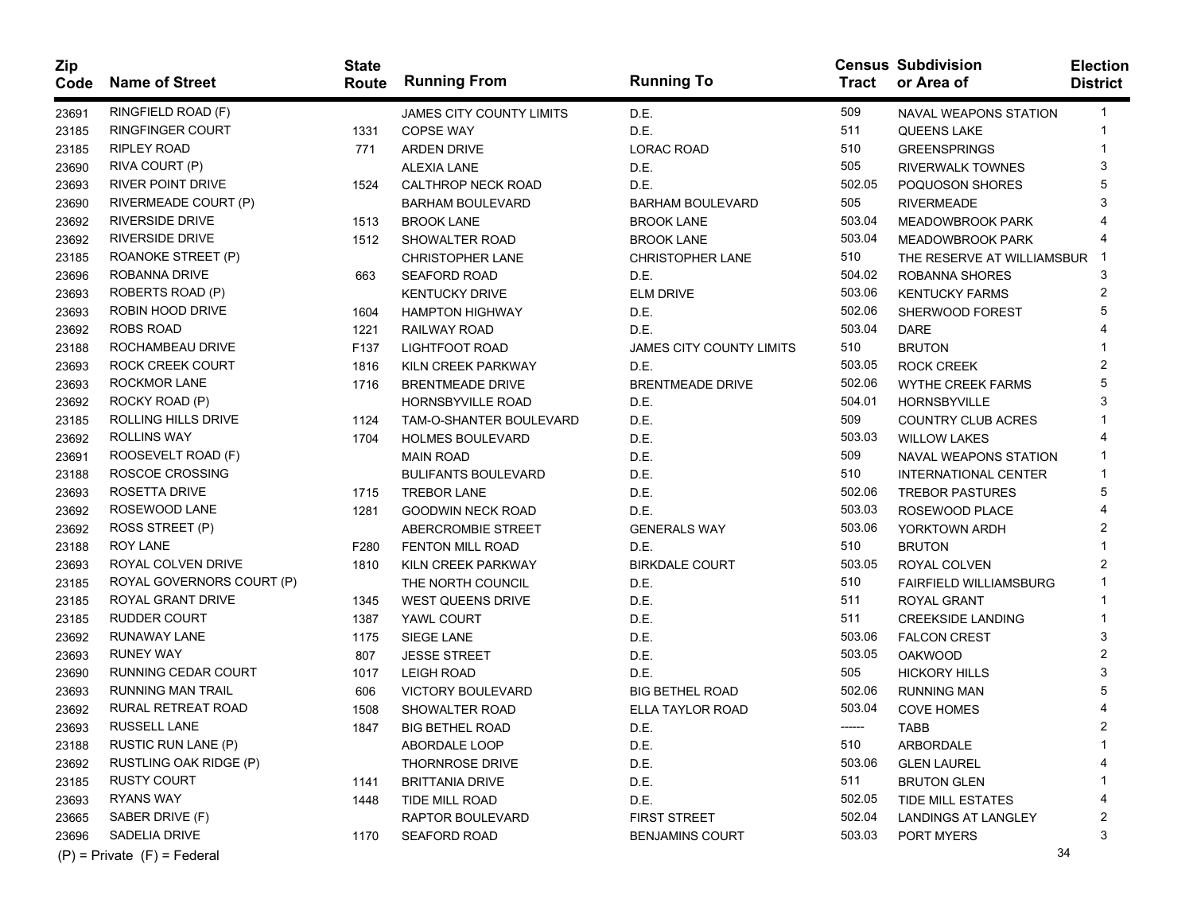| Zip Code | Name of Street | State Route | Running From | Running To | Census Tract | Subdivision or Area of | Election District |
|---|---|---|---|---|---|---|---|
| 23691 | RINGFIELD ROAD (F) | | JAMES CITY COUNTY LIMITS | D.E. | 509 | NAVAL WEAPONS STATION | 1 |
| 23185 | RINGFINGER COURT | 1331 | COPSE WAY | D.E. | 511 | QUEENS LAKE | 1 |
| 23185 | RIPLEY ROAD | 771 | ARDEN DRIVE | LORAC ROAD | 510 | GREENSPRINGS | 1 |
| 23690 | RIVA COURT (P) | | ALEXIA LANE | D.E. | 505 | RIVERWALK TOWNES | 3 |
| 23693 | RIVER POINT DRIVE | 1524 | CALTHROP NECK ROAD | D.E. | 502.05 | POQUOSON SHORES | 5 |
| 23690 | RIVERMEADE COURT (P) | | BARHAM BOULEVARD | BARHAM BOULEVARD | 505 | RIVERMEADE | 3 |
| 23692 | RIVERSIDE DRIVE | 1513 | BROOK LANE | BROOK LANE | 503.04 | MEADOWBROOK PARK | 4 |
| 23692 | RIVERSIDE DRIVE | 1512 | SHOWALTER ROAD | BROOK LANE | 503.04 | MEADOWBROOK PARK | 4 |
| 23185 | ROANOKE STREET (P) | | CHRISTOPHER LANE | CHRISTOPHER LANE | 510 | THE RESERVE AT WILLIAMSBUR | 1 |
| 23696 | ROBANNA DRIVE | 663 | SEAFORD ROAD | D.E. | 504.02 | ROBANNA SHORES | 3 |
| 23693 | ROBERTS ROAD (P) | | KENTUCKY DRIVE | ELM DRIVE | 503.06 | KENTUCKY FARMS | 2 |
| 23693 | ROBIN HOOD DRIVE | 1604 | HAMPTON HIGHWAY | D.E. | 502.06 | SHERWOOD FOREST | 5 |
| 23692 | ROBS ROAD | 1221 | RAILWAY ROAD | D.E. | 503.04 | DARE | 4 |
| 23188 | ROCHAMBEAU DRIVE | F137 | LIGHTFOOT ROAD | JAMES CITY COUNTY LIMITS | 510 | BRUTON | 1 |
| 23693 | ROCK CREEK COURT | 1816 | KILN CREEK PARKWAY | D.E. | 503.05 | ROCK CREEK | 2 |
| 23693 | ROCKMOR LANE | 1716 | BRENTMEADE DRIVE | BRENTMEADE DRIVE | 502.06 | WYTHE CREEK FARMS | 5 |
| 23692 | ROCKY ROAD (P) | | HORNSBYVILLE ROAD | D.E. | 504.01 | HORNSBYVILLE | 3 |
| 23185 | ROLLING HILLS DRIVE | 1124 | TAM-O-SHANTER BOULEVARD | D.E. | 509 | COUNTRY CLUB ACRES | 1 |
| 23692 | ROLLINS WAY | 1704 | HOLMES BOULEVARD | D.E. | 503.03 | WILLOW LAKES | 4 |
| 23691 | ROOSEVELT ROAD (F) | | MAIN ROAD | D.E. | 509 | NAVAL WEAPONS STATION | 1 |
| 23188 | ROSCOE CROSSING | | BULIFANTS BOULEVARD | D.E. | 510 | INTERNATIONAL CENTER | 1 |
| 23693 | ROSETTA DRIVE | 1715 | TREBOR LANE | D.E. | 502.06 | TREBOR PASTURES | 5 |
| 23692 | ROSEWOOD LANE | 1281 | GOODWIN NECK ROAD | D.E. | 503.03 | ROSEWOOD PLACE | 4 |
| 23692 | ROSS STREET (P) | | ABERCROMBIE STREET | GENERALS WAY | 503.06 | YORKTOWN ARDH | 2 |
| 23188 | ROY LANE | F280 | FENTON MILL ROAD | D.E. | 510 | BRUTON | 1 |
| 23693 | ROYAL COLVEN DRIVE | 1810 | KILN CREEK PARKWAY | BIRKDALE COURT | 503.05 | ROYAL COLVEN | 2 |
| 23185 | ROYAL GOVERNORS COURT (P) | | THE NORTH COUNCIL | D.E. | 510 | FAIRFIELD WILLIAMSBURG | 1 |
| 23185 | ROYAL GRANT DRIVE | 1345 | WEST QUEENS DRIVE | D.E. | 511 | ROYAL GRANT | 1 |
| 23185 | RUDDER COURT | 1387 | YAWL COURT | D.E. | 511 | CREEKSIDE LANDING | 1 |
| 23692 | RUNAWAY LANE | 1175 | SIEGE LANE | D.E. | 503.06 | FALCON CREST | 3 |
| 23693 | RUNEY WAY | 807 | JESSE STREET | D.E. | 503.05 | OAKWOOD | 2 |
| 23690 | RUNNING CEDAR COURT | 1017 | LEIGH ROAD | D.E. | 505 | HICKORY HILLS | 3 |
| 23693 | RUNNING MAN TRAIL | 606 | VICTORY BOULEVARD | BIG BETHEL ROAD | 502.06 | RUNNING MAN | 5 |
| 23692 | RURAL RETREAT ROAD | 1508 | SHOWALTER ROAD | ELLA TAYLOR ROAD | 503.04 | COVE HOMES | 4 |
| 23693 | RUSSELL LANE | 1847 | BIG BETHEL ROAD | D.E. | ------ | TABB | 2 |
| 23188 | RUSTIC RUN LANE (P) | | ABORDALE LOOP | D.E. | 510 | ARBORDALE | 1 |
| 23692 | RUSTLING OAK RIDGE (P) | | THORNROSE DRIVE | D.E. | 503.06 | GLEN LAUREL | 4 |
| 23185 | RUSTY COURT | 1141 | BRITTANIA DRIVE | D.E. | 511 | BRUTON GLEN | 1 |
| 23693 | RYANS WAY | 1448 | TIDE MILL ROAD | D.E. | 502.05 | TIDE MILL ESTATES | 4 |
| 23665 | SABER DRIVE (F) | | RAPTOR BOULEVARD | FIRST STREET | 502.04 | LANDINGS AT LANGLEY | 2 |
| 23696 | SADELIA DRIVE | 1170 | SEAFORD ROAD | BENJAMINS COURT | 503.03 | PORT MYERS | 3 |

(P) = Private (F) = Federal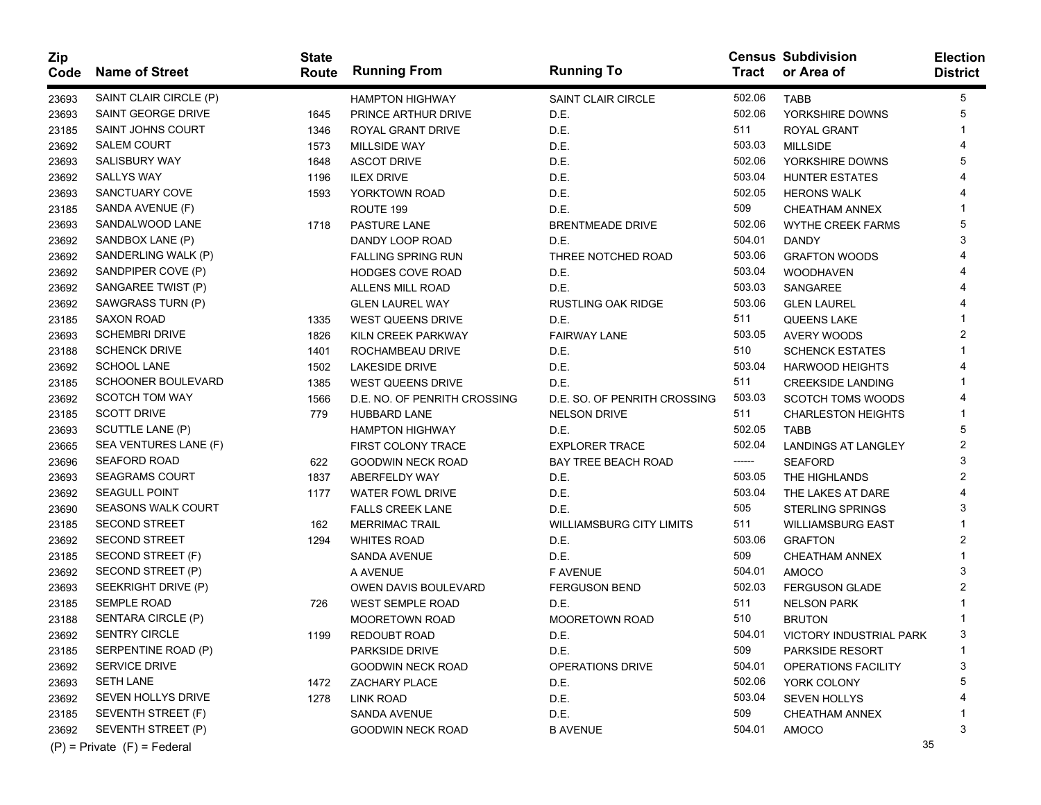| Zip Code | Name of Street | State Route | Running From | Running To | Census Tract | Subdivision or Area of | Election District |
|---|---|---|---|---|---|---|---|
| 23693 | SAINT CLAIR CIRCLE (P) | | HAMPTON HIGHWAY | SAINT CLAIR CIRCLE | 502.06 | TABB | 5 |
| 23693 | SAINT GEORGE DRIVE | 1645 | PRINCE ARTHUR DRIVE | D.E. | 502.06 | YORKSHIRE DOWNS | 5 |
| 23185 | SAINT JOHNS COURT | 1346 | ROYAL GRANT DRIVE | D.E. | 511 | ROYAL GRANT | 1 |
| 23692 | SALEM COURT | 1573 | MILLSIDE WAY | D.E. | 503.03 | MILLSIDE | 4 |
| 23693 | SALISBURY WAY | 1648 | ASCOT DRIVE | D.E. | 502.06 | YORKSHIRE DOWNS | 5 |
| 23692 | SALLYS WAY | 1196 | ILEX DRIVE | D.E. | 503.04 | HUNTER ESTATES | 4 |
| 23693 | SANCTUARY COVE | 1593 | YORKTOWN ROAD | D.E. | 502.05 | HERONS WALK | 4 |
| 23185 | SANDA AVENUE (F) | | ROUTE 199 | D.E. | 509 | CHEATHAM ANNEX | 1 |
| 23693 | SANDALWOOD LANE | 1718 | PASTURE LANE | BRENTMEADE DRIVE | 502.06 | WYTHE CREEK FARMS | 5 |
| 23692 | SANDBOX LANE (P) | | DANDY LOOP ROAD | D.E. | 504.01 | DANDY | 3 |
| 23692 | SANDERLING WALK (P) | | FALLING SPRING RUN | THREE NOTCHED ROAD | 503.06 | GRAFTON WOODS | 4 |
| 23692 | SANDPIPER COVE (P) | | HODGES COVE ROAD | D.E. | 503.04 | WOODHAVEN | 4 |
| 23692 | SANGAREE TWIST (P) | | ALLENS MILL ROAD | D.E. | 503.03 | SANGAREE | 4 |
| 23692 | SAWGRASS TURN (P) | | GLEN LAUREL WAY | RUSTLING OAK RIDGE | 503.06 | GLEN LAUREL | 4 |
| 23185 | SAXON ROAD | 1335 | WEST QUEENS DRIVE | D.E. | 511 | QUEENS LAKE | 1 |
| 23693 | SCHEMBRI DRIVE | 1826 | KILN CREEK PARKWAY | FAIRWAY LANE | 503.05 | AVERY WOODS | 2 |
| 23188 | SCHENCK DRIVE | 1401 | ROCHAMBEAU DRIVE | D.E. | 510 | SCHENCK ESTATES | 1 |
| 23692 | SCHOOL LANE | 1502 | LAKESIDE DRIVE | D.E. | 503.04 | HARWOOD HEIGHTS | 4 |
| 23185 | SCHOONER BOULEVARD | 1385 | WEST QUEENS DRIVE | D.E. | 511 | CREEKSIDE LANDING | 1 |
| 23692 | SCOTCH TOM WAY | 1566 | D.E. NO. OF PENRITH CROSSING | D.E. SO. OF PENRITH CROSSING | 503.03 | SCOTCH TOMS WOODS | 4 |
| 23185 | SCOTT DRIVE | 779 | HUBBARD LANE | NELSON DRIVE | 511 | CHARLESTON HEIGHTS | 1 |
| 23693 | SCUTTLE LANE (P) | | HAMPTON HIGHWAY | D.E. | 502.05 | TABB | 5 |
| 23665 | SEA VENTURES LANE (F) | | FIRST COLONY TRACE | EXPLORER TRACE | 502.04 | LANDINGS AT LANGLEY | 2 |
| 23696 | SEAFORD ROAD | 622 | GOODWIN NECK ROAD | BAY TREE BEACH ROAD | ------ | SEAFORD | 3 |
| 23693 | SEAGRAMS COURT | 1837 | ABERFELDY WAY | D.E. | 503.05 | THE HIGHLANDS | 2 |
| 23692 | SEAGULL POINT | 1177 | WATER FOWL DRIVE | D.E. | 503.04 | THE LAKES AT DARE | 4 |
| 23690 | SEASONS WALK COURT | | FALLS CREEK LANE | D.E. | 505 | STERLING SPRINGS | 3 |
| 23185 | SECOND STREET | 162 | MERRIMAC TRAIL | WILLIAMSBURG CITY LIMITS | 511 | WILLIAMSBURG EAST | 1 |
| 23692 | SECOND STREET | 1294 | WHITES ROAD | D.E. | 503.06 | GRAFTON | 2 |
| 23185 | SECOND STREET (F) | | SANDA AVENUE | D.E. | 509 | CHEATHAM ANNEX | 1 |
| 23692 | SECOND STREET (P) | | A AVENUE | F AVENUE | 504.01 | AMOCO | 3 |
| 23693 | SEEKRIGHT DRIVE (P) | | OWEN DAVIS BOULEVARD | FERGUSON BEND | 502.03 | FERGUSON GLADE | 2 |
| 23185 | SEMPLE ROAD | 726 | WEST SEMPLE ROAD | D.E. | 511 | NELSON PARK | 1 |
| 23188 | SENTARA CIRCLE (P) | | MOORETOWN ROAD | MOORETOWN ROAD | 510 | BRUTON | 1 |
| 23692 | SENTRY CIRCLE | 1199 | REDOUBT ROAD | D.E. | 504.01 | VICTORY INDUSTRIAL PARK | 3 |
| 23185 | SERPENTINE ROAD (P) | | PARKSIDE DRIVE | D.E. | 509 | PARKSIDE RESORT | 1 |
| 23692 | SERVICE DRIVE | | GOODWIN NECK ROAD | OPERATIONS DRIVE | 504.01 | OPERATIONS FACILITY | 3 |
| 23693 | SETH LANE | 1472 | ZACHARY PLACE | D.E. | 502.06 | YORK COLONY | 5 |
| 23692 | SEVEN HOLLYS DRIVE | 1278 | LINK ROAD | D.E. | 503.04 | SEVEN HOLLYS | 4 |
| 23185 | SEVENTH STREET (F) | | SANDA AVENUE | D.E. | 509 | CHEATHAM ANNEX | 1 |
| 23692 | SEVENTH STREET (P) | | GOODWIN NECK ROAD | B AVENUE | 504.01 | AMOCO | 3 |

(P) = Private (F) = Federal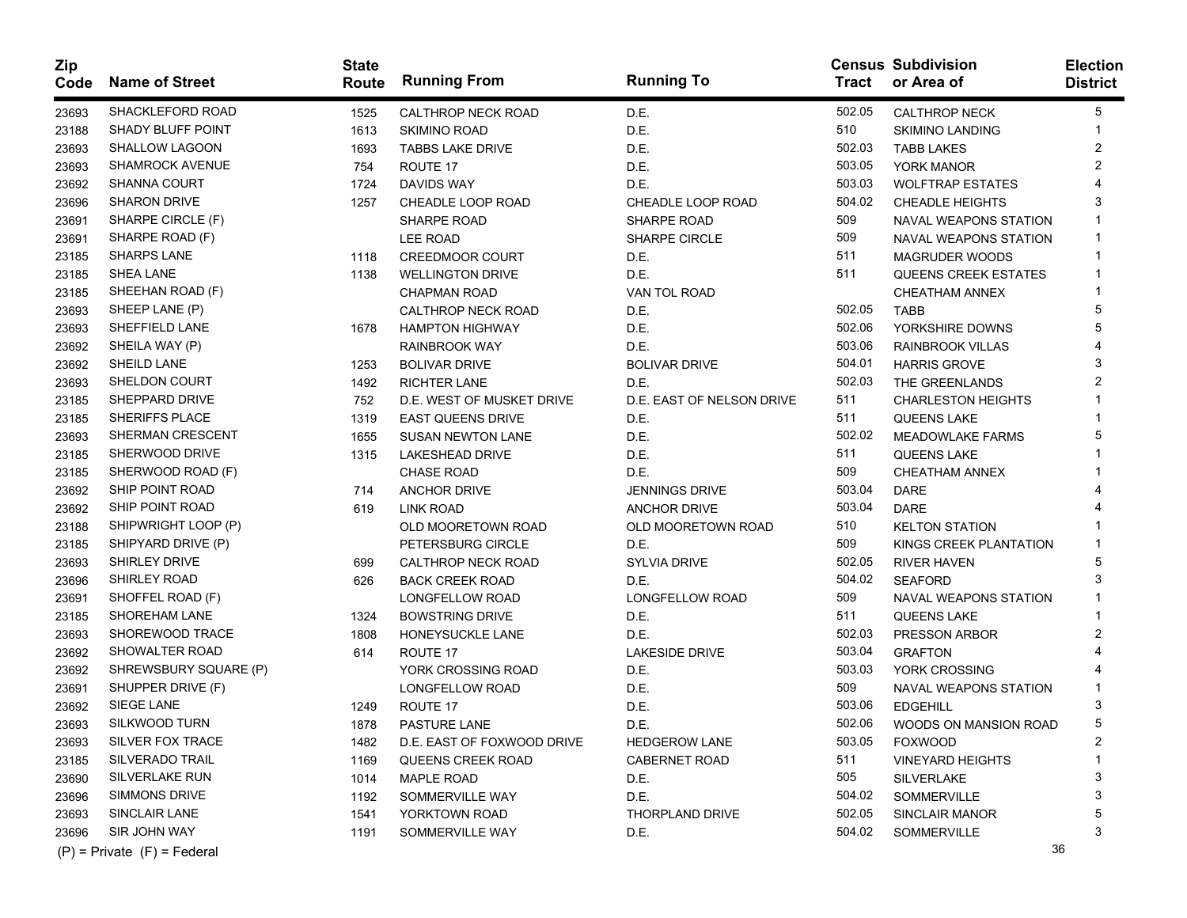| Zip Code | Name of Street | State Route | Running From | Running To | Census Tract | Subdivision or Area of | Election District |
|---|---|---|---|---|---|---|---|
| 23693 | SHACKLEFORD ROAD | 1525 | CALTHROP NECK ROAD | D.E. | 502.05 | CALTHROP NECK | 5 |
| 23188 | SHADY BLUFF POINT | 1613 | SKIMINO ROAD | D.E. | 510 | SKIMINO LANDING | 1 |
| 23693 | SHALLOW LAGOON | 1693 | TABBS LAKE DRIVE | D.E. | 502.03 | TABB LAKES | 2 |
| 23693 | SHAMROCK AVENUE | 754 | ROUTE 17 | D.E. | 503.05 | YORK MANOR | 2 |
| 23692 | SHANNA COURT | 1724 | DAVIDS WAY | D.E. | 503.03 | WOLFTRAP ESTATES | 4 |
| 23696 | SHARON DRIVE | 1257 | CHEADLE LOOP ROAD | CHEADLE LOOP ROAD | 504.02 | CHEADLE HEIGHTS | 3 |
| 23691 | SHARPE CIRCLE (F) | | SHARPE ROAD | SHARPE ROAD | 509 | NAVAL WEAPONS STATION | 1 |
| 23691 | SHARPE ROAD (F) | | LEE ROAD | SHARPE CIRCLE | 509 | NAVAL WEAPONS STATION | 1 |
| 23185 | SHARPS LANE | 1118 | CREEDMOOR COURT | D.E. | 511 | MAGRUDER WOODS | 1 |
| 23185 | SHEA LANE | 1138 | WELLINGTON DRIVE | D.E. | 511 | QUEENS CREEK ESTATES | 1 |
| 23185 | SHEEHAN ROAD (F) | | CHAPMAN ROAD | VAN TOL ROAD | | CHEATHAM ANNEX | 1 |
| 23693 | SHEEP LANE (P) | | CALTHROP NECK ROAD | D.E. | 502.05 | TABB | 5 |
| 23693 | SHEFFIELD LANE | 1678 | HAMPTON HIGHWAY | D.E. | 502.06 | YORKSHIRE DOWNS | 5 |
| 23692 | SHEILA WAY (P) | | RAINBROOK WAY | D.E. | 503.06 | RAINBROOK VILLAS | 4 |
| 23692 | SHEILD LANE | 1253 | BOLIVAR DRIVE | BOLIVAR DRIVE | 504.01 | HARRIS GROVE | 3 |
| 23693 | SHELDON COURT | 1492 | RICHTER LANE | D.E. | 502.03 | THE GREENLANDS | 2 |
| 23185 | SHEPPARD DRIVE | 752 | D.E. WEST OF MUSKET DRIVE | D.E. EAST OF NELSON DRIVE | 511 | CHARLESTON HEIGHTS | 1 |
| 23185 | SHERIFFS PLACE | 1319 | EAST QUEENS DRIVE | D.E. | 511 | QUEENS LAKE | 1 |
| 23693 | SHERMAN CRESCENT | 1655 | SUSAN NEWTON LANE | D.E. | 502.02 | MEADOWLAKE FARMS | 5 |
| 23185 | SHERWOOD DRIVE | 1315 | LAKESHEAD DRIVE | D.E. | 511 | QUEENS LAKE | 1 |
| 23185 | SHERWOOD ROAD (F) | | CHASE ROAD | D.E. | 509 | CHEATHAM ANNEX | 1 |
| 23692 | SHIP POINT ROAD | 714 | ANCHOR DRIVE | JENNINGS DRIVE | 503.04 | DARE | 4 |
| 23692 | SHIP POINT ROAD | 619 | LINK ROAD | ANCHOR DRIVE | 503.04 | DARE | 4 |
| 23188 | SHIPWRIGHT LOOP (P) | | OLD MOORETOWN ROAD | OLD MOORETOWN ROAD | 510 | KELTON STATION | 1 |
| 23185 | SHIPYARD DRIVE (P) | | PETERSBURG CIRCLE | D.E. | 509 | KINGS CREEK PLANTATION | 1 |
| 23693 | SHIRLEY DRIVE | 699 | CALTHROP NECK ROAD | SYLVIA DRIVE | 502.05 | RIVER HAVEN | 5 |
| 23696 | SHIRLEY ROAD | 626 | BACK CREEK ROAD | D.E. | 504.02 | SEAFORD | 3 |
| 23691 | SHOFFEL ROAD (F) | | LONGFELLOW ROAD | LONGFELLOW ROAD | 509 | NAVAL WEAPONS STATION | 1 |
| 23185 | SHOREHAM LANE | 1324 | BOWSTRING DRIVE | D.E. | 511 | QUEENS LAKE | 1 |
| 23693 | SHOREWOOD TRACE | 1808 | HONEYSUCKLE LANE | D.E. | 502.03 | PRESSON ARBOR | 2 |
| 23692 | SHOWALTER ROAD | 614 | ROUTE 17 | LAKESIDE DRIVE | 503.04 | GRAFTON | 4 |
| 23692 | SHREWSBURY SQUARE (P) | | YORK CROSSING ROAD | D.E. | 503.03 | YORK CROSSING | 4 |
| 23691 | SHUPPER DRIVE (F) | | LONGFELLOW ROAD | D.E. | 509 | NAVAL WEAPONS STATION | 1 |
| 23692 | SIEGE LANE | 1249 | ROUTE 17 | D.E. | 503.06 | EDGEHILL | 3 |
| 23693 | SILKWOOD TURN | 1878 | PASTURE LANE | D.E. | 502.06 | WOODS ON MANSION ROAD | 5 |
| 23693 | SILVER FOX TRACE | 1482 | D.E. EAST OF FOXWOOD DRIVE | HEDGEROW LANE | 503.05 | FOXWOOD | 2 |
| 23185 | SILVERADO TRAIL | 1169 | QUEENS CREEK ROAD | CABERNET ROAD | 511 | VINEYARD HEIGHTS | 1 |
| 23690 | SILVERLAKE RUN | 1014 | MAPLE ROAD | D.E. | 505 | SILVERLAKE | 3 |
| 23696 | SIMMONS DRIVE | 1192 | SOMMERVILLE WAY | D.E. | 504.02 | SOMMERVILLE | 3 |
| 23693 | SINCLAIR LANE | 1541 | YORKTOWN ROAD | THORPLAND DRIVE | 502.05 | SINCLAIR MANOR | 5 |
| 23696 | SIR JOHN WAY | 1191 | SOMMERVILLE WAY | D.E. | 504.02 | SOMMERVILLE | 3 |

(P) = Private (F) = Federal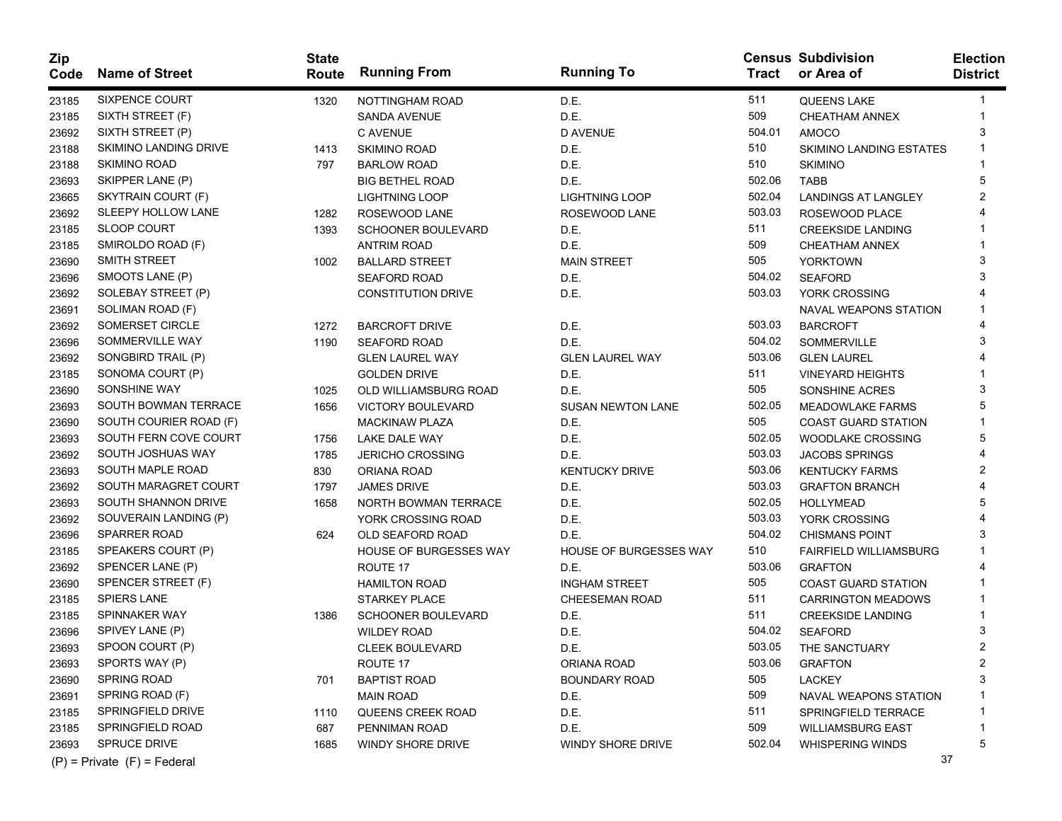| Zip Code | Name of Street | State Route | Running From | Running To | Census Tract | Subdivision or Area of | Election District |
|---|---|---|---|---|---|---|---|
| 23185 | SIXPENCE COURT | 1320 | NOTTINGHAM ROAD | D.E. | 511 | QUEENS LAKE | 1 |
| 23185 | SIXTH STREET (F) | | SANDA AVENUE | D.E. | 509 | CHEATHAM ANNEX | 1 |
| 23692 | SIXTH STREET (P) | | C AVENUE | D AVENUE | 504.01 | AMOCO | 3 |
| 23188 | SKIMINO LANDING DRIVE | 1413 | SKIMINO ROAD | D.E. | 510 | SKIMINO LANDING ESTATES | 1 |
| 23188 | SKIMINO ROAD | 797 | BARLOW ROAD | D.E. | 510 | SKIMINO | 1 |
| 23693 | SKIPPER LANE (P) | | BIG BETHEL ROAD | D.E. | 502.06 | TABB | 5 |
| 23665 | SKYTRAIN COURT (F) | | LIGHTNING LOOP | LIGHTNING LOOP | 502.04 | LANDINGS AT LANGLEY | 2 |
| 23692 | SLEEPY HOLLOW LANE | 1282 | ROSEWOOD LANE | ROSEWOOD LANE | 503.03 | ROSEWOOD PLACE | 4 |
| 23185 | SLOOP COURT | 1393 | SCHOONER BOULEVARD | D.E. | 511 | CREEKSIDE LANDING | 1 |
| 23185 | SMIROLDO ROAD (F) | | ANTRIM ROAD | D.E. | 509 | CHEATHAM ANNEX | 1 |
| 23690 | SMITH STREET | 1002 | BALLARD STREET | MAIN STREET | 505 | YORKTOWN | 3 |
| 23696 | SMOOTS LANE (P) | | SEAFORD ROAD | D.E. | 504.02 | SEAFORD | 3 |
| 23692 | SOLEBAY STREET (P) | | CONSTITUTION DRIVE | D.E. | 503.03 | YORK CROSSING | 4 |
| 23691 | SOLIMAN ROAD (F) | | | | | NAVAL WEAPONS STATION | 1 |
| 23692 | SOMERSET CIRCLE | 1272 | BARCROFT DRIVE | D.E. | 503.03 | BARCROFT | 4 |
| 23696 | SOMMERVILLE WAY | 1190 | SEAFORD ROAD | D.E. | 504.02 | SOMMERVILLE | 3 |
| 23692 | SONGBIRD TRAIL (P) | | GLEN LAUREL WAY | GLEN LAUREL WAY | 503.06 | GLEN LAUREL | 4 |
| 23185 | SONOMA COURT (P) | | GOLDEN DRIVE | D.E. | 511 | VINEYARD HEIGHTS | 1 |
| 23690 | SONSHINE WAY | 1025 | OLD WILLIAMSBURG ROAD | D.E. | 505 | SONSHINE ACRES | 3 |
| 23693 | SOUTH BOWMAN TERRACE | 1656 | VICTORY BOULEVARD | SUSAN NEWTON LANE | 502.05 | MEADOWLAKE FARMS | 5 |
| 23690 | SOUTH COURIER ROAD (F) | | MACKINAW PLAZA | D.E. | 505 | COAST GUARD STATION | 1 |
| 23693 | SOUTH FERN COVE COURT | 1756 | LAKE DALE WAY | D.E. | 502.05 | WOODLAKE CROSSING | 5 |
| 23692 | SOUTH JOSHUAS WAY | 1785 | JERICHO CROSSING | D.E. | 503.03 | JACOBS SPRINGS | 4 |
| 23693 | SOUTH MAPLE ROAD | 830 | ORIANA ROAD | KENTUCKY DRIVE | 503.06 | KENTUCKY FARMS | 2 |
| 23692 | SOUTH MARAGRET COURT | 1797 | JAMES DRIVE | D.E. | 503.03 | GRAFTON BRANCH | 4 |
| 23693 | SOUTH SHANNON DRIVE | 1658 | NORTH BOWMAN TERRACE | D.E. | 502.05 | HOLLYMEAD | 5 |
| 23692 | SOUVERAIN LANDING (P) | | YORK CROSSING ROAD | D.E. | 503.03 | YORK CROSSING | 4 |
| 23696 | SPARRER ROAD | 624 | OLD SEAFORD ROAD | D.E. | 504.02 | CHISMANS POINT | 3 |
| 23185 | SPEAKERS COURT (P) | | HOUSE OF BURGESSES WAY | HOUSE OF BURGESSES WAY | 510 | FAIRFIELD WILLIAMSBURG | 1 |
| 23692 | SPENCER LANE (P) | | ROUTE 17 | D.E. | 503.06 | GRAFTON | 4 |
| 23690 | SPENCER STREET (F) | | HAMILTON ROAD | INGHAM STREET | 505 | COAST GUARD STATION | 1 |
| 23185 | SPIERS LANE | | STARKEY PLACE | CHEESEMAN ROAD | 511 | CARRINGTON MEADOWS | 1 |
| 23185 | SPINNAKER WAY | 1386 | SCHOONER BOULEVARD | D.E. | 511 | CREEKSIDE LANDING | 1 |
| 23696 | SPIVEY LANE (P) | | WILDEY ROAD | D.E. | 504.02 | SEAFORD | 3 |
| 23693 | SPOON COURT (P) | | CLEEK BOULEVARD | D.E. | 503.05 | THE SANCTUARY | 2 |
| 23693 | SPORTS WAY (P) | | ROUTE 17 | ORIANA ROAD | 503.06 | GRAFTON | 2 |
| 23690 | SPRING ROAD | 701 | BAPTIST ROAD | BOUNDARY ROAD | 505 | LACKEY | 3 |
| 23691 | SPRING ROAD (F) | | MAIN ROAD | D.E. | 509 | NAVAL WEAPONS STATION | 1 |
| 23185 | SPRINGFIELD DRIVE | 1110 | QUEENS CREEK ROAD | D.E. | 511 | SPRINGFIELD TERRACE | 1 |
| 23185 | SPRINGFIELD ROAD | 687 | PENNIMAN ROAD | D.E. | 509 | WILLIAMSBURG EAST | 1 |
| 23693 | SPRUCE DRIVE | 1685 | WINDY SHORE DRIVE | WINDY SHORE DRIVE | 502.04 | WHISPERING WINDS | 5 |

(P) = Private (F) = Federal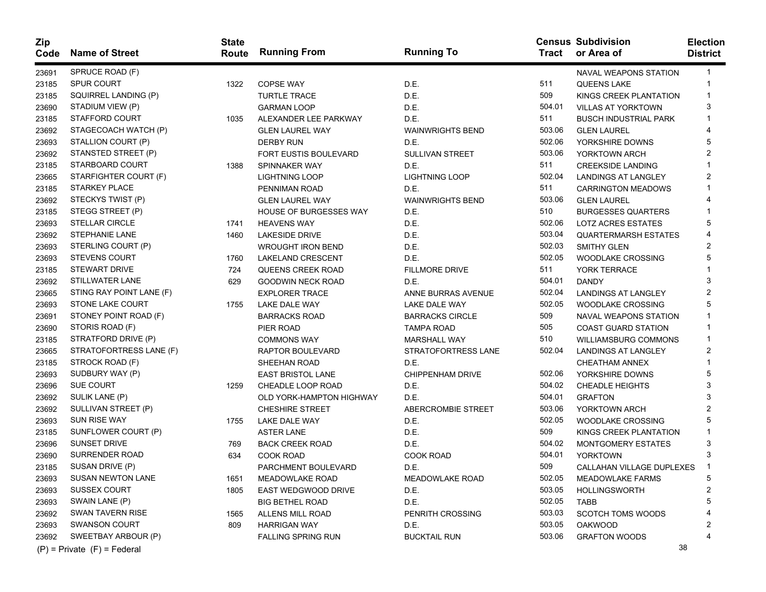| Zip Code | Name of Street | State Route | Running From | Running To | Census Tract | Subdivision or Area of | Election District |
|---|---|---|---|---|---|---|---|
| 23691 | SPRUCE ROAD (F) | | | | | NAVAL WEAPONS STATION | 1 |
| 23185 | SPUR COURT | 1322 | COPSE WAY | D.E. | 511 | QUEENS LAKE | 1 |
| 23185 | SQUIRREL LANDING (P) | | TURTLE TRACE | D.E. | 509 | KINGS CREEK PLANTATION | 1 |
| 23690 | STADIUM VIEW (P) | | GARMAN LOOP | D.E. | 504.01 | VILLAS AT YORKTOWN | 3 |
| 23185 | STAFFORD COURT | 1035 | ALEXANDER LEE PARKWAY | D.E. | 511 | BUSCH INDUSTRIAL PARK | 1 |
| 23692 | STAGECOACH WATCH (P) | | GLEN LAUREL WAY | WAINWRIGHTS BEND | 503.06 | GLEN LAUREL | 4 |
| 23693 | STALLION COURT (P) | | DERBY RUN | D.E. | 502.06 | YORKSHIRE DOWNS | 5 |
| 23692 | STANSTED STREET (P) | | FORT EUSTIS BOULEVARD | SULLIVAN STREET | 503.06 | YORKTOWN ARCH | 2 |
| 23185 | STARBOARD COURT | 1388 | SPINNAKER WAY | D.E. | 511 | CREEKSIDE LANDING | 1 |
| 23665 | STARFIGHTER COURT (F) | | LIGHTNING LOOP | LIGHTNING LOOP | 502.04 | LANDINGS AT LANGLEY | 2 |
| 23185 | STARKEY PLACE | | PENNIMAN ROAD | D.E. | 511 | CARRINGTON MEADOWS | 1 |
| 23692 | STECKYS TWIST (P) | | GLEN LAUREL WAY | WAINWRIGHTS BEND | 503.06 | GLEN LAUREL | 4 |
| 23185 | STEGG STREET (P) | | HOUSE OF BURGESSES WAY | D.E. | 510 | BURGESSES QUARTERS | 1 |
| 23693 | STELLAR CIRCLE | 1741 | HEAVENS WAY | D.E. | 502.06 | LOTZ ACRES ESTATES | 5 |
| 23692 | STEPHANIE LANE | 1460 | LAKESIDE DRIVE | D.E. | 503.04 | QUARTERMARSH ESTATES | 4 |
| 23693 | STERLING COURT (P) | | WROUGHT IRON BEND | D.E. | 502.03 | SMITHY GLEN | 2 |
| 23693 | STEVENS COURT | 1760 | LAKELAND CRESCENT | D.E. | 502.05 | WOODLAKE CROSSING | 5 |
| 23185 | STEWART DRIVE | 724 | QUEENS CREEK ROAD | FILLMORE DRIVE | 511 | YORK TERRACE | 1 |
| 23692 | STILLWATER LANE | 629 | GOODWIN NECK ROAD | D.E. | 504.01 | DANDY | 3 |
| 23665 | STING RAY POINT LANE (F) | | EXPLORER TRACE | ANNE BURRAS AVENUE | 502.04 | LANDINGS AT LANGLEY | 2 |
| 23693 | STONE LAKE COURT | 1755 | LAKE DALE WAY | LAKE DALE WAY | 502.05 | WOODLAKE CROSSING | 5 |
| 23691 | STONEY POINT ROAD (F) | | BARRACKS ROAD | BARRACKS CIRCLE | 509 | NAVAL WEAPONS STATION | 1 |
| 23690 | STORIS ROAD (F) | | PIER ROAD | TAMPA ROAD | 505 | COAST GUARD STATION | 1 |
| 23185 | STRATFORD DRIVE (P) | | COMMONS WAY | MARSHALL WAY | 510 | WILLIAMSBURG COMMONS | 1 |
| 23665 | STRATOFORTRESS LANE (F) | | RAPTOR BOULEVARD | STRATOFORTRESS LANE | 502.04 | LANDINGS AT LANGLEY | 2 |
| 23185 | STROCK ROAD (F) | | SHEEHAN ROAD | D.E. | | CHEATHAM ANNEX | 1 |
| 23693 | SUDBURY WAY (P) | | EAST BRISTOL LANE | CHIPPENHAM DRIVE | 502.06 | YORKSHIRE DOWNS | 5 |
| 23696 | SUE COURT | 1259 | CHEADLE LOOP ROAD | D.E. | 504.02 | CHEADLE HEIGHTS | 3 |
| 23692 | SULIK LANE (P) | | OLD YORK-HAMPTON HIGHWAY | D.E. | 504.01 | GRAFTON | 3 |
| 23692 | SULLIVAN STREET (P) | | CHESHIRE STREET | ABERCROMBIE STREET | 503.06 | YORKTOWN ARCH | 2 |
| 23693 | SUN RISE WAY | 1755 | LAKE DALE WAY | D.E. | 502.05 | WOODLAKE CROSSING | 5 |
| 23185 | SUNFLOWER COURT (P) | | ASTER LANE | D.E. | 509 | KINGS CREEK PLANTATION | 1 |
| 23696 | SUNSET DRIVE | 769 | BACK CREEK ROAD | D.E. | 504.02 | MONTGOMERY ESTATES | 3 |
| 23690 | SURRENDER ROAD | 634 | COOK ROAD | COOK ROAD | 504.01 | YORKTOWN | 3 |
| 23185 | SUSAN DRIVE (P) | | PARCHMENT BOULEVARD | D.E. | 509 | CALLAHAN VILLAGE DUPLEXES | 1 |
| 23693 | SUSAN NEWTON LANE | 1651 | MEADOWLAKE ROAD | MEADOWLAKE ROAD | 502.05 | MEADOWLAKE FARMS | 5 |
| 23693 | SUSSEX COURT | 1805 | EAST WEDGWOOD DRIVE | D.E. | 503.05 | HOLLINGSWORTH | 2 |
| 23693 | SWAIN LANE (P) | | BIG BETHEL ROAD | D.E. | 502.05 | TABB | 5 |
| 23692 | SWAN TAVERN RISE | 1565 | ALLENS MILL ROAD | PENRITH CROSSING | 503.03 | SCOTCH TOMS WOODS | 4 |
| 23693 | SWANSON COURT | 809 | HARRIGAN WAY | D.E. | 503.05 | OAKWOOD | 2 |
| 23692 | SWEETBAY ARBOUR (P) | | FALLING SPRING RUN | BUCKTAIL RUN | 503.06 | GRAFTON WOODS | 4 |

(P) = Private (F) = Federal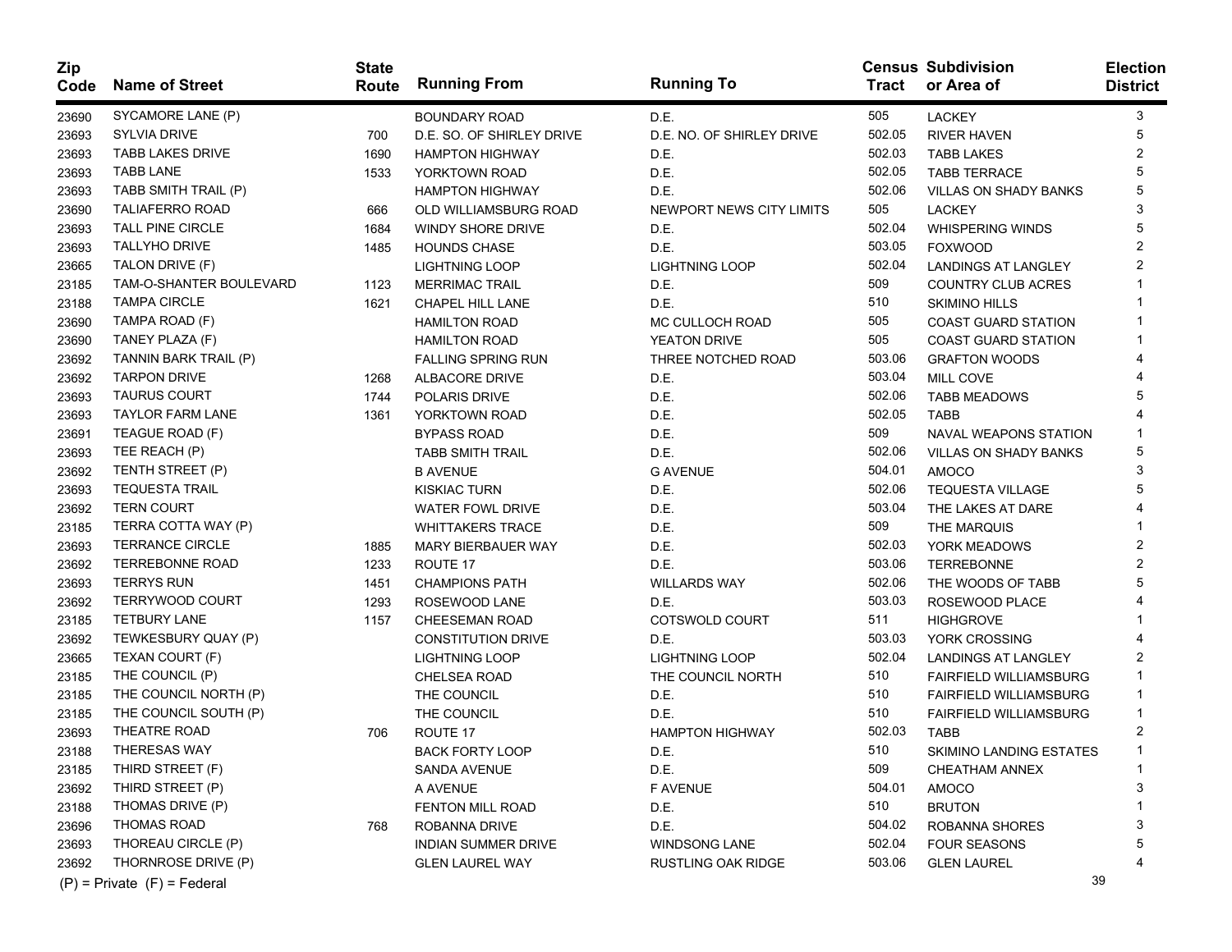| Zip Code | Name of Street | State Route | Running From | Running To | Census Tract | Subdivision or Area of | Election District |
|---|---|---|---|---|---|---|---|
| 23690 | SYCAMORE LANE (P) | | BOUNDARY ROAD | D.E. | 505 | LACKEY | 3 |
| 23693 | SYLVIA DRIVE | 700 | D.E. SO. OF SHIRLEY DRIVE | D.E. NO. OF SHIRLEY DRIVE | 502.05 | RIVER HAVEN | 5 |
| 23693 | TABB LAKES DRIVE | 1690 | HAMPTON HIGHWAY | D.E. | 502.03 | TABB LAKES | 2 |
| 23693 | TABB LANE | 1533 | YORKTOWN ROAD | D.E. | 502.05 | TABB TERRACE | 5 |
| 23693 | TABB SMITH TRAIL (P) | | HAMPTON HIGHWAY | D.E. | 502.06 | VILLAS ON SHADY BANKS | 5 |
| 23690 | TALIAFERRO ROAD | 666 | OLD WILLIAMSBURG ROAD | NEWPORT NEWS CITY LIMITS | 505 | LACKEY | 3 |
| 23693 | TALL PINE CIRCLE | 1684 | WINDY SHORE DRIVE | D.E. | 502.04 | WHISPERING WINDS | 5 |
| 23693 | TALLYHO DRIVE | 1485 | HOUNDS CHASE | D.E. | 503.05 | FOXWOOD | 2 |
| 23665 | TALON DRIVE (F) | | LIGHTNING LOOP | LIGHTNING LOOP | 502.04 | LANDINGS AT LANGLEY | 2 |
| 23185 | TAM-O-SHANTER BOULEVARD | 1123 | MERRIMAC TRAIL | D.E. | 509 | COUNTRY CLUB ACRES | 1 |
| 23188 | TAMPA CIRCLE | 1621 | CHAPEL HILL LANE | D.E. | 510 | SKIMINO HILLS | 1 |
| 23690 | TAMPA ROAD (F) | | HAMILTON ROAD | MC CULLOCH ROAD | 505 | COAST GUARD STATION | 1 |
| 23690 | TANEY PLAZA (F) | | HAMILTON ROAD | YEATON DRIVE | 505 | COAST GUARD STATION | 1 |
| 23692 | TANNIN BARK TRAIL (P) | | FALLING SPRING RUN | THREE NOTCHED ROAD | 503.06 | GRAFTON WOODS | 4 |
| 23692 | TARPON DRIVE | 1268 | ALBACORE DRIVE | D.E. | 503.04 | MILL COVE | 4 |
| 23693 | TAURUS COURT | 1744 | POLARIS DRIVE | D.E. | 502.06 | TABB MEADOWS | 5 |
| 23693 | TAYLOR FARM LANE | 1361 | YORKTOWN ROAD | D.E. | 502.05 | TABB | 4 |
| 23691 | TEAGUE ROAD (F) | | BYPASS ROAD | D.E. | 509 | NAVAL WEAPONS STATION | 1 |
| 23693 | TEE REACH (P) | | TABB SMITH TRAIL | D.E. | 502.06 | VILLAS ON SHADY BANKS | 5 |
| 23692 | TENTH STREET (P) | | B AVENUE | G AVENUE | 504.01 | AMOCO | 3 |
| 23693 | TEQUESTA TRAIL | | KISKIAC TURN | D.E. | 502.06 | TEQUESTA VILLAGE | 5 |
| 23692 | TERN COURT | | WATER FOWL DRIVE | D.E. | 503.04 | THE LAKES AT DARE | 4 |
| 23185 | TERRA COTTA WAY (P) | | WHITTAKERS TRACE | D.E. | 509 | THE MARQUIS | 1 |
| 23693 | TERRANCE CIRCLE | 1885 | MARY BIERBAUER WAY | D.E. | 502.03 | YORK MEADOWS | 2 |
| 23692 | TERREBONNE ROAD | 1233 | ROUTE 17 | D.E. | 503.06 | TERREBONNE | 2 |
| 23693 | TERRYS RUN | 1451 | CHAMPIONS PATH | WILLARDS WAY | 502.06 | THE WOODS OF TABB | 5 |
| 23692 | TERRYWOOD COURT | 1293 | ROSEWOOD LANE | D.E. | 503.03 | ROSEWOOD PLACE | 4 |
| 23185 | TETBURY LANE | 1157 | CHEESEMAN ROAD | COTSWOLD COURT | 511 | HIGHGROVE | 1 |
| 23692 | TEWKESBURY QUAY (P) | | CONSTITUTION DRIVE | D.E. | 503.03 | YORK CROSSING | 4 |
| 23665 | TEXAN COURT (F) | | LIGHTNING LOOP | LIGHTNING LOOP | 502.04 | LANDINGS AT LANGLEY | 2 |
| 23185 | THE COUNCIL (P) | | CHELSEA ROAD | THE COUNCIL NORTH | 510 | FAIRFIELD WILLIAMSBURG | 1 |
| 23185 | THE COUNCIL NORTH (P) | | THE COUNCIL | D.E. | 510 | FAIRFIELD WILLIAMSBURG | 1 |
| 23185 | THE COUNCIL SOUTH (P) | | THE COUNCIL | D.E. | 510 | FAIRFIELD WILLIAMSBURG | 1 |
| 23693 | THEATRE ROAD | 706 | ROUTE 17 | HAMPTON HIGHWAY | 502.03 | TABB | 2 |
| 23188 | THERESAS WAY | | BACK FORTY LOOP | D.E. | 510 | SKIMINO LANDING ESTATES | 1 |
| 23185 | THIRD STREET (F) | | SANDA AVENUE | D.E. | 509 | CHEATHAM ANNEX | 1 |
| 23692 | THIRD STREET (P) | | A AVENUE | F AVENUE | 504.01 | AMOCO | 3 |
| 23188 | THOMAS DRIVE (P) | | FENTON MILL ROAD | D.E. | 510 | BRUTON | 1 |
| 23696 | THOMAS ROAD | 768 | ROBANNA DRIVE | D.E. | 504.02 | ROBANNA SHORES | 3 |
| 23693 | THOREAU CIRCLE (P) | | INDIAN SUMMER DRIVE | WINDSONG LANE | 502.04 | FOUR SEASONS | 5 |
| 23692 | THORNROSE DRIVE (P) | | GLEN LAUREL WAY | RUSTLING OAK RIDGE | 503.06 | GLEN LAUREL | 4 |

(P) = Private (F) = Federal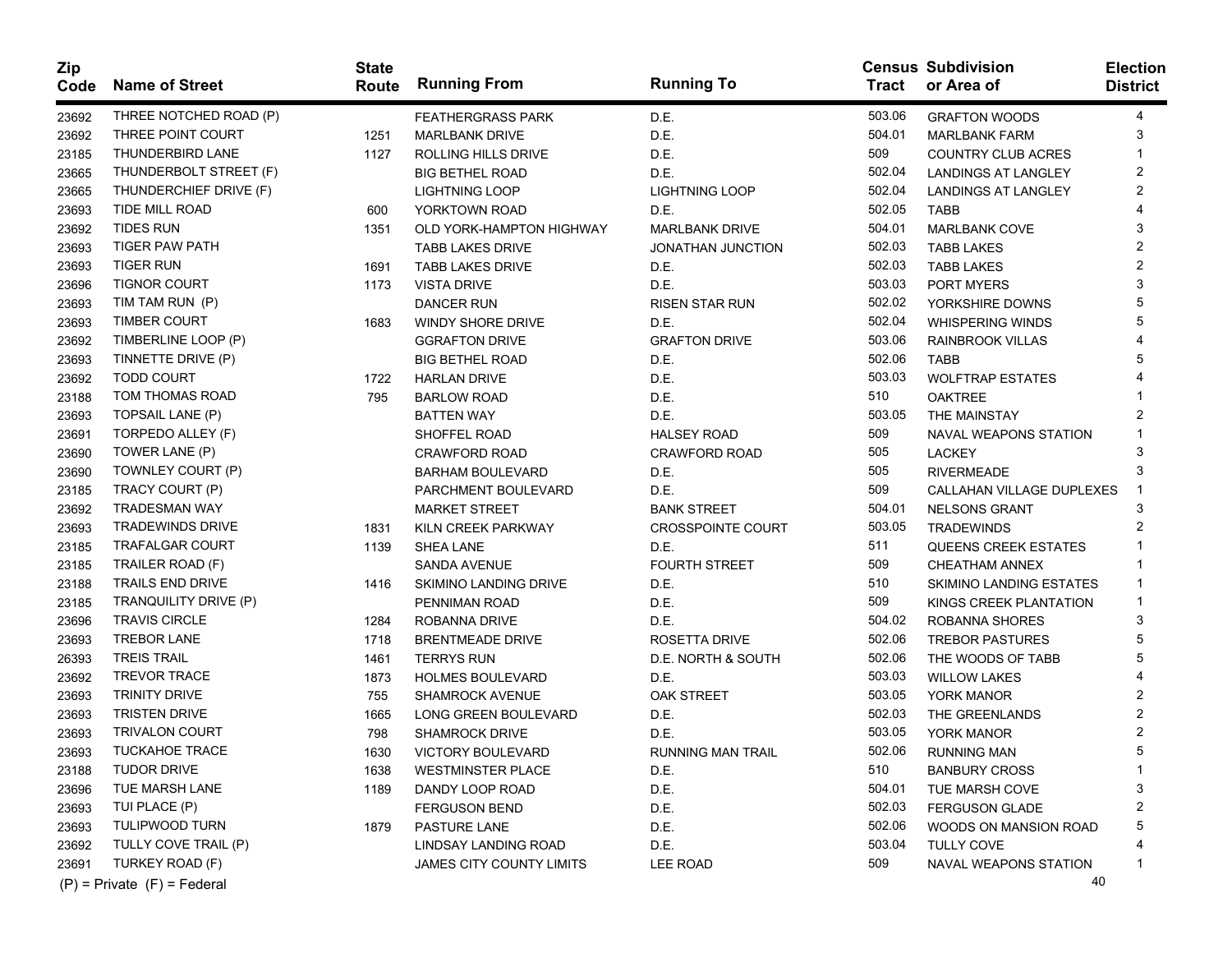| Zip Code | Name of Street | State Route | Running From | Running To | Census Tract | Subdivision or Area of | Election District |
|---|---|---|---|---|---|---|---|
| 23692 | THREE NOTCHED ROAD (P) | | FEATHERGRASS PARK | D.E. | 503.06 | GRAFTON WOODS | 4 |
| 23692 | THREE POINT COURT | 1251 | MARLBANK DRIVE | D.E. | 504.01 | MARLBANK FARM | 3 |
| 23185 | THUNDERBIRD LANE | 1127 | ROLLING HILLS DRIVE | D.E. | 509 | COUNTRY CLUB ACRES | 1 |
| 23665 | THUNDERBOLT STREET (F) | | BIG BETHEL ROAD | D.E. | 502.04 | LANDINGS AT LANGLEY | 2 |
| 23665 | THUNDERCHIEF DRIVE (F) | | LIGHTNING LOOP | LIGHTNING LOOP | 502.04 | LANDINGS AT LANGLEY | 2 |
| 23693 | TIDE MILL ROAD | 600 | YORKTOWN ROAD | D.E. | 502.05 | TABB | 4 |
| 23692 | TIDES RUN | 1351 | OLD YORK-HAMPTON HIGHWAY | MARLBANK DRIVE | 504.01 | MARLBANK COVE | 3 |
| 23693 | TIGER PAW PATH | | TABB LAKES DRIVE | JONATHAN JUNCTION | 502.03 | TABB LAKES | 2 |
| 23693 | TIGER RUN | 1691 | TABB LAKES DRIVE | D.E. | 502.03 | TABB LAKES | 2 |
| 23696 | TIGNOR COURT | 1173 | VISTA DRIVE | D.E. | 503.03 | PORT MYERS | 3 |
| 23693 | TIM TAM RUN (P) | | DANCER RUN | RISEN STAR RUN | 502.02 | YORKSHIRE DOWNS | 5 |
| 23693 | TIMBER COURT | 1683 | WINDY SHORE DRIVE | D.E. | 502.04 | WHISPERING WINDS | 5 |
| 23692 | TIMBERLINE LOOP (P) | | GGRAFTON DRIVE | GRAFTON DRIVE | 503.06 | RAINBROOK VILLAS | 4 |
| 23693 | TINNETTE DRIVE (P) | | BIG BETHEL ROAD | D.E. | 502.06 | TABB | 5 |
| 23692 | TODD COURT | 1722 | HARLAN DRIVE | D.E. | 503.03 | WOLFTRAP ESTATES | 4 |
| 23188 | TOM THOMAS ROAD | 795 | BARLOW ROAD | D.E. | 510 | OAKTREE | 1 |
| 23693 | TOPSAIL LANE (P) | | BATTEN WAY | D.E. | 503.05 | THE MAINSTAY | 2 |
| 23691 | TORPEDO ALLEY (F) | | SHOFFEL ROAD | HALSEY ROAD | 509 | NAVAL WEAPONS STATION | 1 |
| 23690 | TOWER LANE (P) | | CRAWFORD ROAD | CRAWFORD ROAD | 505 | LACKEY | 3 |
| 23690 | TOWNLEY COURT (P) | | BARHAM BOULEVARD | D.E. | 505 | RIVERMEADE | 3 |
| 23185 | TRACY COURT (P) | | PARCHMENT BOULEVARD | D.E. | 509 | CALLAHAN VILLAGE DUPLEXES | 1 |
| 23692 | TRADESMAN WAY | | MARKET STREET | BANK STREET | 504.01 | NELSONS GRANT | 3 |
| 23693 | TRADEWINDS DRIVE | 1831 | KILN CREEK PARKWAY | CROSSPOINTE COURT | 503.05 | TRADEWINDS | 2 |
| 23185 | TRAFALGAR COURT | 1139 | SHEA LANE | D.E. | 511 | QUEENS CREEK ESTATES | 1 |
| 23185 | TRAILER ROAD (F) | | SANDA AVENUE | FOURTH STREET | 509 | CHEATHAM ANNEX | 1 |
| 23188 | TRAILS END DRIVE | 1416 | SKIMINO LANDING DRIVE | D.E. | 510 | SKIMINO LANDING ESTATES | 1 |
| 23185 | TRANQUILITY DRIVE (P) | | PENNIMAN ROAD | D.E. | 509 | KINGS CREEK PLANTATION | 1 |
| 23696 | TRAVIS CIRCLE | 1284 | ROBANNA DRIVE | D.E. | 504.02 | ROBANNA SHORES | 3 |
| 23693 | TREBOR LANE | 1718 | BRENTMEADE DRIVE | ROSETTA DRIVE | 502.06 | TREBOR PASTURES | 5 |
| 26393 | TREIS TRAIL | 1461 | TERRYS RUN | D.E. NORTH & SOUTH | 502.06 | THE WOODS OF TABB | 5 |
| 23692 | TREVOR TRACE | 1873 | HOLMES BOULEVARD | D.E. | 503.03 | WILLOW LAKES | 4 |
| 23693 | TRINITY DRIVE | 755 | SHAMROCK AVENUE | OAK STREET | 503.05 | YORK MANOR | 2 |
| 23693 | TRISTEN DRIVE | 1665 | LONG GREEN BOULEVARD | D.E. | 502.03 | THE GREENLANDS | 2 |
| 23693 | TRIVALON COURT | 798 | SHAMROCK DRIVE | D.E. | 503.05 | YORK MANOR | 2 |
| 23693 | TUCKAHOE TRACE | 1630 | VICTORY BOULEVARD | RUNNING MAN TRAIL | 502.06 | RUNNING MAN | 5 |
| 23188 | TUDOR DRIVE | 1638 | WESTMINSTER PLACE | D.E. | 510 | BANBURY CROSS | 1 |
| 23696 | TUE MARSH LANE | 1189 | DANDY LOOP ROAD | D.E. | 504.01 | TUE MARSH COVE | 3 |
| 23693 | TUI PLACE (P) | | FERGUSON BEND | D.E. | 502.03 | FERGUSON GLADE | 2 |
| 23693 | TULIPWOOD TURN | 1879 | PASTURE LANE | D.E. | 502.06 | WOODS ON MANSION ROAD | 5 |
| 23692 | TULLY COVE TRAIL (P) | | LINDSAY LANDING ROAD | D.E. | 503.04 | TULLY COVE | 4 |
| 23691 | TURKEY ROAD (F) | | JAMES CITY COUNTY LIMITS | LEE ROAD | 509 | NAVAL WEAPONS STATION | 1 |

(P) = Private (F) = Federal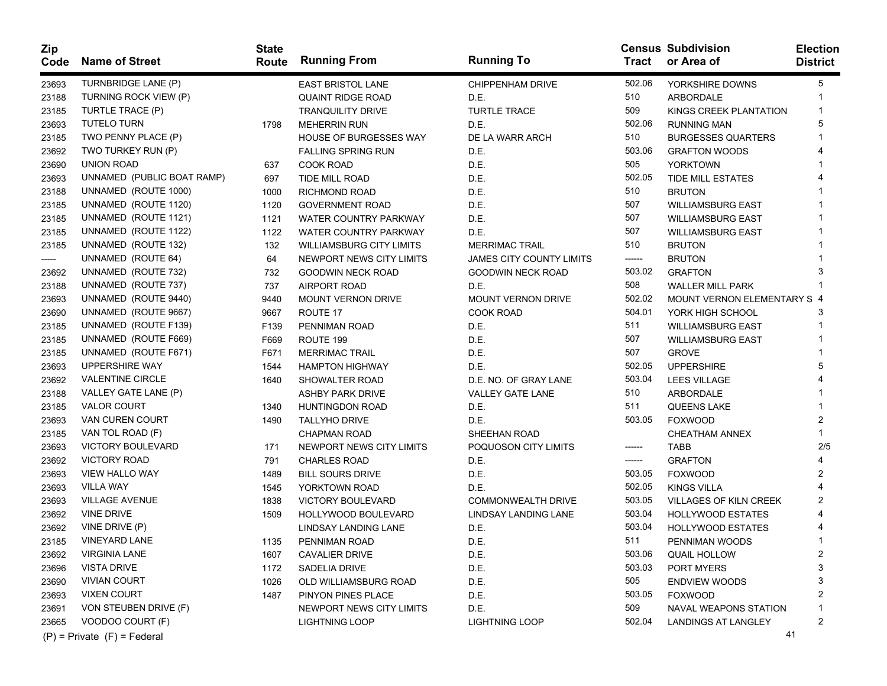| Zip Code | Name of Street | State Route | Running From | Running To | Census Tract | Subdivision or Area of | Election District |
|---|---|---|---|---|---|---|---|
| 23693 | TURNBRIDGE LANE (P) | | EAST BRISTOL LANE | CHIPPENHAM DRIVE | 502.06 | YORKSHIRE DOWNS | 5 |
| 23188 | TURNING ROCK VIEW (P) | | QUAINT RIDGE ROAD | D.E. | 510 | ARBORDALE | 1 |
| 23185 | TURTLE TRACE (P) | | TRANQUILITY DRIVE | TURTLE TRACE | 509 | KINGS CREEK PLANTATION | 1 |
| 23693 | TUTELO TURN | 1798 | MEHERRIN RUN | D.E. | 502.06 | RUNNING MAN | 5 |
| 23185 | TWO PENNY PLACE (P) | | HOUSE OF BURGESSES WAY | DE LA WARR ARCH | 510 | BURGESSES QUARTERS | 1 |
| 23692 | TWO TURKEY RUN (P) | | FALLING SPRING RUN | D.E. | 503.06 | GRAFTON WOODS | 4 |
| 23690 | UNION ROAD | 637 | COOK ROAD | D.E. | 505 | YORKTOWN | 1 |
| 23693 | UNNAMED (PUBLIC BOAT RAMP) | 697 | TIDE MILL ROAD | D.E. | 502.05 | TIDE MILL ESTATES | 4 |
| 23188 | UNNAMED (ROUTE 1000) | 1000 | RICHMOND ROAD | D.E. | 510 | BRUTON | 1 |
| 23185 | UNNAMED (ROUTE 1120) | 1120 | GOVERNMENT ROAD | D.E. | 507 | WILLIAMSBURG EAST | 1 |
| 23185 | UNNAMED (ROUTE 1121) | 1121 | WATER COUNTRY PARKWAY | D.E. | 507 | WILLIAMSBURG EAST | 1 |
| 23185 | UNNAMED (ROUTE 1122) | 1122 | WATER COUNTRY PARKWAY | D.E. | 507 | WILLIAMSBURG EAST | 1 |
| 23185 | UNNAMED (ROUTE 132) | 132 | WILLIAMSBURG CITY LIMITS | MERRIMAC TRAIL | 510 | BRUTON | 1 |
| ----- | UNNAMED (ROUTE 64) | 64 | NEWPORT NEWS CITY LIMITS | JAMES CITY COUNTY LIMITS | ------ | BRUTON | 1 |
| 23692 | UNNAMED (ROUTE 732) | 732 | GOODWIN NECK ROAD | GOODWIN NECK ROAD | 503.02 | GRAFTON | 3 |
| 23188 | UNNAMED (ROUTE 737) | 737 | AIRPORT ROAD | D.E. | 508 | WALLER MILL PARK | 1 |
| 23693 | UNNAMED (ROUTE 9440) | 9440 | MOUNT VERNON DRIVE | MOUNT VERNON DRIVE | 502.02 | MOUNT VERNON ELEMENTARY S | 4 |
| 23690 | UNNAMED (ROUTE 9667) | 9667 | ROUTE 17 | COOK ROAD | 504.01 | YORK HIGH SCHOOL | 3 |
| 23185 | UNNAMED (ROUTE F139) | F139 | PENNIMAN ROAD | D.E. | 511 | WILLIAMSBURG EAST | 1 |
| 23185 | UNNAMED (ROUTE F669) | F669 | ROUTE 199 | D.E. | 507 | WILLIAMSBURG EAST | 1 |
| 23185 | UNNAMED (ROUTE F671) | F671 | MERRIMAC TRAIL | D.E. | 507 | GROVE | 1 |
| 23693 | UPPERSHIRE WAY | 1544 | HAMPTON HIGHWAY | D.E. | 502.05 | UPPERSHIRE | 5 |
| 23692 | VALENTINE CIRCLE | 1640 | SHOWALTER ROAD | D.E. NO. OF GRAY LANE | 503.04 | LEES VILLAGE | 4 |
| 23188 | VALLEY GATE LANE (P) | | ASHBY PARK DRIVE | VALLEY GATE LANE | 510 | ARBORDALE | 1 |
| 23185 | VALOR COURT | 1340 | HUNTINGDON ROAD | D.E. | 511 | QUEENS LAKE | 1 |
| 23693 | VAN CUREN COURT | 1490 | TALLYHO DRIVE | D.E. | 503.05 | FOXWOOD | 2 |
| 23185 | VAN TOL ROAD (F) | | CHAPMAN ROAD | SHEEHAN ROAD | | CHEATHAM ANNEX | 1 |
| 23693 | VICTORY BOULEVARD | 171 | NEWPORT NEWS CITY LIMITS | POQUOSON CITY LIMITS | ------ | TABB | 2/5 |
| 23692 | VICTORY ROAD | 791 | CHARLES ROAD | D.E. | ------ | GRAFTON | 4 |
| 23693 | VIEW HALLO WAY | 1489 | BILL SOURS DRIVE | D.E. | 503.05 | FOXWOOD | 2 |
| 23693 | VILLA WAY | 1545 | YORKTOWN ROAD | D.E. | 502.05 | KINGS VILLA | 4 |
| 23693 | VILLAGE AVENUE | 1838 | VICTORY BOULEVARD | COMMONWEALTH DRIVE | 503.05 | VILLAGES OF KILN CREEK | 2 |
| 23692 | VINE DRIVE | 1509 | HOLLYWOOD BOULEVARD | LINDSAY LANDING LANE | 503.04 | HOLLYWOOD ESTATES | 4 |
| 23692 | VINE DRIVE (P) | | LINDSAY LANDING LANE | D.E. | 503.04 | HOLLYWOOD ESTATES | 4 |
| 23185 | VINEYARD LANE | 1135 | PENNIMAN ROAD | D.E. | 511 | PENNIMAN WOODS | 1 |
| 23692 | VIRGINIA LANE | 1607 | CAVALIER DRIVE | D.E. | 503.06 | QUAIL HOLLOW | 2 |
| 23696 | VISTA DRIVE | 1172 | SADELIA DRIVE | D.E. | 503.03 | PORT MYERS | 3 |
| 23690 | VIVIAN COURT | 1026 | OLD WILLIAMSBURG ROAD | D.E. | 505 | ENDVIEW WOODS | 3 |
| 23693 | VIXEN COURT | 1487 | PINYON PINES PLACE | D.E. | 503.05 | FOXWOOD | 2 |
| 23691 | VON STEUBEN DRIVE (F) | | NEWPORT NEWS CITY LIMITS | D.E. | 509 | NAVAL WEAPONS STATION | 1 |
| 23665 | VOODOO COURT (F) | | LIGHTNING LOOP | LIGHTNING LOOP | 502.04 | LANDINGS AT LANGLEY | 2 |

(P) = Private (F) = Federal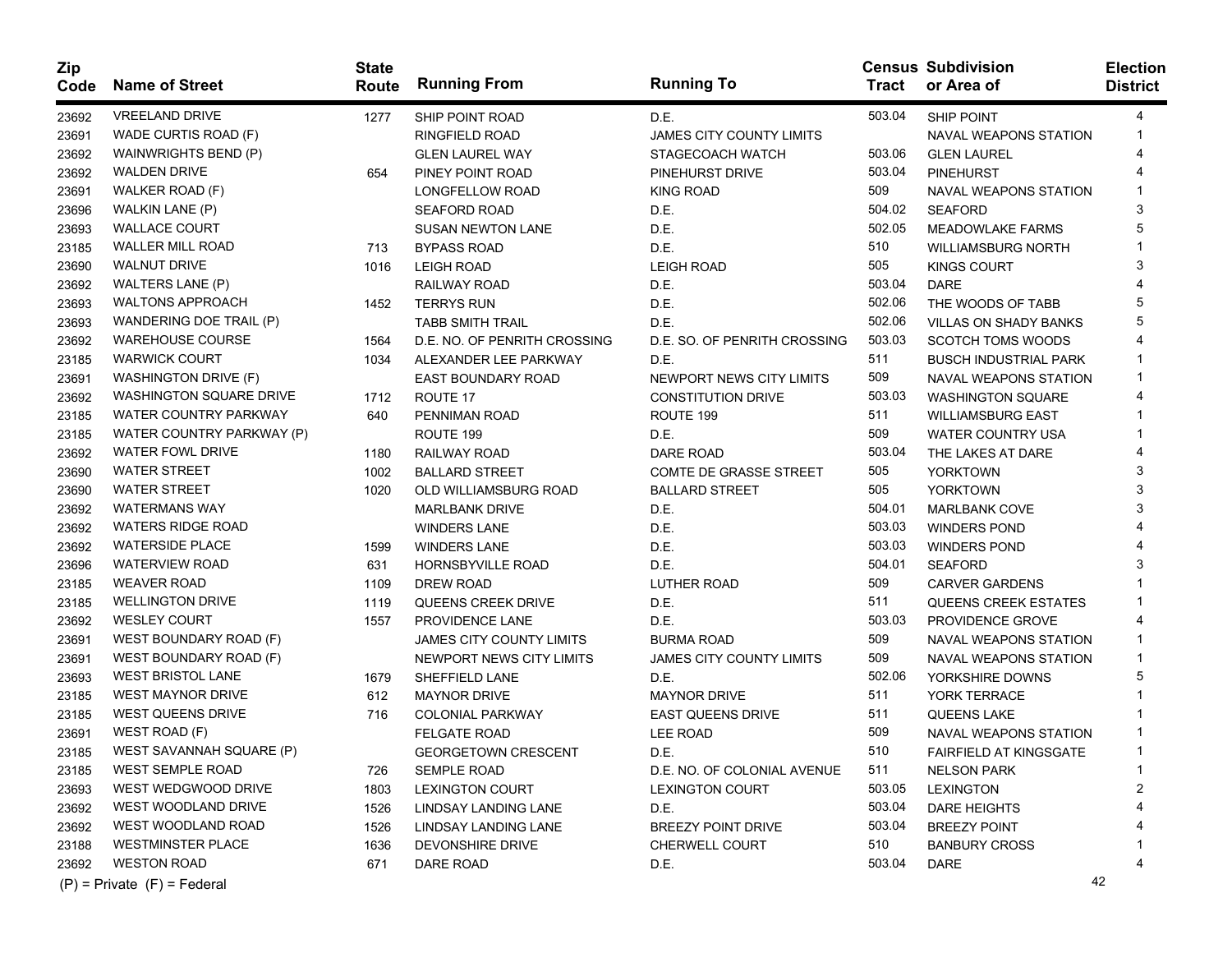| Zip Code | Name of Street | State Route | Running From | Running To | Census Tract | Subdivision or Area of | Election District |
|---|---|---|---|---|---|---|---|
| 23692 | VREELAND DRIVE | 1277 | SHIP POINT ROAD | D.E. | 503.04 | SHIP POINT | 4 |
| 23691 | WADE CURTIS ROAD (F) | | RINGFIELD ROAD | JAMES CITY COUNTY LIMITS | | NAVAL WEAPONS STATION | 1 |
| 23692 | WAINWRIGHTS BEND (P) | | GLEN LAUREL WAY | STAGECOACH WATCH | 503.06 | GLEN LAUREL | 4 |
| 23692 | WALDEN DRIVE | 654 | PINEY POINT ROAD | PINEHURST DRIVE | 503.04 | PINEHURST | 4 |
| 23691 | WALKER ROAD (F) | | LONGFELLOW ROAD | KING ROAD | 509 | NAVAL WEAPONS STATION | 1 |
| 23696 | WALKIN LANE (P) | | SEAFORD ROAD | D.E. | 504.02 | SEAFORD | 3 |
| 23693 | WALLACE COURT | | SUSAN NEWTON LANE | D.E. | 502.05 | MEADOWLAKE FARMS | 5 |
| 23185 | WALLER MILL ROAD | 713 | BYPASS ROAD | D.E. | 510 | WILLIAMSBURG NORTH | 1 |
| 23690 | WALNUT DRIVE | 1016 | LEIGH ROAD | LEIGH ROAD | 505 | KINGS COURT | 3 |
| 23692 | WALTERS LANE (P) | | RAILWAY ROAD | D.E. | 503.04 | DARE | 4 |
| 23693 | WALTONS APPROACH | 1452 | TERRYS RUN | D.E. | 502.06 | THE WOODS OF TABB | 5 |
| 23693 | WANDERING DOE TRAIL (P) | | TABB SMITH TRAIL | D.E. | 502.06 | VILLAS ON SHADY BANKS | 5 |
| 23692 | WAREHOUSE COURSE | 1564 | D.E. NO. OF PENRITH CROSSING | D.E. SO. OF PENRITH CROSSING | 503.03 | SCOTCH TOMS WOODS | 4 |
| 23185 | WARWICK COURT | 1034 | ALEXANDER LEE PARKWAY | D.E. | 511 | BUSCH INDUSTRIAL PARK | 1 |
| 23691 | WASHINGTON DRIVE (F) | | EAST BOUNDARY ROAD | NEWPORT NEWS CITY LIMITS | 509 | NAVAL WEAPONS STATION | 1 |
| 23692 | WASHINGTON SQUARE DRIVE | 1712 | ROUTE 17 | CONSTITUTION DRIVE | 503.03 | WASHINGTON SQUARE | 4 |
| 23185 | WATER COUNTRY PARKWAY | 640 | PENNIMAN ROAD | ROUTE 199 | 511 | WILLIAMSBURG EAST | 1 |
| 23185 | WATER COUNTRY PARKWAY (P) | | ROUTE 199 | D.E. | 509 | WATER COUNTRY USA | 1 |
| 23692 | WATER FOWL DRIVE | 1180 | RAILWAY ROAD | DARE ROAD | 503.04 | THE LAKES AT DARE | 4 |
| 23690 | WATER STREET | 1002 | BALLARD STREET | COMTE DE GRASSE STREET | 505 | YORKTOWN | 3 |
| 23690 | WATER STREET | 1020 | OLD WILLIAMSBURG ROAD | BALLARD STREET | 505 | YORKTOWN | 3 |
| 23692 | WATERMANS WAY | | MARLBANK DRIVE | D.E. | 504.01 | MARLBANK COVE | 3 |
| 23692 | WATERS RIDGE ROAD | | WINDERS LANE | D.E. | 503.03 | WINDERS POND | 4 |
| 23692 | WATERSIDE PLACE | 1599 | WINDERS LANE | D.E. | 503.03 | WINDERS POND | 4 |
| 23696 | WATERVIEW ROAD | 631 | HORNSBYVILLE ROAD | D.E. | 504.01 | SEAFORD | 3 |
| 23185 | WEAVER ROAD | 1109 | DREW ROAD | LUTHER ROAD | 509 | CARVER GARDENS | 1 |
| 23185 | WELLINGTON DRIVE | 1119 | QUEENS CREEK DRIVE | D.E. | 511 | QUEENS CREEK ESTATES | 1 |
| 23692 | WESLEY COURT | 1557 | PROVIDENCE LANE | D.E. | 503.03 | PROVIDENCE GROVE | 4 |
| 23691 | WEST BOUNDARY ROAD (F) | | JAMES CITY COUNTY LIMITS | BURMA ROAD | 509 | NAVAL WEAPONS STATION | 1 |
| 23691 | WEST BOUNDARY ROAD (F) | | NEWPORT NEWS CITY LIMITS | JAMES CITY COUNTY LIMITS | 509 | NAVAL WEAPONS STATION | 1 |
| 23693 | WEST BRISTOL LANE | 1679 | SHEFFIELD LANE | D.E. | 502.06 | YORKSHIRE DOWNS | 5 |
| 23185 | WEST MAYNOR DRIVE | 612 | MAYNOR DRIVE | MAYNOR DRIVE | 511 | YORK TERRACE | 1 |
| 23185 | WEST QUEENS DRIVE | 716 | COLONIAL PARKWAY | EAST QUEENS DRIVE | 511 | QUEENS LAKE | 1 |
| 23691 | WEST ROAD (F) | | FELGATE ROAD | LEE ROAD | 509 | NAVAL WEAPONS STATION | 1 |
| 23185 | WEST SAVANNAH SQUARE (P) | | GEORGETOWN CRESCENT | D.E. | 510 | FAIRFIELD AT KINGSGATE | 1 |
| 23185 | WEST SEMPLE ROAD | 726 | SEMPLE ROAD | D.E. NO. OF COLONIAL AVENUE | 511 | NELSON PARK | 1 |
| 23693 | WEST WEDGWOOD DRIVE | 1803 | LEXINGTON COURT | LEXINGTON COURT | 503.05 | LEXINGTON | 2 |
| 23692 | WEST WOODLAND DRIVE | 1526 | LINDSAY LANDING LANE | D.E. | 503.04 | DARE HEIGHTS | 4 |
| 23692 | WEST WOODLAND ROAD | 1526 | LINDSAY LANDING LANE | BREEZY POINT DRIVE | 503.04 | BREEZY POINT | 4 |
| 23188 | WESTMINSTER PLACE | 1636 | DEVONSHIRE DRIVE | CHERWELL COURT | 510 | BANBURY CROSS | 1 |
| 23692 | WESTON ROAD | 671 | DARE ROAD | D.E. | 503.04 | DARE | 4 |

(P) = Private (F) = Federal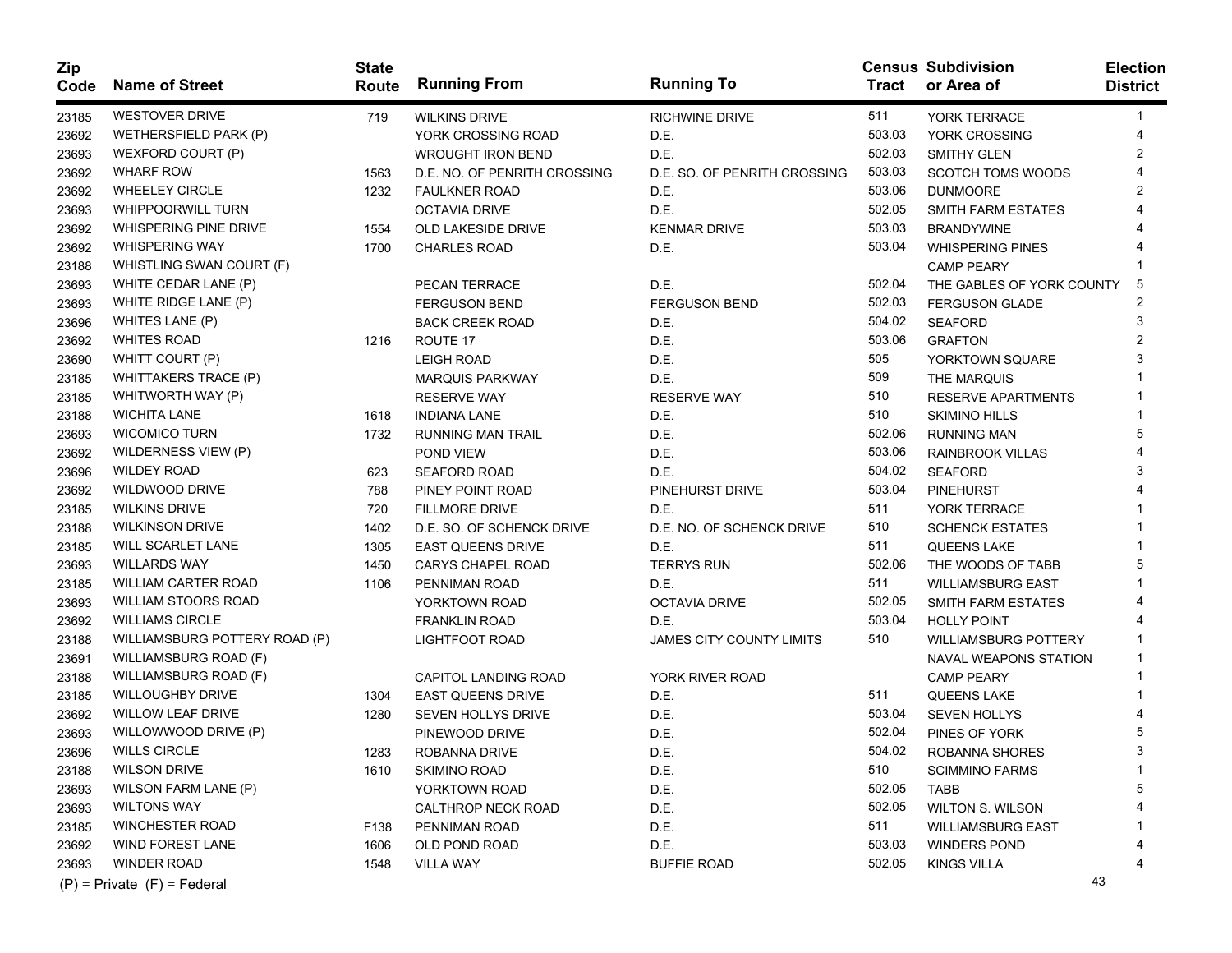| Zip Code | Name of Street | State Route | Running From | Running To | Census Tract | Subdivision or Area of | Election District |
|---|---|---|---|---|---|---|---|
| 23185 | WESTOVER DRIVE | 719 | WILKINS DRIVE | RICHWINE DRIVE | 511 | YORK TERRACE | 1 |
| 23692 | WETHERSFIELD PARK (P) | | YORK CROSSING ROAD | D.E. | 503.03 | YORK CROSSING | 4 |
| 23693 | WEXFORD COURT (P) | | WROUGHT IRON BEND | D.E. | 502.03 | SMITHY GLEN | 2 |
| 23692 | WHARF ROW | 1563 | D.E. NO. OF PENRITH CROSSING | D.E. SO. OF PENRITH CROSSING | 503.03 | SCOTCH TOMS WOODS | 4 |
| 23692 | WHEELEY CIRCLE | 1232 | FAULKNER ROAD | D.E. | 503.06 | DUNMOORE | 2 |
| 23693 | WHIPPOORWILL TURN | | OCTAVIA DRIVE | D.E. | 502.05 | SMITH FARM ESTATES | 4 |
| 23692 | WHISPERING PINE DRIVE | 1554 | OLD LAKESIDE DRIVE | KENMAR DRIVE | 503.03 | BRANDYWINE | 4 |
| 23692 | WHISPERING WAY | 1700 | CHARLES ROAD | D.E. | 503.04 | WHISPERING PINES | 4 |
| 23188 | WHISTLING SWAN COURT (F) | | | | | CAMP PEARY | 1 |
| 23693 | WHITE CEDAR LANE (P) | | PECAN TERRACE | D.E. | 502.04 | THE GABLES OF YORK COUNTY | 5 |
| 23693 | WHITE RIDGE LANE (P) | | FERGUSON BEND | FERGUSON BEND | 502.03 | FERGUSON GLADE | 2 |
| 23696 | WHITES LANE (P) | | BACK CREEK ROAD | D.E. | 504.02 | SEAFORD | 3 |
| 23692 | WHITES ROAD | 1216 | ROUTE 17 | D.E. | 503.06 | GRAFTON | 2 |
| 23690 | WHITT COURT (P) | | LEIGH ROAD | D.E. | 505 | YORKTOWN SQUARE | 3 |
| 23185 | WHITTAKERS TRACE (P) | | MARQUIS PARKWAY | D.E. | 509 | THE MARQUIS | 1 |
| 23185 | WHITWORTH WAY (P) | | RESERVE WAY | RESERVE WAY | 510 | RESERVE APARTMENTS | 1 |
| 23188 | WICHITA LANE | 1618 | INDIANA LANE | D.E. | 510 | SKIMINO HILLS | 1 |
| 23693 | WICOMICO TURN | 1732 | RUNNING MAN TRAIL | D.E. | 502.06 | RUNNING MAN | 5 |
| 23692 | WILDERNESS VIEW (P) | | POND VIEW | D.E. | 503.06 | RAINBROOK VILLAS | 4 |
| 23696 | WILDEY ROAD | 623 | SEAFORD ROAD | D.E. | 504.02 | SEAFORD | 3 |
| 23692 | WILDWOOD DRIVE | 788 | PINEY POINT ROAD | PINEHURST DRIVE | 503.04 | PINEHURST | 4 |
| 23185 | WILKINS DRIVE | 720 | FILLMORE DRIVE | D.E. | 511 | YORK TERRACE | 1 |
| 23188 | WILKINSON DRIVE | 1402 | D.E. SO. OF SCHENCK DRIVE | D.E. NO. OF SCHENCK DRIVE | 510 | SCHENCK ESTATES | 1 |
| 23185 | WILL SCARLET LANE | 1305 | EAST QUEENS DRIVE | D.E. | 511 | QUEENS LAKE | 1 |
| 23693 | WILLARDS WAY | 1450 | CARYS CHAPEL ROAD | TERRYS RUN | 502.06 | THE WOODS OF TABB | 5 |
| 23185 | WILLIAM CARTER ROAD | 1106 | PENNIMAN ROAD | D.E. | 511 | WILLIAMSBURG EAST | 1 |
| 23693 | WILLIAM STOORS ROAD | | YORKTOWN ROAD | OCTAVIA DRIVE | 502.05 | SMITH FARM ESTATES | 4 |
| 23692 | WILLIAMS CIRCLE | | FRANKLIN ROAD | D.E. | 503.04 | HOLLY POINT | 4 |
| 23188 | WILLIAMSBURG POTTERY ROAD (P) | | LIGHTFOOT ROAD | JAMES CITY COUNTY LIMITS | 510 | WILLIAMSBURG POTTERY | 1 |
| 23691 | WILLIAMSBURG ROAD (F) | | | | | NAVAL WEAPONS STATION | 1 |
| 23188 | WILLIAMSBURG ROAD (F) | | CAPITOL LANDING ROAD | YORK RIVER ROAD | | CAMP PEARY | 1 |
| 23185 | WILLOUGHBY DRIVE | 1304 | EAST QUEENS DRIVE | D.E. | 511 | QUEENS LAKE | 1 |
| 23692 | WILLOW LEAF DRIVE | 1280 | SEVEN HOLLYS DRIVE | D.E. | 503.04 | SEVEN HOLLYS | 4 |
| 23693 | WILLOWWOOD DRIVE (P) | | PINEWOOD DRIVE | D.E. | 502.04 | PINES OF YORK | 5 |
| 23696 | WILLS CIRCLE | 1283 | ROBANNA DRIVE | D.E. | 504.02 | ROBANNA SHORES | 3 |
| 23188 | WILSON DRIVE | 1610 | SKIMINO ROAD | D.E. | 510 | SCIMMINO FARMS | 1 |
| 23693 | WILSON FARM LANE (P) | | YORKTOWN ROAD | D.E. | 502.05 | TABB | 5 |
| 23693 | WILTONS WAY | | CALTHROP NECK ROAD | D.E. | 502.05 | WILTON S. WILSON | 4 |
| 23185 | WINCHESTER ROAD | F138 | PENNIMAN ROAD | D.E. | 511 | WILLIAMSBURG EAST | 1 |
| 23692 | WIND FOREST LANE | 1606 | OLD POND ROAD | D.E. | 503.03 | WINDERS POND | 4 |
| 23693 | WINDER ROAD | 1548 | VILLA WAY | BUFFIE ROAD | 502.05 | KINGS VILLA | 4 |

(P) = Private (F) = Federal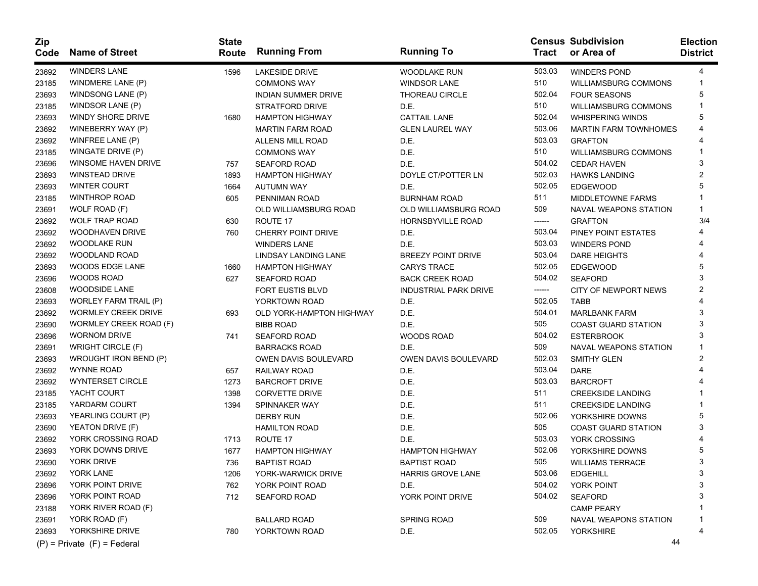| Zip Code | Name of Street | State Route | Running From | Running To | Census Tract | Subdivision or Area of | Election District |
|---|---|---|---|---|---|---|---|
| 23692 | WINDERS LANE | 1596 | LAKESIDE DRIVE | WOODLAKE RUN | 503.03 | WINDERS POND | 4 |
| 23185 | WINDMERE LANE (P) | | COMMONS WAY | WINDSOR LANE | 510 | WILLIAMSBURG COMMONS | 1 |
| 23693 | WINDSONG LANE (P) | | INDIAN SUMMER DRIVE | THOREAU CIRCLE | 502.04 | FOUR SEASONS | 5 |
| 23185 | WINDSOR LANE (P) | | STRATFORD DRIVE | D.E. | 510 | WILLIAMSBURG COMMONS | 1 |
| 23693 | WINDY SHORE DRIVE | 1680 | HAMPTON HIGHWAY | CATTAIL LANE | 502.04 | WHISPERING WINDS | 5 |
| 23692 | WINEBERRY WAY (P) | | MARTIN FARM ROAD | GLEN LAUREL WAY | 503.06 | MARTIN FARM TOWNHOMES | 4 |
| 23692 | WINFREE LANE (P) | | ALLENS MILL ROAD | D.E. | 503.03 | GRAFTON | 4 |
| 23185 | WINGATE DRIVE (P) | | COMMONS WAY | D.E. | 510 | WILLIAMSBURG COMMONS | 1 |
| 23696 | WINSOME HAVEN DRIVE | 757 | SEAFORD ROAD | D.E. | 504.02 | CEDAR HAVEN | 3 |
| 23693 | WINSTEAD DRIVE | 1893 | HAMPTON HIGHWAY | DOYLE CT/POTTER LN | 502.03 | HAWKS LANDING | 2 |
| 23693 | WINTER COURT | 1664 | AUTUMN WAY | D.E. | 502.05 | EDGEWOOD | 5 |
| 23185 | WINTHROP ROAD | 605 | PENNIMAN ROAD | BURNHAM ROAD | 511 | MIDDLETOWNE FARMS | 1 |
| 23691 | WOLF ROAD (F) | | OLD WILLIAMSBURG ROAD | OLD WILLIAMSBURG ROAD | 509 | NAVAL WEAPONS STATION | 1 |
| 23692 | WOLF TRAP ROAD | 630 | ROUTE 17 | HORNSBYVILLE ROAD | ------ | GRAFTON | 3/4 |
| 23692 | WOODHAVEN DRIVE | 760 | CHERRY POINT DRIVE | D.E. | 503.04 | PINEY POINT ESTATES | 4 |
| 23692 | WOODLAKE RUN | | WINDERS LANE | D.E. | 503.03 | WINDERS POND | 4 |
| 23692 | WOODLAND ROAD | | LINDSAY LANDING LANE | BREEZY POINT DRIVE | 503.04 | DARE HEIGHTS | 4 |
| 23693 | WOODS EDGE LANE | 1660 | HAMPTON HIGHWAY | CARYS TRACE | 502.05 | EDGEWOOD | 5 |
| 23696 | WOODS ROAD | 627 | SEAFORD ROAD | BACK CREEK ROAD | 504.02 | SEAFORD | 3 |
| 23608 | WOODSIDE LANE | | FORT EUSTIS BLVD | INDUSTRIAL PARK DRIVE | ------ | CITY OF NEWPORT NEWS | 2 |
| 23693 | WORLEY FARM TRAIL (P) | | YORKTOWN ROAD | D.E. | 502.05 | TABB | 4 |
| 23692 | WORMLEY CREEK DRIVE | 693 | OLD YORK-HAMPTON HIGHWAY | D.E. | 504.01 | MARLBANK FARM | 3 |
| 23690 | WORMLEY CREEK ROAD (F) | | BIBB ROAD | D.E. | 505 | COAST GUARD STATION | 3 |
| 23696 | WORNOM DRIVE | 741 | SEAFORD ROAD | WOODS ROAD | 504.02 | ESTERBROOK | 3 |
| 23691 | WRIGHT CIRCLE (F) | | BARRACKS ROAD | D.E. | 509 | NAVAL WEAPONS STATION | 1 |
| 23693 | WROUGHT IRON BEND (P) | | OWEN DAVIS BOULEVARD | OWEN DAVIS BOULEVARD | 502.03 | SMITHY GLEN | 2 |
| 23692 | WYNNE ROAD | 657 | RAILWAY ROAD | D.E. | 503.04 | DARE | 4 |
| 23692 | WYNTERSET CIRCLE | 1273 | BARCROFT DRIVE | D.E. | 503.03 | BARCROFT | 4 |
| 23185 | YACHT COURT | 1398 | CORVETTE DRIVE | D.E. | 511 | CREEKSIDE LANDING | 1 |
| 23185 | YARDARM COURT | 1394 | SPINNAKER WAY | D.E. | 511 | CREEKSIDE LANDING | 1 |
| 23693 | YEARLING COURT (P) | | DERBY RUN | D.E. | 502.06 | YORKSHIRE DOWNS | 5 |
| 23690 | YEATON DRIVE (F) | | HAMILTON ROAD | D.E. | 505 | COAST GUARD STATION | 3 |
| 23692 | YORK CROSSING ROAD | 1713 | ROUTE 17 | D.E. | 503.03 | YORK CROSSING | 4 |
| 23693 | YORK DOWNS DRIVE | 1677 | HAMPTON HIGHWAY | HAMPTON HIGHWAY | 502.06 | YORKSHIRE DOWNS | 5 |
| 23690 | YORK DRIVE | 736 | BAPTIST ROAD | BAPTIST ROAD | 505 | WILLIAMS TERRACE | 3 |
| 23692 | YORK LANE | 1206 | YORK-WARWICK DRIVE | HARRIS GROVE LANE | 503.06 | EDGEHILL | 3 |
| 23696 | YORK POINT DRIVE | 762 | YORK POINT ROAD | D.E. | 504.02 | YORK POINT | 3 |
| 23696 | YORK POINT ROAD | 712 | SEAFORD ROAD | YORK POINT DRIVE | 504.02 | SEAFORD | 3 |
| 23188 | YORK RIVER ROAD (F) | | | | | CAMP PEARY | 1 |
| 23691 | YORK ROAD (F) | | BALLARD ROAD | SPRING ROAD | 509 | NAVAL WEAPONS STATION | 1 |
| 23693 | YORKSHIRE DRIVE | 780 | YORKTOWN ROAD | D.E. | 502.05 | YORKSHIRE | 4 |

(P) = Private (F) = Federal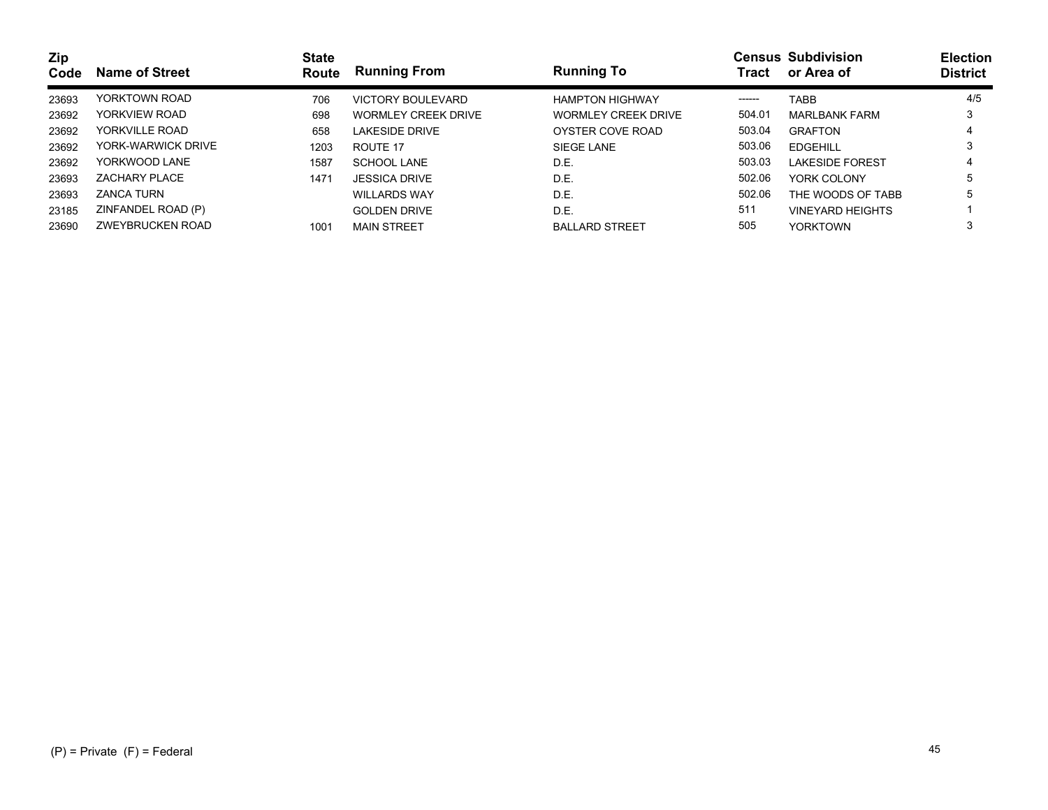| Zip Code | Name of Street | State Route | Running From | Running To | Census Tract | Subdivision or Area of | Election District |
|---|---|---|---|---|---|---|---|
| 23693 | YORKTOWN ROAD | 706 | VICTORY BOULEVARD | HAMPTON HIGHWAY | ------ | TABB | 4/5 |
| 23692 | YORKVIEW ROAD | 698 | WORMLEY CREEK DRIVE | WORMLEY CREEK DRIVE | 504.01 | MARLBANK FARM | 3 |
| 23692 | YORKVILLE ROAD | 658 | LAKESIDE DRIVE | OYSTER COVE ROAD | 503.04 | GRAFTON | 4 |
| 23692 | YORK-WARWICK DRIVE | 1203 | ROUTE 17 | SIEGE LANE | 503.06 | EDGEHILL | 3 |
| 23692 | YORKWOOD LANE | 1587 | SCHOOL LANE | D.E. | 503.03 | LAKESIDE FOREST | 4 |
| 23693 | ZACHARY PLACE | 1471 | JESSICA DRIVE | D.E. | 502.06 | YORK COLONY | 5 |
| 23693 | ZANCA TURN | | WILLARDS WAY | D.E. | 502.06 | THE WOODS OF TABB | 5 |
| 23185 | ZINFANDEL ROAD (P) | | GOLDEN DRIVE | D.E. | 511 | VINEYARD HEIGHTS | 1 |
| 23690 | ZWEYBRUCKEN ROAD | 1001 | MAIN STREET | BALLARD STREET | 505 | YORKTOWN | 3 |

(P) = Private (F) = Federal